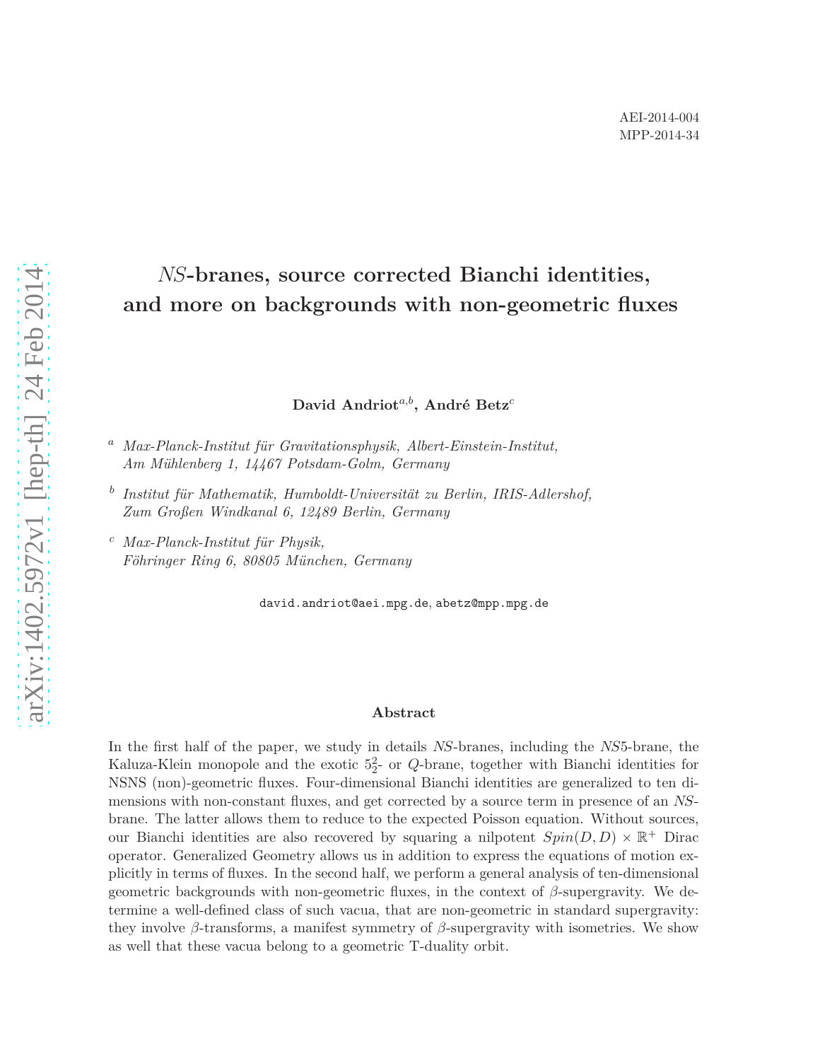AEI-2014-004
MPP-2014-34

# *NS*-branes, source corrected Bianchi identities, and more on backgrounds with non-geometric fluxes

**David Andriot**[a,b], **André Betz**[c]

[a] *Max-Planck-Institut für Gravitationsphysik, Albert-Einstein-Institut, Am Mühlenberg 1, 14467 Potsdam-Golm, Germany*

[b] *Institut für Mathematik, Humboldt-Universität zu Berlin, IRIS-Adlershof, Zum Großen Windkanal 6, 12489 Berlin, Germany*

[c] *Max-Planck-Institut für Physik, Föhringer Ring 6, 80805 München, Germany*

david.andriot@aei.mpg.de, abetz@mpp.mpg.de

## Abstract

In the first half of the paper, we study in details *NS*-branes, including the *NS*5-brane, the Kaluza-Klein monopole and the exotic $5_2^2$- or *Q*-brane, together with Bianchi identities for NSNS (non)-geometric fluxes. Four-dimensional Bianchi identities are generalized to ten dimensions with non-constant fluxes, and get corrected by a source term in presence of an *NS*-brane. The latter allows them to reduce to the expected Poisson equation. Without sources, our Bianchi identities are also recovered by squaring a nilpotent $Spin(D, D) \times \mathbb{R}^+$ Dirac operator. Generalized Geometry allows us in addition to express the equations of motion explicitly in terms of fluxes. In the second half, we perform a general analysis of ten-dimensional geometric backgrounds with non-geometric fluxes, in the context of $\beta$-supergravity. We determine a well-defined class of such vacua, that are non-geometric in standard supergravity: they involve $\beta$-transforms, a manifest symmetry of $\beta$-supergravity with isometries. We show as well that these vacua belong to a geometric T-duality orbit.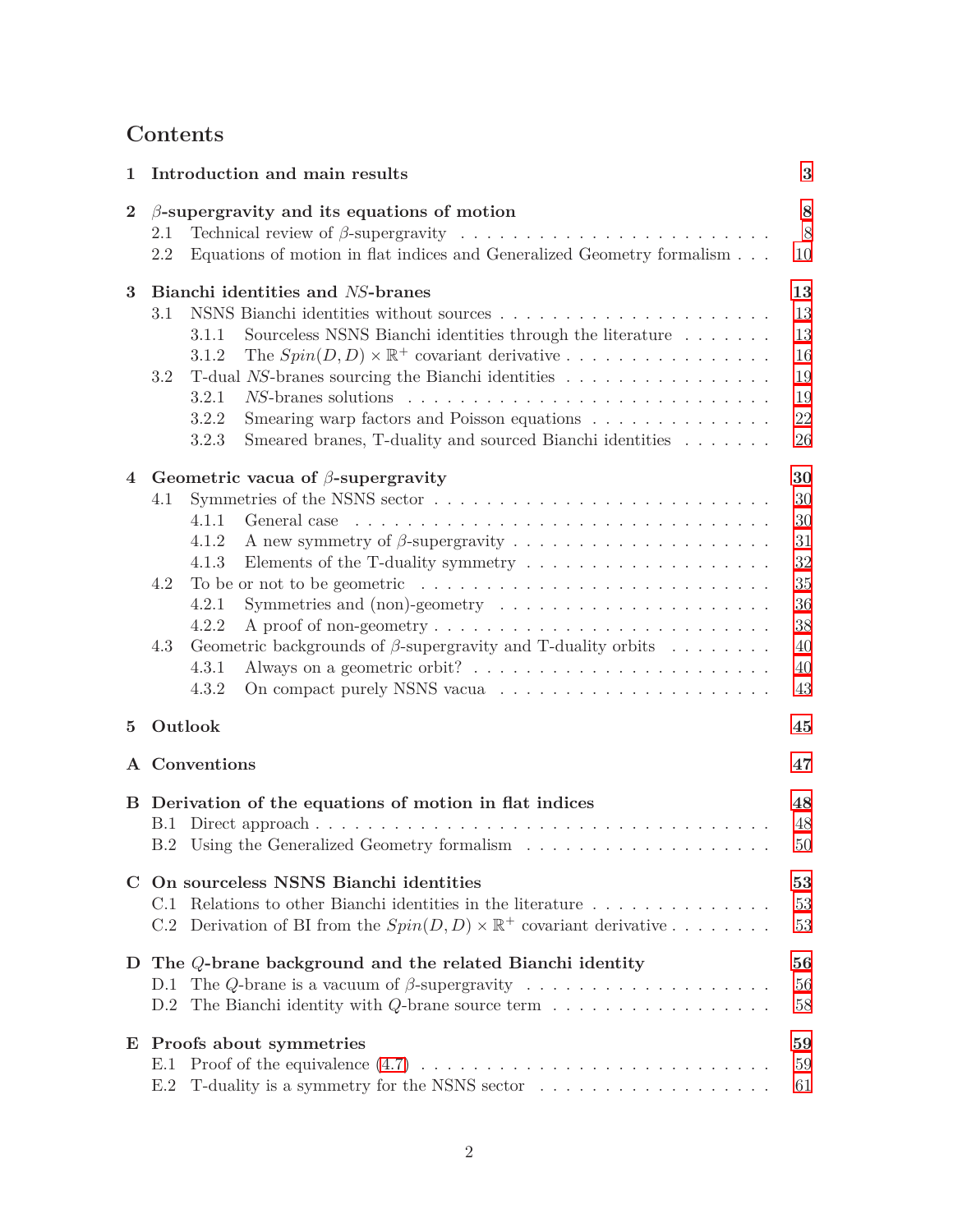# Contents

**1 Introduction and main results** **3**

**2 $\beta$-supergravity and its equations of motion** **8**

- 2.1 Technical review of $\beta$-supergravity . . . . . . . . . . . . . . . . . . . . . . . . 8
- 2.2 Equations of motion in flat indices and Generalized Geometry formalism . . . 10

**3 Bianchi identities and *NS*-branes** **13**

- 3.1 NSNS Bianchi identities without sources . . . . . . . . . . . . . . . . . . . . . 13
  - 3.1.1 Sourceless NSNS Bianchi identities through the literature . . . . . . . 13
  - 3.1.2 The $Spin(D, D) \times \mathbb{R}^+$ covariant derivative . . . . . . . . . . . . . . . 16
- 3.2 T-dual *NS*-branes sourcing the Bianchi identities . . . . . . . . . . . . . . . . 19
  - 3.2.1 *NS*-branes solutions . . . . . . . . . . . . . . . . . . . . . . . . . . . . 19
  - 3.2.2 Smearing warp factors and Poisson equations . . . . . . . . . . . . . . 22
  - 3.2.3 Smeared branes, T-duality and sourced Bianchi identities . . . . . . . 26

**4 Geometric vacua of $\beta$-supergravity** **30**

- 4.1 Symmetries of the NSNS sector . . . . . . . . . . . . . . . . . . . . . . . . . . 30
  - 4.1.1 General case . . . . . . . . . . . . . . . . . . . . . . . . . . . . . . . . 30
  - 4.1.2 A new symmetry of $\beta$-supergravity . . . . . . . . . . . . . . . . . . . . 31
  - 4.1.3 Elements of the T-duality symmetry . . . . . . . . . . . . . . . . . . . 32
- 4.2 To be or not to be geometric . . . . . . . . . . . . . . . . . . . . . . . . . . . 35
  - 4.2.1 Symmetries and (non)-geometry . . . . . . . . . . . . . . . . . . . . . 36
  - 4.2.2 A proof of non-geometry . . . . . . . . . . . . . . . . . . . . . . . . . 38
- 4.3 Geometric backgrounds of $\beta$-supergravity and T-duality orbits . . . . . . . . 40
  - 4.3.1 Always on a geometric orbit? . . . . . . . . . . . . . . . . . . . . . . . 40
  - 4.3.2 On compact purely NSNS vacua . . . . . . . . . . . . . . . . . . . . . 43

**5 Outlook** **45**

**A Conventions** **47**

**B Derivation of the equations of motion in flat indices** **48**

- B.1 Direct approach . . . . . . . . . . . . . . . . . . . . . . . . . . . . . . . . . . . 48
- B.2 Using the Generalized Geometry formalism . . . . . . . . . . . . . . . . . . . 50

**C On sourceless NSNS Bianchi identities** **53**

- C.1 Relations to other Bianchi identities in the literature . . . . . . . . . . . . . . . 53
- C.2 Derivation of BI from the $Spin(D, D) \times \mathbb{R}^+$ covariant derivative . . . . . . . . 53

**D The $Q$-brane background and the related Bianchi identity** **56**

- D.1 The $Q$-brane is a vacuum of $\beta$-supergravity . . . . . . . . . . . . . . . . . . . 56
- D.2 The Bianchi identity with $Q$-brane source term . . . . . . . . . . . . . . . . . 58

**E Proofs about symmetries** **59**

- E.1 Proof of the equivalence (4.7) . . . . . . . . . . . . . . . . . . . . . . . . . . . 59
- E.2 T-duality is a symmetry for the NSNS sector . . . . . . . . . . . . . . . . . . 61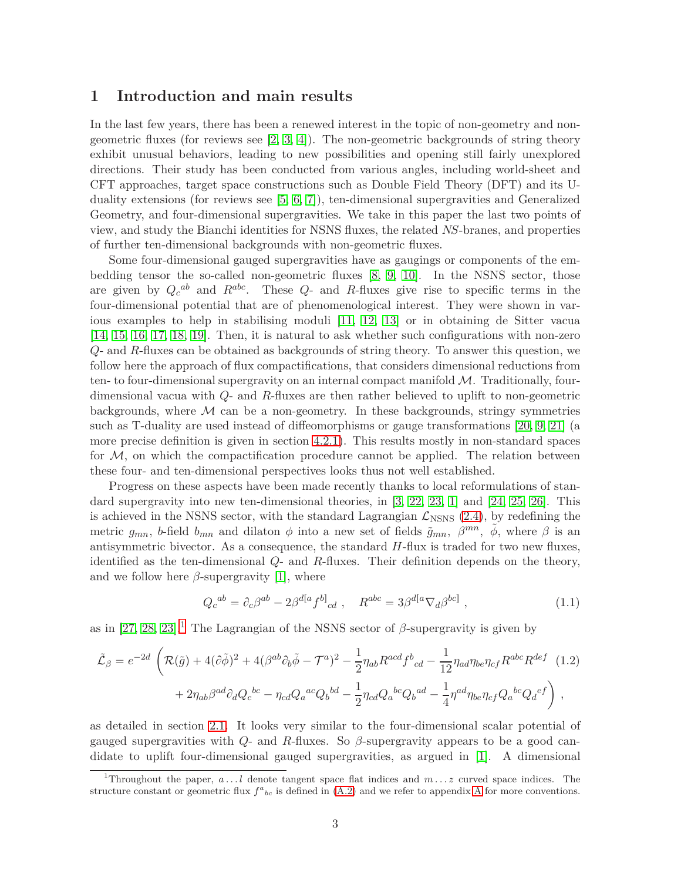# 1 Introduction and main results

In the last few years, there has been a renewed interest in the topic of non-geometry and non-geometric fluxes (for reviews see [2, 3, 4]). The non-geometric backgrounds of string theory exhibit unusual behaviors, leading to new possibilities and opening still fairly unexplored directions. Their study has been conducted from various angles, including world-sheet and CFT approaches, target space constructions such as Double Field Theory (DFT) and its U-duality extensions (for reviews see [5, 6, 7]), ten-dimensional supergravities and Generalized Geometry, and four-dimensional supergravities. We take in this paper the last two points of view, and study the Bianchi identities for NSNS fluxes, the related *NS*-branes, and properties of further ten-dimensional backgrounds with non-geometric fluxes.

Some four-dimensional gauged supergravities have as gaugings or components of the embedding tensor the so-called non-geometric fluxes [8, 9, 10]. In the NSNS sector, those are given by ${Q_c}^{ab}$ and $R^{abc}$. These $Q$- and $R$-fluxes give rise to specific terms in the four-dimensional potential that are of phenomenological interest. They were shown in various examples to help in stabilising moduli [11, 12, 13] or in obtaining de Sitter vacua [14, 15, 16, 17, 18, 19]. Then, it is natural to ask whether such configurations with non-zero $Q$- and $R$-fluxes can be obtained as backgrounds of string theory. To answer this question, we follow here the approach of flux compactifications, that considers dimensional reductions from ten- to four-dimensional supergravity on an internal compact manifold $\mathcal{M}$. Traditionally, four-dimensional vacua with $Q$- and $R$-fluxes are then rather believed to uplift to non-geometric backgrounds, where $\mathcal{M}$ can be a non-geometry. In these backgrounds, stringy symmetries such as T-duality are used instead of diffeomorphisms or gauge transformations [20, 9, 21] (a more precise definition is given in section 4.2.1). This results mostly in non-standard spaces for $\mathcal{M}$, on which the compactification procedure cannot be applied. The relation between these four- and ten-dimensional perspectives looks thus not well established.

Progress on these aspects have been made recently thanks to local reformulations of standard supergravity into new ten-dimensional theories, in [3, 22, 23, 1] and [24, 25, 26]. This is achieved in the NSNS sector, with the standard Lagrangian $\mathcal{L}_{\rm NSNS}$ (2.4), by redefining the metric $g_{mn}$, $b$-field $b_{mn}$ and dilaton $\phi$ into a new set of fields $\tilde{g}_{mn}$, $\beta^{mn}$, $\tilde{\phi}$, where $\beta$ is an antisymmetric bivector. As a consequence, the standard $H$-flux is traded for two new fluxes, identified as the ten-dimensional $Q$- and $R$-fluxes. Their definition depends on the theory, and we follow here $\beta$-supergravity [1], where

$$
{Q_c}^{ab} = \partial_c \beta^{ab} - 2\beta^{d[a} {f^{b]}}_{cd} \ , \quad R^{abc} = 3\beta^{d[a}\nabla_d \beta^{bc]} \ , \tag{1.1}
$$

as in [27, 28, 23].[1] The Lagrangian of the NSNS sector of $\beta$-supergravity is given by

$$
\begin{aligned}
\tilde{\mathcal{L}}_\beta = e^{-2d} \bigg( & \mathcal{R}(\tilde{g}) + 4(\partial\tilde{\phi})^2 + 4(\beta^{ab}\partial_b\tilde{\phi} - \mathcal{T}^a)^2 - \frac{1}{2}\eta_{ab}R^{acd}{f^b}_{cd} - \frac{1}{12}\eta_{ad}\eta_{be}\eta_{cf}R^{abc}R^{def} \\
& + 2\eta_{ab}\beta^{ad}\partial_d {Q_c}^{bc} - \eta_{cd}{Q_a}^{ac}{Q_b}^{bd} - \frac{1}{2}\eta_{cd}{Q_a}^{bc}{Q_b}^{ad} - \frac{1}{4}\eta^{ad}\eta_{be}\eta_{cf}{Q_a}^{bc}{Q_d}^{ef} \bigg) \ ,
\end{aligned} \tag{1.2}
$$

as detailed in section 2.1. It looks very similar to the four-dimensional scalar potential of gauged supergravities with $Q$- and $R$-fluxes. So $\beta$-supergravity appears to be a good candidate to uplift four-dimensional gauged supergravities, as argued in [1]. A dimensional

[1] Throughout the paper, $a \dots l$ denote tangent space flat indices and $m \dots z$ curved space indices. The structure constant or geometric flux ${f^a}_{bc}$ is defined in (A.2) and we refer to appendix A for more conventions.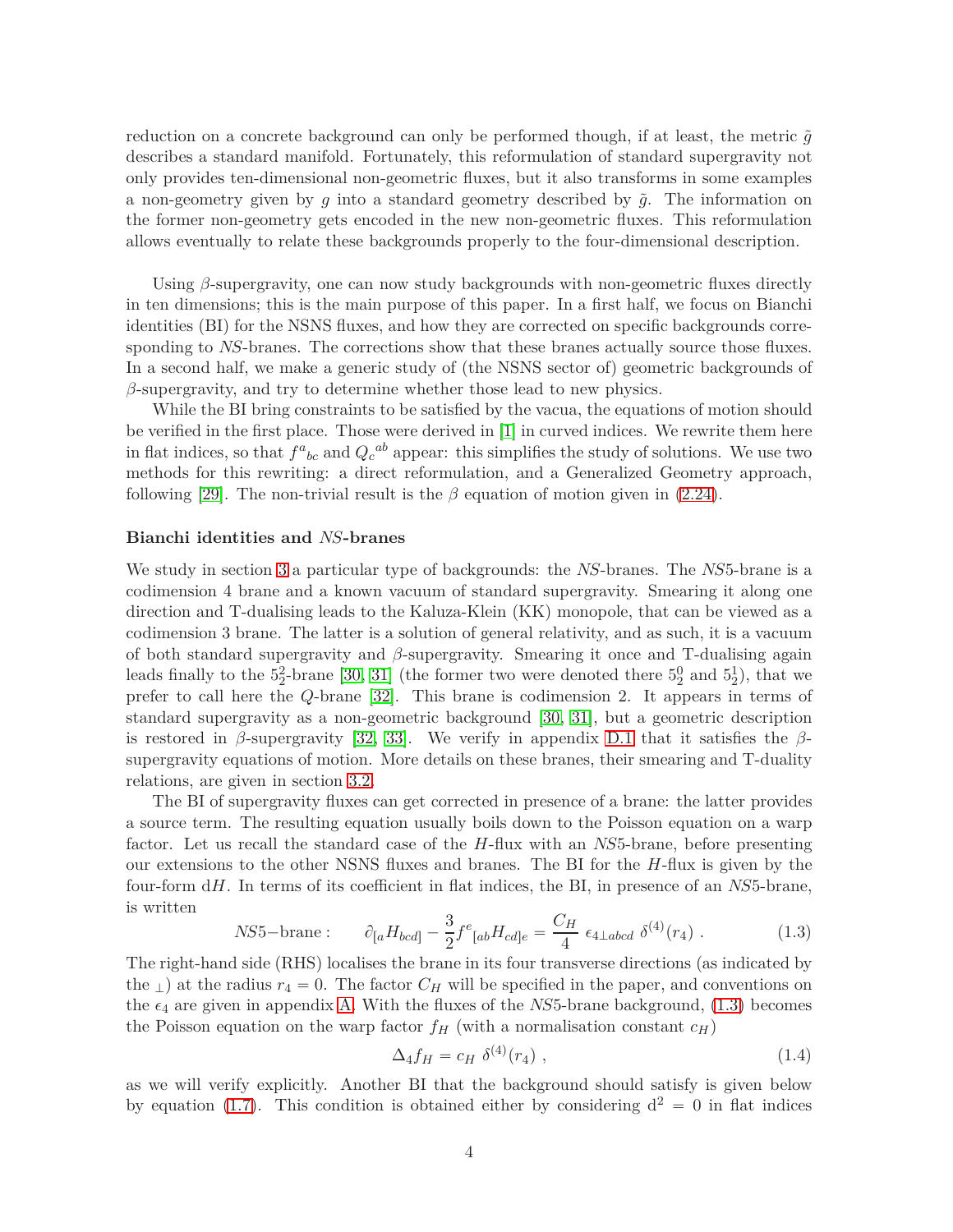reduction on a concrete background can only be performed though, if at least, the metric $\tilde{g}$ describes a standard manifold. Fortunately, this reformulation of standard supergravity not only provides ten-dimensional non-geometric fluxes, but it also transforms in some examples a non-geometry given by $g$ into a standard geometry described by $\tilde{g}$. The information on the former non-geometry gets encoded in the new non-geometric fluxes. This reformulation allows eventually to relate these backgrounds properly to the four-dimensional description.

Using $\beta$-supergravity, one can now study backgrounds with non-geometric fluxes directly in ten dimensions; this is the main purpose of this paper. In a first half, we focus on Bianchi identities (BI) for the NSNS fluxes, and how they are corrected on specific backgrounds corresponding to *NS*-branes. The corrections show that these branes actually source those fluxes. In a second half, we make a generic study of (the NSNS sector of) geometric backgrounds of $\beta$-supergravity, and try to determine whether those lead to new physics.

While the BI bring constraints to be satisfied by the vacua, the equations of motion should be verified in the first place. Those were derived in [1] in curved indices. We rewrite them here in flat indices, so that ${f^a}_{bc}$ and ${Q_c}^{ab}$ appear: this simplifies the study of solutions. We use two methods for this rewriting: a direct reformulation, and a Generalized Geometry approach, following [29]. The non-trivial result is the $\beta$ equation of motion given in (2.24).

**Bianchi identities and *NS*-branes**

We study in section 3 a particular type of backgrounds: the *NS*-branes. The *NS*5-brane is a codimension 4 brane and a known vacuum of standard supergravity. Smearing it along one direction and T-dualising leads to the Kaluza-Klein (KK) monopole, that can be viewed as a codimension 3 brane. The latter is a solution of general relativity, and as such, it is a vacuum of both standard supergravity and $\beta$-supergravity. Smearing it once and T-dualising again leads finally to the $5^2_2$-brane [30, 31] (the former two were denoted there $5^0_2$ and $5^1_2$), that we prefer to call here the *Q*-brane [32]. This brane is codimension 2. It appears in terms of standard supergravity as a non-geometric background [30, 31], but a geometric description is restored in $\beta$-supergravity [32, 33]. We verify in appendix D.1 that it satisfies the $\beta$-supergravity equations of motion. More details on these branes, their smearing and T-duality relations, are given in section 3.2.

The BI of supergravity fluxes can get corrected in presence of a brane: the latter provides a source term. The resulting equation usually boils down to the Poisson equation on a warp factor. Let us recall the standard case of the $H$-flux with an *NS*5-brane, before presenting our extensions to the other NSNS fluxes and branes. The BI for the $H$-flux is given by the four-form $\mathrm{d}H$. In terms of its coefficient in flat indices, the BI, in presence of an *NS*5-brane, is written

$$NS5\!-\!\text{brane}: \qquad \partial_{[a}H_{bcd]} - \frac{3}{2}{f^e}_{[ab}H_{cd]e} = \frac{C_H}{4}\ \epsilon_{4\perp abcd}\ \delta^{(4)}(r_4)\ . \tag{1.3}$$

The right-hand side (RHS) localises the brane in its four transverse directions (as indicated by the $_\perp$) at the radius $r_4 = 0$. The factor $C_H$ will be specified in the paper, and conventions on the $\epsilon_4$ are given in appendix A. With the fluxes of the *NS*5-brane background, (1.3) becomes the Poisson equation on the warp factor $f_H$ (with a normalisation constant $c_H$)

$$\Delta_4 f_H = c_H\ \delta^{(4)}(r_4)\ , \tag{1.4}$$

as we will verify explicitly. Another BI that the background should satisfy is given below by equation (1.7). This condition is obtained either by considering $\mathrm{d}^2 = 0$ in flat indices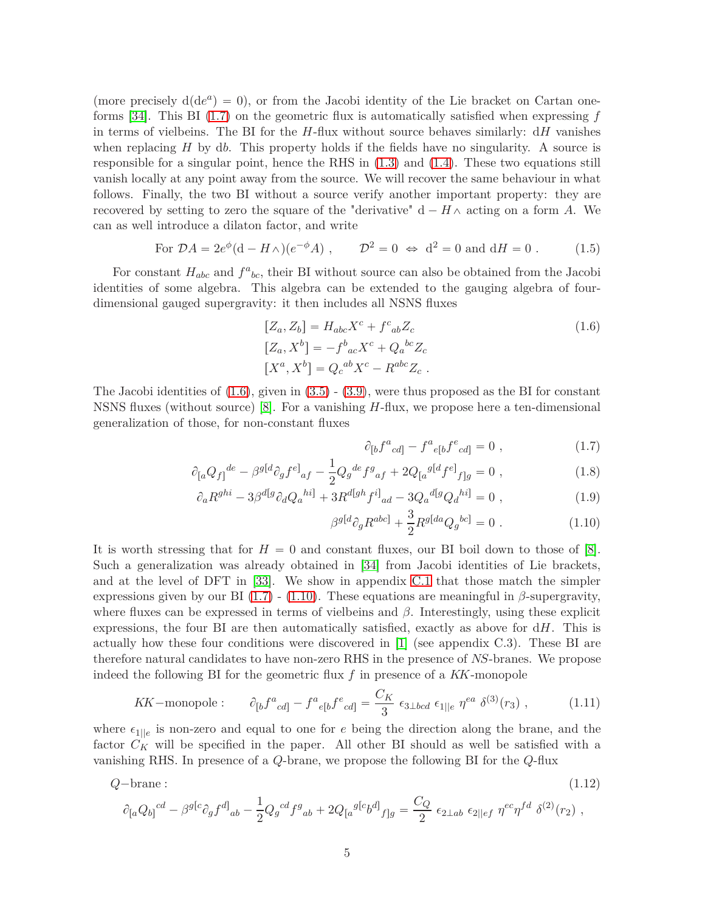(more precisely $\mathrm{d}(\mathrm{d}e^a) = 0$), or from the Jacobi identity of the Lie bracket on Cartan one-forms [34]. This BI (1.7) on the geometric flux is automatically satisfied when expressing $f$ in terms of vielbeins. The BI for the $H$-flux without source behaves similarly: $\mathrm{d}H$ vanishes when replacing $H$ by $\mathrm{d}b$. This property holds if the fields have no singularity. A source is responsible for a singular point, hence the RHS in (1.3) and (1.4). These two equations still vanish locally at any point away from the source. We will recover the same behaviour in what follows. Finally, the two BI without a source verify another important property: they are recovered by setting to zero the square of the "derivative" $\mathrm{d} - H\wedge$ acting on a form $A$. We can as well introduce a dilaton factor, and write

$$\text{For } \mathcal{D}A = 2e^{\phi}(\mathrm{d} - H\wedge)(e^{-\phi}A) \ , \qquad \mathcal{D}^2 = 0 \ \Leftrightarrow \ \mathrm{d}^2 = 0 \text{ and } \mathrm{d}H = 0 \ . \tag{1.5}$$

For constant $H_{abc}$ and $f^a{}_{bc}$, their BI without source can also be obtained from the Jacobi identities of some algebra. This algebra can be extended to the gauging algebra of four-dimensional gauged supergravity: it then includes all NSNS fluxes

$$\begin{aligned}
[Z_a, Z_b] &= H_{abc}X^c + f^c{}_{ab}Z_c \\
[Z_a, X^b] &= -f^b{}_{ac}X^c + Q_a{}^{bc}Z_c \\
[X^a, X^b] &= Q_c{}^{ab}X^c - R^{abc}Z_c \ .
\end{aligned} \tag{1.6}$$

The Jacobi identities of (1.6), given in (3.5) - (3.9), were thus proposed as the BI for constant NSNS fluxes (without source) [8]. For a vanishing $H$-flux, we propose here a ten-dimensional generalization of those, for non-constant fluxes

$$\partial_{[b}f^a{}_{cd]} - f^a{}_{e[b}f^e{}_{cd]} = 0 \ , \tag{1.7}$$

$$\partial_{[a}Q_{f]}{}^{de} - \beta^{g[d}\partial_g f^{e]}{}_{af} - \frac{1}{2}Q_g{}^{de}f^g{}_{af} + 2Q_{[a}{}^{g[d}f^{e]}{}_{f]g} = 0 \ , \tag{1.8}$$

$$\partial_a R^{ghi} - 3\beta^{d[g}\partial_d Q_a{}^{hi]} + 3R^{d[gh}f^{i]}{}_{ad} - 3Q_a{}^{d[g}Q_d{}^{hi]} = 0 \ , \tag{1.9}$$

$$\beta^{g[d}\partial_g R^{abc]} + \frac{3}{2}R^{g[da}Q_g{}^{bc]} = 0 \ . \tag{1.10}$$

It is worth stressing that for $H = 0$ and constant fluxes, our BI boil down to those of [8]. Such a generalization was already obtained in [34] from Jacobi identities of Lie brackets, and at the level of DFT in [33]. We show in appendix C.1 that those match the simpler expressions given by our BI (1.7) - (1.10). These equations are meaningful in $\beta$-supergravity, where fluxes can be expressed in terms of vielbeins and $\beta$. Interestingly, using these explicit expressions, the four BI are then automatically satisfied, exactly as above for $\mathrm{d}H$. This is actually how these four conditions were discovered in [1] (see appendix C.3). These BI are therefore natural candidates to have non-zero RHS in the presence of *NS*-branes. We propose indeed the following BI for the geometric flux $f$ in presence of a *KK*-monopole

$$KK\text{−monopole :} \qquad \partial_{[b}f^a{}_{cd]} - f^a{}_{e[b}f^e{}_{cd]} = \frac{C_K}{3}\ \epsilon_{3\perp bcd}\ \epsilon_{1||e}\ \eta^{ea}\ \delta^{(3)}(r_3) \ , \tag{1.11}$$

where $\epsilon_{1||e}$ is non-zero and equal to one for $e$ being the direction along the brane, and the factor $C_K$ will be specified in the paper. All other BI should as well be satisfied with a vanishing RHS. In presence of a $Q$-brane, we propose the following BI for the $Q$-flux

$$Q\text{−brane :} \tag{1.12}$$

$$\partial_{[a}Q_{b]}{}^{cd} - \beta^{g[c}\partial_g f^{d]}{}_{ab} - \frac{1}{2}Q_g{}^{cd}f^g{}_{ab} + 2Q_{[a}{}^{g[c}b^{d]}{}_{f]g} = \frac{C_Q}{2}\ \epsilon_{2\perp ab}\ \epsilon_{2||ef}\ \eta^{ec}\eta^{fd}\ \delta^{(2)}(r_2) \ ,$$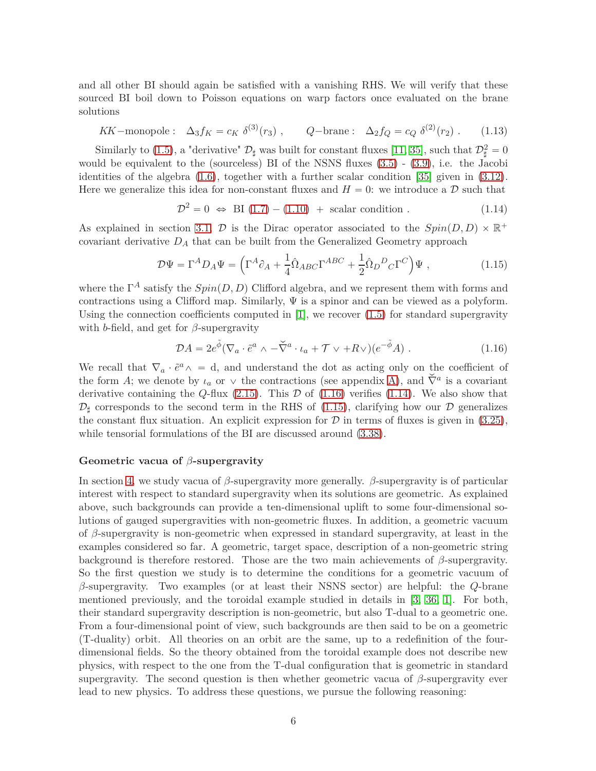and all other BI should again be satisfied with a vanishing RHS. We will verify that these sourced BI boil down to Poisson equations on warp factors once evaluated on the brane solutions

$$KK\text{−monopole}: \quad \Delta_3 f_K = c_K\ \delta^{(3)}(r_3)\ , \qquad Q\text{−brane}: \quad \Delta_2 f_Q = c_Q\ \delta^{(2)}(r_2)\ . \tag{1.13}$$

Similarly to (1.5), a "derivative" $\mathcal{D}_\sharp$ was built for constant fluxes [11, 35], such that $\mathcal{D}_\sharp^2 = 0$ would be equivalent to the (sourceless) BI of the NSNS fluxes (3.5) - (3.9), i.e. the Jacobi identities of the algebra (1.6), together with a further scalar condition [35] given in (3.12). Here we generalize this idea for non-constant fluxes and $H = 0$: we introduce a $\mathcal{D}$ such that

$$\mathcal{D}^2 = 0 \ \Leftrightarrow\ \text{BI (1.7)} - \text{(1.10)} \ +\ \text{scalar condition}\ . \tag{1.14}$$

As explained in section 3.1, $\mathcal{D}$ is the Dirac operator associated to the $Spin(D,D) \times \mathbb{R}^+$ covariant derivative $D_A$ that can be built from the Generalized Geometry approach

$$\mathcal{D}\Psi = \Gamma^A D_A \Psi = \left(\Gamma^A \partial_A + \frac{1}{4}\hat{\Omega}_{ABC}\Gamma^{ABC} + \frac{1}{2}\hat{\Omega}_D{}^D{}_C\Gamma^C\right)\Psi\ , \tag{1.15}$$

where the $\Gamma^A$ satisfy the $Spin(D,D)$ Clifford algebra, and we represent them with forms and contractions using a Clifford map. Similarly, $\Psi$ is a spinor and can be viewed as a polyform. Using the connection coefficients computed in [1], we recover (1.5) for standard supergravity with $b$-field, and get for $\beta$-supergravity

$$\mathcal{D}A = 2e^{\tilde{\phi}}(\nabla_a \cdot \tilde{e}^a \wedge - \check{\nabla}^a \cdot \iota_a + \mathcal{T}\vee + R\vee)(e^{-\tilde{\phi}}A)\ . \tag{1.16}$$

We recall that $\nabla_a \cdot \tilde{e}^a \wedge\, = \mathrm{d}$, and understand the dot as acting only on the coefficient of the form $A$; we denote by $\iota_a$ or $\vee$ the contractions (see appendix A), and $\check{\nabla}^a$ is a covariant derivative containing the $Q$-flux (2.15). This $\mathcal{D}$ of (1.16) verifies (1.14). We also show that $\mathcal{D}_\sharp$ corresponds to the second term in the RHS of (1.15), clarifying how our $\mathcal{D}$ generalizes the constant flux situation. An explicit expression for $\mathcal{D}$ in terms of fluxes is given in (3.25), while tensorial formulations of the BI are discussed around (3.38).

**Geometric vacua of $\beta$-supergravity**

In section 4, we study vacua of $\beta$-supergravity more generally. $\beta$-supergravity is of particular interest with respect to standard supergravity when its solutions are geometric. As explained above, such backgrounds can provide a ten-dimensional uplift to some four-dimensional solutions of gauged supergravities with non-geometric fluxes. In addition, a geometric vacuum of $\beta$-supergravity is non-geometric when expressed in standard supergravity, at least in the examples considered so far. A geometric, target space, description of a non-geometric string background is therefore restored. Those are the two main achievements of $\beta$-supergravity. So the first question we study is to determine the conditions for a geometric vacuum of $\beta$-supergravity. Two examples (or at least their NSNS sector) are helpful: the $Q$-brane mentioned previously, and the toroidal example studied in details in [3, 36, 1]. For both, their standard supergravity description is non-geometric, but also T-dual to a geometric one. From a four-dimensional point of view, such backgrounds are then said to be on a geometric (T-duality) orbit. All theories on an orbit are the same, up to a redefinition of the four-dimensional fields. So the theory obtained from the toroidal example does not describe new physics, with respect to the one from the T-dual configuration that is geometric in standard supergravity. The second question is then whether geometric vacua of $\beta$-supergravity ever lead to new physics. To address these questions, we pursue the following reasoning: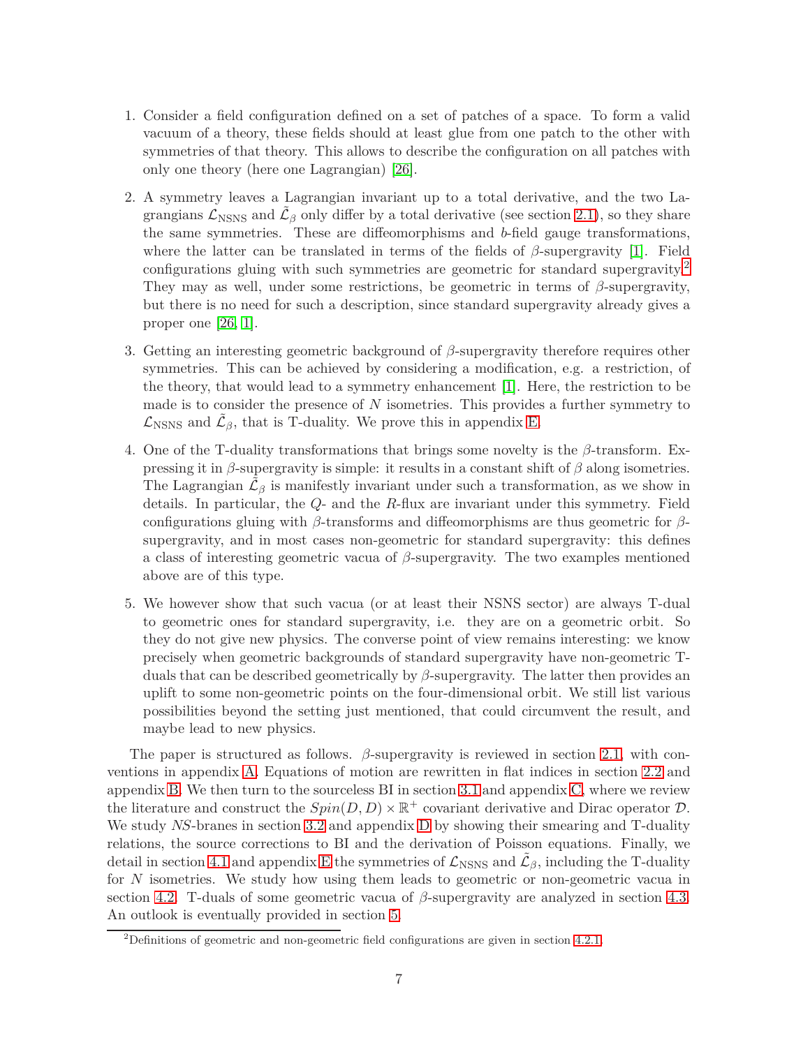1. Consider a field configuration defined on a set of patches of a space. To form a valid vacuum of a theory, these fields should at least glue from one patch to the other with symmetries of that theory. This allows to describe the configuration on all patches with only one theory (here one Lagrangian) [26].

2. A symmetry leaves a Lagrangian invariant up to a total derivative, and the two Lagrangians $\mathcal{L}_{\rm NSNS}$ and $\tilde{\mathcal{L}}_{\beta}$ only differ by a total derivative (see section 2.1), so they share the same symmetries. These are diffeomorphisms and $b$-field gauge transformations, where the latter can be translated in terms of the fields of $\beta$-supergravity [1]. Field configurations gluing with such symmetries are geometric for standard supergravity.[2] They may as well, under some restrictions, be geometric in terms of $\beta$-supergravity, but there is no need for such a description, since standard supergravity already gives a proper one [26, 1].

3. Getting an interesting geometric background of $\beta$-supergravity therefore requires other symmetries. This can be achieved by considering a modification, e.g. a restriction, of the theory, that would lead to a symmetry enhancement [1]. Here, the restriction to be made is to consider the presence of $N$ isometries. This provides a further symmetry to $\mathcal{L}_{\rm NSNS}$ and $\tilde{\mathcal{L}}_{\beta}$, that is T-duality. We prove this in appendix E.

4. One of the T-duality transformations that brings some novelty is the $\beta$-transform. Expressing it in $\beta$-supergravity is simple: it results in a constant shift of $\beta$ along isometries. The Lagrangian $\tilde{\mathcal{L}}_{\beta}$ is manifestly invariant under such a transformation, as we show in details. In particular, the $Q$- and the $R$-flux are invariant under this symmetry. Field configurations gluing with $\beta$-transforms and diffeomorphisms are thus geometric for $\beta$-supergravity, and in most cases non-geometric for standard supergravity: this defines a class of interesting geometric vacua of $\beta$-supergravity. The two examples mentioned above are of this type.

5. We however show that such vacua (or at least their NSNS sector) are always T-dual to geometric ones for standard supergravity, i.e. they are on a geometric orbit. So they do not give new physics. The converse point of view remains interesting: we know precisely when geometric backgrounds of standard supergravity have non-geometric T-duals that can be described geometrically by $\beta$-supergravity. The latter then provides an uplift to some non-geometric points on the four-dimensional orbit. We still list various possibilities beyond the setting just mentioned, that could circumvent the result, and maybe lead to new physics.

The paper is structured as follows. $\beta$-supergravity is reviewed in section 2.1, with conventions in appendix A. Equations of motion are rewritten in flat indices in section 2.2 and appendix B. We then turn to the sourceless BI in section 3.1 and appendix C, where we review the literature and construct the $Spin(D,D)\times\mathbb{R}^+$ covariant derivative and Dirac operator $\mathcal{D}$. We study *NS*-branes in section 3.2 and appendix D by showing their smearing and T-duality relations, the source corrections to BI and the derivation of Poisson equations. Finally, we detail in section 4.1 and appendix E the symmetries of $\mathcal{L}_{\rm NSNS}$ and $\tilde{\mathcal{L}}_{\beta}$, including the T-duality for $N$ isometries. We study how using them leads to geometric or non-geometric vacua in section 4.2. T-duals of some geometric vacua of $\beta$-supergravity are analyzed in section 4.3. An outlook is eventually provided in section 5.

[2] Definitions of geometric and non-geometric field configurations are given in section 4.2.1.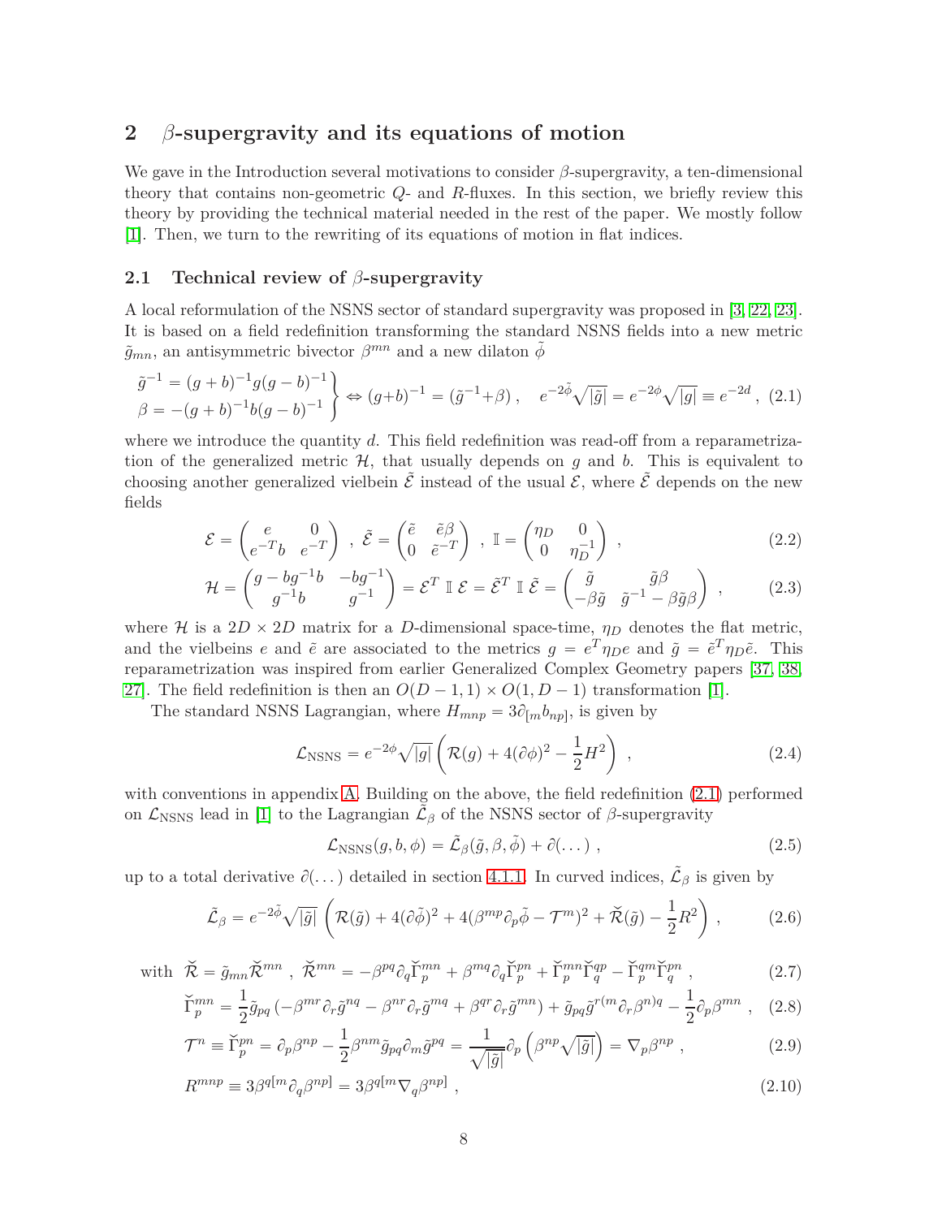## 2 $\beta$-supergravity and its equations of motion

We gave in the Introduction several motivations to consider $\beta$-supergravity, a ten-dimensional theory that contains non-geometric $Q$- and $R$-fluxes. In this section, we briefly review this theory by providing the technical material needed in the rest of the paper. We mostly follow [1]. Then, we turn to the rewriting of its equations of motion in flat indices.

### 2.1 Technical review of $\beta$-supergravity

A local reformulation of the NSNS sector of standard supergravity was proposed in [3, 22, 23]. It is based on a field redefinition transforming the standard NSNS fields into a new metric $\tilde{g}_{mn}$, an antisymmetric bivector $\beta^{mn}$ and a new dilaton $\tilde{\phi}$

$$\left.\begin{array}{l} \tilde{g}^{-1} = (g+b)^{-1} g (g-b)^{-1} \\ \beta = -(g+b)^{-1} b (g-b)^{-1} \end{array}\right\} \Leftrightarrow (g+b)^{-1} = (\tilde{g}^{-1}+\beta) \ , \quad e^{-2\tilde{\phi}}\sqrt{|\tilde{g}|} = e^{-2\phi}\sqrt{|g|} \equiv e^{-2d} \ , \tag{2.1}$$

where we introduce the quantity $d$. This field redefinition was read-off from a reparametrization of the generalized metric $\mathcal{H}$, that usually depends on $g$ and $b$. This is equivalent to choosing another generalized vielbein $\tilde{\mathcal{E}}$ instead of the usual $\mathcal{E}$, where $\tilde{\mathcal{E}}$ depends on the new fields

$$\mathcal{E} = \begin{pmatrix} e & 0 \\ e^{-T} b & e^{-T} \end{pmatrix} \ , \ \tilde{\mathcal{E}} = \begin{pmatrix} \tilde{e} & \tilde{e}\beta \\ 0 & \tilde{e}^{-T} \end{pmatrix} \ , \ \mathbb{I} = \begin{pmatrix} \eta_D & 0 \\ 0 & \eta_D^{-1} \end{pmatrix} \ , \tag{2.2}$$

$$\mathcal{H} = \begin{pmatrix} g - b g^{-1} b & -b g^{-1} \\ g^{-1} b & g^{-1} \end{pmatrix} = \mathcal{E}^T \ \mathbb{I} \ \mathcal{E} = \tilde{\mathcal{E}}^T \ \mathbb{I} \ \tilde{\mathcal{E}} = \begin{pmatrix} \tilde{g} & \tilde{g}\beta \\ -\beta\tilde{g} & \tilde{g}^{-1} - \beta\tilde{g}\beta \end{pmatrix} \ , \tag{2.3}$$

where $\mathcal{H}$ is a $2D \times 2D$ matrix for a $D$-dimensional space-time, $\eta_D$ denotes the flat metric, and the vielbeins $e$ and $\tilde{e}$ are associated to the metrics $g = e^T \eta_D e$ and $\tilde{g} = \tilde{e}^T \eta_D \tilde{e}$. This reparametrization was inspired from earlier Generalized Complex Geometry papers [37, 38, 27]. The field redefinition is then an $O(D-1,1) \times O(1,D-1)$ transformation [1].

The standard NSNS Lagrangian, where $H_{mnp} = 3\partial_{[m} b_{np]}$, is given by

$$\mathcal{L}_{\rm NSNS} = e^{-2\phi}\sqrt{|g|}\left(\mathcal{R}(g) + 4(\partial\phi)^2 - \frac{1}{2}H^2\right) \ , \tag{2.4}$$

with conventions in appendix A. Building on the above, the field redefinition (2.1) performed on $\mathcal{L}_{\rm NSNS}$ lead in [1] to the Lagrangian $\tilde{\mathcal{L}}_\beta$ of the NSNS sector of $\beta$-supergravity

$$\mathcal{L}_{\rm NSNS}(g,b,\phi) = \tilde{\mathcal{L}}_\beta(\tilde{g},\beta,\tilde{\phi}) + \partial(\dots) \ , \tag{2.5}$$

up to a total derivative $\partial(\dots)$ detailed in section 4.1.1. In curved indices, $\tilde{\mathcal{L}}_\beta$ is given by

$$\tilde{\mathcal{L}}_\beta = e^{-2\tilde{\phi}}\sqrt{|\tilde{g}|}\left(\mathcal{R}(\tilde{g}) + 4(\partial\tilde{\phi})^2 + 4(\beta^{mp}\partial_p\tilde{\phi} - \mathcal{T}^m)^2 + \check{\mathcal{R}}(\tilde{g}) - \frac{1}{2}R^2\right) \ , \tag{2.6}$$

$$\text{with} \ \ \check{\mathcal{R}} = \tilde{g}_{mn}\check{\mathcal{R}}^{mn} \ , \ \check{\mathcal{R}}^{mn} = -\beta^{pq}\partial_q\check{\Gamma}_p^{mn} + \beta^{mq}\partial_q\check{\Gamma}_p^{pn} + \check{\Gamma}_p^{mn}\check{\Gamma}_q^{qp} - \check{\Gamma}_p^{qm}\check{\Gamma}_q^{pn} \ , \tag{2.7}$$

$$\check{\Gamma}_p^{mn} = \frac{1}{2}\tilde{g}_{pq}\left(-\beta^{mr}\partial_r\tilde{g}^{nq} - \beta^{nr}\partial_r\tilde{g}^{mq} + \beta^{qr}\partial_r\tilde{g}^{mn}\right) + \tilde{g}_{pq}\tilde{g}^{r(m}\partial_r\beta^{n)q} - \frac{1}{2}\partial_p\beta^{mn} \ , \tag{2.8}$$

$$\mathcal{T}^n \equiv \check{\Gamma}_p^{pn} = \partial_p\beta^{np} - \frac{1}{2}\beta^{nm}\tilde{g}_{pq}\partial_m\tilde{g}^{pq} = \frac{1}{\sqrt{|\tilde{g}|}}\partial_p\left(\beta^{np}\sqrt{|\tilde{g}|}\right) = \nabla_p\beta^{np} \ , \tag{2.9}$$

$$R^{mnp} \equiv 3\beta^{q[m}\partial_q\beta^{np]} = 3\beta^{q[m}\nabla_q\beta^{np]} \ , \tag{2.10}$$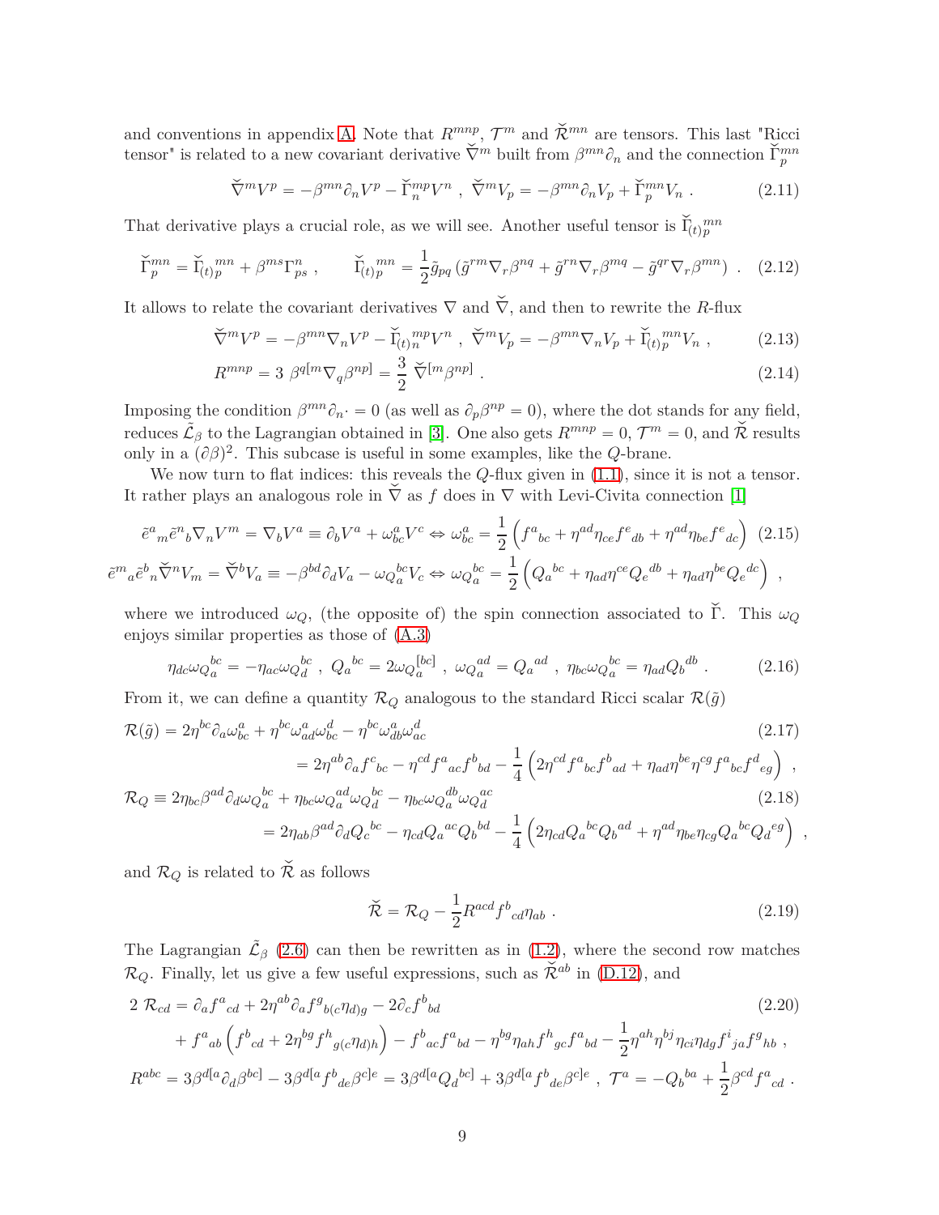and conventions in appendix A. Note that $R^{mnp}$, $\mathcal{T}^m$ and $\check{\mathcal{R}}^{mn}$ are tensors. This last "Ricci tensor" is related to a new covariant derivative $\check{\nabla}^m$ built from $\beta^{mn}\partial_n$ and the connection $\check{\Gamma}^{mn}_p$

$$\check{\nabla}^m V^p = -\beta^{mn}\partial_n V^p - \check{\Gamma}^{mp}_n V^n \ , \ \check{\nabla}^m V_p = -\beta^{mn}\partial_n V_p + \check{\Gamma}^{mn}_p V_n \ . \tag{2.11}$$

That derivative plays a crucial role, as we will see. Another useful tensor is $\check{\Gamma}_{(t)}{}^{mn}_p$

$$\check{\Gamma}^{mn}_p = \check{\Gamma}_{(t)}{}^{mn}_p + \beta^{ms}\Gamma^n_{ps} \ , \qquad \check{\Gamma}_{(t)}{}^{mn}_p = \frac{1}{2}\tilde{g}_{pq}\left(\tilde{g}^{rm}\nabla_r\beta^{nq} + \tilde{g}^{rn}\nabla_r\beta^{mq} - \tilde{g}^{qr}\nabla_r\beta^{mn}\right) \ . \tag{2.12}$$

It allows to relate the covariant derivatives $\nabla$ and $\check{\nabla}$, and then to rewrite the $R$-flux

$$\check{\nabla}^m V^p = -\beta^{mn}\nabla_n V^p - \check{\Gamma}_{(t)}{}^{mp}_n V^n \ , \ \check{\nabla}^m V_p = -\beta^{mn}\nabla_n V_p + \check{\Gamma}_{(t)}{}^{mn}_p V_n \ , \tag{2.13}$$

$$R^{mnp} = 3\ \beta^{q[m}\nabla_q\beta^{np]} = \frac{3}{2}\ \check{\nabla}^{[m}\beta^{np]} \ . \tag{2.14}$$

Imposing the condition $\beta^{mn}\partial_n \cdot = 0$ (as well as $\partial_p\beta^{np} = 0$), where the dot stands for any field, reduces $\tilde{\mathcal{L}}_\beta$ to the Lagrangian obtained in [3]. One also gets $R^{mnp} = 0$, $\mathcal{T}^m = 0$, and $\check{\mathcal{R}}$ results only in a $(\partial\beta)^2$. This subcase is useful in some examples, like the $Q$-brane.

We now turn to flat indices: this reveals the $Q$-flux given in (1.1), since it is not a tensor. It rather plays an analogous role in $\check{\nabla}$ as $f$ does in $\nabla$ with Levi-Civita connection [1]

$$\tilde{e}^a{}_m\tilde{e}^n{}_b\nabla_n V^m = \nabla_b V^a \equiv \partial_b V^a + \omega^a_{bc}V^c \Leftrightarrow \omega^a_{bc} = \frac{1}{2}\left(f^a{}_{bc} + \eta^{ad}\eta_{ce}f^e{}_{db} + \eta^{ad}\eta_{be}f^e{}_{dc}\right) \tag{2.15}$$

$$\tilde{e}^m{}_a\tilde{e}^b{}_n\check{\nabla}^n V_m = \check{\nabla}^b V_a \equiv -\beta^{bd}\partial_d V_a - \omega_Q{}^{bc}_a V_c \Leftrightarrow \omega_Q{}^{bc}_a = \frac{1}{2}\left(Q_a{}^{bc} + \eta_{ad}\eta^{ce}Q_e{}^{db} + \eta_{ad}\eta^{be}Q_e{}^{dc}\right) \ ,$$

where we introduced $\omega_Q$, (the opposite of) the spin connection associated to $\check{\Gamma}$. This $\omega_Q$ enjoys similar properties as those of (A.3)

$$\eta_{dc}\omega_Q{}^{bc}_a = -\eta_{ac}\omega_Q{}^{bc}_d \ , \ Q_a{}^{bc} = 2\omega_Q{}^{[bc]}_a \ , \ \omega_Q{}^{ad}_a = Q_a{}^{ad} \ , \ \eta_{bc}\omega_Q{}^{bc}_a = \eta_{ad}Q_b{}^{db} \ . \tag{2.16}$$

From it, we can define a quantity $\mathcal{R}_Q$ analogous to the standard Ricci scalar $\mathcal{R}(\tilde{g})$

$$\begin{aligned}\mathcal{R}(\tilde{g}) &= 2\eta^{bc}\partial_a\omega^a_{bc} + \eta^{bc}\omega^a_{ad}\omega^d_{bc} - \eta^{bc}\omega^a_{db}\omega^d_{ac} \qquad (2.17)\\ &= 2\eta^{ab}\partial_a f^c{}_{bc} - \eta^{cd}f^a{}_{ac}f^b{}_{bd} - \frac{1}{4}\left(2\eta^{cd}f^a{}_{bc}f^b{}_{ad} + \eta_{ad}\eta^{be}\eta^{cg}f^a{}_{bc}f^d{}_{eg}\right) \ ,\\ \mathcal{R}_Q &\equiv 2\eta_{bc}\beta^{ad}\partial_d\omega_Q{}^{bc}_a + \eta_{bc}\omega_Q{}^{ad}_a\omega_Q{}^{bc}_d - \eta_{bc}\omega_Q{}^{db}_a\omega_Q{}^{ac}_d \qquad (2.18)\\ &= 2\eta_{ab}\beta^{ad}\partial_d Q_c{}^{bc} - \eta_{cd}Q_a{}^{ac}Q_b{}^{bd} - \frac{1}{4}\left(2\eta_{cd}Q_a{}^{bc}Q_b{}^{ad} + \eta^{ad}\eta_{be}\eta_{cg}Q_a{}^{bc}Q_d{}^{eg}\right) \ ,\end{aligned}$$

and $\mathcal{R}_Q$ is related to $\check{\mathcal{R}}$ as follows

$$\check{\mathcal{R}} = \mathcal{R}_Q - \frac{1}{2}R^{acd}f^b{}_{cd}\eta_{ab} \ . \tag{2.19}$$

The Lagrangian $\tilde{\mathcal{L}}_\beta$ (2.6) can then be rewritten as in (1.2), where the second row matches $\mathcal{R}_Q$. Finally, let us give a few useful expressions, such as $\check{\mathcal{R}}^{ab}$ in (D.12), and

$$\begin{aligned}2\ \mathcal{R}_{cd} &= \partial_a f^a{}_{cd} + 2\eta^{ab}\partial_a f^g{}_{b(c}\eta_{d)g} - 2\partial_c f^b{}_{bd} \qquad (2.20)\\ &\quad + f^a{}_{ab}\left(f^b{}_{cd} + 2\eta^{bg}f^h{}_{g(c}\eta_{d)h}\right) - f^b{}_{ac}f^a{}_{bd} - \eta^{bg}\eta_{ah}f^h{}_{gc}f^a{}_{bd} - \frac{1}{2}\eta^{ah}\eta^{bj}\eta_{ci}\eta_{dg}f^i{}_{ja}f^g{}_{hb} \ ,\\ R^{abc} &= 3\beta^{d[a}\partial_d\beta^{bc]} - 3\beta^{d[a}f^b{}_{de}\beta^{c]e} = 3\beta^{d[a}Q_d{}^{bc]} + 3\beta^{d[a}f^b{}_{de}\beta^{c]e} \ , \ \mathcal{T}^a = -Q_b{}^{ba} + \frac{1}{2}\beta^{cd}f^a{}_{cd} \ .\end{aligned}$$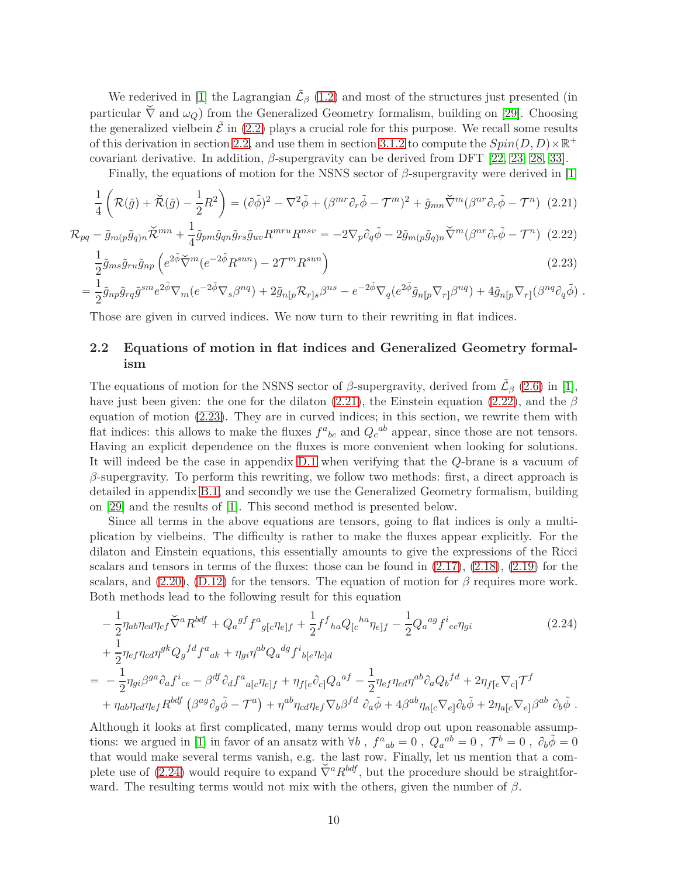We rederived in [1] the Lagrangian $\tilde{\mathcal{L}}_\beta$ (1.2) and most of the structures just presented (in particular $\check{\nabla}$ and $\omega_Q$) from the Generalized Geometry formalism, building on [29]. Choosing the generalized vielbein $\tilde{\mathcal{E}}$ in (2.2) plays a crucial role for this purpose. We recall some results of this derivation in section 2.2, and use them in section 3.1.2 to compute the $Spin(D,D)\times\mathbb{R}^+$ covariant derivative. In addition, $\beta$-supergravity can be derived from DFT [22, 23, 28, 33].

Finally, the equations of motion for the NSNS sector of $\beta$-supergravity were derived in [1]

$$\frac{1}{4}\left(\mathcal{R}(\tilde{g})+\check{\mathcal{R}}(\tilde{g})-\frac{1}{2}R^2\right)=(\partial\tilde{\phi})^2-\nabla^2\tilde{\phi}+(\beta^{mr}\partial_r\tilde{\phi}-\mathcal{T}^m)^2+\tilde{g}_{mn}\check{\nabla}^m(\beta^{nr}\partial_r\tilde{\phi}-\mathcal{T}^n) \tag{2.21}$$

$$\mathcal{R}_{pq}-\tilde{g}_{m(p}\tilde{g}_{q)n}\check{\mathcal{R}}^{mn}+\frac{1}{4}\tilde{g}_{pm}\tilde{g}_{qn}\tilde{g}_{rs}\tilde{g}_{uv}R^{mru}R^{nsv}=-2\nabla_p\partial_q\tilde{\phi}-2\tilde{g}_{m(p}\tilde{g}_{q)n}\check{\nabla}^m(\beta^{nr}\partial_r\tilde{\phi}-\mathcal{T}^n) \tag{2.22}$$

$$\begin{aligned}&\frac{1}{2}\tilde{g}_{ms}\tilde{g}_{ru}\tilde{g}_{np}\left(e^{2\tilde{\phi}}\check{\nabla}^m(e^{-2\tilde{\phi}}R^{sun})-2\mathcal{T}^mR^{sun}\right) \\ &=\frac{1}{2}\tilde{g}_{np}\tilde{g}_{rq}\tilde{g}^{sm}e^{2\tilde{\phi}}\nabla_m(e^{-2\tilde{\phi}}\nabla_s\beta^{nq})+2\tilde{g}_{n[p}\mathcal{R}_{r]s}\beta^{ns}-e^{-2\tilde{\phi}}\nabla_q(e^{2\tilde{\phi}}\tilde{g}_{n[p}\nabla_{r]}\beta^{nq})+4\tilde{g}_{n[p}\nabla_{r]}(\beta^{nq}\partial_q\tilde{\phi})\ .\end{aligned} \tag{2.23}$$

Those are given in curved indices. We now turn to their rewriting in flat indices.

## 2.2 Equations of motion in flat indices and Generalized Geometry formalism

The equations of motion for the NSNS sector of $\beta$-supergravity, derived from $\tilde{\mathcal{L}}_\beta$ (2.6) in [1], have just been given: the one for the dilaton (2.21), the Einstein equation (2.22), and the $\beta$ equation of motion (2.23). They are in curved indices; in this section, we rewrite them with flat indices: this allows to make the fluxes $f^a{}_{bc}$ and $Q_c{}^{ab}$ appear, since those are not tensors. Having an explicit dependence on the fluxes is more convenient when looking for solutions. It will indeed be the case in appendix D.1 when verifying that the $Q$-brane is a vacuum of $\beta$-supergravity. To perform this rewriting, we follow two methods: first, a direct approach is detailed in appendix B.1, and secondly we use the Generalized Geometry formalism, building on [29] and the results of [1]. This second method is presented below.

Since all terms in the above equations are tensors, going to flat indices is only a multiplication by vielbeins. The difficulty is rather to make the fluxes appear explicitly. For the dilaton and Einstein equations, this essentially amounts to give the expressions of the Ricci scalars and tensors in terms of the fluxes: those can be found in (2.17), (2.18), (2.19) for the scalars, and (2.20), (D.12) for the tensors. The equation of motion for $\beta$ requires more work. Both methods lead to the following result for this equation

$$\begin{aligned}&-\frac{1}{2}\eta_{ab}\eta_{cd}\eta_{ef}\check{\nabla}^aR^{bdf}+Q_a{}^{gf}f^a{}_{g[c}\eta_{e]f}+\frac{1}{2}f^f{}_{ha}Q_{[c}{}^{ha}\eta_{e]f}-\frac{1}{2}Q_a{}^{ag}f^i{}_{ec}\eta_{gi} \\ &+\frac{1}{2}\eta_{ef}\eta_{cd}\eta^{gk}Q_g{}^{fd}f^a{}_{ak}+\eta_{gi}\eta^{ab}Q_a{}^{dg}f^i{}_{b[e}\eta_{c]d} \\ &=-\frac{1}{2}\eta_{gi}\beta^{ga}\partial_af^i{}_{ce}-\beta^{df}\partial_df^a{}_{a[c}\eta_{e]f}+\eta_{f[e}\partial_{c]}Q_a{}^{af}-\frac{1}{2}\eta_{ef}\eta_{cd}\eta^{ab}\partial_aQ_b{}^{fd}+2\eta_{f[e}\nabla_{c]}\mathcal{T}^f \\ &+\eta_{ab}\eta_{cd}\eta_{ef}R^{bdf}\left(\beta^{ag}\partial_g\tilde{\phi}-\mathcal{T}^a\right)+\eta^{ab}\eta_{cd}\eta_{ef}\nabla_b\beta^{fd}\ \partial_a\tilde{\phi}+4\beta^{ab}\eta_{a[c}\nabla_{e]}\partial_b\tilde{\phi}+2\eta_{a[c}\nabla_{e]}\beta^{ab}\ \partial_b\tilde{\phi}\ .\end{aligned} \tag{2.24}$$

Although it looks at first complicated, many terms would drop out upon reasonable assumptions: we argued in [1] in favor of an ansatz with $\forall b\ ,\ f^a{}_{ab}=0\ ,\ Q_a{}^{ab}=0\ ,\ \mathcal{T}^b=0\ ,\ \partial_b\tilde{\phi}=0$ that would make several terms vanish, e.g. the last row. Finally, let us mention that a complete use of (2.24) would require to expand $\check{\nabla}^aR^{bdf}$, but the procedure should be straightforward. The resulting terms would not mix with the others, given the number of $\beta$.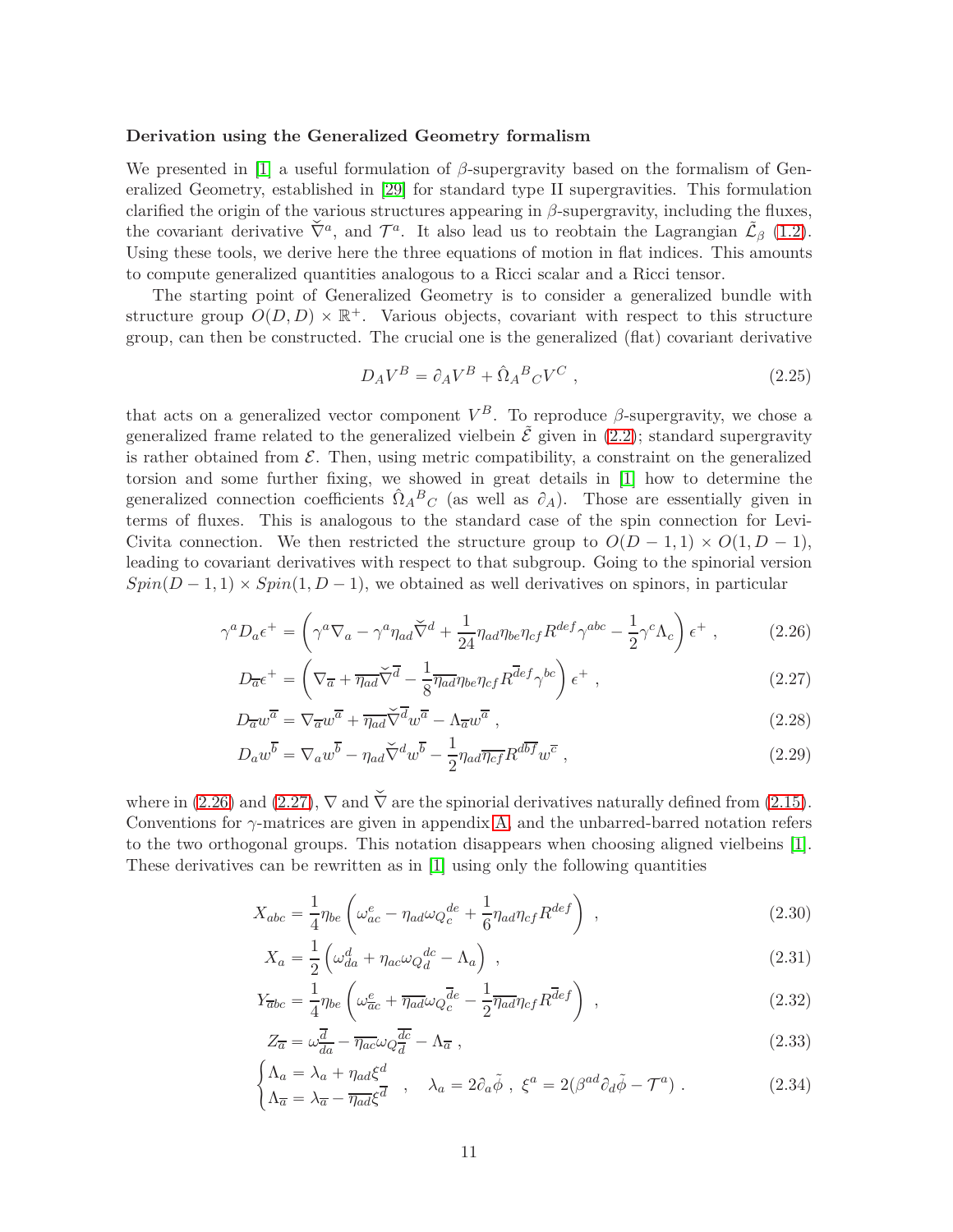**Derivation using the Generalized Geometry formalism**

We presented in [1] a useful formulation of $\beta$-supergravity based on the formalism of Generalized Geometry, established in [29] for standard type II supergravities. This formulation clarified the origin of the various structures appearing in $\beta$-supergravity, including the fluxes, the covariant derivative $\check{\nabla}^a$, and $\mathcal{T}^a$. It also lead us to reobtain the Lagrangian $\tilde{\mathcal{L}}_\beta$ (1.2). Using these tools, we derive here the three equations of motion in flat indices. This amounts to compute generalized quantities analogous to a Ricci scalar and a Ricci tensor.

The starting point of Generalized Geometry is to consider a generalized bundle with structure group $O(D,D)\times\mathbb{R}^+$. Various objects, covariant with respect to this structure group, can then be constructed. The crucial one is the generalized (flat) covariant derivative

$$D_A V^B = \partial_A V^B + \hat{\Omega}_A{}^B{}_C V^C \ , \tag{2.25}$$

that acts on a generalized vector component $V^B$. To reproduce $\beta$-supergravity, we chose a generalized frame related to the generalized vielbein $\tilde{\mathcal{E}}$ given in (2.2); standard supergravity is rather obtained from $\mathcal{E}$. Then, using metric compatibility, a constraint on the generalized torsion and some further fixing, we showed in great details in [1] how to determine the generalized connection coefficients $\hat{\Omega}_A{}^B{}_C$ (as well as $\partial_A$). Those are essentially given in terms of fluxes. This is analogous to the standard case of the spin connection for Levi-Civita connection. We then restricted the structure group to $O(D-1,1)\times O(1,D-1)$, leading to covariant derivatives with respect to that subgroup. Going to the spinorial version $Spin(D-1,1)\times Spin(1,D-1)$, we obtained as well derivatives on spinors, in particular

$$\gamma^a D_a \epsilon^+ = \left(\gamma^a\nabla_a - \gamma^a \eta_{ad}\check{\nabla}^d + \frac{1}{24}\eta_{ad}\eta_{be}\eta_{cf}R^{def}\gamma^{abc} - \frac{1}{2}\gamma^c\Lambda_c\right)\epsilon^+ \ , \tag{2.26}$$

$$D_{\overline{a}}\epsilon^+ = \left(\nabla_{\overline{a}} + \overline{\eta_{ad}}\check{\nabla}^{\overline{d}} - \frac{1}{8}\overline{\eta_{ad}}\eta_{be}\eta_{cf}R^{\overline{d}ef}\gamma^{bc}\right)\epsilon^+ \ , \tag{2.27}$$

$$D_{\overline{a}}w^{\overline{a}} = \nabla_{\overline{a}}w^{\overline{a}} + \overline{\eta_{ad}}\check{\nabla}^{\overline{d}}w^{\overline{a}} - \Lambda_{\overline{a}}w^{\overline{a}} \ , \tag{2.28}$$

$$D_a w^{\overline{b}} = \nabla_a w^{\overline{b}} - \eta_{ad}\check{\nabla}^d w^{\overline{b}} - \frac{1}{2}\eta_{ad}\overline{\eta_{cf}}R^{d\overline{b}\overline{f}}w^{\overline{c}} \ , \tag{2.29}$$

where in (2.26) and (2.27), $\nabla$ and $\check{\nabla}$ are the spinorial derivatives naturally defined from (2.15). Conventions for $\gamma$-matrices are given in appendix A, and the unbarred-barred notation refers to the two orthogonal groups. This notation disappears when choosing aligned vielbeins [1]. These derivatives can be rewritten as in [1] using only the following quantities

$$X_{abc} = \frac{1}{4}\eta_{be}\left(\omega^e_{ac} - \eta_{ad}\omega_Q{}^{de}_c + \frac{1}{6}\eta_{ad}\eta_{cf}R^{def}\right) \ , \tag{2.30}$$

$$X_a = \frac{1}{2}\left(\omega^d_{da} + \eta_{ac}\omega_Q{}^{dc}_d - \Lambda_a\right) \ , \tag{2.31}$$

$$Y_{\overline{a}bc} = \frac{1}{4}\eta_{be}\left(\omega^e_{\overline{a}c} + \overline{\eta_{ad}}\omega_Q{}^{\overline{d}e}_c - \frac{1}{2}\overline{\eta_{ad}}\eta_{cf}R^{\overline{d}ef}\right) \ , \tag{2.32}$$

$$Z_{\overline{a}} = \omega^{\overline{d}}_{\overline{d}\overline{a}} - \overline{\eta_{ac}}\omega_Q{}^{\overline{dc}}_{\overline{d}} - \Lambda_{\overline{a}} \ , \tag{2.33}$$

$$\begin{cases}\Lambda_a = \lambda_a + \eta_{ad}\xi^d \\ \Lambda_{\overline{a}} = \lambda_{\overline{a}} - \overline{\eta_{ad}}\xi^{\overline{d}}\end{cases} \ , \quad \lambda_a = 2\partial_a\tilde{\phi} \ , \ \xi^a = 2(\beta^{ad}\partial_d\tilde{\phi} - \mathcal{T}^a) \ . \tag{2.34}$$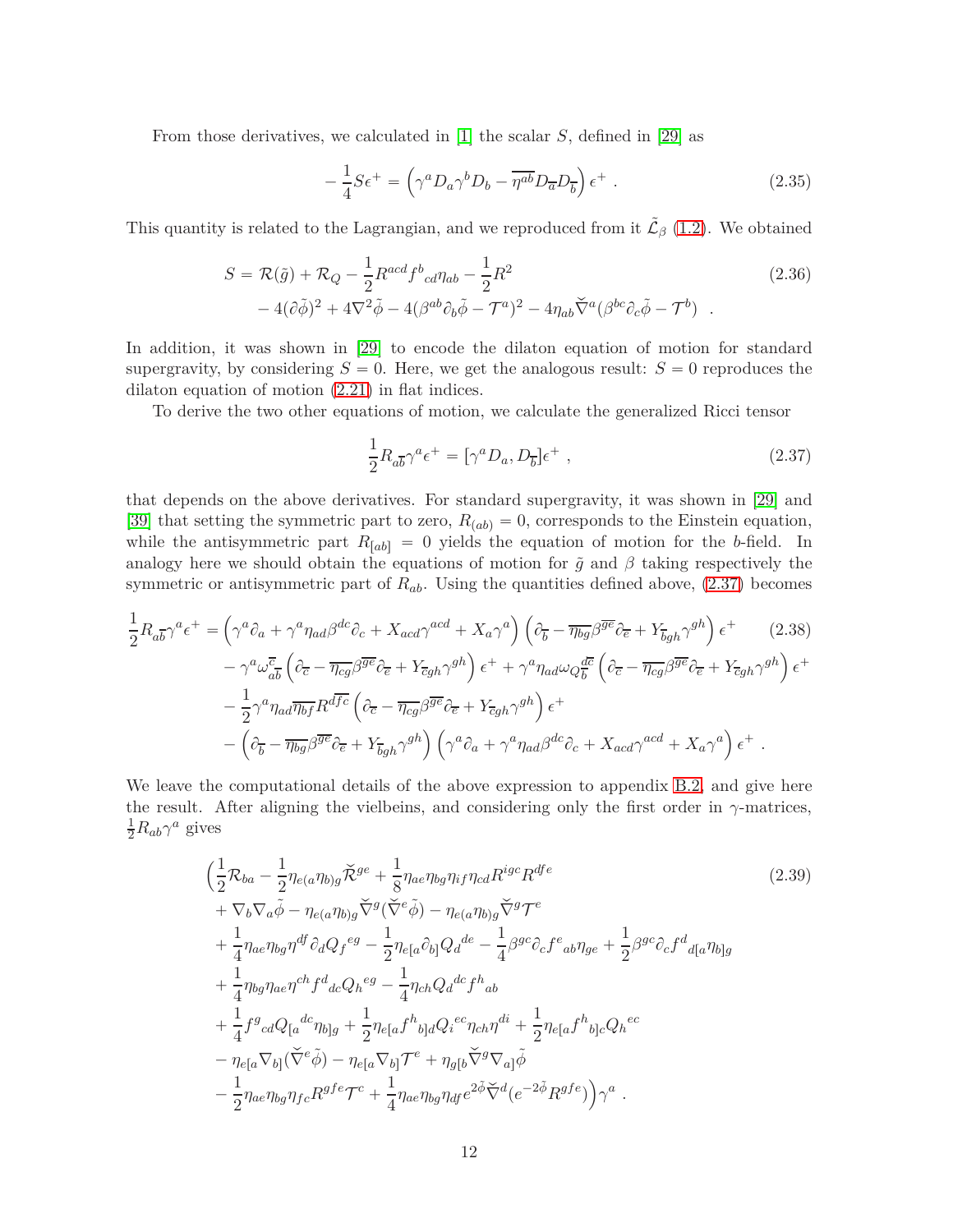From those derivatives, we calculated in [1] the scalar $S$, defined in [29] as

$$-\frac{1}{4}S\epsilon^+ = \left(\gamma^a D_a \gamma^b D_b - \overline{\eta^{ab}} D_{\overline{a}} D_{\overline{b}}\right)\epsilon^+ \ . \tag{2.35}$$

This quantity is related to the Lagrangian, and we reproduced from it $\tilde{\mathcal{L}}_\beta$ (1.2). We obtained

$$\begin{aligned} S = \mathcal{R}(\tilde{g}) + \mathcal{R}_Q - \frac{1}{2}R^{acd} f^b{}_{cd}\eta_{ab} - \frac{1}{2}R^2 \\ - 4(\partial\tilde{\phi})^2 + 4\nabla^2\tilde{\phi} - 4(\beta^{ab}\partial_b\tilde{\phi} - \mathcal{T}^a)^2 - 4\eta_{ab}\check{\nabla}^a(\beta^{bc}\partial_c\tilde{\phi} - \mathcal{T}^b) \ . \end{aligned} \tag{2.36}$$

In addition, it was shown in [29] to encode the dilaton equation of motion for standard supergravity, by considering $S = 0$. Here, we get the analogous result: $S = 0$ reproduces the dilaton equation of motion (2.21) in flat indices.

To derive the two other equations of motion, we calculate the generalized Ricci tensor

$$\frac{1}{2}R_{a\overline{b}}\gamma^a\epsilon^+ = [\gamma^a D_a, D_{\overline{b}}]\epsilon^+ \ , \tag{2.37}$$

that depends on the above derivatives. For standard supergravity, it was shown in [29] and [39] that setting the symmetric part to zero, $R_{(ab)} = 0$, corresponds to the Einstein equation, while the antisymmetric part $R_{[ab]} = 0$ yields the equation of motion for the $b$-field. In analogy here we should obtain the equations of motion for $\tilde{g}$ and $\beta$ taking respectively the symmetric or antisymmetric part of $R_{ab}$. Using the quantities defined above, (2.37) becomes

$$\begin{aligned} \frac{1}{2}R_{a\overline{b}}\gamma^a\epsilon^+ =& \left(\gamma^a\partial_a + \gamma^a\eta_{ad}\beta^{dc}\partial_c + X_{acd}\gamma^{acd} + X_a\gamma^a\right)\left(\partial_{\overline{b}} - \overline{\eta_{bg}}\beta^{\overline{ge}}\partial_{\overline{e}} + Y_{\overline{b}gh}\gamma^{gh}\right)\epsilon^+ \\ &- \gamma^a\omega_{\overline{ab}}^{\overline{c}}\left(\partial_{\overline{c}} - \overline{\eta_{cg}}\beta^{\overline{ge}}\partial_{\overline{e}} + Y_{\overline{c}gh}\gamma^{gh}\right)\epsilon^+ + \gamma^a\eta_{ad}\omega_Q{}^{\overline{dc}}_{\overline{b}}\left(\partial_{\overline{c}} - \overline{\eta_{cg}}\beta^{\overline{ge}}\partial_{\overline{e}} + Y_{\overline{c}gh}\gamma^{gh}\right)\epsilon^+ \\ &- \frac{1}{2}\gamma^a\eta_{ad}\overline{\eta_{bf}}R^{\overline{dfc}}\left(\partial_{\overline{c}} - \overline{\eta_{cg}}\beta^{\overline{ge}}\partial_{\overline{e}} + Y_{\overline{c}gh}\gamma^{gh}\right)\epsilon^+ \\ &- \left(\partial_{\overline{b}} - \overline{\eta_{bg}}\beta^{\overline{ge}}\partial_{\overline{e}} + Y_{\overline{b}gh}\gamma^{gh}\right)\left(\gamma^a\partial_a + \gamma^a\eta_{ad}\beta^{dc}\partial_c + X_{acd}\gamma^{acd} + X_a\gamma^a\right)\epsilon^+ \ . \end{aligned} \tag{2.38}$$

We leave the computational details of the above expression to appendix B.2, and give here the result. After aligning the vielbeins, and considering only the first order in $\gamma$-matrices, $\frac{1}{2}R_{ab}\gamma^a$ gives

$$\begin{aligned} \Big(&\frac{1}{2}\mathcal{R}_{ba} - \frac{1}{2}\eta_{e(a}\eta_{b)g}\check{\mathcal{R}}^{ge} + \frac{1}{8}\eta_{ae}\eta_{bg}\eta_{if}\eta_{cd}R^{igc}R^{dfe} \\ &+ \nabla_b\nabla_a\tilde{\phi} - \eta_{e(a}\eta_{b)g}\check{\nabla}^g(\check{\nabla}^e\tilde{\phi}) - \eta_{e(a}\eta_{b)g}\check{\nabla}^g\mathcal{T}^e \\ &+ \frac{1}{4}\eta_{ae}\eta_{bg}\eta^{df}\partial_d Q_f{}^{eg} - \frac{1}{2}\eta_{e[a}\partial_{b]}Q_d{}^{de} - \frac{1}{4}\beta^{gc}\partial_c f^e{}_{ab}\eta_{ge} + \frac{1}{2}\beta^{gc}\partial_c f^d{}_{d[a}\eta_{b]g} \\ &+ \frac{1}{4}\eta_{bg}\eta_{ae}\eta^{ch}f^d{}_{dc}Q_h{}^{eg} - \frac{1}{4}\eta_{ch}Q_d{}^{dc}f^h{}_{ab} \\ &+ \frac{1}{4}f^g{}_{cd}Q_{[a}{}^{dc}\eta_{b]g} + \frac{1}{2}\eta_{e[a}f^h{}_{b]d}Q_i{}^{ec}\eta_{ch}\eta^{di} + \frac{1}{2}\eta_{e[a}f^h{}_{b]c}Q_h{}^{ec} \\ &- \eta_{e[a}\nabla_{b]}(\check{\nabla}^e\tilde{\phi}) - \eta_{e[a}\nabla_{b]}\mathcal{T}^e + \eta_{g[b}\check{\nabla}^g\nabla_{a]}\tilde{\phi} \\ &- \frac{1}{2}\eta_{ae}\eta_{bg}\eta_{fc}R^{gfe}\mathcal{T}^c + \frac{1}{4}\eta_{ae}\eta_{bg}\eta_{df}e^{2\tilde{\phi}}\check{\nabla}^d(e^{-2\tilde{\phi}}R^{gfe})\Big)\gamma^a \ . \end{aligned} \tag{2.39}$$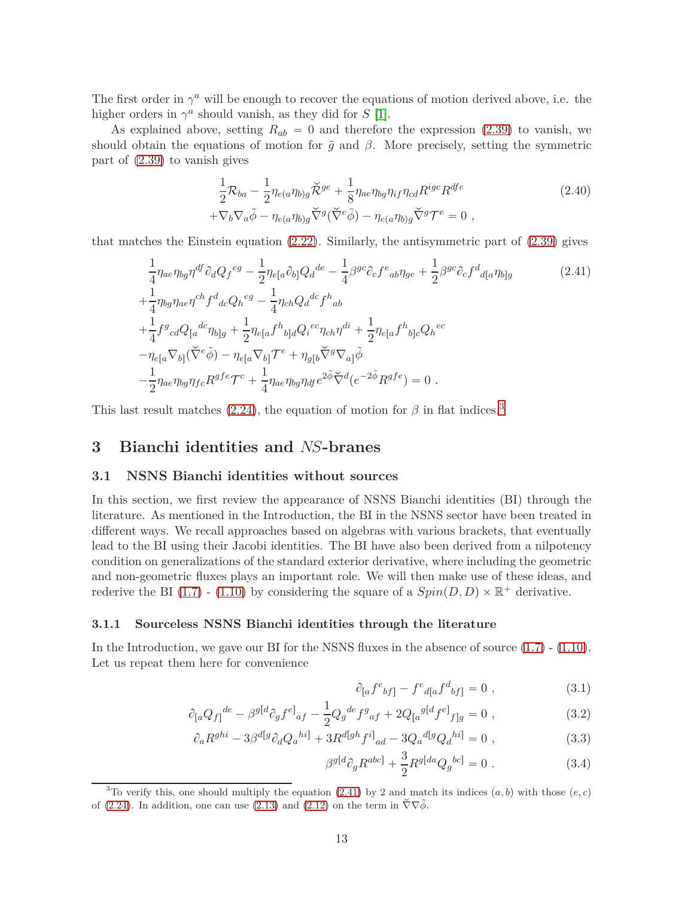The first order in $\gamma^a$ will be enough to recover the equations of motion derived above, i.e. the higher orders in $\gamma^a$ should vanish, as they did for $S$ [1].

As explained above, setting $R_{ab} = 0$ and therefore the expression (2.39) to vanish, we should obtain the equations of motion for $\tilde{g}$ and $\beta$. More precisely, setting the symmetric part of (2.39) to vanish gives

$$
\begin{aligned}
&\frac{1}{2}\mathcal{R}_{ba} - \frac{1}{2}\eta_{e(a}\eta_{b)g}\check{\mathcal{R}}^{ge} + \frac{1}{8}\eta_{ae}\eta_{bg}\eta_{if}\eta_{cd}R^{igc}R^{dfe} \\
&+\nabla_b\nabla_a\tilde{\phi} - \eta_{e(a}\eta_{b)g}\check{\nabla}^g(\check{\nabla}^e\tilde{\phi}) - \eta_{e(a}\eta_{b)g}\check{\nabla}^g\mathcal{T}^e = 0 \ ,
\end{aligned} \tag{2.40}
$$

that matches the Einstein equation (2.22). Similarly, the antisymmetric part of (2.39) gives

$$
\begin{aligned}
&\frac{1}{4}\eta_{ae}\eta_{bg}\eta^{df}\partial_d Q_f{}^{eg} - \frac{1}{2}\eta_{e[a}\partial_{b]}Q_d{}^{de} - \frac{1}{4}\beta^{gc}\partial_c f^e{}_{ab}\eta_{ge} + \frac{1}{2}\beta^{gc}\partial_c f^d{}_{d[a}\eta_{b]g} \\
&+\frac{1}{4}\eta_{bg}\eta_{ae}\eta^{ch}f^d{}_{dc}Q_h{}^{eg} - \frac{1}{4}\eta_{ch}Q_d{}^{dc}f^h{}_{ab} \\
&+\frac{1}{4}f^g{}_{cd}Q_{[a}{}^{dc}\eta_{b]g} + \frac{1}{2}\eta_{e[a}f^h{}_{b]d}Q_i{}^{ec}\eta_{ch}\eta^{di} + \frac{1}{2}\eta_{e[a}f^h{}_{b]c}Q_h{}^{ec} \\
&-\eta_{e[a}\nabla_{b]}(\check{\nabla}^e\tilde{\phi}) - \eta_{e[a}\nabla_{b]}\mathcal{T}^e + \eta_{g[b}\check{\nabla}^g\nabla_{a]}\tilde{\phi} \\
&-\frac{1}{2}\eta_{ae}\eta_{bg}\eta_{fc}R^{gfe}\mathcal{T}^c + \frac{1}{4}\eta_{ae}\eta_{bg}\eta_{df}e^{2\tilde{\phi}}\check{\nabla}^d(e^{-2\tilde{\phi}}R^{gfe}) = 0 \ .
\end{aligned} \tag{2.41}
$$

This last result matches (2.24), the equation of motion for $\beta$ in flat indices.[3]

# 3 Bianchi identities and *NS*-branes

## 3.1 NSNS Bianchi identities without sources

In this section, we first review the appearance of NSNS Bianchi identities (BI) through the literature. As mentioned in the Introduction, the BI in the NSNS sector have been treated in different ways. We recall approaches based on algebras with various brackets, that eventually lead to the BI using their Jacobi identities. The BI have also been derived from a nilpotency condition on generalizations of the standard exterior derivative, where including the geometric and non-geometric fluxes plays an important role. We will then make use of these ideas, and rederive the BI (1.7) - (1.10) by considering the square of a $Spin(D,D) \times \mathbb{R}^+$ derivative.

### 3.1.1 Sourceless NSNS Bianchi identities through the literature

In the Introduction, we gave our BI for the NSNS fluxes in the absence of source (1.7) - (1.10). Let us repeat them here for convenience

$$
\partial_{[a}f^e{}_{bf]} - f^e{}_{d[a}f^d{}_{bf]} = 0 \ , \tag{3.1}
$$

$$
\partial_{[a}Q_{f]}{}^{de} - \beta^{g[d}\partial_g f^{e]}{}_{af} - \frac{1}{2}Q_g{}^{de}f^g{}_{af} + 2Q_{[a}{}^{g[d}f^{e]}{}_{f]g} = 0 \ , \tag{3.2}
$$

$$
\partial_a R^{ghi} - 3\beta^{d[g}\partial_d Q_a{}^{hi]} + 3R^{d[gh}f^{i]}{}_{ad} - 3Q_a{}^{d[g}Q_d{}^{hi]} = 0 \ , \tag{3.3}
$$

$$
\beta^{g[d}\partial_g R^{abc]} + \frac{3}{2}R^{g[da}Q_g{}^{bc]} = 0 \ . \tag{3.4}
$$

[3] To verify this, one should multiply the equation (2.41) by 2 and match its indices $(a,b)$ with those $(e,c)$ of (2.24). In addition, one can use (2.13) and (2.12) on the term in $\check{\nabla}\nabla\tilde{\phi}$.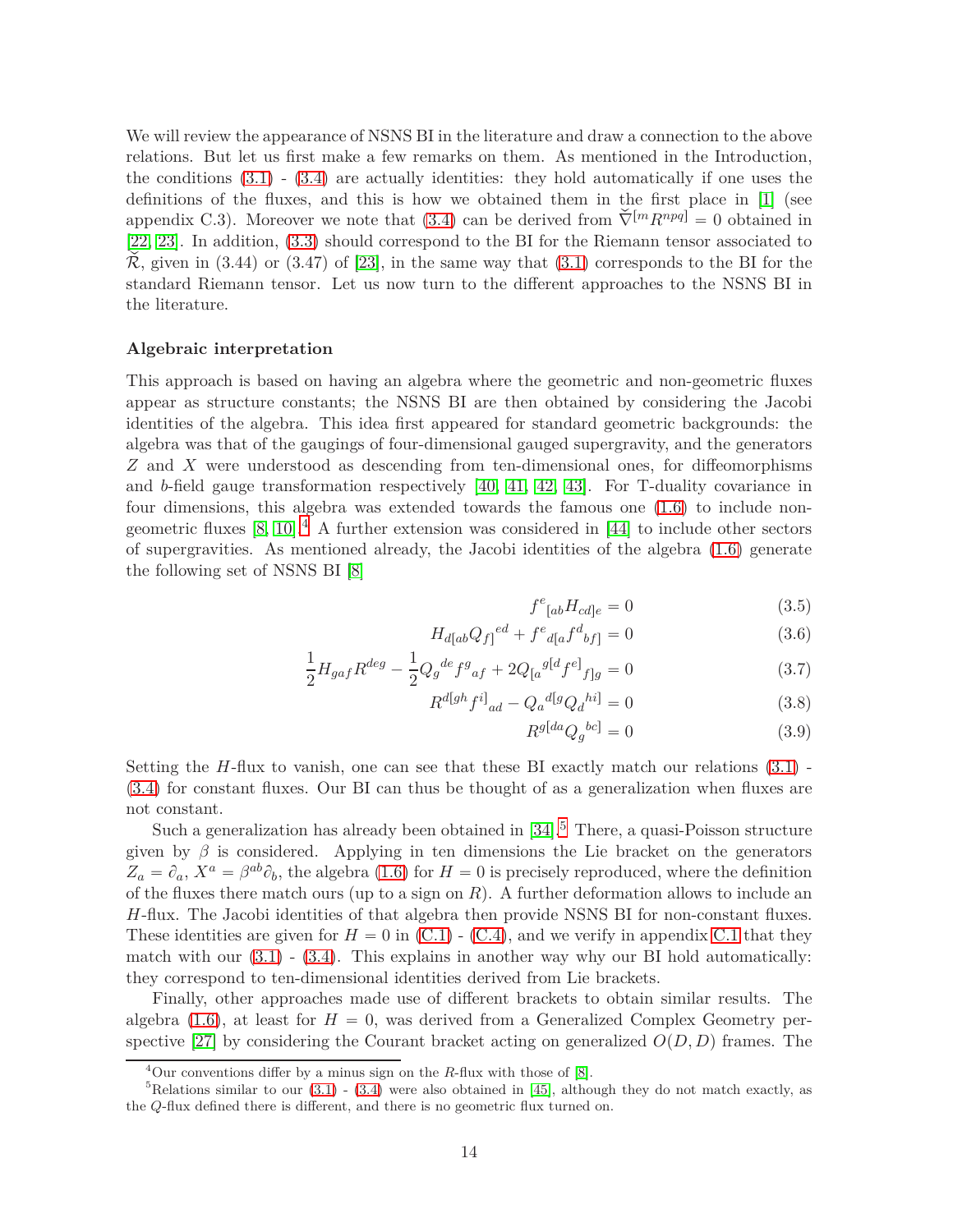We will review the appearance of NSNS BI in the literature and draw a connection to the above relations. But let us first make a few remarks on them. As mentioned in the Introduction, the conditions (3.1) - (3.4) are actually identities: they hold automatically if one uses the definitions of the fluxes, and this is how we obtained them in the first place in [1] (see appendix C.3). Moreover we note that (3.4) can be derived from $\check{\nabla}^{[m}R^{npq]} = 0$ obtained in [22, 23]. In addition, (3.3) should correspond to the BI for the Riemann tensor associated to $\check{\mathcal{R}}$, given in (3.44) or (3.47) of [23], in the same way that (3.1) corresponds to the BI for the standard Riemann tensor. Let us now turn to the different approaches to the NSNS BI in the literature.

**Algebraic interpretation**

This approach is based on having an algebra where the geometric and non-geometric fluxes appear as structure constants; the NSNS BI are then obtained by considering the Jacobi identities of the algebra. This idea first appeared for standard geometric backgrounds: the algebra was that of the gaugings of four-dimensional gauged supergravity, and the generators $Z$ and $X$ were understood as descending from ten-dimensional ones, for diffeomorphisms and $b$-field gauge transformation respectively [40, 41, 42, 43]. For T-duality covariance in four dimensions, this algebra was extended towards the famous one (1.6) to include non-geometric fluxes [8, 10].[4] A further extension was considered in [44] to include other sectors of supergravities. As mentioned already, the Jacobi identities of the algebra (1.6) generate the following set of NSNS BI [8]

$$f^{e}{}_{[ab}H_{cd]e} = 0 \tag{3.5}$$

$$H_{d[ab}Q_{f]}{}^{ed} + f^{e}{}_{d[a}f^{d}{}_{bf]} = 0 \tag{3.6}$$

$$\frac{1}{2}H_{gaf}R^{deg} - \frac{1}{2}Q_{g}{}^{de}f^{g}{}_{af} + 2Q_{[a}{}^{g[d}f^{e]}{}_{f]g} = 0 \tag{3.7}$$

$$R^{d[gh}f^{i]}{}_{ad} - Q_{a}{}^{d[g}Q_{d}{}^{hi]} = 0 \tag{3.8}$$

$$R^{g[da}Q_{g}{}^{bc]} = 0 \tag{3.9}$$

Setting the $H$-flux to vanish, one can see that these BI exactly match our relations (3.1) - (3.4) for constant fluxes. Our BI can thus be thought of as a generalization when fluxes are not constant.

Such a generalization has already been obtained in [34].[5] There, a quasi-Poisson structure given by $\beta$ is considered. Applying in ten dimensions the Lie bracket on the generators $Z_a = \partial_a$, $X^a = \beta^{ab}\partial_b$, the algebra (1.6) for $H = 0$ is precisely reproduced, where the definition of the fluxes there match ours (up to a sign on $R$). A further deformation allows to include an $H$-flux. The Jacobi identities of that algebra then provide NSNS BI for non-constant fluxes. These identities are given for $H = 0$ in (C.1) - (C.4), and we verify in appendix C.1 that they match with our (3.1) - (3.4). This explains in another way why our BI hold automatically: they correspond to ten-dimensional identities derived from Lie brackets.

Finally, other approaches made use of different brackets to obtain similar results. The algebra (1.6), at least for $H = 0$, was derived from a Generalized Complex Geometry perspective [27] by considering the Courant bracket acting on generalized $O(D, D)$ frames. The

[4] Our conventions differ by a minus sign on the $R$-flux with those of [8].

[5] Relations similar to our (3.1) - (3.4) were also obtained in [45], although they do not match exactly, as the $Q$-flux defined there is different, and there is no geometric flux turned on.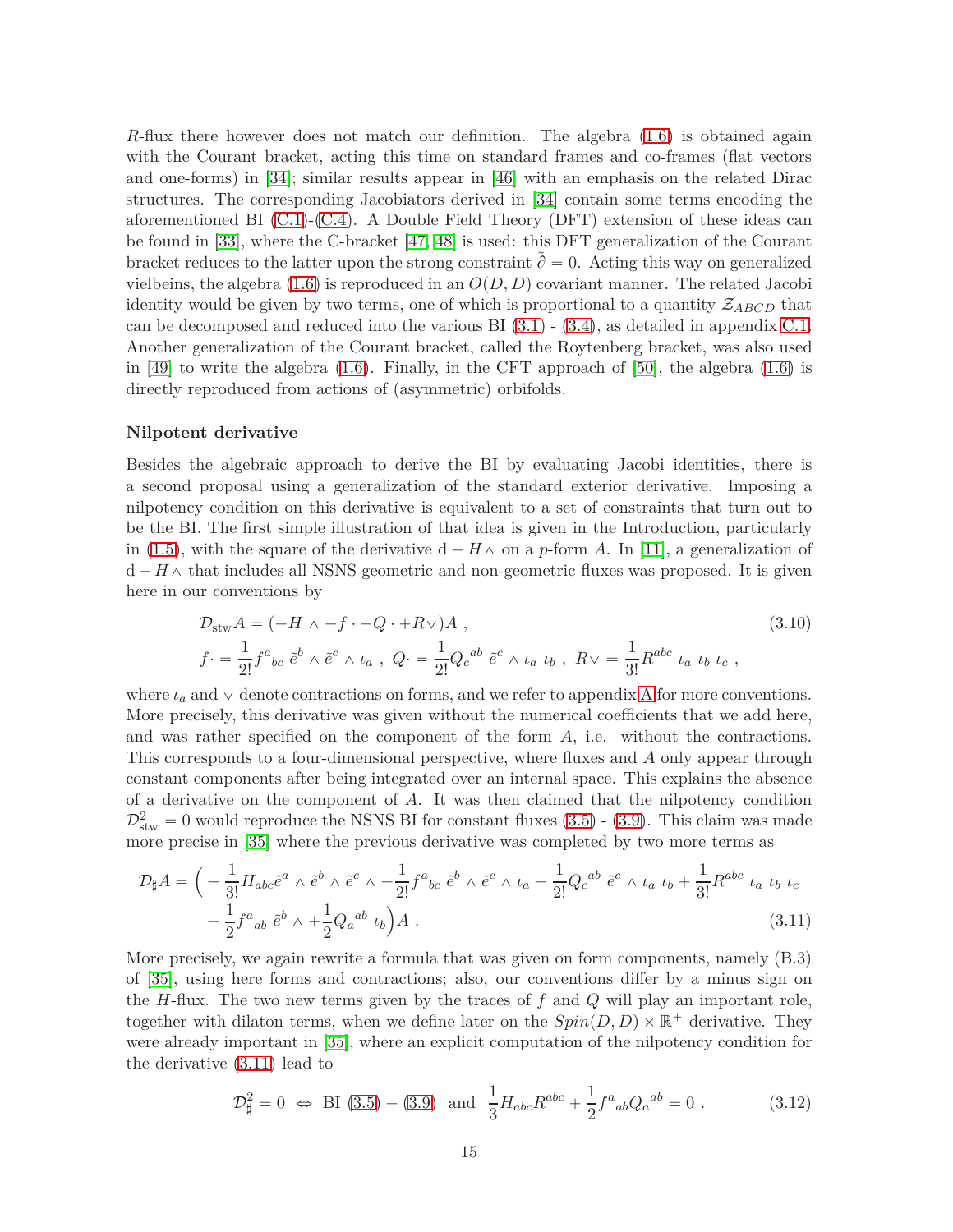$R$-flux there however does not match our definition. The algebra (1.6) is obtained again with the Courant bracket, acting this time on standard frames and co-frames (flat vectors and one-forms) in [34]; similar results appear in [46] with an emphasis on the related Dirac structures. The corresponding Jacobiators derived in [34] contain some terms encoding the aforementioned BI (C.1)-(C.4). A Double Field Theory (DFT) extension of these ideas can be found in [33], where the C-bracket [47, 48] is used: this DFT generalization of the Courant bracket reduces to the latter upon the strong constraint $\tilde{\partial} = 0$. Acting this way on generalized vielbeins, the algebra (1.6) is reproduced in an $O(D,D)$ covariant manner. The related Jacobi identity would be given by two terms, one of which is proportional to a quantity $\mathcal{Z}_{ABCD}$ that can be decomposed and reduced into the various BI (3.1) - (3.4), as detailed in appendix C.1. Another generalization of the Courant bracket, called the Roytenberg bracket, was also used in [49] to write the algebra (1.6). Finally, in the CFT approach of [50], the algebra (1.6) is directly reproduced from actions of (asymmetric) orbifolds.

**Nilpotent derivative**

Besides the algebraic approach to derive the BI by evaluating Jacobi identities, there is a second proposal using a generalization of the standard exterior derivative. Imposing a nilpotency condition on this derivative is equivalent to a set of constraints that turn out to be the BI. The first simple illustration of that idea is given in the Introduction, particularly in (1.5), with the square of the derivative $\mathrm{d} - H\wedge$ on a $p$-form $A$. In [11], a generalization of $\mathrm{d} - H\wedge$ that includes all NSNS geometric and non-geometric fluxes was proposed. It is given here in our conventions by

$$\mathcal{D}_{\rm stw} A = (-H \wedge - f \cdot - Q \cdot + R\vee) A \ , \qquad (3.10)$$
$$f\cdot = \frac{1}{2!} f^a{}_{bc}\ \tilde{e}^b \wedge \tilde{e}^c \wedge \iota_a \ , \ Q\cdot = \frac{1}{2!} Q_c{}^{ab}\ \tilde{e}^c \wedge \iota_a\ \iota_b \ , \ R\vee = \frac{1}{3!} R^{abc}\ \iota_a\ \iota_b\ \iota_c \ ,$$

where $\iota_a$ and $\vee$ denote contractions on forms, and we refer to appendix A for more conventions. More precisely, this derivative was given without the numerical coefficients that we add here, and was rather specified on the component of the form $A$, i.e. without the contractions. This corresponds to a four-dimensional perspective, where fluxes and $A$ only appear through constant components after being integrated over an internal space. This explains the absence of a derivative on the component of $A$. It was then claimed that the nilpotency condition $\mathcal{D}^2_{\rm stw} = 0$ would reproduce the NSNS BI for constant fluxes (3.5) - (3.9). This claim was made more precise in [35] where the previous derivative was completed by two more terms as

$$\begin{aligned} \mathcal{D}_\sharp A = \Big( & -\frac{1}{3!} H_{abc} \tilde{e}^a \wedge \tilde{e}^b \wedge \tilde{e}^c \wedge - \frac{1}{2!} f^a{}_{bc}\ \tilde{e}^b \wedge \tilde{e}^c \wedge \iota_a - \frac{1}{2!} Q_c{}^{ab}\ \tilde{e}^c \wedge \iota_a\ \iota_b + \frac{1}{3!} R^{abc}\ \iota_a\ \iota_b\ \iota_c \\ & - \frac{1}{2} f^a{}_{ab}\ \tilde{e}^b \wedge + \frac{1}{2} Q_a{}^{ab}\ \iota_b \Big) A \ . \end{aligned} \qquad (3.11)$$

More precisely, we again rewrite a formula that was given on form components, namely (B.3) of [35], using here forms and contractions; also, our conventions differ by a minus sign on the $H$-flux. The two new terms given by the traces of $f$ and $Q$ will play an important role, together with dilaton terms, when we define later on the $Spin(D,D)\times\mathbb{R}^+$ derivative. They were already important in [35], where an explicit computation of the nilpotency condition for the derivative (3.11) lead to

$$\mathcal{D}^2_\sharp = 0 \ \Leftrightarrow \ \text{BI (3.5)} - \text{(3.9)} \ \text{ and } \ \frac{1}{3} H_{abc} R^{abc} + \frac{1}{2} f^a{}_{ab} Q_a{}^{ab} = 0 \ . \qquad (3.12)$$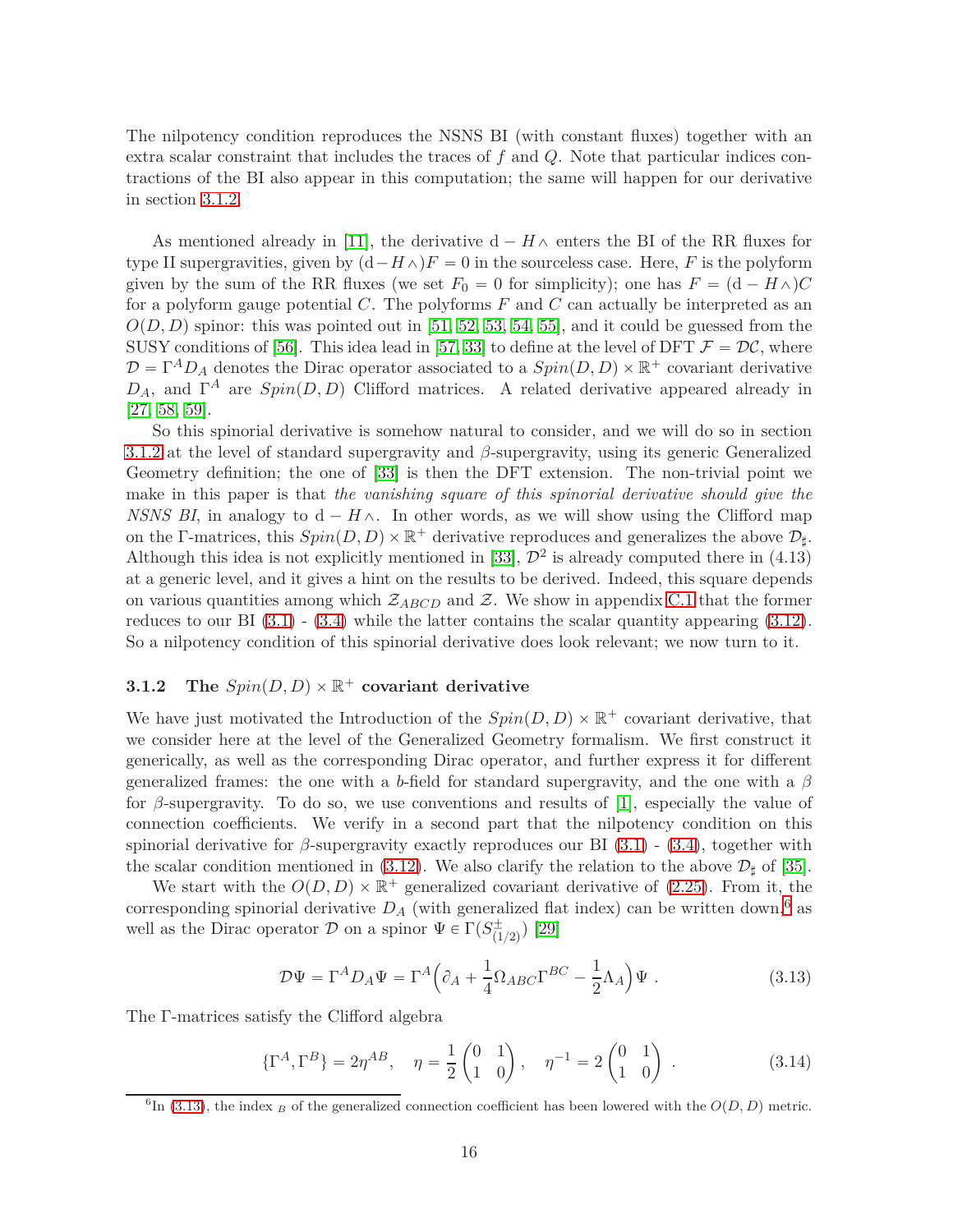The nilpotency condition reproduces the NSNS BI (with constant fluxes) together with an extra scalar constraint that includes the traces of $f$ and $Q$. Note that particular indices contractions of the BI also appear in this computation; the same will happen for our derivative in section 3.1.2.

As mentioned already in [11], the derivative $\mathrm{d} - H\wedge$ enters the BI of the RR fluxes for type II supergravities, given by $(\mathrm{d} - H\wedge)F = 0$ in the sourceless case. Here, $F$ is the polyform given by the sum of the RR fluxes (we set $F_0 = 0$ for simplicity); one has $F = (\mathrm{d} - H\wedge)C$ for a polyform gauge potential $C$. The polyforms $F$ and $C$ can actually be interpreted as an $O(D,D)$ spinor: this was pointed out in [51, 52, 53, 54, 55], and it could be guessed from the SUSY conditions of [56]. This idea lead in [57, 33] to define at the level of DFT $\mathcal{F} = \mathcal{D}\mathcal{C}$, where $\mathcal{D} = \Gamma^A D_A$ denotes the Dirac operator associated to a $Spin(D,D) \times \mathbb{R}^+$ covariant derivative $D_A$, and $\Gamma^A$ are $Spin(D,D)$ Clifford matrices. A related derivative appeared already in [27, 58, 59].

So this spinorial derivative is somehow natural to consider, and we will do so in section 3.1.2 at the level of standard supergravity and $\beta$-supergravity, using its generic Generalized Geometry definition; the one of [33] is then the DFT extension. The non-trivial point we make in this paper is that *the vanishing square of this spinorial derivative should give the NSNS BI*, in analogy to $\mathrm{d} - H\wedge$. In other words, as we will show using the Clifford map on the $\Gamma$-matrices, this $Spin(D,D) \times \mathbb{R}^+$ derivative reproduces and generalizes the above $\mathcal{D}_\sharp$. Although this idea is not explicitly mentioned in [33], $\mathcal{D}^2$ is already computed there in (4.13) at a generic level, and it gives a hint on the results to be derived. Indeed, this square depends on various quantities among which $\mathcal{Z}_{ABCD}$ and $\mathcal{Z}$. We show in appendix C.1 that the former reduces to our BI (3.1) - (3.4) while the latter contains the scalar quantity appearing (3.12). So a nilpotency condition of this spinorial derivative does look relevant; we now turn to it.

### 3.1.2 The $Spin(D,D) \times \mathbb{R}^+$ covariant derivative

We have just motivated the Introduction of the $Spin(D,D) \times \mathbb{R}^+$ covariant derivative, that we consider here at the level of the Generalized Geometry formalism. We first construct it generically, as well as the corresponding Dirac operator, and further express it for different generalized frames: the one with a $b$-field for standard supergravity, and the one with a $\beta$ for $\beta$-supergravity. To do so, we use conventions and results of [1], especially the value of connection coefficients. We verify in a second part that the nilpotency condition on this spinorial derivative for $\beta$-supergravity exactly reproduces our BI (3.1) - (3.4), together with the scalar condition mentioned in (3.12). We also clarify the relation to the above $\mathcal{D}_\sharp$ of [35].

We start with the $O(D,D) \times \mathbb{R}^+$ generalized covariant derivative of (2.25). From it, the corresponding spinorial derivative $D_A$ (with generalized flat index) can be written down,[6] as well as the Dirac operator $\mathcal{D}$ on a spinor $\Psi \in \Gamma(S^{\pm}_{(1/2)})$ [29]

$$\mathcal{D}\Psi = \Gamma^A D_A \Psi = \Gamma^A \Big( \partial_A + \frac{1}{4}\Omega_{ABC}\Gamma^{BC} - \frac{1}{2}\Lambda_A \Big)\Psi \ . \tag{3.13}$$

The $\Gamma$-matrices satisfy the Clifford algebra

$$\{\Gamma^A, \Gamma^B\} = 2\eta^{AB}, \quad \eta = \frac{1}{2}\begin{pmatrix} 0 & 1 \\ 1 & 0 \end{pmatrix}, \quad \eta^{-1} = 2\begin{pmatrix} 0 & 1 \\ 1 & 0 \end{pmatrix} \ . \tag{3.14}$$

[6] In (3.13), the index $_B$ of the generalized connection coefficient has been lowered with the $O(D,D)$ metric.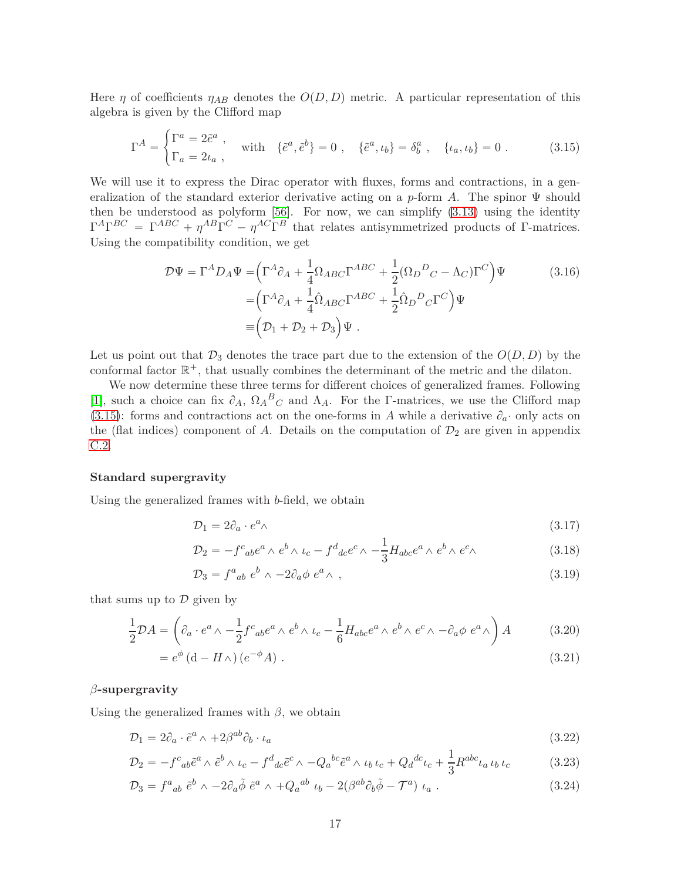Here $\eta$ of coefficients $\eta_{AB}$ denotes the $O(D,D)$ metric. A particular representation of this algebra is given by the Clifford map

$$\Gamma^A = \begin{cases} \Gamma^a = 2\tilde{e}^a \ , \\ \Gamma_a = 2\iota_a \ , \end{cases} \quad \text{with} \quad \{\tilde{e}^a, \tilde{e}^b\} = 0 \ , \quad \{\tilde{e}^a, \iota_b\} = \delta^a_b \ , \quad \{\iota_a, \iota_b\} = 0 \ . \tag{3.15}$$

We will use it to express the Dirac operator with fluxes, forms and contractions, in a generalization of the standard exterior derivative acting on a $p$-form $A$. The spinor $\Psi$ should then be understood as polyform [56]. For now, we can simplify (3.13) using the identity $\Gamma^A\Gamma^{BC} = \Gamma^{ABC} + \eta^{AB}\Gamma^C - \eta^{AC}\Gamma^B$ that relates antisymmetrized products of $\Gamma$-matrices. Using the compatibility condition, we get

$$\begin{aligned}
\mathcal{D}\Psi = \Gamma^A D_A \Psi =& \Big(\Gamma^A\partial_A + \frac{1}{4}\Omega_{ABC}\Gamma^{ABC} + \frac{1}{2}(\Omega_D{}^D{}_C - \Lambda_C)\Gamma^C\Big)\Psi \\
=& \Big(\Gamma^A\partial_A + \frac{1}{4}\hat{\Omega}_{ABC}\Gamma^{ABC} + \frac{1}{2}\hat{\Omega}_D{}^D{}_C\Gamma^C\Big)\Psi \\
\equiv& \Big(\mathcal{D}_1 + \mathcal{D}_2 + \mathcal{D}_3\Big)\Psi \ .
\end{aligned} \tag{3.16}$$

Let us point out that $\mathcal{D}_3$ denotes the trace part due to the extension of the $O(D,D)$ by the conformal factor $\mathbb{R}^+$, that usually combines the determinant of the metric and the dilaton.

We now determine these three terms for different choices of generalized frames. Following [1], such a choice can fix $\partial_A$, $\Omega_A{}^B{}_C$ and $\Lambda_A$. For the $\Gamma$-matrices, we use the Clifford map (3.15): forms and contractions act on the one-forms in $A$ while a derivative $\partial_a\cdot$ only acts on the (flat indices) component of $A$. Details on the computation of $\mathcal{D}_2$ are given in appendix C.2.

**Standard supergravity**

Using the generalized frames with $b$-field, we obtain

$$\mathcal{D}_1 = 2\partial_a \cdot e^a\wedge \tag{3.17}$$

$$\mathcal{D}_2 = -f^c{}_{ab}e^a \wedge e^b \wedge \iota_c - f^d{}_{dc}e^c\wedge - \frac{1}{3}H_{abc}e^a \wedge e^b \wedge e^c\wedge \tag{3.18}$$

$$\mathcal{D}_3 = f^a{}_{ab}\ e^b\wedge - 2\partial_a\phi\ e^a\wedge \ , \tag{3.19}$$

that sums up to $\mathcal{D}$ given by

$$\begin{aligned}
\frac{1}{2}\mathcal{D}A =& \left(\partial_a \cdot e^a\wedge - \frac{1}{2}f^c{}_{ab}e^a\wedge e^b\wedge\iota_c - \frac{1}{6}H_{abc}e^a\wedge e^b\wedge e^c\wedge - \partial_a\phi\ e^a\wedge\right)A \qquad &(3.20)\\
=& e^{\phi}\left(\mathrm{d} - H\wedge\right)\left(e^{-\phi}A\right) \ . &(3.21)
\end{aligned}$$

**$\beta$-supergravity**

Using the generalized frames with $\beta$, we obtain

$$\mathcal{D}_1 = 2\partial_a \cdot \tilde{e}^a\wedge + 2\beta^{ab}\partial_b \cdot \iota_a \tag{3.22}$$

$$\mathcal{D}_2 = -f^c{}_{ab}\tilde{e}^a\wedge\tilde{e}^b\wedge\iota_c - f^d{}_{dc}\tilde{e}^c\wedge - Q_a{}^{bc}\tilde{e}^a\wedge\iota_b\,\iota_c + Q_d{}^{dc}\iota_c + \frac{1}{3}R^{abc}\iota_a\,\iota_b\,\iota_c \tag{3.23}$$

$$\mathcal{D}_3 = f^a{}_{ab}\ \tilde{e}^b\wedge - 2\partial_a\tilde{\phi}\ \tilde{e}^a\wedge + Q_a{}^{ab}\ \iota_b - 2(\beta^{ab}\partial_b\tilde{\phi} - \mathcal{T}^a)\ \iota_a \ . \tag{3.24}$$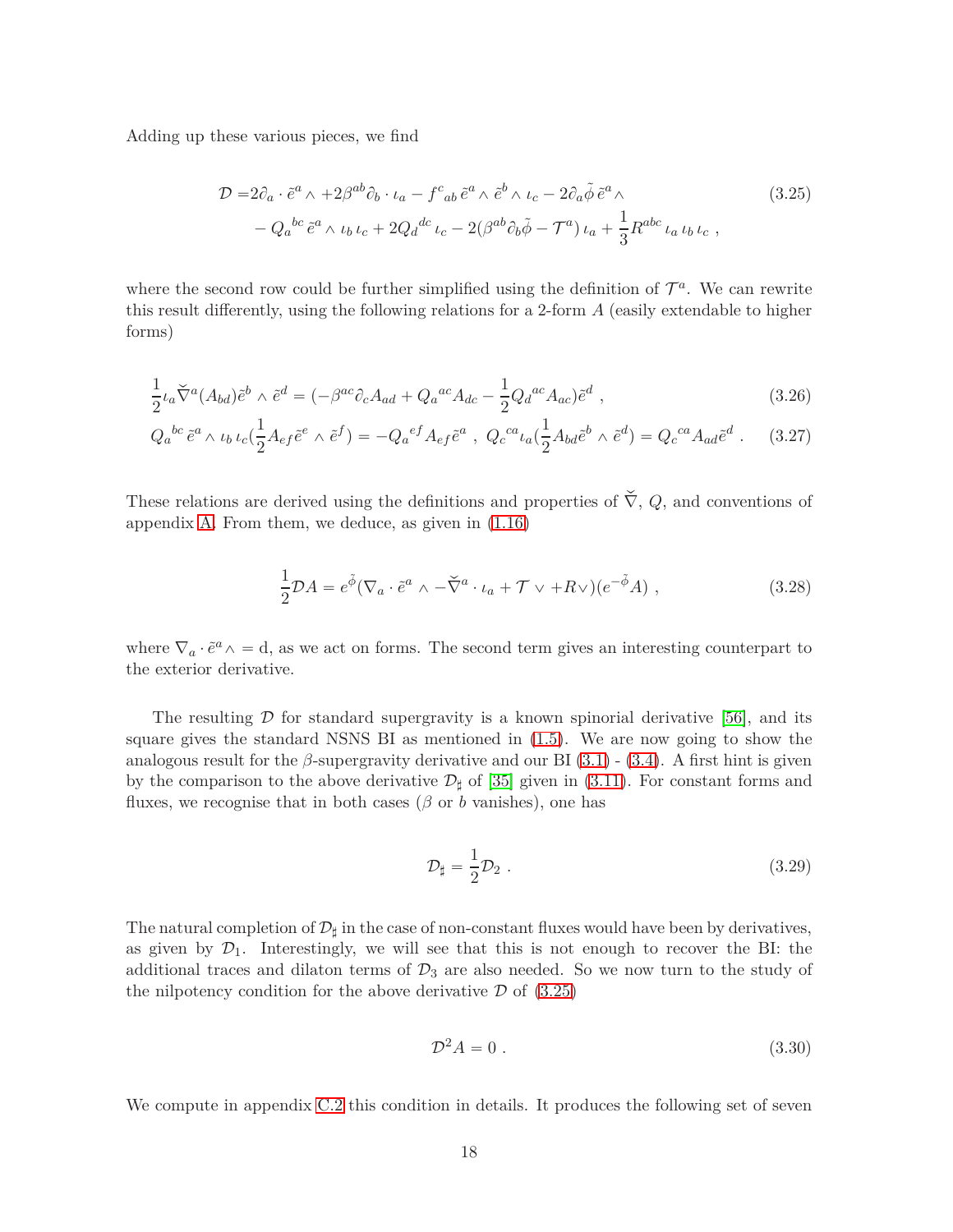Adding up these various pieces, we find

$$
\begin{aligned}
\mathcal{D} =& 2\partial_a \cdot \tilde{e}^a \wedge + 2\beta^{ab}\partial_b \cdot \iota_a - f^c{}_{ab}\, \tilde{e}^a \wedge \tilde{e}^b \wedge \iota_c - 2\partial_a \tilde{\phi}\, \tilde{e}^a \wedge \\
& - Q_a{}^{bc}\, \tilde{e}^a \wedge \iota_b\, \iota_c + 2Q_d{}^{dc}\, \iota_c - 2(\beta^{ab}\partial_b\tilde{\phi} - \mathcal{T}^a)\, \iota_a + \frac{1}{3} R^{abc}\, \iota_a\, \iota_b\, \iota_c \ ,
\end{aligned}
\tag{3.25}
$$

where the second row could be further simplified using the definition of $\mathcal{T}^a$. We can rewrite this result differently, using the following relations for a 2-form $A$ (easily extendable to higher forms)

$$
\frac{1}{2}\iota_a \check{\nabla}^a (A_{bd}) \tilde{e}^b \wedge \tilde{e}^d = (-\beta^{ac}\partial_c A_{ad} + Q_a{}^{ac} A_{dc} - \frac{1}{2} Q_d{}^{ac} A_{ac}) \tilde{e}^d \ , \tag{3.26}
$$

$$
Q_a{}^{bc}\, \tilde{e}^a \wedge \iota_b\, \iota_c (\frac{1}{2} A_{ef} \tilde{e}^e \wedge \tilde{e}^f) = -Q_a{}^{ef} A_{ef} \tilde{e}^a \ , \ Q_c{}^{ca} \iota_a (\frac{1}{2} A_{bd} \tilde{e}^b \wedge \tilde{e}^d) = Q_c{}^{ca} A_{ad} \tilde{e}^d \ . \tag{3.27}
$$

These relations are derived using the definitions and properties of $\check{\nabla}$, $Q$, and conventions of appendix A. From them, we deduce, as given in (1.16)

$$
\frac{1}{2}\mathcal{D}A = e^{\tilde{\phi}} (\nabla_a \cdot \tilde{e}^a \wedge - \check{\nabla}^a \cdot \iota_a + \mathcal{T} \vee + R \vee)(e^{-\tilde{\phi}} A) \ , \tag{3.28}
$$

where $\nabla_a \cdot \tilde{e}^a \wedge = \mathrm{d}$, as we act on forms. The second term gives an interesting counterpart to the exterior derivative.

The resulting $\mathcal{D}$ for standard supergravity is a known spinorial derivative [56], and its square gives the standard NSNS BI as mentioned in (1.5). We are now going to show the analogous result for the $\beta$-supergravity derivative and our BI (3.1) - (3.4). A first hint is given by the comparison to the above derivative $\mathcal{D}_\sharp$ of [35] given in (3.11). For constant forms and fluxes, we recognise that in both cases ($\beta$ or $b$ vanishes), one has

$$
\mathcal{D}_\sharp = \frac{1}{2}\mathcal{D}_2 \ . \tag{3.29}
$$

The natural completion of $\mathcal{D}_\sharp$ in the case of non-constant fluxes would have been by derivatives, as given by $\mathcal{D}_1$. Interestingly, we will see that this is not enough to recover the BI: the additional traces and dilaton terms of $\mathcal{D}_3$ are also needed. So we now turn to the study of the nilpotency condition for the above derivative $\mathcal{D}$ of (3.25)

$$
\mathcal{D}^2 A = 0 \ . \tag{3.30}
$$

We compute in appendix C.2 this condition in details. It produces the following set of seven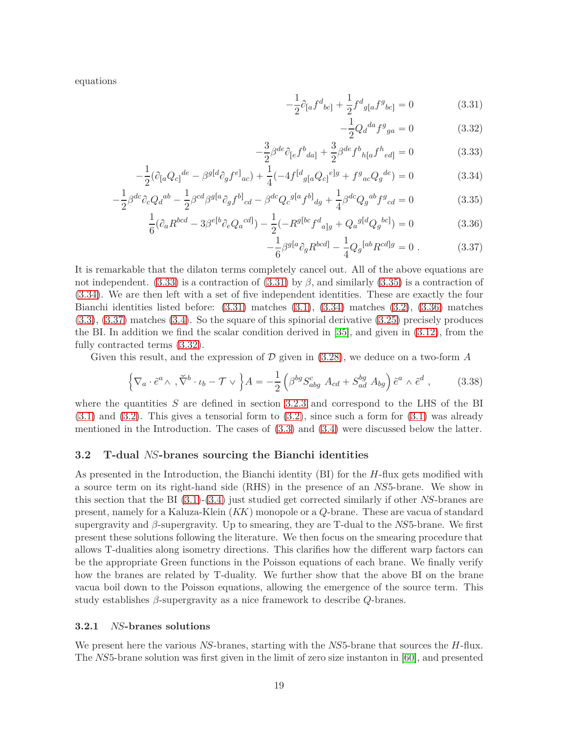equations

$$-\frac{1}{2}\partial_{[a}f^{d}{}_{bc]} + \frac{1}{2}f^{d}{}_{g[a}f^{g}{}_{bc]} = 0 \tag{3.31}$$

$$-\frac{1}{2}Q_{d}{}^{da}f^{g}{}_{ga} = 0 \tag{3.32}$$

$$-\frac{3}{2}\beta^{de}\partial_{[e}f^{b}{}_{da]} + \frac{3}{2}\beta^{de}f^{b}{}_{h[a}f^{h}{}_{ed]} = 0 \tag{3.33}$$

$$-\frac{1}{2}(\partial_{[a}Q_{c]}{}^{de} - \beta^{g[d}\partial_{g}f^{e]}{}_{ac}) + \frac{1}{4}(-4f^{[d}{}_{g[a}Q_{c]}{}^{e]g} + f^{g}{}_{ac}Q_{g}{}^{de}) = 0 \tag{3.34}$$

$$-\frac{1}{2}\beta^{dc}\partial_{c}Q_{d}{}^{ab} - \frac{1}{2}\beta^{cd}\beta^{g[a}\partial_{g}f^{b]}{}_{cd} - \beta^{dc}Q_{c}{}^{g[a}f^{b]}{}_{dg} + \frac{1}{4}\beta^{dc}Q_{g}{}^{ab}f^{g}{}_{cd} = 0 \tag{3.35}$$

$$\frac{1}{6}(\partial_{a}R^{bcd} - 3\beta^{e[b}\partial_{e}Q_{a}{}^{cd]}) - \frac{1}{2}(-R^{g[bc}f^{d}{}_{a]g} + Q_{a}{}^{g[d}Q_{g}{}^{bc]}) = 0 \tag{3.36}$$

$$-\frac{1}{6}\beta^{g[a}\partial_{g}R^{bcd]} - \frac{1}{4}Q_{g}{}^{[ab}R^{cd]g} = 0\ . \tag{3.37}$$

It is remarkable that the dilaton terms completely cancel out. All of the above equations are not independent. (3.33) is a contraction of (3.31) by $\beta$, and similarly (3.35) is a contraction of (3.34). We are then left with a set of five independent identities. These are exactly the four Bianchi identities listed before: (3.31) matches (3.1), (3.34) matches (3.2), (3.36) matches (3.3), (3.37) matches (3.4). So the square of this spinorial derivative (3.25) precisely produces the BI. In addition we find the scalar condition derived in [35], and given in (3.12), from the fully contracted terms (3.32).

Given this result, and the expression of $\mathcal{D}$ given in (3.28), we deduce on a two-form $A$

$$\Big\{\nabla_{a}\cdot\tilde{e}^{a}\wedge\ ,\check{\nabla}^{b}\cdot\iota_{b} - \mathcal{T}\vee\Big\}A = -\frac{1}{2}\left(\beta^{bg}S^{c}_{abg}\ A_{cd} + S^{bg}_{ad}\ A_{bg}\right)\tilde{e}^{a}\wedge\tilde{e}^{d}\ , \tag{3.38}$$

where the quantities $S$ are defined in section 3.2.3 and correspond to the LHS of the BI (3.1) and (3.2). This gives a tensorial form to (3.2), since such a form for (3.1) was already mentioned in the Introduction. The cases of (3.3) and (3.4) were discussed below the latter.

## 3.2 T-dual *NS*-branes sourcing the Bianchi identities

As presented in the Introduction, the Bianchi identity (BI) for the $H$-flux gets modified with a source term on its right-hand side (RHS) in the presence of an *NS*5-brane. We show in this section that the BI (3.1)-(3.4) just studied get corrected similarly if other *NS*-branes are present, namely for a Kaluza-Klein (*KK*) monopole or a $Q$-brane. These are vacua of standard supergravity and $\beta$-supergravity. Up to smearing, they are T-dual to the *NS*5-brane. We first present these solutions following the literature. We then focus on the smearing procedure that allows T-dualities along isometry directions. This clarifies how the different warp factors can be the appropriate Green functions in the Poisson equations of each brane. We finally verify how the branes are related by T-duality. We further show that the above BI on the brane vacua boil down to the Poisson equations, allowing the emergence of the source term. This study establishes $\beta$-supergravity as a nice framework to describe $Q$-branes.

### 3.2.1 *NS*-branes solutions

We present here the various *NS*-branes, starting with the *NS*5-brane that sources the $H$-flux. The *NS*5-brane solution was first given in the limit of zero size instanton in [60], and presented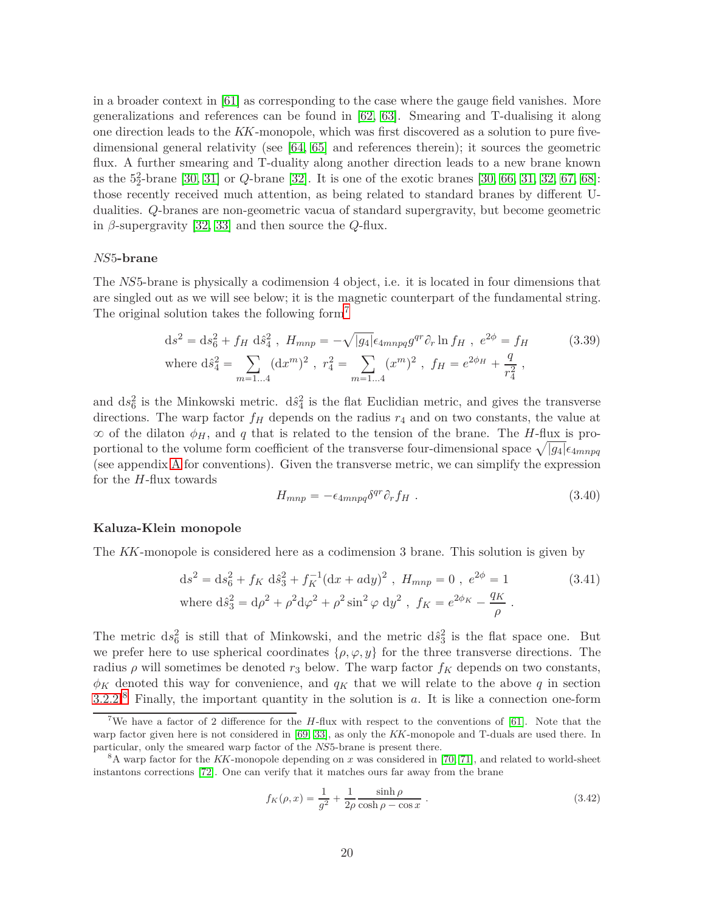in a broader context in [61] as corresponding to the case where the gauge field vanishes. More generalizations and references can be found in [62, 63]. Smearing and T-dualising it along one direction leads to the *KK*-monopole, which was first discovered as a solution to pure five-dimensional general relativity (see [64, 65] and references therein); it sources the geometric flux. A further smearing and T-duality along another direction leads to a new brane known as the $5^2_2$-brane [30, 31] or *Q*-brane [32]. It is one of the exotic branes [30, 66, 31, 32, 67, 68]: those recently received much attention, as being related to standard branes by different U-dualities. *Q*-branes are non-geometric vacua of standard supergravity, but become geometric in $\beta$-supergravity [32, 33] and then source the *Q*-flux.

#### *NS*5-brane

The *NS*5-brane is physically a codimension 4 object, i.e. it is located in four dimensions that are singled out as we will see below; it is the magnetic counterpart of the fundamental string. The original solution takes the following form[7]

$$
\begin{aligned}
&\mathrm{d}s^2 = \mathrm{d}s_6^2 + f_H\ \mathrm{d}\hat{s}_4^2\ ,\ H_{mnp} = -\sqrt{|g_4|}\epsilon_{4mnpq}g^{qr}\partial_r \ln f_H\ ,\ e^{2\phi} = f_H \\
&\text{where } \mathrm{d}\hat{s}_4^2 = \sum_{m=1\dots4}(\mathrm{d}x^m)^2\ ,\ r_4^2 = \sum_{m=1\dots4}(x^m)^2\ ,\ f_H = e^{2\phi_H} + \frac{q}{r_4^2}\ ,
\end{aligned}
\tag{3.39}
$$

and $\mathrm{d}s_6^2$ is the Minkowski metric. $\mathrm{d}\hat{s}_4^2$ is the flat Euclidian metric, and gives the transverse directions. The warp factor $f_H$ depends on the radius $r_4$ and on two constants, the value at $\infty$ of the dilaton $\phi_H$, and $q$ that is related to the tension of the brane. The *H*-flux is proportional to the volume form coefficient of the transverse four-dimensional space $\sqrt{|g_4|}\epsilon_{4mnpq}$ (see appendix A for conventions). Given the transverse metric, we can simplify the expression for the *H*-flux towards

$$
H_{mnp} = -\epsilon_{4mnpq}\delta^{qr}\partial_r f_H\ . \tag{3.40}
$$

#### Kaluza-Klein monopole

The *KK*-monopole is considered here as a codimension 3 brane. This solution is given by

$$
\begin{aligned}
&\mathrm{d}s^2 = \mathrm{d}s_6^2 + f_K\ \mathrm{d}\hat{s}_3^2 + f_K^{-1}(\mathrm{d}x + a\mathrm{d}y)^2\ ,\ H_{mnp} = 0\ ,\ e^{2\phi} = 1 \\
&\text{where } \mathrm{d}\hat{s}_3^2 = \mathrm{d}\rho^2 + \rho^2\mathrm{d}\varphi^2 + \rho^2\sin^2\varphi\ \mathrm{d}y^2\ ,\ f_K = e^{2\phi_K} - \frac{q_K}{\rho}\ .
\end{aligned}
\tag{3.41}
$$

The metric $\mathrm{d}s_6^2$ is still that of Minkowski, and the metric $\mathrm{d}\hat{s}_3^2$ is the flat space one. But we prefer here to use spherical coordinates $\{\rho, \varphi, y\}$ for the three transverse directions. The radius $\rho$ will sometimes be denoted $r_3$ below. The warp factor $f_K$ depends on two constants, $\phi_K$ denoted this way for convenience, and $q_K$ that we will relate to the above $q$ in section 3.2.2.[8] Finally, the important quantity in the solution is $a$. It is like a connection one-form

---

[7] We have a factor of 2 difference for the *H*-flux with respect to the conventions of [61]. Note that the warp factor given here is not considered in [69, 33], as only the *KK*-monopole and T-duals are used there. In particular, only the smeared warp factor of the *NS*5-brane is present there.

[8] A warp factor for the *KK*-monopole depending on $x$ was considered in [70, 71], and related to world-sheet instantons corrections [72]. One can verify that it matches ours far away from the brane

$$
f_K(\rho, x) = \frac{1}{g^2} + \frac{1}{2\rho}\frac{\sinh\rho}{\cosh\rho - \cos x}\ . \tag{3.42}
$$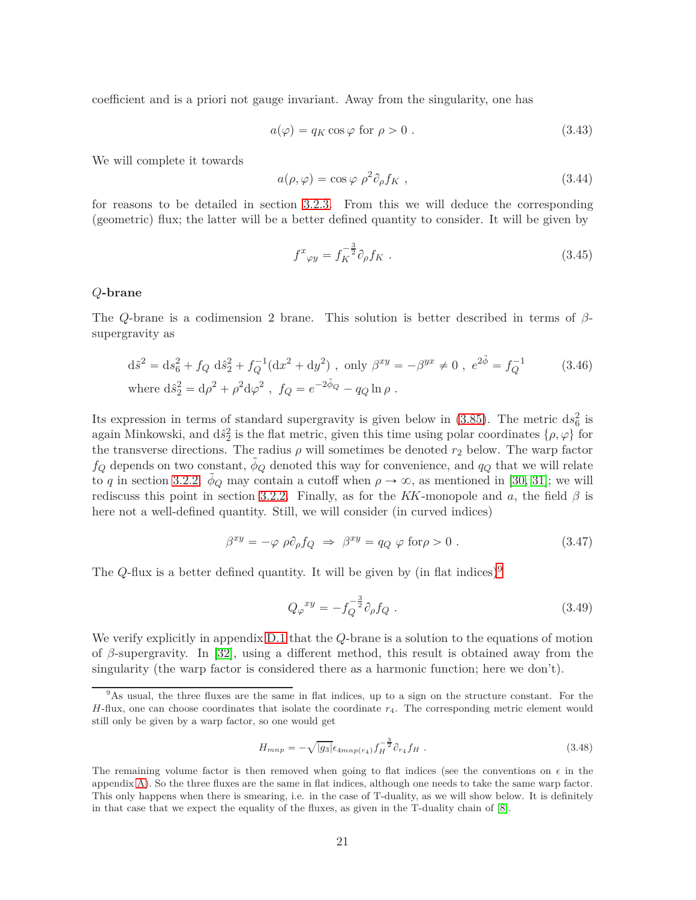coefficient and is a priori not gauge invariant. Away from the singularity, one has

$$a(\varphi) = q_K \cos\varphi \text{ for } \rho > 0 \ . \tag{3.43}$$

We will complete it towards

$$a(\rho,\varphi) = \cos\varphi\ \rho^2 \partial_\rho f_K \ , \tag{3.44}$$

for reasons to be detailed in section 3.2.3. From this we will deduce the corresponding (geometric) flux; the latter will be a better defined quantity to consider. It will be given by

$$f^x{}_{\varphi y} = f_K^{-\frac{3}{2}} \partial_\rho f_K \ . \tag{3.45}$$

**$Q$-brane**

The $Q$-brane is a codimension 2 brane. This solution is better described in terms of $\beta$-supergravity as

$$\begin{aligned} &\mathrm{d}\tilde{s}^2 = \mathrm{d}s_6^2 + f_Q\ \mathrm{d}\hat{s}_2^2 + f_Q^{-1}(\mathrm{d}x^2 + \mathrm{d}y^2) \ , \text{ only } \beta^{xy} = -\beta^{yx} \neq 0 \ , \ e^{2\tilde{\phi}} = f_Q^{-1} \\ &\text{where } \mathrm{d}\hat{s}_2^2 = \mathrm{d}\rho^2 + \rho^2 \mathrm{d}\varphi^2 \ , \ f_Q = e^{-2\tilde{\phi}_Q} - q_Q \ln\rho \ . \end{aligned} \tag{3.46}$$

Its expression in terms of standard supergravity is given below in (3.85). The metric $\mathrm{d}s_6^2$ is again Minkowski, and $\mathrm{d}\hat{s}_2^2$ is the flat metric, given this time using polar coordinates $\{\rho,\varphi\}$ for the transverse directions. The radius $\rho$ will sometimes be denoted $r_2$ below. The warp factor $f_Q$ depends on two constant, $\tilde{\phi}_Q$ denoted this way for convenience, and $q_Q$ that we will relate to $q$ in section 3.2.2. $\tilde{\phi}_Q$ may contain a cutoff when $\rho \to \infty$, as mentioned in [30, 31]; we will rediscuss this point in section 3.2.2. Finally, as for the $KK$-monopole and $a$, the field $\beta$ is here not a well-defined quantity. Still, we will consider (in curved indices)

$$\beta^{xy} = -\varphi\ \rho\partial_\rho f_Q \ \Rightarrow\ \beta^{xy} = q_Q\ \varphi \text{ for} \rho > 0 \ . \tag{3.47}$$

The $Q$-flux is a better defined quantity. It will be given by (in flat indices)[9]

$$Q_\varphi{}^{xy} = -f_Q^{-\frac{3}{2}} \partial_\rho f_Q \ . \tag{3.49}$$

We verify explicitly in appendix D.1 that the $Q$-brane is a solution to the equations of motion of $\beta$-supergravity. In [32], using a different method, this result is obtained away from the singularity (the warp factor is considered there as a harmonic function; here we don't).

---

[9] As usual, the three fluxes are the same in flat indices, up to a sign on the structure constant. For the $H$-flux, one can choose coordinates that isolate the coordinate $r_4$. The corresponding metric element would still only be given by a warp factor, so one would get

$$H_{mnp} = -\sqrt{|g_3|}\epsilon_{4mnp(r_4)} f_H^{-\frac{3}{2}} \partial_{r_4} f_H \ . \tag{3.48}$$

The remaining volume factor is then removed when going to flat indices (see the conventions on $\epsilon$ in the appendix A). So the three fluxes are the same in flat indices, although one needs to take the same warp factor. This only happens when there is smearing, i.e. in the case of T-duality, as we will show below. It is definitely in that case that we expect the equality of the fluxes, as given in the T-duality chain of [8].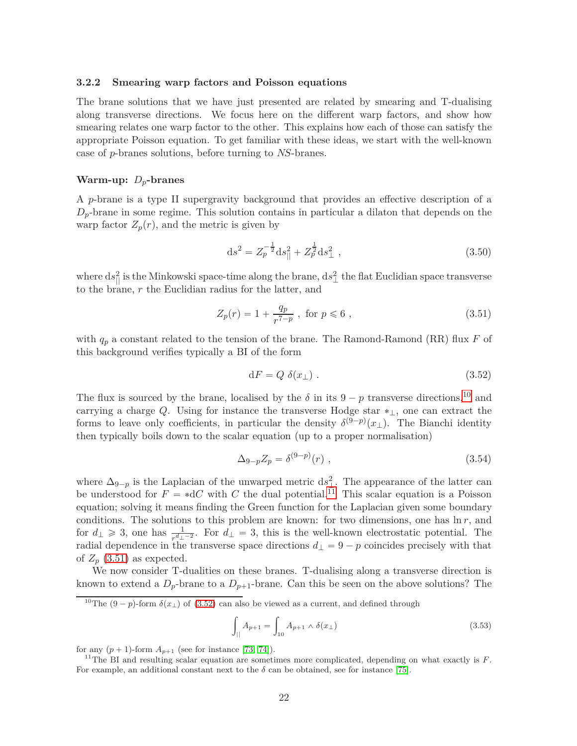### 3.2.2 Smearing warp factors and Poisson equations

The brane solutions that we have just presented are related by smearing and T-dualising along transverse directions. We focus here on the different warp factors, and show how smearing relates one warp factor to the other. This explains how each of those can satisfy the appropriate Poisson equation. To get familiar with these ideas, we start with the well-known case of $p$-branes solutions, before turning to *NS*-branes.

**Warm-up: $D_p$-branes**

A $p$-brane is a type II supergravity background that provides an effective description of a $D_p$-brane in some regime. This solution contains in particular a dilaton that depends on the warp factor $Z_p(r)$, and the metric is given by

$$\mathrm{d}s^2 = Z_p^{-\frac{1}{2}} \mathrm{d}s_{||}^2 + Z_p^{\frac{1}{2}} \mathrm{d}s_{\perp}^2 \ , \tag{3.50}$$

where $\mathrm{d}s_{||}^2$ is the Minkowski space-time along the brane, $\mathrm{d}s_{\perp}^2$ the flat Euclidian space transverse to the brane, $r$ the Euclidian radius for the latter, and

$$Z_p(r) = 1 + \frac{q_p}{r^{7-p}} \ , \ \text{for } p \leqslant 6 \ , \tag{3.51}$$

with $q_p$ a constant related to the tension of the brane. The Ramond-Ramond (RR) flux $F$ of this background verifies typically a BI of the form

$$\mathrm{d}F = Q \ \delta(x_{\perp}) \ . \tag{3.52}$$

The flux is sourced by the brane, localised by the $\delta$ in its $9-p$ transverse directions,[10] and carrying a charge $Q$. Using for instance the transverse Hodge star $*_{\perp}$, one can extract the forms to leave only coefficients, in particular the density $\delta^{(9-p)}(x_{\perp})$. The Bianchi identity then typically boils down to the scalar equation (up to a proper normalisation)

$$\Delta_{9-p} Z_p = \delta^{(9-p)}(r) \ , \tag{3.54}$$

where $\Delta_{9-p}$ is the Laplacian of the unwarped metric $\mathrm{d}s_{\perp}^2$. The appearance of the latter can be understood for $F = *\mathrm{d}C$ with $C$ the dual potential.[11] This scalar equation is a Poisson equation; solving it means finding the Green function for the Laplacian given some boundary conditions. The solutions to this problem are known: for two dimensions, one has $\ln r$, and for $d_{\perp} \geqslant 3$, one has $\frac{1}{r^{d_{\perp}-2}}$. For $d_{\perp} = 3$, this is the well-known electrostatic potential. The radial dependence in the transverse space directions $d_{\perp} = 9-p$ coincides precisely with that of $Z_p$ (3.51) as expected.

We now consider T-dualities on these branes. T-dualising along a transverse direction is known to extend a $D_p$-brane to a $D_{p+1}$-brane. Can this be seen on the above solutions? The

---

[10] The $(9-p)$-form $\delta(x_{\perp})$ of (3.52) can also be viewed as a current, and defined through

$$\int_{||} A_{p+1} = \int_{10} A_{p+1} \wedge \delta(x_{\perp}) \tag{3.53}$$

for any $(p+1)$-form $A_{p+1}$ (see for instance [73, 74]).

[11] The BI and resulting scalar equation are sometimes more complicated, depending on what exactly is $F$. For example, an additional constant next to the $\delta$ can be obtained, see for instance [75].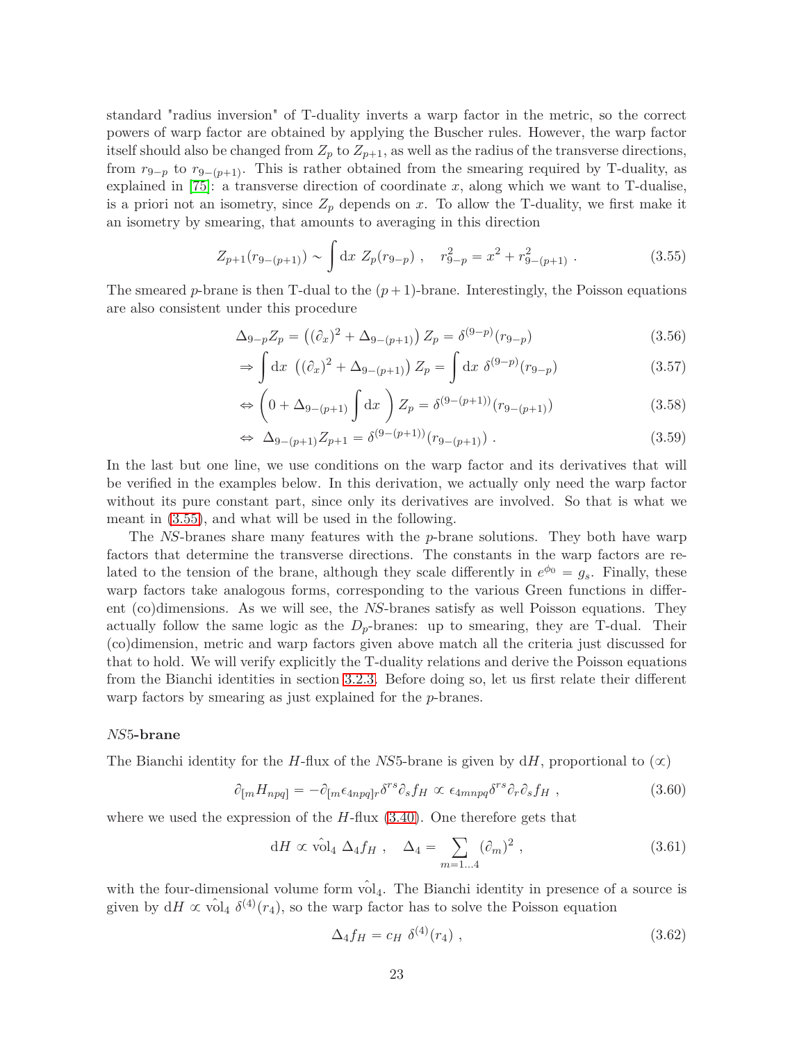standard "radius inversion" of T-duality inverts a warp factor in the metric, so the correct powers of warp factor are obtained by applying the Buscher rules. However, the warp factor itself should also be changed from $Z_p$ to $Z_{p+1}$, as well as the radius of the transverse directions, from $r_{9-p}$ to $r_{9-(p+1)}$. This is rather obtained from the smearing required by T-duality, as explained in [75]: a transverse direction of coordinate $x$, along which we want to T-dualise, is a priori not an isometry, since $Z_p$ depends on $x$. To allow the T-duality, we first make it an isometry by smearing, that amounts to averaging in this direction

$$Z_{p+1}(r_{9-(p+1)}) \sim \int \mathrm{d}x \ Z_p(r_{9-p}) \ , \quad r_{9-p}^2 = x^2 + r_{9-(p+1)}^2 \ . \tag{3.55}$$

The smeared $p$-brane is then T-dual to the $(p+1)$-brane. Interestingly, the Poisson equations are also consistent under this procedure

$$\Delta_{9-p} Z_p = \left( (\partial_x)^2 + \Delta_{9-(p+1)} \right) Z_p = \delta^{(9-p)}(r_{9-p}) \tag{3.56}$$

$$\Rightarrow \int \mathrm{d}x \ \left( (\partial_x)^2 + \Delta_{9-(p+1)} \right) Z_p = \int \mathrm{d}x \ \delta^{(9-p)}(r_{9-p}) \tag{3.57}$$

$$\Leftrightarrow \left( 0 + \Delta_{9-(p+1)} \int \mathrm{d}x \ \right) Z_p = \delta^{(9-(p+1))}(r_{9-(p+1)}) \tag{3.58}$$

$$\Leftrightarrow \ \Delta_{9-(p+1)} Z_{p+1} = \delta^{(9-(p+1))}(r_{9-(p+1)}) \ . \tag{3.59}$$

In the last but one line, we use conditions on the warp factor and its derivatives that will be verified in the examples below. In this derivation, we actually only need the warp factor without its pure constant part, since only its derivatives are involved. So that is what we meant in (3.55), and what will be used in the following.

The *NS*-branes share many features with the $p$-brane solutions. They both have warp factors that determine the transverse directions. The constants in the warp factors are related to the tension of the brane, although they scale differently in $e^{\phi_0} = g_s$. Finally, these warp factors take analogous forms, corresponding to the various Green functions in different (co)dimensions. As we will see, the *NS*-branes satisfy as well Poisson equations. They actually follow the same logic as the $D_p$-branes: up to smearing, they are T-dual. Their (co)dimension, metric and warp factors given above match all the criteria just discussed for that to hold. We will verify explicitly the T-duality relations and derive the Poisson equations from the Bianchi identities in section 3.2.3. Before doing so, let us first relate their different warp factors by smearing as just explained for the $p$-branes.

#### *NS*5-brane

The Bianchi identity for the $H$-flux of the *NS*5-brane is given by $\mathrm{d}H$, proportional to ($\propto$)

$$\partial_{[m} H_{npq]} = -\partial_{[m} \epsilon_{4npq]r} \delta^{rs} \partial_s f_H \propto \epsilon_{4mnpq} \delta^{rs} \partial_r \partial_s f_H \ , \tag{3.60}$$

where we used the expression of the $H$-flux (3.40). One therefore gets that

$$\mathrm{d}H \propto \hat{\mathrm{vol}}_4 \ \Delta_4 f_H \ , \quad \Delta_4 = \sum_{m=1...4} (\partial_m)^2 \ , \tag{3.61}$$

with the four-dimensional volume form $\hat{\mathrm{vol}}_4$. The Bianchi identity in presence of a source is given by $\mathrm{d}H \propto \hat{\mathrm{vol}}_4 \ \delta^{(4)}(r_4)$, so the warp factor has to solve the Poisson equation

$$\Delta_4 f_H = c_H \ \delta^{(4)}(r_4) \ , \tag{3.62}$$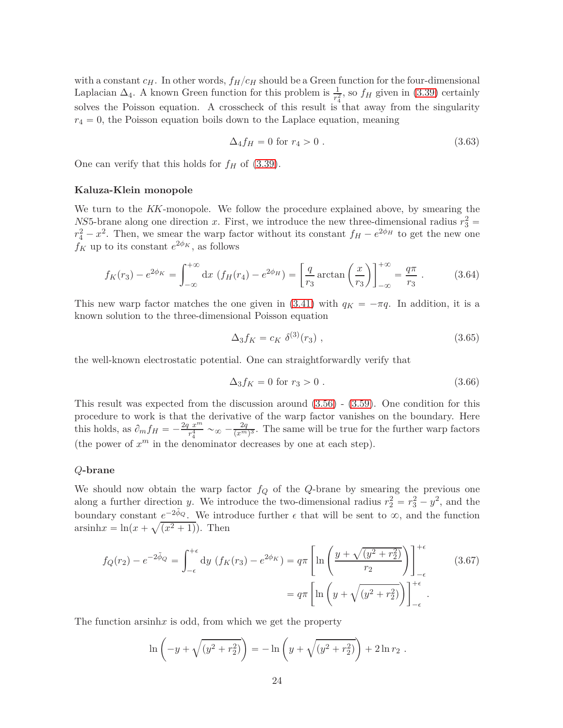with a constant $c_H$. In other words, $f_H/c_H$ should be a Green function for the four-dimensional Laplacian $\Delta_4$. A known Green function for this problem is $\frac{1}{r_4^2}$, so $f_H$ given in (3.39) certainly solves the Poisson equation. A crosscheck of this result is that away from the singularity $r_4 = 0$, the Poisson equation boils down to the Laplace equation, meaning

$$\Delta_4 f_H = 0 \text{ for } r_4 > 0 \ . \tag{3.63}$$

One can verify that this holds for $f_H$ of (3.39).

**Kaluza-Klein monopole**

We turn to the *KK*-monopole. We follow the procedure explained above, by smearing the *NS*5-brane along one direction $x$. First, we introduce the new three-dimensional radius $r_3^2 = r_4^2 - x^2$. Then, we smear the warp factor without its constant $f_H - e^{2\phi_H}$ to get the new one $f_K$ up to its constant $e^{2\phi_K}$, as follows

$$f_K(r_3) - e^{2\phi_K} = \int_{-\infty}^{+\infty} \mathrm{d}x \ (f_H(r_4) - e^{2\phi_H}) = \left[\frac{q}{r_3} \arctan\left(\frac{x}{r_3}\right)\right]_{-\infty}^{+\infty} = \frac{q\pi}{r_3} \ . \tag{3.64}$$

This new warp factor matches the one given in (3.41) with $q_K = -\pi q$. In addition, it is a known solution to the three-dimensional Poisson equation

$$\Delta_3 f_K = c_K \ \delta^{(3)}(r_3) \ , \tag{3.65}$$

the well-known electrostatic potential. One can straightforwardly verify that

$$\Delta_3 f_K = 0 \text{ for } r_3 > 0 \ . \tag{3.66}$$

This result was expected from the discussion around (3.56) - (3.59). One condition for this procedure to work is that the derivative of the warp factor vanishes on the boundary. Here this holds, as $\partial_m f_H = -\frac{2q \ x^m}{r_4^4} \sim_\infty -\frac{2q}{(x^m)^3}$. The same will be true for the further warp factors (the power of $x^m$ in the denominator decreases by one at each step).

***Q*-brane**

We should now obtain the warp factor $f_Q$ of the *Q*-brane by smearing the previous one along a further direction $y$. We introduce the two-dimensional radius $r_2^2 = r_3^2 - y^2$, and the boundary constant $e^{-2\tilde{\phi}_Q}$. We introduce further $\epsilon$ that will be sent to $\infty$, and the function $\mathrm{arsinh} x = \ln(x + \sqrt{(x^2+1)})$. Then

$$\begin{aligned} f_Q(r_2) - e^{-2\tilde{\phi}_Q} = \int_{-\epsilon}^{+\epsilon} \mathrm{d}y \ (f_K(r_3) - e^{2\phi_K}) &= q\pi \left[\ln\left(\frac{y + \sqrt{(y^2 + r_2^2)}}{r_2}\right)\right]_{-\epsilon}^{+\epsilon} \\ &= q\pi \left[\ln\left(y + \sqrt{(y^2 + r_2^2)}\right)\right]_{-\epsilon}^{+\epsilon} \ . \end{aligned} \tag{3.67}$$

The function $\mathrm{arsinh} x$ is odd, from which we get the property

$$\ln\left(-y + \sqrt{(y^2 + r_2^2)}\right) = -\ln\left(y + \sqrt{(y^2 + r_2^2)}\right) + 2\ln r_2 \ .$$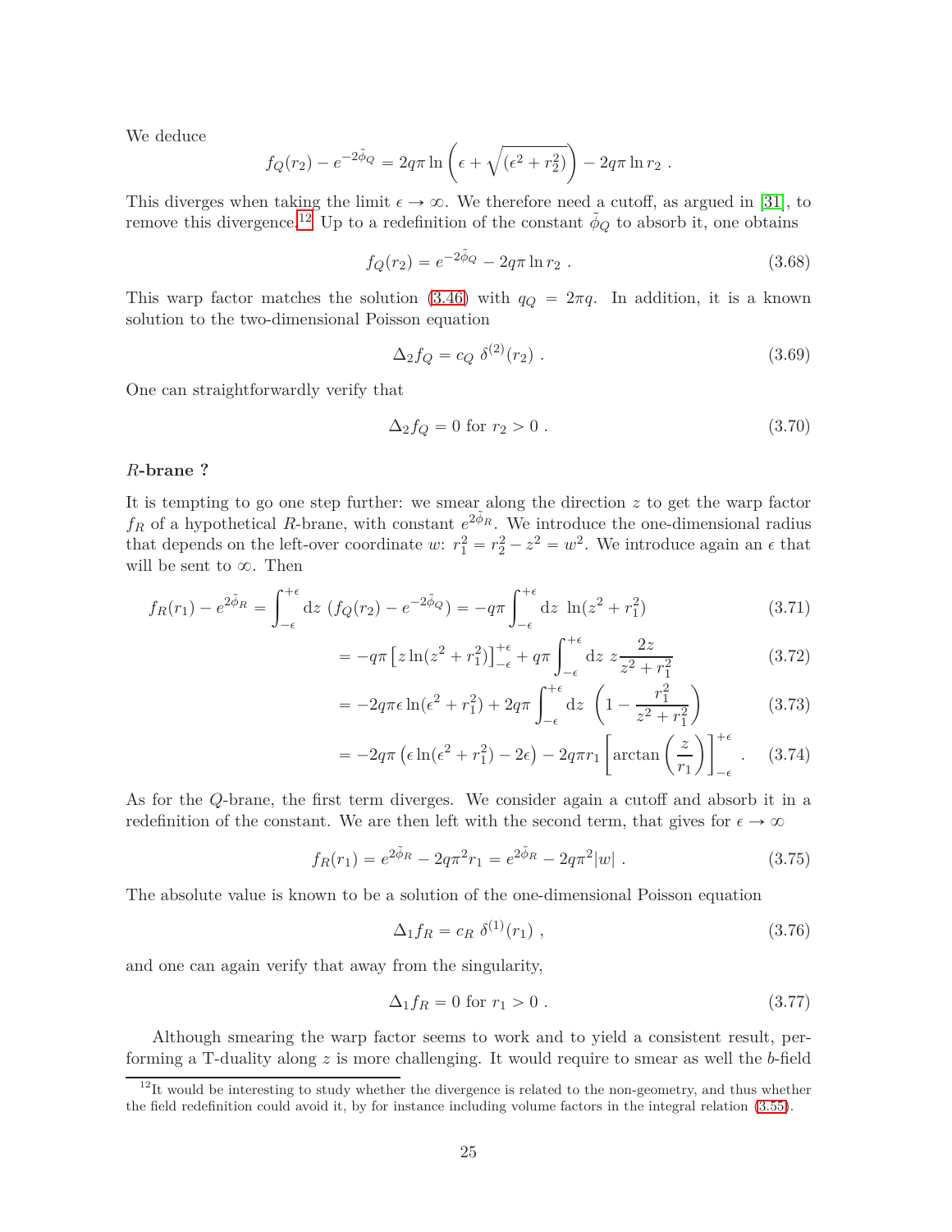We deduce

$$f_Q(r_2) - e^{-2\tilde{\phi}_Q} = 2q\pi \ln\left(\epsilon + \sqrt{(\epsilon^2 + r_2^2)}\right) - 2q\pi \ln r_2 \ .$$

This diverges when taking the limit $\epsilon \to \infty$. We therefore need a cutoff, as argued in [31], to remove this divergence.[12] Up to a redefinition of the constant $\tilde{\phi}_Q$ to absorb it, one obtains

$$f_Q(r_2) = e^{-2\tilde{\phi}_Q} - 2q\pi \ln r_2 \ . \tag{3.68}$$

This warp factor matches the solution (3.46) with $q_Q = 2\pi q$. In addition, it is a known solution to the two-dimensional Poisson equation

$$\Delta_2 f_Q = c_Q \ \delta^{(2)}(r_2) \ . \tag{3.69}$$

One can straightforwardly verify that

$$\Delta_2 f_Q = 0 \text{ for } r_2 > 0 \ . \tag{3.70}$$

### $R$-brane ?

It is tempting to go one step further: we smear along the direction $z$ to get the warp factor $f_R$ of a hypothetical $R$-brane, with constant $e^{2\tilde{\phi}_R}$. We introduce the one-dimensional radius that depends on the left-over coordinate $w$: $r_1^2 = r_2^2 - z^2 = w^2$. We introduce again an $\epsilon$ that will be sent to $\infty$. Then

$$f_R(r_1) - e^{2\tilde{\phi}_R} = \int_{-\epsilon}^{+\epsilon} \mathrm{d}z \ (f_Q(r_2) - e^{-2\tilde{\phi}_Q}) = -q\pi \int_{-\epsilon}^{+\epsilon} \mathrm{d}z \ \ln(z^2 + r_1^2) \tag{3.71}$$

$$= -q\pi \left[ z \ln(z^2 + r_1^2) \right]_{-\epsilon}^{+\epsilon} + q\pi \int_{-\epsilon}^{+\epsilon} \mathrm{d}z \ z \frac{2z}{z^2 + r_1^2} \tag{3.72}$$

$$= -2q\pi\epsilon \ln(\epsilon^2 + r_1^2) + 2q\pi \int_{-\epsilon}^{+\epsilon} \mathrm{d}z \ \left(1 - \frac{r_1^2}{z^2 + r_1^2}\right) \tag{3.73}$$

$$= -2q\pi \left(\epsilon \ln(\epsilon^2 + r_1^2) - 2\epsilon\right) - 2q\pi r_1 \left[ \arctan\left(\frac{z}{r_1}\right) \right]_{-\epsilon}^{+\epsilon} \ . \tag{3.74}$$

As for the $Q$-brane, the first term diverges. We consider again a cutoff and absorb it in a redefinition of the constant. We are then left with the second term, that gives for $\epsilon \to \infty$

$$f_R(r_1) = e^{2\tilde{\phi}_R} - 2q\pi^2 r_1 = e^{2\tilde{\phi}_R} - 2q\pi^2 |w| \ . \tag{3.75}$$

The absolute value is known to be a solution of the one-dimensional Poisson equation

$$\Delta_1 f_R = c_R \ \delta^{(1)}(r_1) \ , \tag{3.76}$$

and one can again verify that away from the singularity,

$$\Delta_1 f_R = 0 \text{ for } r_1 > 0 \ . \tag{3.77}$$

Although smearing the warp factor seems to work and to yield a consistent result, performing a T-duality along $z$ is more challenging. It would require to smear as well the $b$-field

---

[12] It would be interesting to study whether the divergence is related to the non-geometry, and thus whether the field redefinition could avoid it, by for instance including volume factors in the integral relation (3.55).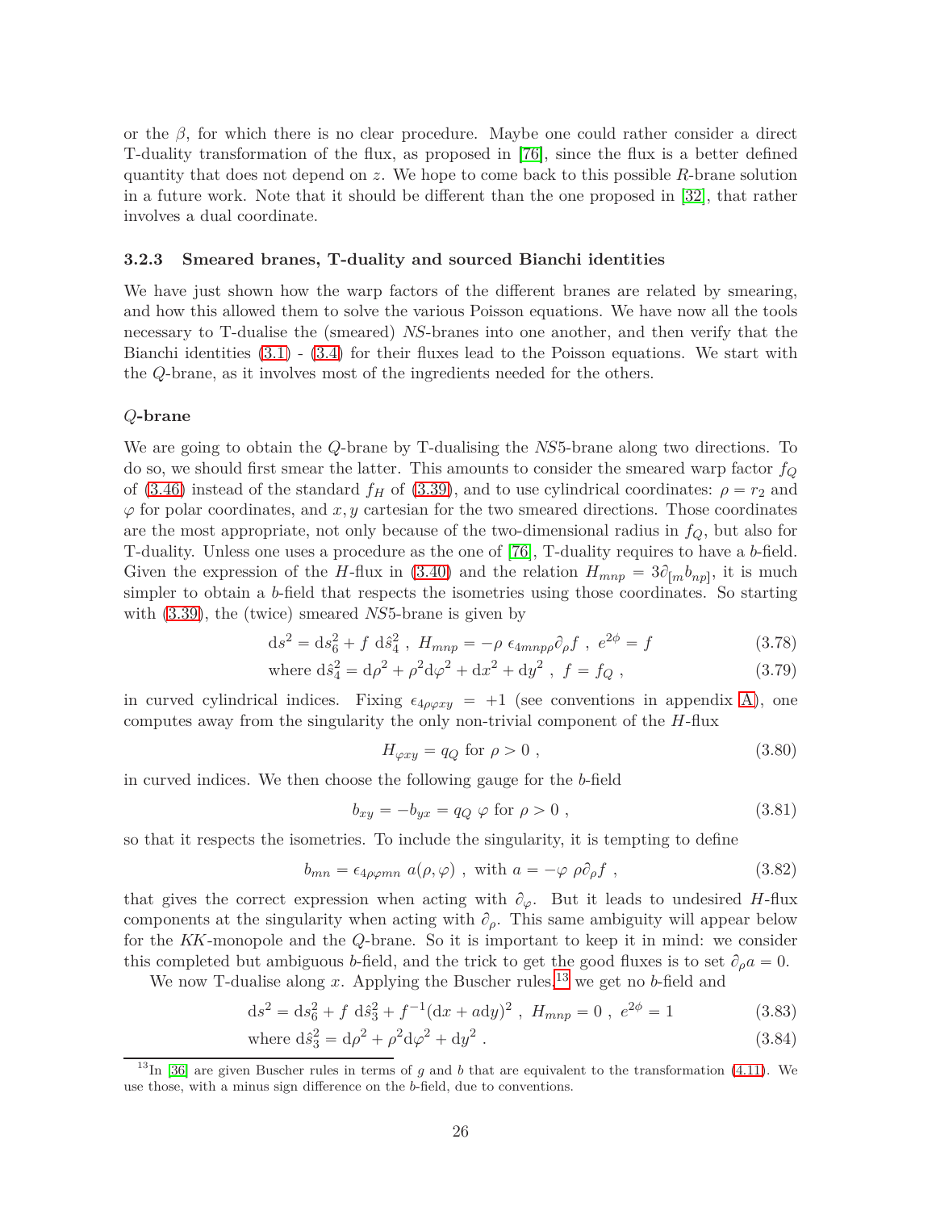or the $\beta$, for which there is no clear procedure. Maybe one could rather consider a direct T-duality transformation of the flux, as proposed in [76], since the flux is a better defined quantity that does not depend on $z$. We hope to come back to this possible $R$-brane solution in a future work. Note that it should be different than the one proposed in [32], that rather involves a dual coordinate.

### 3.2.3 Smeared branes, T-duality and sourced Bianchi identities

We have just shown how the warp factors of the different branes are related by smearing, and how this allowed them to solve the various Poisson equations. We have now all the tools necessary to T-dualise the (smeared) $NS$-branes into one another, and then verify that the Bianchi identities (3.1) - (3.4) for their fluxes lead to the Poisson equations. We start with the $Q$-brane, as it involves most of the ingredients needed for the others.

#### $Q$-brane

We are going to obtain the $Q$-brane by T-dualising the $NS5$-brane along two directions. To do so, we should first smear the latter. This amounts to consider the smeared warp factor $f_Q$ of (3.46) instead of the standard $f_H$ of (3.39), and to use cylindrical coordinates: $\rho = r_2$ and $\varphi$ for polar coordinates, and $x, y$ cartesian for the two smeared directions. Those coordinates are the most appropriate, not only because of the two-dimensional radius in $f_Q$, but also for T-duality. Unless one uses a procedure as the one of [76], T-duality requires to have a $b$-field. Given the expression of the $H$-flux in (3.40) and the relation $H_{mnp} = 3\partial_{[m} b_{np]}$, it is much simpler to obtain a $b$-field that respects the isometries using those coordinates. So starting with (3.39), the (twice) smeared $NS5$-brane is given by

$$
\mathrm{d}s^2 = \mathrm{d}s_6^2 + f\ \mathrm{d}\hat{s}_4^2\ ,\ H_{mnp} = -\rho\ \epsilon_{4mnp\rho}\partial_\rho f\ ,\ e^{2\phi} = f \tag{3.78}
$$

$$
\text{where } \mathrm{d}\hat{s}_4^2 = \mathrm{d}\rho^2 + \rho^2 \mathrm{d}\varphi^2 + \mathrm{d}x^2 + \mathrm{d}y^2\ ,\ f = f_Q\ , \tag{3.79}
$$

in curved cylindrical indices. Fixing $\epsilon_{4\rho\varphi xy} = +1$ (see conventions in appendix A), one computes away from the singularity the only non-trivial component of the $H$-flux

$$
H_{\varphi xy} = q_Q \text{ for } \rho > 0\ , \tag{3.80}
$$

in curved indices. We then choose the following gauge for the $b$-field

$$
b_{xy} = -b_{yx} = q_Q\ \varphi \text{ for } \rho > 0\ , \tag{3.81}
$$

so that it respects the isometries. To include the singularity, it is tempting to define

$$
b_{mn} = \epsilon_{4\rho\varphi mn}\ a(\rho,\varphi)\ ,\ \text{with } a = -\varphi\ \rho\partial_\rho f\ , \tag{3.82}
$$

that gives the correct expression when acting with $\partial_\varphi$. But it leads to undesired $H$-flux components at the singularity when acting with $\partial_\rho$. This same ambiguity will appear below for the $KK$-monopole and the $Q$-brane. So it is important to keep it in mind: we consider this completed but ambiguous $b$-field, and the trick to get the good fluxes is to set $\partial_\rho a = 0$.

We now T-dualise along $x$. Applying the Buscher rules,[13] we get no $b$-field and

$$
\mathrm{d}s^2 = \mathrm{d}s_6^2 + f\ \mathrm{d}\hat{s}_3^2 + f^{-1}(\mathrm{d}x + a\mathrm{d}y)^2\ ,\ H_{mnp} = 0\ ,\ e^{2\phi} = 1 \tag{3.83}
$$

$$
\text{where } \mathrm{d}\hat{s}_3^2 = \mathrm{d}\rho^2 + \rho^2 \mathrm{d}\varphi^2 + \mathrm{d}y^2\ . \tag{3.84}
$$

[13] In [36] are given Buscher rules in terms of $g$ and $b$ that are equivalent to the transformation (4.11). We use those, with a minus sign difference on the $b$-field, due to conventions.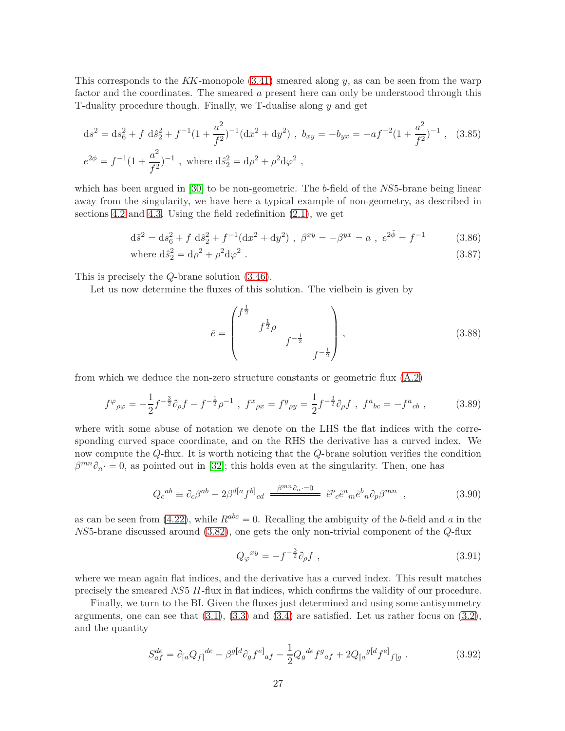This corresponds to the *KK*-monopole (3.41) smeared along $y$, as can be seen from the warp factor and the coordinates. The smeared $a$ present here can only be understood through this T-duality procedure though. Finally, we T-dualise along $y$ and get

$$
\begin{aligned}
&\mathrm{d}s^2 = \mathrm{d}s_6^2 + f\ \mathrm{d}\hat{s}_2^2 + f^{-1}(1+\frac{a^2}{f^2})^{-1}(\mathrm{d}x^2+\mathrm{d}y^2)\ ,\ b_{xy} = -b_{yx} = -af^{-2}(1+\frac{a^2}{f^2})^{-1}\ , \quad (3.85)\\
&e^{2\phi} = f^{-1}(1+\frac{a^2}{f^2})^{-1}\ ,\ \text{where } \mathrm{d}\hat{s}_2^2 = \mathrm{d}\rho^2 + \rho^2\mathrm{d}\varphi^2\ ,
\end{aligned}
$$

which has been argued in [30] to be non-geometric. The $b$-field of the *NS*5-brane being linear away from the singularity, we have here a typical example of non-geometry, as described in sections 4.2 and 4.3. Using the field redefinition (2.1), we get

$$
\mathrm{d}\tilde{s}^2 = \mathrm{d}s_6^2 + f\ \mathrm{d}\hat{s}_2^2 + f^{-1}(\mathrm{d}x^2+\mathrm{d}y^2)\ ,\ \beta^{xy} = -\beta^{yx} = a\ ,\ e^{2\tilde{\phi}} = f^{-1} \tag{3.86}
$$

$$
\text{where } \mathrm{d}\hat{s}_2^2 = \mathrm{d}\rho^2 + \rho^2\mathrm{d}\varphi^2\ . \tag{3.87}
$$

This is precisely the $Q$-brane solution (3.46).

Let us now determine the fluxes of this solution. The vielbein is given by

$$
\tilde{e} = \begin{pmatrix} f^{\frac{1}{2}} & & & \\ & f^{\frac{1}{2}}\rho & & \\ & & f^{-\frac{1}{2}} & \\ & & & f^{-\frac{1}{2}} \end{pmatrix}\ , \tag{3.88}
$$

from which we deduce the non-zero structure constants or geometric flux (A.2)

$$
f^{\varphi}{}_{\rho\varphi} = -\frac{1}{2}f^{-\frac{3}{2}}\partial_\rho f - f^{-\frac{1}{2}}\rho^{-1}\ ,\ f^{x}{}_{\rho x} = f^{y}{}_{\rho y} = \frac{1}{2}f^{-\frac{3}{2}}\partial_\rho f\ ,\ f^{a}{}_{bc} = -f^{a}{}_{cb}\ , \tag{3.89}
$$

where with some abuse of notation we denote on the LHS the flat indices with the corresponding curved space coordinate, and on the RHS the derivative has a curved index. We now compute the $Q$-flux. It is worth noticing that the $Q$-brane solution verifies the condition $\beta^{mn}\partial_n\cdot = 0$, as pointed out in [32]; this holds even at the singularity. Then, one has

$$
Q_c{}^{ab} \equiv \partial_c\beta^{ab} - 2\beta^{d[a}f^{b]}{}_{cd} \ \overset{\beta^{mn}\partial_n\cdot=0}{=\!=\!=\!=\!=}\ \tilde{e}^p{}_c\tilde{e}^a{}_m\tilde{e}^b{}_n\partial_p\beta^{mn}\ \ , \tag{3.90}
$$

as can be seen from (4.22), while $R^{abc} = 0$. Recalling the ambiguity of the $b$-field and $a$ in the *NS*5-brane discussed around (3.82), one gets the only non-trivial component of the $Q$-flux

$$
Q_\varphi{}^{xy} = -f^{-\frac{3}{2}}\partial_\rho f\ , \tag{3.91}
$$

where we mean again flat indices, and the derivative has a curved index. This result matches precisely the smeared *NS*5 $H$-flux in flat indices, which confirms the validity of our procedure.

Finally, we turn to the BI. Given the fluxes just determined and using some antisymmetry arguments, one can see that (3.1), (3.3) and (3.4) are satisfied. Let us rather focus on (3.2), and the quantity

$$
S^{de}_{af} = \partial_{[a}Q_{f]}{}^{de} - \beta^{g[d}\partial_g f^{e]}{}_{af} - \frac{1}{2}Q_g{}^{de}f^{g}{}_{af} + 2Q_{[a}{}^{g[d}f^{e]}{}_{f]g}\ . \tag{3.92}
$$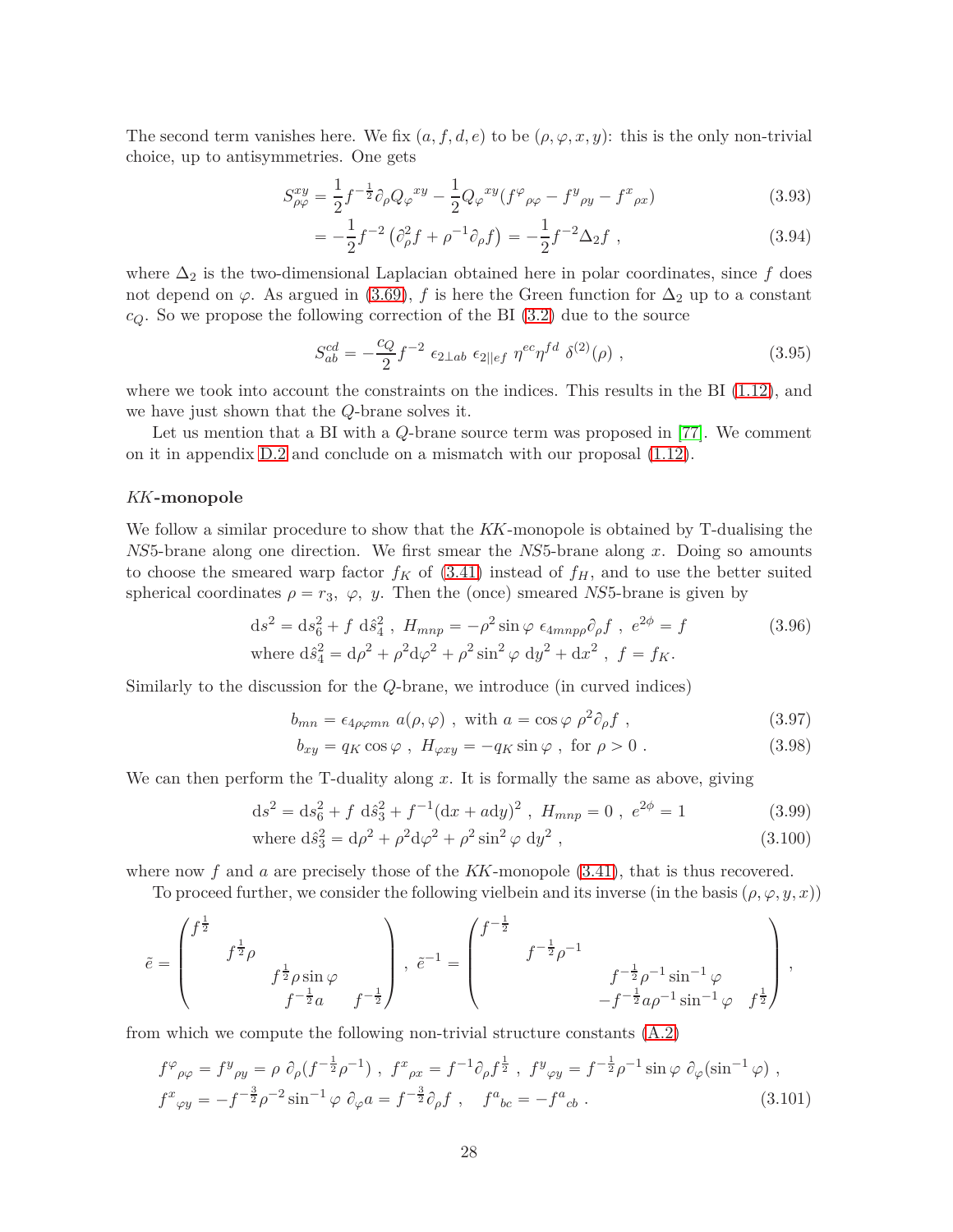The second term vanishes here. We fix $(a, f, d, e)$ to be $(\rho, \varphi, x, y)$: this is the only non-trivial choice, up to antisymmetries. One gets

$$S^{xy}_{\rho\varphi} = \frac{1}{2} f^{-\frac{1}{2}} \partial_\rho Q_\varphi{}^{xy} - \frac{1}{2} Q_\varphi{}^{xy} (f^\varphi{}_{\rho\varphi} - f^y{}_{\rho y} - f^x{}_{\rho x}) \tag{3.93}$$

$$= -\frac{1}{2} f^{-2} \left( \partial_\rho^2 f + \rho^{-1} \partial_\rho f \right) = -\frac{1}{2} f^{-2} \Delta_2 f \ , \tag{3.94}$$

where $\Delta_2$ is the two-dimensional Laplacian obtained here in polar coordinates, since $f$ does not depend on $\varphi$. As argued in (3.69), $f$ is here the Green function for $\Delta_2$ up to a constant $c_Q$. So we propose the following correction of the BI (3.2) due to the source

$$S^{cd}_{ab} = -\frac{c_Q}{2} f^{-2} \ \epsilon_{2\perp ab} \ \epsilon_{2||ef} \ \eta^{ec} \eta^{fd} \ \delta^{(2)}(\rho) \ , \tag{3.95}$$

where we took into account the constraints on the indices. This results in the BI (1.12), and we have just shown that the $Q$-brane solves it.

Let us mention that a BI with a $Q$-brane source term was proposed in [77]. We comment on it in appendix D.2 and conclude on a mismatch with our proposal (1.12).

### *KK*-monopole

We follow a similar procedure to show that the *KK*-monopole is obtained by T-dualising the *NS*5-brane along one direction. We first smear the *NS*5-brane along $x$. Doing so amounts to choose the smeared warp factor $f_K$ of (3.41) instead of $f_H$, and to use the better suited spherical coordinates $\rho = r_3, \ \varphi, \ y$. Then the (once) smeared *NS*5-brane is given by

$$\begin{aligned} &\mathrm{d}s^2 = \mathrm{d}s_6^2 + f \ \mathrm{d}\hat{s}_4^2 \ , \ H_{mnp} = -\rho^2 \sin\varphi \ \epsilon_{4mnp\rho} \partial_\rho f \ , \ e^{2\phi} = f \\ &\text{where } \mathrm{d}\hat{s}_4^2 = \mathrm{d}\rho^2 + \rho^2 \mathrm{d}\varphi^2 + \rho^2 \sin^2\varphi \ \mathrm{d}y^2 + \mathrm{d}x^2 \ , \ f = f_K. \end{aligned} \tag{3.96}$$

Similarly to the discussion for the $Q$-brane, we introduce (in curved indices)

$$b_{mn} = \epsilon_{4\rho\varphi mn} \ a(\rho, \varphi) \ , \ \text{with } a = \cos\varphi \ \rho^2 \partial_\rho f \ , \tag{3.97}$$

$$b_{xy} = q_K \cos\varphi \ , \ H_{\varphi xy} = -q_K \sin\varphi \ , \ \text{for } \rho > 0 \ . \tag{3.98}$$

We can then perform the T-duality along $x$. It is formally the same as above, giving

$$\mathrm{d}s^2 = \mathrm{d}s_6^2 + f \ \mathrm{d}\hat{s}_3^2 + f^{-1} (\mathrm{d}x + a \mathrm{d}y)^2 \ , \ H_{mnp} = 0 \ , \ e^{2\phi} = 1 \tag{3.99}$$

$$\text{where } \mathrm{d}\hat{s}_3^2 = \mathrm{d}\rho^2 + \rho^2 \mathrm{d}\varphi^2 + \rho^2 \sin^2\varphi \ \mathrm{d}y^2 \ , \tag{3.100}$$

where now $f$ and $a$ are precisely those of the *KK*-monopole (3.41), that is thus recovered.

To proceed further, we consider the following vielbein and its inverse (in the basis $(\rho, \varphi, y, x)$)

$$\tilde{e} = \begin{pmatrix} f^{\frac{1}{2}} & & & \\ & f^{\frac{1}{2}} \rho & & \\ & & f^{\frac{1}{2}} \rho \sin\varphi & \\ & & f^{-\frac{1}{2}} a & f^{-\frac{1}{2}} \end{pmatrix} , \ \tilde{e}^{-1} = \begin{pmatrix} f^{-\frac{1}{2}} & & & \\ & f^{-\frac{1}{2}} \rho^{-1} & & \\ & & f^{-\frac{1}{2}} \rho^{-1} \sin^{-1}\varphi & \\ & & -f^{-\frac{1}{2}} a \rho^{-1} \sin^{-1}\varphi & f^{\frac{1}{2}} \end{pmatrix} ,$$

from which we compute the following non-trivial structure constants (A.2)

$$\begin{aligned} &f^\varphi{}_{\rho\varphi} = f^y{}_{\rho y} = \rho \ \partial_\rho (f^{-\frac{1}{2}} \rho^{-1}) \ , \ f^x{}_{\rho x} = f^{-1} \partial_\rho f^{\frac{1}{2}} \ , \ f^y{}_{\varphi y} = f^{-\frac{1}{2}} \rho^{-1} \sin\varphi \ \partial_\varphi (\sin^{-1}\varphi) \ , \\ &f^x{}_{\varphi y} = -f^{-\frac{3}{2}} \rho^{-2} \sin^{-1}\varphi \ \partial_\varphi a = f^{-\frac{3}{2}} \partial_\rho f \ , \quad f^a{}_{bc} = -f^a{}_{cb} \ . \end{aligned} \tag{3.101}$$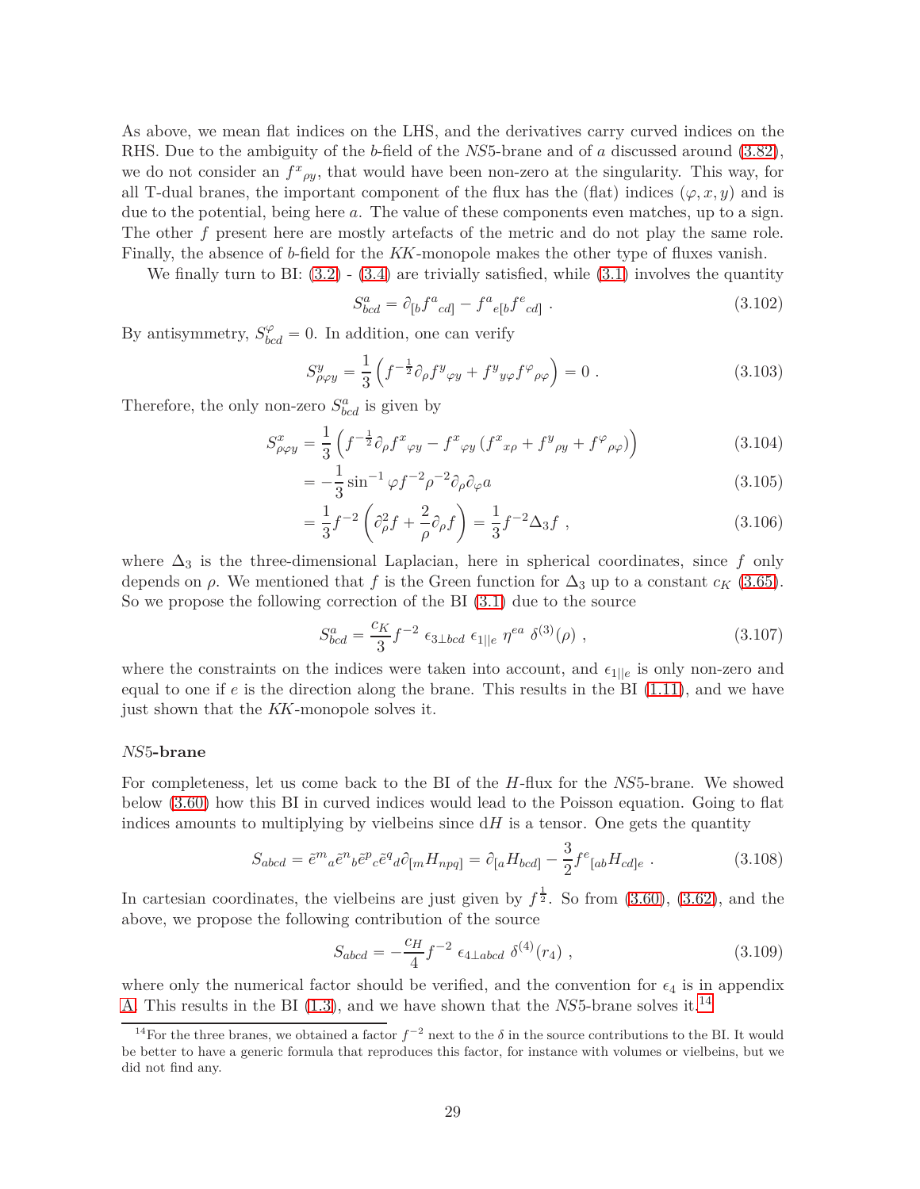As above, we mean flat indices on the LHS, and the derivatives carry curved indices on the RHS. Due to the ambiguity of the $b$-field of the $NS5$-brane and of $a$ discussed around (3.82), we do not consider an ${f^x}_{\rho y}$, that would have been non-zero at the singularity. This way, for all T-dual branes, the important component of the flux has the (flat) indices $(\varphi, x, y)$ and is due to the potential, being here $a$. The value of these components even matches, up to a sign. The other $f$ present here are mostly artefacts of the metric and do not play the same role. Finally, the absence of $b$-field for the $KK$-monopole makes the other type of fluxes vanish.

We finally turn to BI: (3.2) - (3.4) are trivially satisfied, while (3.1) involves the quantity

$$S^a_{bcd} = \partial_{[b}{f^a}_{cd]} - {f^a}_{e[b}{f^e}_{cd]} \ . \tag{3.102}$$

By antisymmetry, $S^{\varphi}_{bcd} = 0$. In addition, one can verify

$$S^y_{\rho\varphi y} = \frac{1}{3}\left(f^{-\frac{1}{2}}\partial_\rho {f^y}_{\varphi y} + {f^y}_{y\varphi}{f^\varphi}_{\rho\varphi}\right) = 0 \ . \tag{3.103}$$

Therefore, the only non-zero $S^a_{bcd}$ is given by

$$S^x_{\rho\varphi y} = \frac{1}{3}\left(f^{-\frac{1}{2}}\partial_\rho {f^x}_{\varphi y} - {f^x}_{\varphi y}\left({f^x}_{x\rho} + {f^y}_{\rho y} + {f^\varphi}_{\rho\varphi}\right)\right) \tag{3.104}$$

$$= -\frac{1}{3}\sin^{-1}\varphi f^{-2}\rho^{-2}\partial_\rho\partial_\varphi a \tag{3.105}$$

$$= \frac{1}{3}f^{-2}\left(\partial_\rho^2 f + \frac{2}{\rho}\partial_\rho f\right) = \frac{1}{3}f^{-2}\Delta_3 f \ , \tag{3.106}$$

where $\Delta_3$ is the three-dimensional Laplacian, here in spherical coordinates, since $f$ only depends on $\rho$. We mentioned that $f$ is the Green function for $\Delta_3$ up to a constant $c_K$ (3.65). So we propose the following correction of the BI (3.1) due to the source

$$S^a_{bcd} = \frac{c_K}{3}f^{-2}\ \epsilon_{3\perp bcd}\ \epsilon_{1||e}\ \eta^{ea}\ \delta^{(3)}(\rho) \ , \tag{3.107}$$

where the constraints on the indices were taken into account, and $\epsilon_{1||e}$ is only non-zero and equal to one if $e$ is the direction along the brane. This results in the BI (1.11), and we have just shown that the $KK$-monopole solves it.

#### *NS*5-brane

For completeness, let us come back to the BI of the $H$-flux for the $NS5$-brane. We showed below (3.60) how this BI in curved indices would lead to the Poisson equation. Going to flat indices amounts to multiplying by vielbeins since $\mathrm{d}H$ is a tensor. One gets the quantity

$$S_{abcd} = {\tilde{e}^m}_a{\tilde{e}^n}_b{\tilde{e}^p}_c{\tilde{e}^q}_d\partial_{[m}H_{npq]} = \partial_{[a}H_{bcd]} - \frac{3}{2}{f^e}_{[ab}H_{cd]e} \ . \tag{3.108}$$

In cartesian coordinates, the vielbeins are just given by $f^{\frac{1}{2}}$. So from (3.60), (3.62), and the above, we propose the following contribution of the source

$$S_{abcd} = -\frac{c_H}{4}f^{-2}\ \epsilon_{4\perp abcd}\ \delta^{(4)}(r_4) \ , \tag{3.109}$$

where only the numerical factor should be verified, and the convention for $\epsilon_4$ is in appendix A. This results in the BI (1.3), and we have shown that the $NS5$-brane solves it.[14]

[14] For the three branes, we obtained a factor $f^{-2}$ next to the $\delta$ in the source contributions to the BI. It would be better to have a generic formula that reproduces this factor, for instance with volumes or vielbeins, but we did not find any.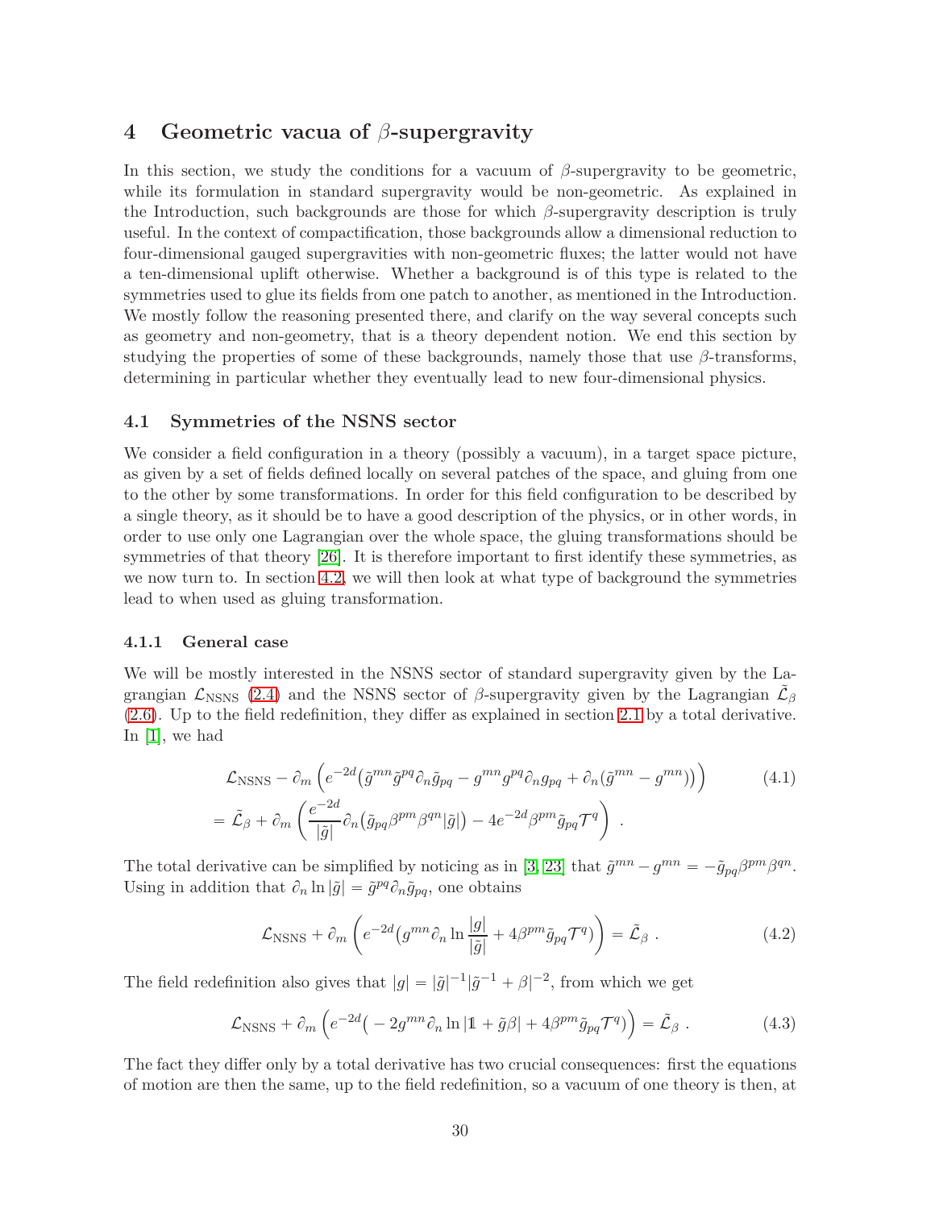## 4 Geometric vacua of $\beta$-supergravity

In this section, we study the conditions for a vacuum of $\beta$-supergravity to be geometric, while its formulation in standard supergravity would be non-geometric. As explained in the Introduction, such backgrounds are those for which $\beta$-supergravity description is truly useful. In the context of compactification, those backgrounds allow a dimensional reduction to four-dimensional gauged supergravities with non-geometric fluxes; the latter would not have a ten-dimensional uplift otherwise. Whether a background is of this type is related to the symmetries used to glue its fields from one patch to another, as mentioned in the Introduction. We mostly follow the reasoning presented there, and clarify on the way several concepts such as geometry and non-geometry, that is a theory dependent notion. We end this section by studying the properties of some of these backgrounds, namely those that use $\beta$-transforms, determining in particular whether they eventually lead to new four-dimensional physics.

### 4.1 Symmetries of the NSNS sector

We consider a field configuration in a theory (possibly a vacuum), in a target space picture, as given by a set of fields defined locally on several patches of the space, and gluing from one to the other by some transformations. In order for this field configuration to be described by a single theory, as it should be to have a good description of the physics, or in other words, in order to use only one Lagrangian over the whole space, the gluing transformations should be symmetries of that theory [26]. It is therefore important to first identify these symmetries, as we now turn to. In section 4.2, we will then look at what type of background the symmetries lead to when used as gluing transformation.

#### 4.1.1 General case

We will be mostly interested in the NSNS sector of standard supergravity given by the Lagrangian $\mathcal{L}_{\rm NSNS}$ (2.4) and the NSNS sector of $\beta$-supergravity given by the Lagrangian $\tilde{\mathcal{L}}_\beta$ (2.6). Up to the field redefinition, they differ as explained in section 2.1 by a total derivative. In [1], we had

$$
\begin{aligned}
&\mathcal{L}_{\rm NSNS} - \partial_m \left( e^{-2d} \big( \tilde{g}^{mn} \tilde{g}^{pq} \partial_n \tilde{g}_{pq} - g^{mn} g^{pq} \partial_n g_{pq} + \partial_n (\tilde{g}^{mn} - g^{mn}) \big) \right) \qquad (4.1)\\
&= \tilde{\mathcal{L}}_\beta + \partial_m \left( \frac{e^{-2d}}{|\tilde{g}|} \partial_n \big( \tilde{g}_{pq} \beta^{pm} \beta^{qn} |\tilde{g}| \big) - 4 e^{-2d} \beta^{pm} \tilde{g}_{pq} \mathcal{T}^q \right) \ .
\end{aligned}
$$

The total derivative can be simplified by noticing as in [3, 23] that $\tilde{g}^{mn} - g^{mn} = -\tilde{g}_{pq} \beta^{pm} \beta^{qn}$. Using in addition that $\partial_n \ln |\tilde{g}| = \tilde{g}^{pq} \partial_n \tilde{g}_{pq}$, one obtains

$$
\mathcal{L}_{\rm NSNS} + \partial_m \left( e^{-2d} \big( g^{mn} \partial_n \ln \frac{|g|}{|\tilde{g}|} + 4 \beta^{pm} \tilde{g}_{pq} \mathcal{T}^q \big) \right) = \tilde{\mathcal{L}}_\beta \ . \qquad (4.2)
$$

The field redefinition also gives that $|g| = |\tilde{g}|^{-1} |\tilde{g}^{-1} + \beta|^{-2}$, from which we get

$$
\mathcal{L}_{\rm NSNS} + \partial_m \left( e^{-2d} \big( -2 g^{mn} \partial_n \ln |\mathbb{1} + \tilde{g}\beta| + 4 \beta^{pm} \tilde{g}_{pq} \mathcal{T}^q \big) \right) = \tilde{\mathcal{L}}_\beta \ . \qquad (4.3)
$$

The fact they differ only by a total derivative has two crucial consequences: first the equations of motion are then the same, up to the field redefinition, so a vacuum of one theory is then, at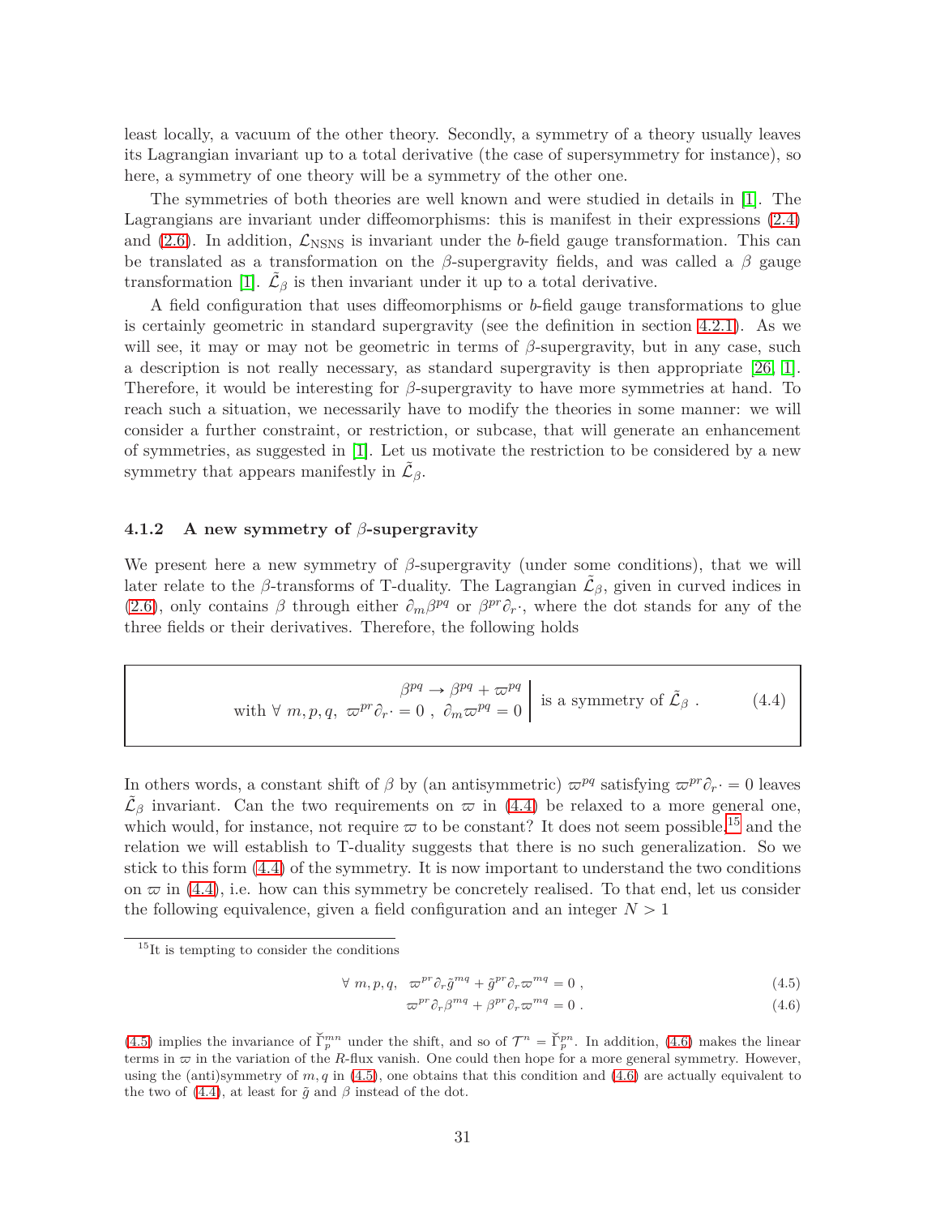least locally, a vacuum of the other theory. Secondly, a symmetry of a theory usually leaves its Lagrangian invariant up to a total derivative (the case of supersymmetry for instance), so here, a symmetry of one theory will be a symmetry of the other one.

The symmetries of both theories are well known and were studied in details in [1]. The Lagrangians are invariant under diffeomorphisms: this is manifest in their expressions (2.4) and (2.6). In addition, $\mathcal{L}_{\rm NSNS}$ is invariant under the $b$-field gauge transformation. This can be translated as a transformation on the $\beta$-supergravity fields, and was called a $\beta$ gauge transformation [1]. $\tilde{\mathcal{L}}_\beta$ is then invariant under it up to a total derivative.

A field configuration that uses diffeomorphisms or $b$-field gauge transformations to glue is certainly geometric in standard supergravity (see the definition in section 4.2.1). As we will see, it may or may not be geometric in terms of $\beta$-supergravity, but in any case, such a description is not really necessary, as standard supergravity is then appropriate [26, 1]. Therefore, it would be interesting for $\beta$-supergravity to have more symmetries at hand. To reach such a situation, we necessarily have to modify the theories in some manner: we will consider a further constraint, or restriction, or subcase, that will generate an enhancement of symmetries, as suggested in [1]. Let us motivate the restriction to be considered by a new symmetry that appears manifestly in $\tilde{\mathcal{L}}_\beta$.

### 4.1.2 A new symmetry of $\beta$-supergravity

We present here a new symmetry of $\beta$-supergravity (under some conditions), that we will later relate to the $\beta$-transforms of T-duality. The Lagrangian $\tilde{\mathcal{L}}_\beta$, given in curved indices in (2.6), only contains $\beta$ through either $\partial_m \beta^{pq}$ or $\beta^{pr}\partial_r \cdot$, where the dot stands for any of the three fields or their derivatives. Therefore, the following holds

$$
\left.\begin{array}{r} \beta^{pq} \rightarrow \beta^{pq} + \varpi^{pq} \\ \text{with } \forall\ m,p,q,\ \ \varpi^{pr}\partial_r \cdot = 0\ ,\ \ \partial_m \varpi^{pq} = 0 \end{array} \right| \text{ is a symmetry of } \tilde{\mathcal{L}}_\beta \ . \tag{4.4}
$$

In others words, a constant shift of $\beta$ by (an antisymmetric) $\varpi^{pq}$ satisfying $\varpi^{pr}\partial_r \cdot = 0$ leaves $\tilde{\mathcal{L}}_\beta$ invariant. Can the two requirements on $\varpi$ in (4.4) be relaxed to a more general one, which would, for instance, not require $\varpi$ to be constant? It does not seem possible,[15] and the relation we will establish to T-duality suggests that there is no such generalization. So we stick to this form (4.4) of the symmetry. It is now important to understand the two conditions on $\varpi$ in (4.4), i.e. how can this symmetry be concretely realised. To that end, let us consider the following equivalence, given a field configuration and an integer $N > 1$

---

[15] It is tempting to consider the conditions

$$
\forall\ m,p,q,\ \ \varpi^{pr}\partial_r \tilde{g}^{mq} + \tilde{g}^{pr}\partial_r \varpi^{mq} = 0\ , \tag{4.5}
$$

$$
\varpi^{pr}\partial_r \beta^{mq} + \beta^{pr}\partial_r \varpi^{mq} = 0\ . \tag{4.6}
$$

(4.5) implies the invariance of $\check{\Gamma}_p^{mn}$ under the shift, and so of $\mathcal{T}^n = \check{\Gamma}_p^{pn}$. In addition, (4.6) makes the linear terms in $\varpi$ in the variation of the $R$-flux vanish. One could then hope for a more general symmetry. However, using the (anti)symmetry of $m,q$ in (4.5), one obtains that this condition and (4.6) are actually equivalent to the two of (4.4), at least for $\tilde{g}$ and $\beta$ instead of the dot.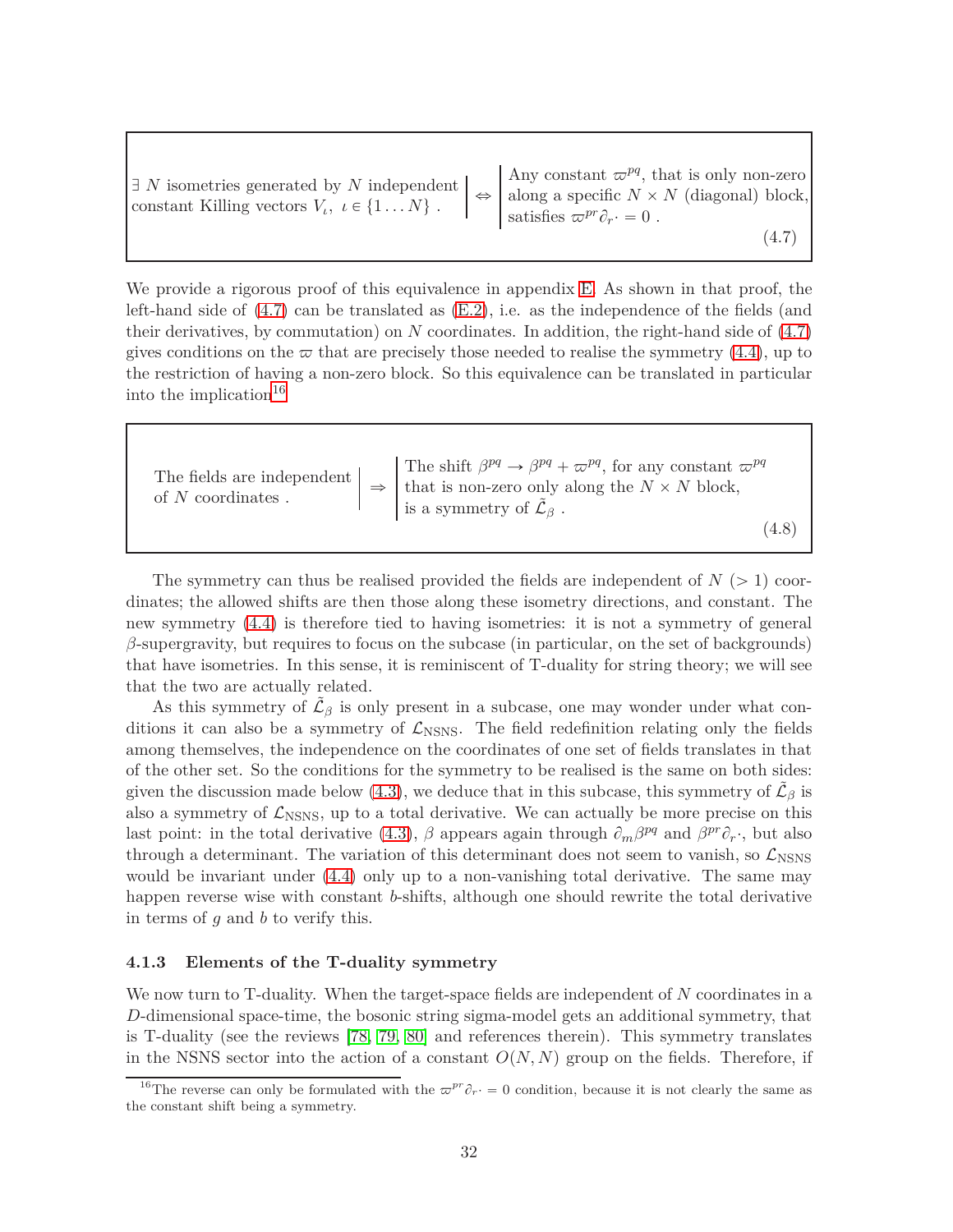| | | |
|---|---|---|
| $\exists\ N$ isometries generated by $N$ independent constant Killing vectors $V_\iota,\ \iota \in \{1 \dots N\}$ . | $\Leftrightarrow$ | Any constant $\varpi^{pq}$, that is only non-zero along a specific $N \times N$ (diagonal) block, satisfies $\varpi^{pr}\partial_r \cdot = 0$ . |

(4.7)

We provide a rigorous proof of this equivalence in appendix E. As shown in that proof, the left-hand side of (4.7) can be translated as (E.2), i.e. as the independence of the fields (and their derivatives, by commutation) on $N$ coordinates. In addition, the right-hand side of (4.7) gives conditions on the $\varpi$ that are precisely those needed to realise the symmetry (4.4), up to the restriction of having a non-zero block. So this equivalence can be translated in particular into the implication[16]

| | | |
|---|---|---|
| The fields are independent of $N$ coordinates . | $\Rightarrow$ | The shift $\beta^{pq} \to \beta^{pq} + \varpi^{pq}$, for any constant $\varpi^{pq}$ that is non-zero only along the $N \times N$ block, is a symmetry of $\tilde{\mathcal{L}}_\beta$ . |

(4.8)

The symmetry can thus be realised provided the fields are independent of $N$ $(> 1)$ coordinates; the allowed shifts are then those along these isometry directions, and constant. The new symmetry (4.4) is therefore tied to having isometries: it is not a symmetry of general $\beta$-supergravity, but requires to focus on the subcase (in particular, on the set of backgrounds) that have isometries. In this sense, it is reminiscent of T-duality for string theory; we will see that the two are actually related.

As this symmetry of $\tilde{\mathcal{L}}_\beta$ is only present in a subcase, one may wonder under what conditions it can also be a symmetry of $\mathcal{L}_{\rm NSNS}$. The field redefinition relating only the fields among themselves, the independence on the coordinates of one set of fields translates in that of the other set. So the conditions for the symmetry to be realised is the same on both sides: given the discussion made below (4.3), we deduce that in this subcase, this symmetry of $\tilde{\mathcal{L}}_\beta$ is also a symmetry of $\mathcal{L}_{\rm NSNS}$, up to a total derivative. We can actually be more precise on this last point: in the total derivative (4.3), $\beta$ appears again through $\partial_m \beta^{pq}$ and $\beta^{pr}\partial_r \cdot$, but also through a determinant. The variation of this determinant does not seem to vanish, so $\mathcal{L}_{\rm NSNS}$ would be invariant under (4.4) only up to a non-vanishing total derivative. The same may happen reverse wise with constant $b$-shifts, although one should rewrite the total derivative in terms of $g$ and $b$ to verify this.

### 4.1.3 Elements of the T-duality symmetry

We now turn to T-duality. When the target-space fields are independent of $N$ coordinates in a $D$-dimensional space-time, the bosonic string sigma-model gets an additional symmetry, that is T-duality (see the reviews [78, 79, 80] and references therein). This symmetry translates in the NSNS sector into the action of a constant $O(N,N)$ group on the fields. Therefore, if

[16] The reverse can only be formulated with the $\varpi^{pr}\partial_r \cdot = 0$ condition, because it is not clearly the same as the constant shift being a symmetry.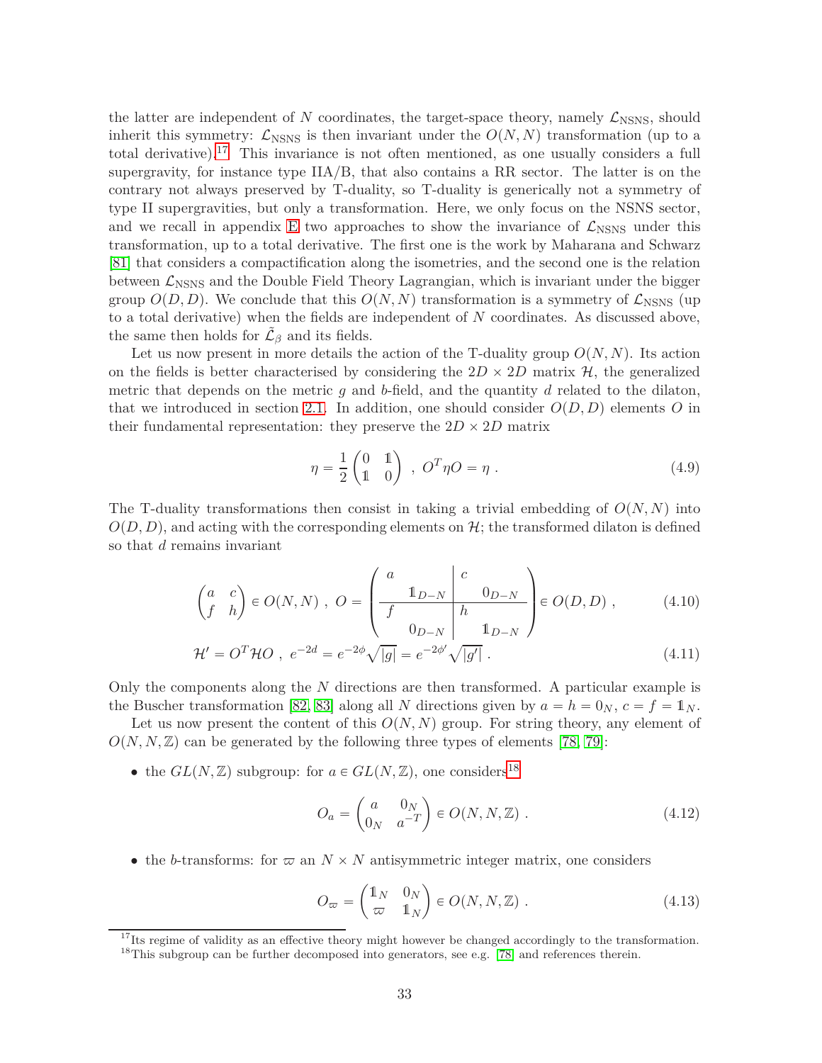the latter are independent of $N$ coordinates, the target-space theory, namely $\mathcal{L}_{\rm NSNS}$, should inherit this symmetry: $\mathcal{L}_{\rm NSNS}$ is then invariant under the $O(N,N)$ transformation (up to a total derivative).[17] This invariance is not often mentioned, as one usually considers a full supergravity, for instance type IIA/B, that also contains a RR sector. The latter is on the contrary not always preserved by T-duality, so T-duality is generically not a symmetry of type II supergravities, but only a transformation. Here, we only focus on the NSNS sector, and we recall in appendix E two approaches to show the invariance of $\mathcal{L}_{\rm NSNS}$ under this transformation, up to a total derivative. The first one is the work by Maharana and Schwarz [81] that considers a compactification along the isometries, and the second one is the relation between $\mathcal{L}_{\rm NSNS}$ and the Double Field Theory Lagrangian, which is invariant under the bigger group $O(D,D)$. We conclude that this $O(N,N)$ transformation is a symmetry of $\mathcal{L}_{\rm NSNS}$ (up to a total derivative) when the fields are independent of $N$ coordinates. As discussed above, the same then holds for $\tilde{\mathcal{L}}_\beta$ and its fields.

Let us now present in more details the action of the T-duality group $O(N,N)$. Its action on the fields is better characterised by considering the $2D \times 2D$ matrix $\mathcal{H}$, the generalized metric that depends on the metric $g$ and $b$-field, and the quantity $d$ related to the dilaton, that we introduced in section 2.1. In addition, one should consider $O(D,D)$ elements $O$ in their fundamental representation: they preserve the $2D \times 2D$ matrix

$$\eta = \frac{1}{2}\begin{pmatrix} 0 & \mathbb{1} \\ \mathbb{1} & 0 \end{pmatrix} \ , \ O^T \eta O = \eta \ . \tag{4.9}$$

The T-duality transformations then consist in taking a trivial embedding of $O(N,N)$ into $O(D,D)$, and acting with the corresponding elements on $\mathcal{H}$; the transformed dilaton is defined so that $d$ remains invariant

$$\begin{pmatrix} a & c \\ f & h \end{pmatrix} \in O(N,N) \ , \ O = \left(\begin{array}{cc|cc} a & & c & \\ & \mathbb{1}_{D-N} & & 0_{D-N} \\ \hline f & & h & \\ & 0_{D-N} & & \mathbb{1}_{D-N} \end{array}\right) \in O(D,D) \ , \tag{4.10}$$

$$\mathcal{H}' = O^T \mathcal{H} O \ , \ e^{-2d} = e^{-2\phi}\sqrt{|g|} = e^{-2\phi'}\sqrt{|g'|} \ . \tag{4.11}$$

Only the components along the $N$ directions are then transformed. A particular example is the Buscher transformation [82, 83] along all $N$ directions given by $a = h = 0_N$, $c = f = \mathbb{1}_N$.

Let us now present the content of this $O(N,N)$ group. For string theory, any element of $O(N,N,\mathbb{Z})$ can be generated by the following three types of elements [78, 79]:

- the $GL(N,\mathbb{Z})$ subgroup: for $a \in GL(N,\mathbb{Z})$, one considers[18]

$$O_a = \begin{pmatrix} a & 0_N \\ 0_N & a^{-T} \end{pmatrix} \in O(N,N,\mathbb{Z}) \ . \tag{4.12}$$

- the $b$-transforms: for $\varpi$ an $N \times N$ antisymmetric integer matrix, one considers

$$O_\varpi = \begin{pmatrix} \mathbb{1}_N & 0_N \\ \varpi & \mathbb{1}_N \end{pmatrix} \in O(N,N,\mathbb{Z}) \ . \tag{4.13}$$

[17] Its regime of validity as an effective theory might however be changed accordingly to the transformation.

[18] This subgroup can be further decomposed into generators, see e.g. [78] and references therein.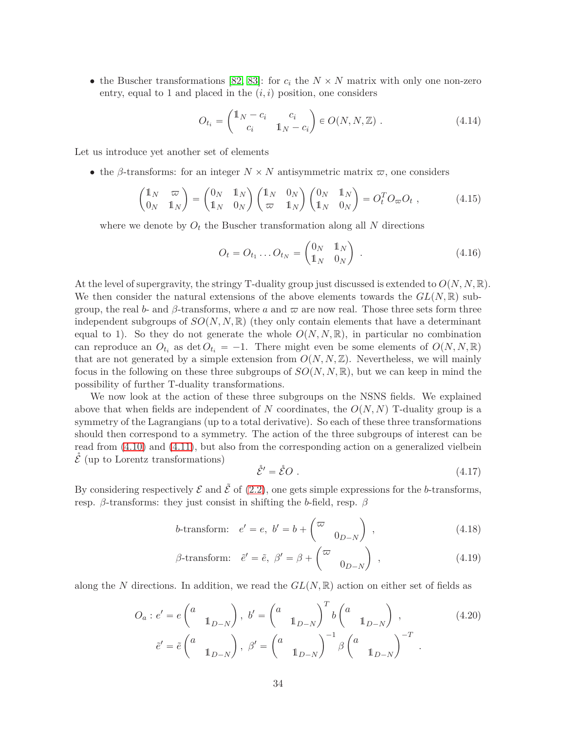- the Buscher transformations [82, 83]: for $c_i$ the $N \times N$ matrix with only one non-zero entry, equal to 1 and placed in the $(i,i)$ position, one considers

$$O_{t_i} = \begin{pmatrix} \mathbb{1}_N - c_i & c_i \\ c_i & \mathbb{1}_N - c_i \end{pmatrix} \in O(N,N,\mathbb{Z}) \ . \tag{4.14}$$

Let us introduce yet another set of elements

- the $\beta$-transforms: for an integer $N \times N$ antisymmetric matrix $\varpi$, one considers

$$\begin{pmatrix} \mathbb{1}_N & \varpi \\ 0_N & \mathbb{1}_N \end{pmatrix} = \begin{pmatrix} 0_N & \mathbb{1}_N \\ \mathbb{1}_N & 0_N \end{pmatrix} \begin{pmatrix} \mathbb{1}_N & 0_N \\ \varpi & \mathbb{1}_N \end{pmatrix} \begin{pmatrix} 0_N & \mathbb{1}_N \\ \mathbb{1}_N & 0_N \end{pmatrix} = O_t^T O_\varpi O_t \ , \tag{4.15}$$

  where we denote by $O_t$ the Buscher transformation along all $N$ directions

$$O_t = O_{t_1} \dots O_{t_N} = \begin{pmatrix} 0_N & \mathbb{1}_N \\ \mathbb{1}_N & 0_N \end{pmatrix} \ . \tag{4.16}$$

At the level of supergravity, the stringy T-duality group just discussed is extended to $O(N,N,\mathbb{R})$. We then consider the natural extensions of the above elements towards the $GL(N,\mathbb{R})$ subgroup, the real $b$- and $\beta$-transforms, where $a$ and $\varpi$ are now real. Those three sets form three independent subgroups of $SO(N,N,\mathbb{R})$ (they only contain elements that have a determinant equal to 1). So they do not generate the whole $O(N,N,\mathbb{R})$, in particular no combination can reproduce an $O_{t_i}$ as $\det O_{t_i} = -1$. There might even be some elements of $O(N,N,\mathbb{R})$ that are not generated by a simple extension from $O(N,N,\mathbb{Z})$. Nevertheless, we will mainly focus in the following on these three subgroups of $SO(N,N,\mathbb{R})$, but we can keep in mind the possibility of further T-duality transformations.

We now look at the action of these three subgroups on the NSNS fields. We explained above that when fields are independent of $N$ coordinates, the $O(N,N)$ T-duality group is a symmetry of the Lagrangians (up to a total derivative). So each of these three transformations should then correspond to a symmetry. The action of the three subgroups of interest can be read from (4.10) and (4.11), but also from the corresponding action on a generalized vielbein $\mathring{\mathcal{E}}$ (up to Lorentz transformations)

$$\mathring{\mathcal{E}}' = \mathring{\mathcal{E}} O \ . \tag{4.17}$$

By considering respectively $\mathcal{E}$ and $\tilde{\mathcal{E}}$ of (2.2), one gets simple expressions for the $b$-transforms, resp. $\beta$-transforms: they just consist in shifting the $b$-field, resp. $\beta$

$$b\text{-transform:} \quad e' = e, \ b' = b + \begin{pmatrix} \varpi & \\ & 0_{D-N} \end{pmatrix} \ , \tag{4.18}$$

$$\beta\text{-transform:} \quad \tilde{e}' = \tilde{e}, \ \beta' = \beta + \begin{pmatrix} \varpi & \\ & 0_{D-N} \end{pmatrix} \ , \tag{4.19}$$

along the $N$ directions. In addition, we read the $GL(N,\mathbb{R})$ action on either set of fields as

$$\begin{aligned} O_a : e' = e \begin{pmatrix} a & \\ & \mathbb{1}_{D-N} \end{pmatrix}, \ b' = \begin{pmatrix} a & \\ & \mathbb{1}_{D-N} \end{pmatrix}^T b \begin{pmatrix} a & \\ & \mathbb{1}_{D-N} \end{pmatrix} \ , \\ \tilde{e}' = \tilde{e} \begin{pmatrix} a & \\ & \mathbb{1}_{D-N} \end{pmatrix}, \ \beta' = \begin{pmatrix} a & \\ & \mathbb{1}_{D-N} \end{pmatrix}^{-1} \beta \begin{pmatrix} a & \\ & \mathbb{1}_{D-N} \end{pmatrix}^{-T} \ . \end{aligned} \tag{4.20}$$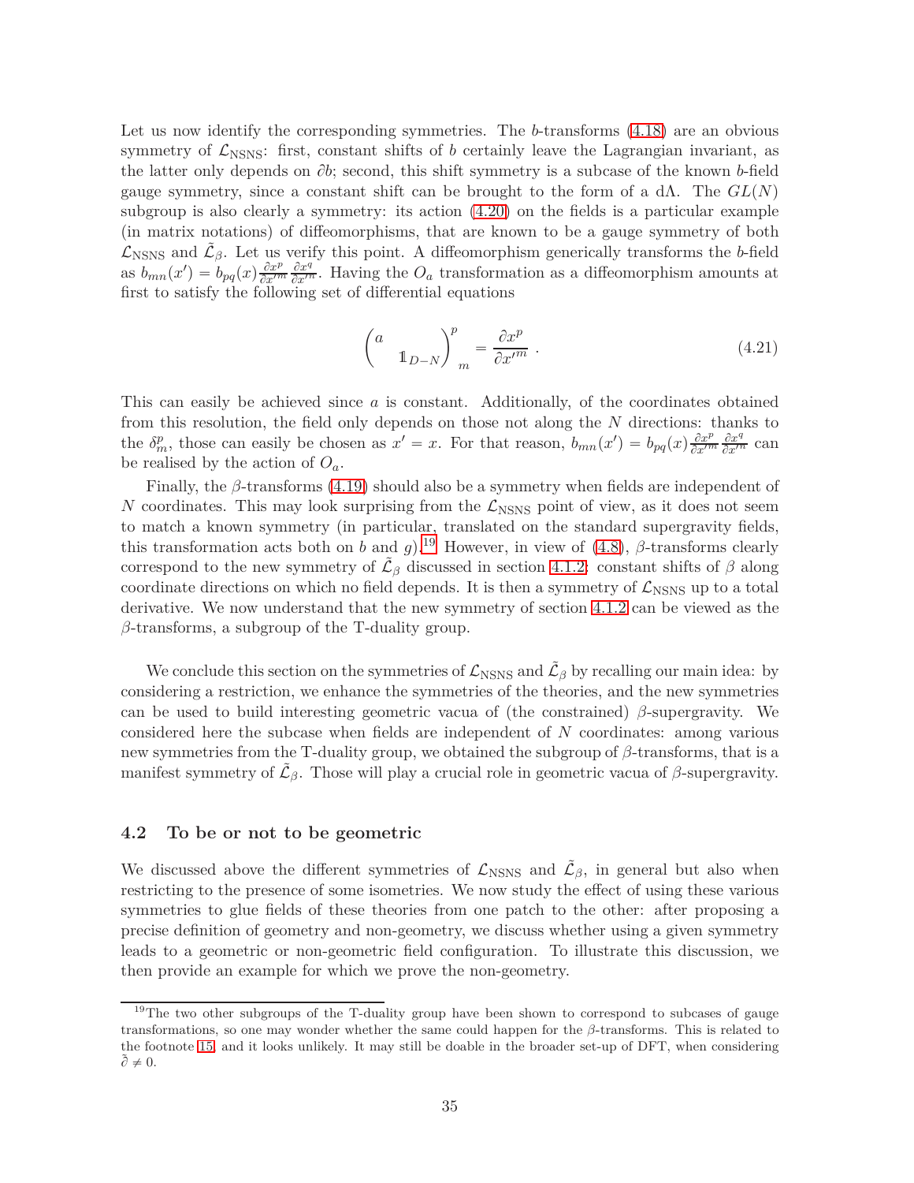Let us now identify the corresponding symmetries. The $b$-transforms (4.18) are an obvious symmetry of $\mathcal{L}_{\rm NSNS}$: first, constant shifts of $b$ certainly leave the Lagrangian invariant, as the latter only depends on $\partial b$; second, this shift symmetry is a subcase of the known $b$-field gauge symmetry, since a constant shift can be brought to the form of a $d\Lambda$. The $GL(N)$ subgroup is also clearly a symmetry: its action (4.20) on the fields is a particular example (in matrix notations) of diffeomorphisms, that are known to be a gauge symmetry of both $\mathcal{L}_{\rm NSNS}$ and $\tilde{\mathcal{L}}_\beta$. Let us verify this point. A diffeomorphism generically transforms the $b$-field as $b_{mn}(x') = b_{pq}(x) \frac{\partial x^p}{\partial x'^m} \frac{\partial x^q}{\partial x'^n}$. Having the $O_a$ transformation as a diffeomorphism amounts at first to satisfy the following set of differential equations

$$\begin{pmatrix} a & \\ & \mathbb{1}_{D-N} \end{pmatrix}^p{}_m = \frac{\partial x^p}{\partial x'^m} \ . \tag{4.21}$$

This can easily be achieved since $a$ is constant. Additionally, of the coordinates obtained from this resolution, the field only depends on those not along the $N$ directions: thanks to the $\delta^p_m$, those can easily be chosen as $x' = x$. For that reason, $b_{mn}(x') = b_{pq}(x) \frac{\partial x^p}{\partial x'^m} \frac{\partial x^q}{\partial x'^n}$ can be realised by the action of $O_a$.

Finally, the $\beta$-transforms (4.19) should also be a symmetry when fields are independent of $N$ coordinates. This may look surprising from the $\mathcal{L}_{\rm NSNS}$ point of view, as it does not seem to match a known symmetry (in particular, translated on the standard supergravity fields, this transformation acts both on $b$ and $g$).[19] However, in view of (4.8), $\beta$-transforms clearly correspond to the new symmetry of $\tilde{\mathcal{L}}_\beta$ discussed in section 4.1.2: constant shifts of $\beta$ along coordinate directions on which no field depends. It is then a symmetry of $\mathcal{L}_{\rm NSNS}$ up to a total derivative. We now understand that the new symmetry of section 4.1.2 can be viewed as the $\beta$-transforms, a subgroup of the T-duality group.

We conclude this section on the symmetries of $\mathcal{L}_{\rm NSNS}$ and $\tilde{\mathcal{L}}_\beta$ by recalling our main idea: by considering a restriction, we enhance the symmetries of the theories, and the new symmetries can be used to build interesting geometric vacua of (the constrained) $\beta$-supergravity. We considered here the subcase when fields are independent of $N$ coordinates: among various new symmetries from the T-duality group, we obtained the subgroup of $\beta$-transforms, that is a manifest symmetry of $\tilde{\mathcal{L}}_\beta$. Those will play a crucial role in geometric vacua of $\beta$-supergravity.

## 4.2 To be or not to be geometric

We discussed above the different symmetries of $\mathcal{L}_{\rm NSNS}$ and $\tilde{\mathcal{L}}_\beta$, in general but also when restricting to the presence of some isometries. We now study the effect of using these various symmetries to glue fields of these theories from one patch to the other: after proposing a precise definition of geometry and non-geometry, we discuss whether using a given symmetry leads to a geometric or non-geometric field configuration. To illustrate this discussion, we then provide an example for which we prove the non-geometry.

[19] The two other subgroups of the T-duality group have been shown to correspond to subcases of gauge transformations, so one may wonder whether the same could happen for the $\beta$-transforms. This is related to the footnote 15, and it looks unlikely. It may still be doable in the broader set-up of DFT, when considering $\tilde{\partial} \neq 0$.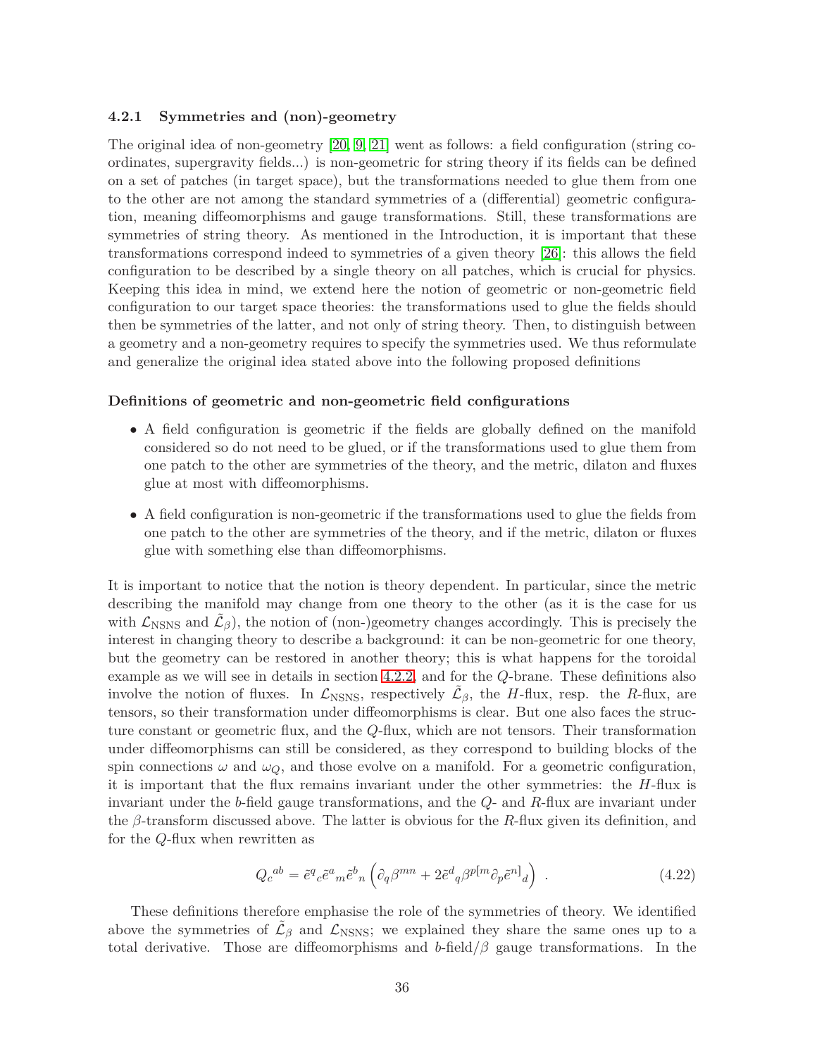### 4.2.1 Symmetries and (non)-geometry

The original idea of non-geometry [20, 9, 21] went as follows: a field configuration (string coordinates, supergravity fields...) is non-geometric for string theory if its fields can be defined on a set of patches (in target space), but the transformations needed to glue them from one to the other are not among the standard symmetries of a (differential) geometric configuration, meaning diffeomorphisms and gauge transformations. Still, these transformations are symmetries of string theory. As mentioned in the Introduction, it is important that these transformations correspond indeed to symmetries of a given theory [26]: this allows the field configuration to be described by a single theory on all patches, which is crucial for physics. Keeping this idea in mind, we extend here the notion of geometric or non-geometric field configuration to our target space theories: the transformations used to glue the fields should then be symmetries of the latter, and not only of string theory. Then, to distinguish between a geometry and a non-geometry requires to specify the symmetries used. We thus reformulate and generalize the original idea stated above into the following proposed definitions

**Definitions of geometric and non-geometric field configurations**

- A field configuration is geometric if the fields are globally defined on the manifold considered so do not need to be glued, or if the transformations used to glue them from one patch to the other are symmetries of the theory, and the metric, dilaton and fluxes glue at most with diffeomorphisms.
- A field configuration is non-geometric if the transformations used to glue the fields from one patch to the other are symmetries of the theory, and if the metric, dilaton or fluxes glue with something else than diffeomorphisms.

It is important to notice that the notion is theory dependent. In particular, since the metric describing the manifold may change from one theory to the other (as it is the case for us with $\mathcal{L}_{\rm NSNS}$ and $\tilde{\mathcal{L}}_{\beta}$), the notion of (non-)geometry changes accordingly. This is precisely the interest in changing theory to describe a background: it can be non-geometric for one theory, but the geometry can be restored in another theory; this is what happens for the toroidal example as we will see in details in section 4.2.2, and for the $Q$-brane. These definitions also involve the notion of fluxes. In $\mathcal{L}_{\rm NSNS}$, respectively $\tilde{\mathcal{L}}_{\beta}$, the $H$-flux, resp. the $R$-flux, are tensors, so their transformation under diffeomorphisms is clear. But one also faces the structure constant or geometric flux, and the $Q$-flux, which are not tensors. Their transformation under diffeomorphisms can still be considered, as they correspond to building blocks of the spin connections $\omega$ and $\omega_Q$, and those evolve on a manifold. For a geometric configuration, it is important that the flux remains invariant under the other symmetries: the $H$-flux is invariant under the $b$-field gauge transformations, and the $Q$- and $R$-flux are invariant under the $\beta$-transform discussed above. The latter is obvious for the $R$-flux given its definition, and for the $Q$-flux when rewritten as

$$Q_c{}^{ab} = \tilde{e}^q{}_c \tilde{e}^a{}_m \tilde{e}^b{}_n \left( \partial_q \beta^{mn} + 2\tilde{e}^d{}_q \beta^{p[m} \partial_p \tilde{e}^{n]}{}_d \right) \ . \tag{4.22}$$

These definitions therefore emphasise the role of the symmetries of theory. We identified above the symmetries of $\tilde{\mathcal{L}}_{\beta}$ and $\mathcal{L}_{\rm NSNS}$; we explained they share the same ones up to a total derivative. Those are diffeomorphisms and $b$-field/$\beta$ gauge transformations. In the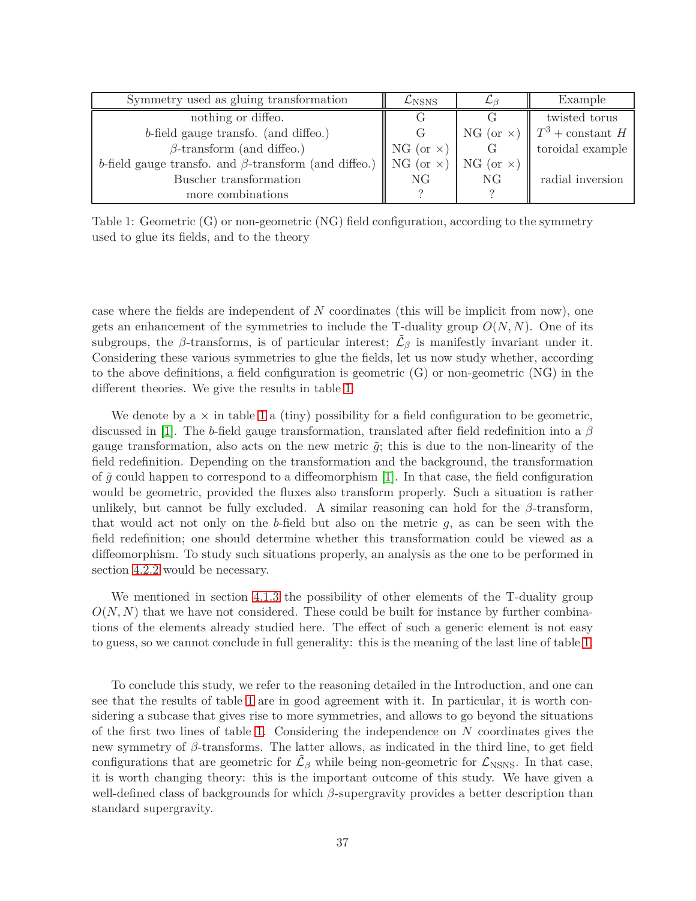| Symmetry used as gluing transformation | $\mathcal{L}_{\rm NSNS}$ | $\tilde{\mathcal{L}}_{\beta}$ | Example |
|---|---|---|---|
| nothing or diffeo. | G | G | twisted torus |
| $b$-field gauge transfo. (and diffeo.) | G | NG (or $\times$) | $T^3$ + constant $H$ |
| $\beta$-transform (and diffeo.) | NG (or $\times$) | G | toroidal example |
| $b$-field gauge transfo. and $\beta$-transform (and diffeo.) | NG (or $\times$) | NG (or $\times$) | |
| Buscher transformation | NG | NG | radial inversion |
| more combinations | ? | ? | |

Table 1: Geometric (G) or non-geometric (NG) field configuration, according to the symmetry used to glue its fields, and to the theory

case where the fields are independent of $N$ coordinates (this will be implicit from now), one gets an enhancement of the symmetries to include the T-duality group $O(N,N)$. One of its subgroups, the $\beta$-transforms, is of particular interest; $\tilde{\mathcal{L}}_{\beta}$ is manifestly invariant under it. Considering these various symmetries to glue the fields, let us now study whether, according to the above definitions, a field configuration is geometric (G) or non-geometric (NG) in the different theories. We give the results in table 1.

We denote by a $\times$ in table 1 a (tiny) possibility for a field configuration to be geometric, discussed in [1]. The $b$-field gauge transformation, translated after field redefinition into a $\beta$ gauge transformation, also acts on the new metric $\tilde{g}$; this is due to the non-linearity of the field redefinition. Depending on the transformation and the background, the transformation of $\tilde{g}$ could happen to correspond to a diffeomorphism [1]. In that case, the field configuration would be geometric, provided the fluxes also transform properly. Such a situation is rather unlikely, but cannot be fully excluded. A similar reasoning can hold for the $\beta$-transform, that would act not only on the $b$-field but also on the metric $g$, as can be seen with the field redefinition; one should determine whether this transformation could be viewed as a diffeomorphism. To study such situations properly, an analysis as the one to be performed in section 4.2.2 would be necessary.

We mentioned in section 4.1.3 the possibility of other elements of the T-duality group $O(N,N)$ that we have not considered. These could be built for instance by further combinations of the elements already studied here. The effect of such a generic element is not easy to guess, so we cannot conclude in full generality: this is the meaning of the last line of table 1.

To conclude this study, we refer to the reasoning detailed in the Introduction, and one can see that the results of table 1 are in good agreement with it. In particular, it is worth considering a subcase that gives rise to more symmetries, and allows to go beyond the situations of the first two lines of table 1. Considering the independence on $N$ coordinates gives the new symmetry of $\beta$-transforms. The latter allows, as indicated in the third line, to get field configurations that are geometric for $\tilde{\mathcal{L}}_{\beta}$ while being non-geometric for $\mathcal{L}_{\rm NSNS}$. In that case, it is worth changing theory: this is the important outcome of this study. We have given a well-defined class of backgrounds for which $\beta$-supergravity provides a better description than standard supergravity.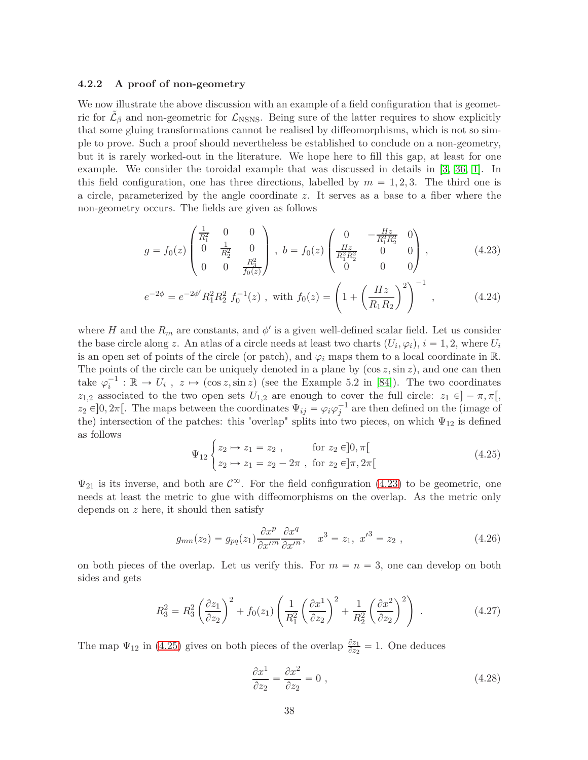### 4.2.2 A proof of non-geometry

We now illustrate the above discussion with an example of a field configuration that is geometric for $\tilde{\mathcal{L}}_\beta$ and non-geometric for $\mathcal{L}_{\rm NSNS}$. Being sure of the latter requires to show explicitly that some gluing transformations cannot be realised by diffeomorphisms, which is not so simple to prove. Such a proof should nevertheless be established to conclude on a non-geometry, but it is rarely worked-out in the literature. We hope here to fill this gap, at least for one example. We consider the toroidal example that was discussed in details in [3, 36, 1]. In this field configuration, one has three directions, labelled by $m = 1, 2, 3$. The third one is a circle, parameterized by the angle coordinate $z$. It serves as a base to a fiber where the non-geometry occurs. The fields are given as follows

$$
g = f_0(z) \begin{pmatrix} \frac{1}{R_1^2} & 0 & 0 \\ 0 & \frac{1}{R_2^2} & 0 \\ 0 & 0 & \frac{R_3^2}{f_0(z)} \end{pmatrix} \ , \ b = f_0(z) \begin{pmatrix} 0 & -\frac{Hz}{R_1^2 R_2^2} & 0 \\ \frac{Hz}{R_1^2 R_2^2} & 0 & 0 \\ 0 & 0 & 0 \end{pmatrix} \ , \tag{4.23}
$$

$$
e^{-2\phi} = e^{-2\phi'} R_1^2 R_2^2 \ f_0^{-1}(z) \ , \ \text{with} \ f_0(z) = \left( 1 + \left( \frac{Hz}{R_1 R_2} \right)^2 \right)^{-1} \ , \tag{4.24}
$$

where $H$ and the $R_m$ are constants, and $\phi'$ is a given well-defined scalar field. Let us consider the base circle along $z$. An atlas of a circle needs at least two charts $(U_i, \varphi_i)$, $i = 1, 2$, where $U_i$ is an open set of points of the circle (or patch), and $\varphi_i$ maps them to a local coordinate in $\mathbb{R}$. The points of the circle can be uniquely denoted in a plane by $(\cos z, \sin z)$, and one can then take $\varphi_i^{-1} : \mathbb{R} \to U_i \ , \ z \mapsto (\cos z, \sin z)$ (see the Example 5.2 in [84]). The two coordinates $z_{1,2}$ associated to the two open sets $U_{1,2}$ are enough to cover the full circle: $z_1 \in ] - \pi, \pi[$, $z_2 \in ]0, 2\pi[$. The maps between the coordinates $\Psi_{ij} = \varphi_i \varphi_j^{-1}$ are then defined on the (image of the) intersection of the patches: this "overlap" splits into two pieces, on which $\Psi_{12}$ is defined as follows

$$
\Psi_{12} \begin{cases} z_2 \mapsto z_1 = z_2 \ , & \text{for } z_2 \in ]0, \pi[ \\ z_2 \mapsto z_1 = z_2 - 2\pi \ , & \text{for } z_2 \in ]\pi, 2\pi[ \end{cases} \tag{4.25}
$$

$\Psi_{21}$ is its inverse, and both are $\mathcal{C}^\infty$. For the field configuration (4.23) to be geometric, one needs at least the metric to glue with diffeomorphisms on the overlap. As the metric only depends on $z$ here, it should then satisfy

$$
g_{mn}(z_2) = g_{pq}(z_1) \frac{\partial x^p}{\partial x'^m} \frac{\partial x^q}{\partial x'^n}, \quad x^3 = z_1, \ x'^3 = z_2 \ , \tag{4.26}
$$

on both pieces of the overlap. Let us verify this. For $m = n = 3$, one can develop on both sides and gets

$$
R_3^2 = R_3^2 \left( \frac{\partial z_1}{\partial z_2} \right)^2 + f_0(z_1) \left( \frac{1}{R_1^2} \left( \frac{\partial x^1}{\partial z_2} \right)^2 + \frac{1}{R_2^2} \left( \frac{\partial x^2}{\partial z_2} \right)^2 \right) \ . \tag{4.27}
$$

The map $\Psi_{12}$ in (4.25) gives on both pieces of the overlap $\frac{\partial z_1}{\partial z_2} = 1$. One deduces

$$
\frac{\partial x^1}{\partial z_2} = \frac{\partial x^2}{\partial z_2} = 0 \ , \tag{4.28}
$$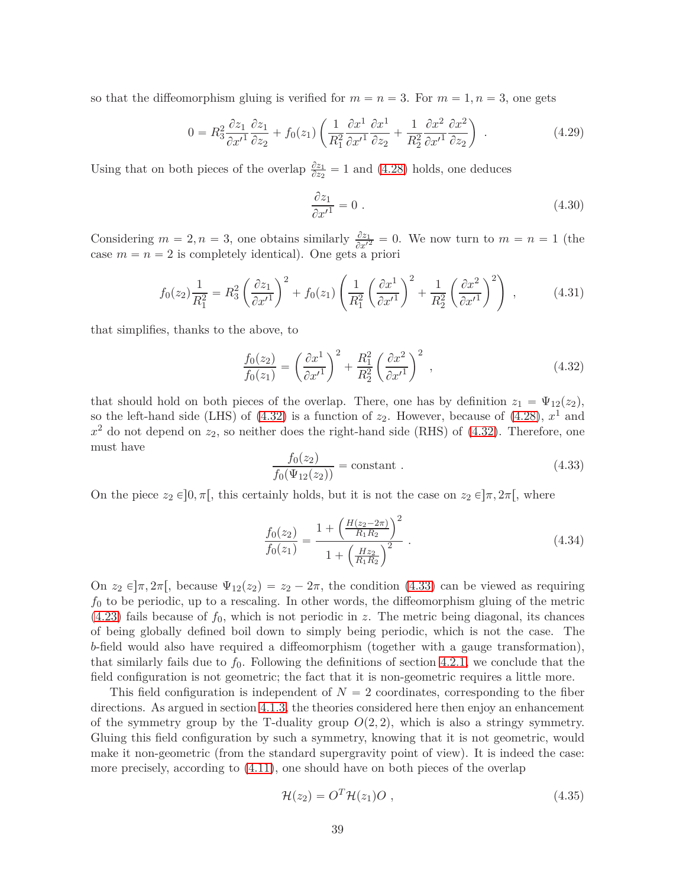so that the diffeomorphism gluing is verified for $m = n = 3$. For $m = 1, n = 3$, one gets

$$0 = R_3^2 \frac{\partial z_1}{\partial x'^1} \frac{\partial z_1}{\partial z_2} + f_0(z_1) \left( \frac{1}{R_1^2} \frac{\partial x^1}{\partial x'^1} \frac{\partial x^1}{\partial z_2} + \frac{1}{R_2^2} \frac{\partial x^2}{\partial x'^1} \frac{\partial x^2}{\partial z_2} \right) \ . \tag{4.29}$$

Using that on both pieces of the overlap $\frac{\partial z_1}{\partial z_2} = 1$ and (4.28) holds, one deduces

$$\frac{\partial z_1}{\partial x'^1} = 0 \ . \tag{4.30}$$

Considering $m = 2, n = 3$, one obtains similarly $\frac{\partial z_1}{\partial x'^2} = 0$. We now turn to $m = n = 1$ (the case $m = n = 2$ is completely identical). One gets a priori

$$f_0(z_2) \frac{1}{R_1^2} = R_3^2 \left( \frac{\partial z_1}{\partial x'^1} \right)^2 + f_0(z_1) \left( \frac{1}{R_1^2} \left( \frac{\partial x^1}{\partial x'^1} \right)^2 + \frac{1}{R_2^2} \left( \frac{\partial x^2}{\partial x'^1} \right)^2 \right) \ , \tag{4.31}$$

that simplifies, thanks to the above, to

$$\frac{f_0(z_2)}{f_0(z_1)} = \left( \frac{\partial x^1}{\partial x'^1} \right)^2 + \frac{R_1^2}{R_2^2} \left( \frac{\partial x^2}{\partial x'^1} \right)^2 \ , \tag{4.32}$$

that should hold on both pieces of the overlap. There, one has by definition $z_1 = \Psi_{12}(z_2)$, so the left-hand side (LHS) of (4.32) is a function of $z_2$. However, because of (4.28), $x^1$ and $x^2$ do not depend on $z_2$, so neither does the right-hand side (RHS) of (4.32). Therefore, one must have

$$\frac{f_0(z_2)}{f_0(\Psi_{12}(z_2))} = \text{constant} \ . \tag{4.33}$$

On the piece $z_2 \in ]0, \pi[$, this certainly holds, but it is not the case on $z_2 \in ]\pi, 2\pi[$, where

$$\frac{f_0(z_2)}{f_0(z_1)} = \frac{1 + \left( \frac{H(z_2 - 2\pi)}{R_1 R_2} \right)^2}{1 + \left( \frac{H z_2}{R_1 R_2} \right)^2} \ . \tag{4.34}$$

On $z_2 \in ]\pi, 2\pi[$, because $\Psi_{12}(z_2) = z_2 - 2\pi$, the condition (4.33) can be viewed as requiring $f_0$ to be periodic, up to a rescaling. In other words, the diffeomorphism gluing of the metric (4.23) fails because of $f_0$, which is not periodic in $z$. The metric being diagonal, its chances of being globally defined boil down to simply being periodic, which is not the case. The $b$-field would also have required a diffeomorphism (together with a gauge transformation), that similarly fails due to $f_0$. Following the definitions of section 4.2.1, we conclude that the field configuration is not geometric; the fact that it is non-geometric requires a little more.

This field configuration is independent of $N = 2$ coordinates, corresponding to the fiber directions. As argued in section 4.1.3, the theories considered here then enjoy an enhancement of the symmetry group by the T-duality group $O(2, 2)$, which is also a stringy symmetry. Gluing this field configuration by such a symmetry, knowing that it is not geometric, would make it non-geometric (from the standard supergravity point of view). It is indeed the case: more precisely, according to (4.11), one should have on both pieces of the overlap

$$\mathcal{H}(z_2) = O^T \mathcal{H}(z_1) O \ , \tag{4.35}$$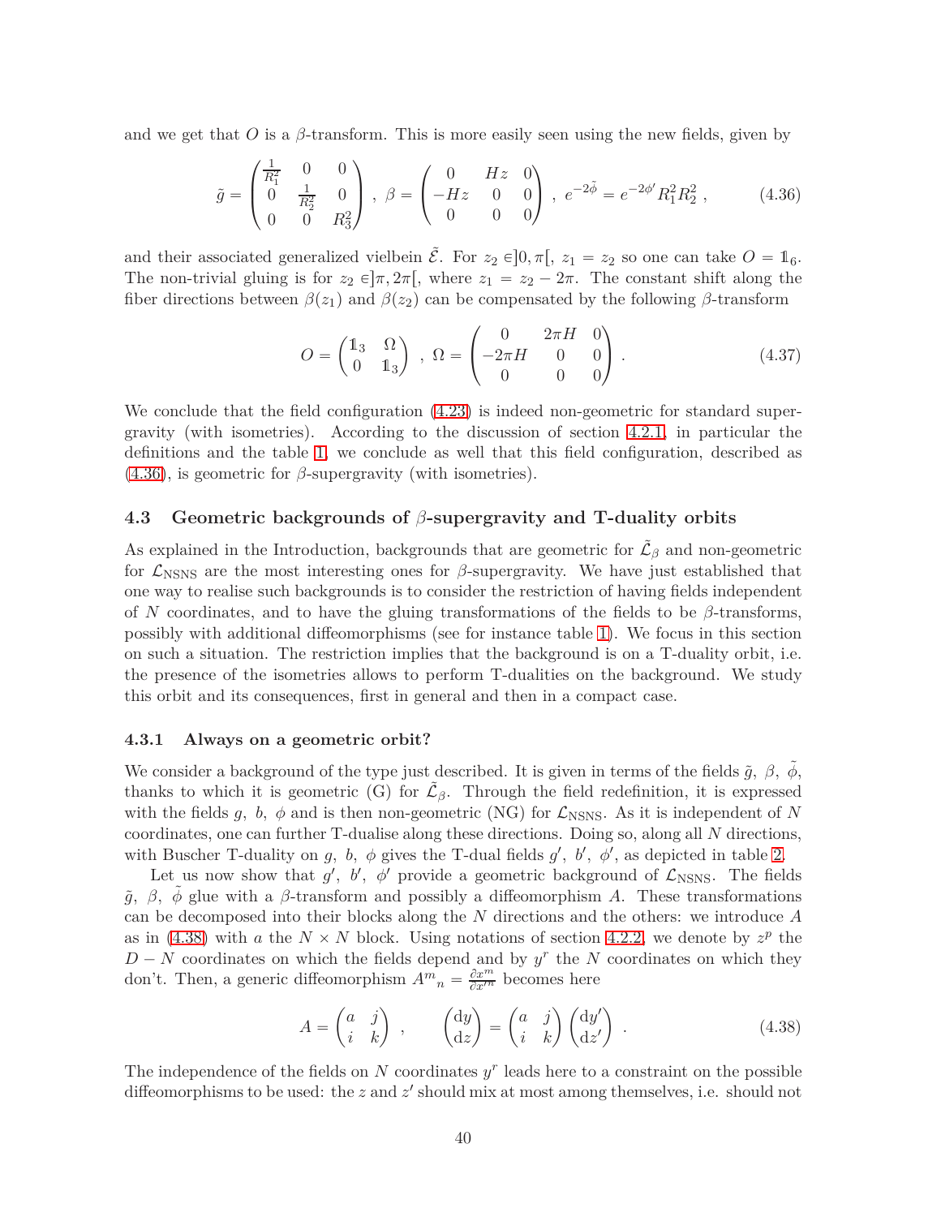and we get that $O$ is a $\beta$-transform. This is more easily seen using the new fields, given by

$$\tilde{g} = \begin{pmatrix} \frac{1}{R_1^2} & 0 & 0 \\ 0 & \frac{1}{R_2^2} & 0 \\ 0 & 0 & R_3^2 \end{pmatrix} \ , \ \beta = \begin{pmatrix} 0 & Hz & 0 \\ -Hz & 0 & 0 \\ 0 & 0 & 0 \end{pmatrix} \ , \ e^{-2\tilde{\phi}} = e^{-2\phi'} R_1^2 R_2^2 \ , \tag{4.36}$$

and their associated generalized vielbein $\tilde{\mathcal{E}}$. For $z_2 \in ]0, \pi[$, $z_1 = z_2$ so one can take $O = \mathbb{1}_6$. The non-trivial gluing is for $z_2 \in ]\pi, 2\pi[$, where $z_1 = z_2 - 2\pi$. The constant shift along the fiber directions between $\beta(z_1)$ and $\beta(z_2)$ can be compensated by the following $\beta$-transform

$$O = \begin{pmatrix} \mathbb{1}_3 & \Omega \\ 0 & \mathbb{1}_3 \end{pmatrix} \ , \ \Omega = \begin{pmatrix} 0 & 2\pi H & 0 \\ -2\pi H & 0 & 0 \\ 0 & 0 & 0 \end{pmatrix} \ . \tag{4.37}$$

We conclude that the field configuration (4.23) is indeed non-geometric for standard supergravity (with isometries). According to the discussion of section 4.2.1, in particular the definitions and the table 1, we conclude as well that this field configuration, described as (4.36), is geometric for $\beta$-supergravity (with isometries).

### 4.3 Geometric backgrounds of $\beta$-supergravity and T-duality orbits

As explained in the Introduction, backgrounds that are geometric for $\tilde{\mathcal{L}}_\beta$ and non-geometric for $\mathcal{L}_{\rm NSNS}$ are the most interesting ones for $\beta$-supergravity. We have just established that one way to realise such backgrounds is to consider the restriction of having fields independent of $N$ coordinates, and to have the gluing transformations of the fields to be $\beta$-transforms, possibly with additional diffeomorphisms (see for instance table 1). We focus in this section on such a situation. The restriction implies that the background is on a T-duality orbit, i.e. the presence of the isometries allows to perform T-dualities on the background. We study this orbit and its consequences, first in general and then in a compact case.

#### 4.3.1 Always on a geometric orbit?

We consider a background of the type just described. It is given in terms of the fields $\tilde{g}$, $\beta$, $\tilde{\phi}$, thanks to which it is geometric (G) for $\tilde{\mathcal{L}}_\beta$. Through the field redefinition, it is expressed with the fields $g$, $b$, $\phi$ and is then non-geometric (NG) for $\mathcal{L}_{\rm NSNS}$. As it is independent of $N$ coordinates, one can further T-dualise along these directions. Doing so, along all $N$ directions, with Buscher T-duality on $g$, $b$, $\phi$ gives the T-dual fields $g'$, $b'$, $\phi'$, as depicted in table 2.

Let us now show that $g'$, $b'$, $\phi'$ provide a geometric background of $\mathcal{L}_{\rm NSNS}$. The fields $\tilde{g}$, $\beta$, $\tilde{\phi}$ glue with a $\beta$-transform and possibly a diffeomorphism $A$. These transformations can be decomposed into their blocks along the $N$ directions and the others: we introduce $A$ as in (4.38) with $a$ the $N \times N$ block. Using notations of section 4.2.2, we denote by $z^p$ the $D - N$ coordinates on which the fields depend and by $y^r$ the $N$ coordinates on which they don't. Then, a generic diffeomorphism $A^m{}_n = \frac{\partial x^m}{\partial x'^n}$ becomes here

$$A = \begin{pmatrix} a & j \\ i & k \end{pmatrix} \ , \qquad \begin{pmatrix} {\rm d}y \\ {\rm d}z \end{pmatrix} = \begin{pmatrix} a & j \\ i & k \end{pmatrix} \begin{pmatrix} {\rm d}y' \\ {\rm d}z' \end{pmatrix} \ . \tag{4.38}$$

The independence of the fields on $N$ coordinates $y^r$ leads here to a constraint on the possible diffeomorphisms to be used: the $z$ and $z'$ should mix at most among themselves, i.e. should not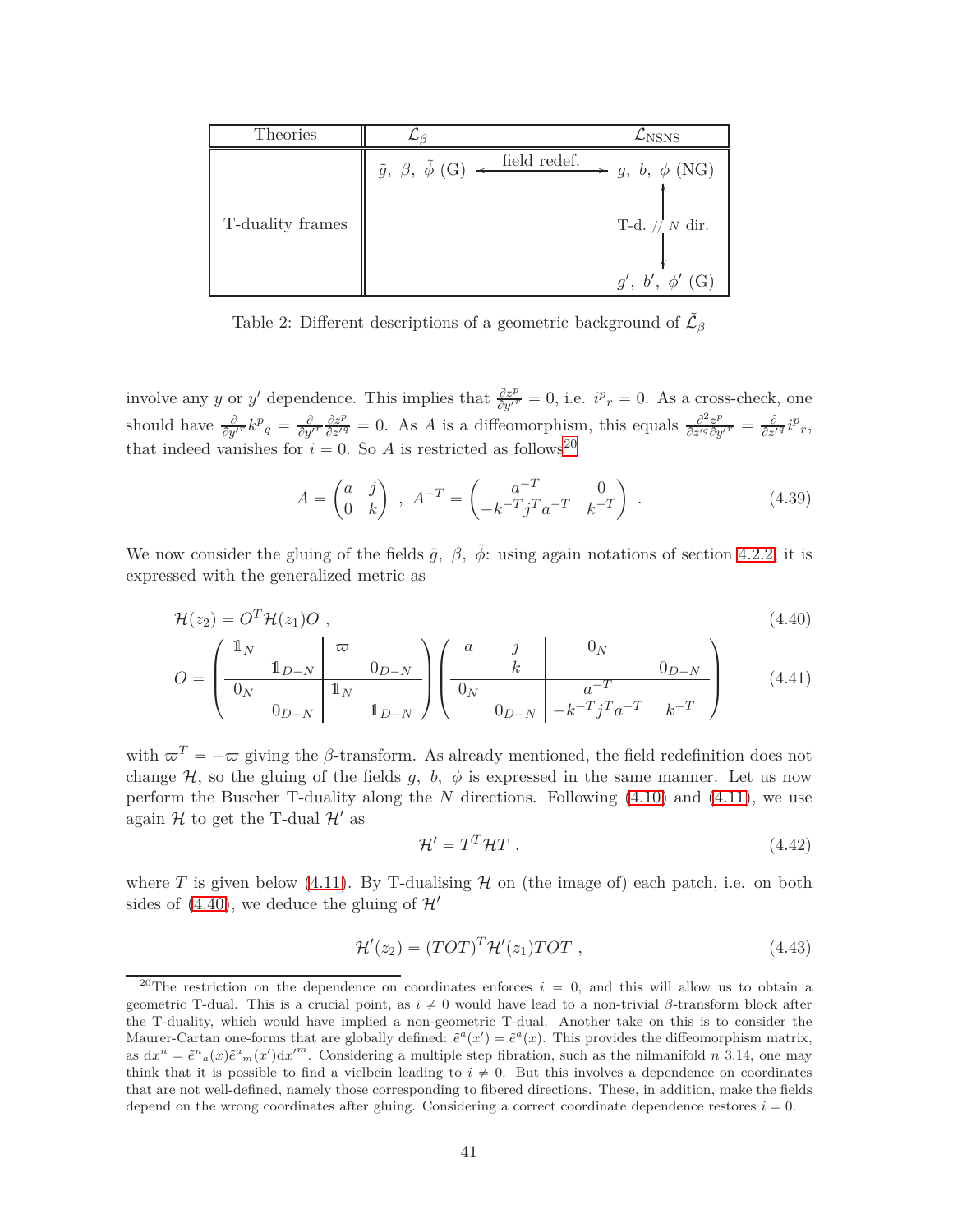| Theories | $\tilde{\mathcal{L}}_\beta$ | $\mathcal{L}_{\rm NSNS}$ |
|---|---|---|
| T-duality frames | $\tilde{g},\ \beta,\ \tilde{\phi}$ (G) $\xleftarrow{\text{field redef.}}\!\!\!\rightarrow$ | $g,\ b,\ \phi$ (NG) |
| | | $\updownarrow$ T-d. // $N$ dir. |
| | | $g',\ b',\ \phi'$ (G) |

Table 2: Different descriptions of a geometric background of $\tilde{\mathcal{L}}_\beta$

involve any $y$ or $y'$ dependence. This implies that $\frac{\partial z^p}{\partial y'^r} = 0$, i.e. $i^p{}_r = 0$. As a cross-check, one should have $\frac{\partial}{\partial y'^r} k^p{}_q = \frac{\partial}{\partial y'^r}\frac{\partial z^p}{\partial z'^q} = 0$. As $A$ is a diffeomorphism, this equals $\frac{\partial^2 z^p}{\partial z'^q \partial y'^r} = \frac{\partial}{\partial z'^q} i^p{}_r$, that indeed vanishes for $i = 0$. So $A$ is restricted as follows[20]

$$A = \begin{pmatrix} a & j \\ 0 & k \end{pmatrix} \ , \ A^{-T} = \begin{pmatrix} a^{-T} & 0 \\ -k^{-T} j^T a^{-T} & k^{-T} \end{pmatrix} \ . \tag{4.39}$$

We now consider the gluing of the fields $\tilde{g},\ \beta,\ \tilde{\phi}$: using again notations of section 4.2.2, it is expressed with the generalized metric as

$$\mathcal{H}(z_2) = O^T \mathcal{H}(z_1) O \ , \tag{4.40}$$

$$O = \left( \begin{array}{cc|cc} \mathbb{1}_N & & \varpi & \\ & \mathbb{1}_{D-N} & & 0_{D-N} \\ \hline 0_N & & \mathbb{1}_N & \\ & 0_{D-N} & & \mathbb{1}_{D-N} \end{array} \right) \left( \begin{array}{cc|cc} a & j & 0_N & \\ & k & & 0_{D-N} \\ \hline 0_N & & a^{-T} & \\ & 0_{D-N} & -k^{-T} j^T a^{-T} & k^{-T} \end{array} \right) \tag{4.41}$$

with $\varpi^T = -\varpi$ giving the $\beta$-transform. As already mentioned, the field redefinition does not change $\mathcal{H}$, so the gluing of the fields $g,\ b,\ \phi$ is expressed in the same manner. Let us now perform the Buscher T-duality along the $N$ directions. Following (4.10) and (4.11), we use again $\mathcal{H}$ to get the T-dual $\mathcal{H}'$ as

$$\mathcal{H}' = T^T \mathcal{H} T \ , \tag{4.42}$$

where $T$ is given below (4.11). By T-dualising $\mathcal{H}$ on (the image of) each patch, i.e. on both sides of (4.40), we deduce the gluing of $\mathcal{H}'$

$$\mathcal{H}'(z_2) = (TOT)^T \mathcal{H}'(z_1) TOT \ , \tag{4.43}$$

[20] The restriction on the dependence on coordinates enforces $i = 0$, and this will allow us to obtain a geometric T-dual. This is a crucial point, as $i \neq 0$ would have lead to a non-trivial $\beta$-transform block after the T-duality, which would have implied a non-geometric T-dual. Another take on this is to consider the Maurer-Cartan one-forms that are globally defined: $\tilde{e}^a(x') = \tilde{e}^a(x)$. This provides the diffeomorphism matrix, as ${\rm d}x^n = \tilde{e}^n{}_a(x)\tilde{e}^a{}_m(x'){\rm d}x'^m$. Considering a multiple step fibration, such as the nilmanifold $n$ 3.14, one may think that it is possible to find a vielbein leading to $i \neq 0$. But this involves a dependence on coordinates that are not well-defined, namely those corresponding to fibered directions. These, in addition, make the fields depend on the wrong coordinates after gluing. Considering a correct coordinate dependence restores $i = 0$.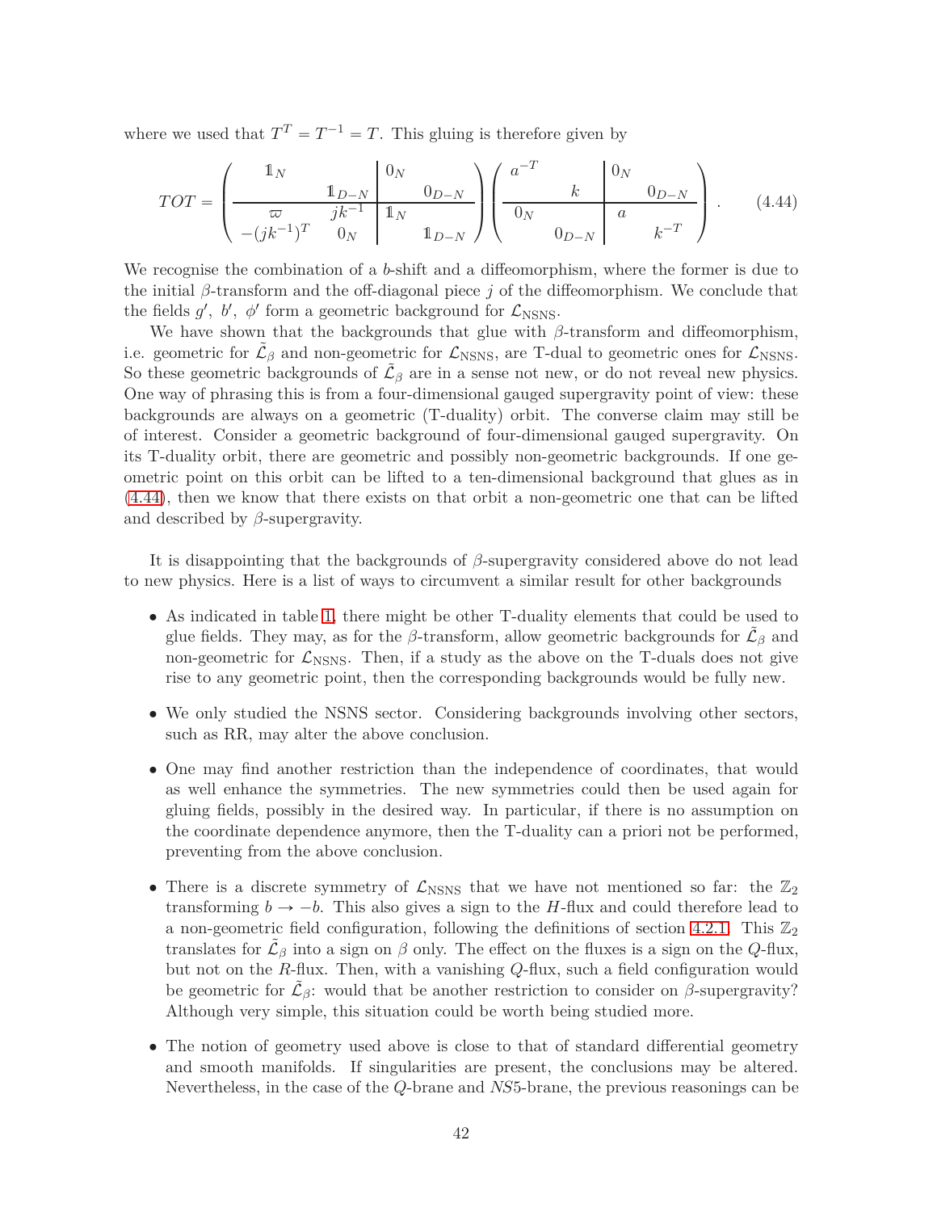where we used that $T^T = T^{-1} = T$. This gluing is therefore given by

$$TOT = \left(\begin{array}{cc|cc} \mathbb{1}_N & & 0_N & \\ & \mathbb{1}_{D-N} & & 0_{D-N} \\ \hline \varpi & jk^{-1} & \mathbb{1}_N & \\ -(jk^{-1})^T & 0_N & & \mathbb{1}_{D-N} \end{array}\right) \left(\begin{array}{cc|cc} a^{-T} & & 0_N & \\ & k & & 0_{D-N} \\ \hline 0_N & & a & \\ & 0_{D-N} & & k^{-T} \end{array}\right) . \tag{4.44}$$

We recognise the combination of a $b$-shift and a diffeomorphism, where the former is due to the initial $\beta$-transform and the off-diagonal piece $j$ of the diffeomorphism. We conclude that the fields $g'$, $b'$, $\phi'$ form a geometric background for $\mathcal{L}_{\rm NSNS}$.

We have shown that the backgrounds that glue with $\beta$-transform and diffeomorphism, i.e. geometric for $\tilde{\mathcal{L}}_\beta$ and non-geometric for $\mathcal{L}_{\rm NSNS}$, are T-dual to geometric ones for $\mathcal{L}_{\rm NSNS}$. So these geometric backgrounds of $\tilde{\mathcal{L}}_\beta$ are in a sense not new, or do not reveal new physics. One way of phrasing this is from a four-dimensional gauged supergravity point of view: these backgrounds are always on a geometric (T-duality) orbit. The converse claim may still be of interest. Consider a geometric background of four-dimensional gauged supergravity. On its T-duality orbit, there are geometric and possibly non-geometric backgrounds. If one geometric point on this orbit can be lifted to a ten-dimensional background that glues as in (4.44), then we know that there exists on that orbit a non-geometric one that can be lifted and described by $\beta$-supergravity.

It is disappointing that the backgrounds of $\beta$-supergravity considered above do not lead to new physics. Here is a list of ways to circumvent a similar result for other backgrounds

- As indicated in table 1, there might be other T-duality elements that could be used to glue fields. They may, as for the $\beta$-transform, allow geometric backgrounds for $\tilde{\mathcal{L}}_\beta$ and non-geometric for $\mathcal{L}_{\rm NSNS}$. Then, if a study as the above on the T-duals does not give rise to any geometric point, then the corresponding backgrounds would be fully new.
- We only studied the NSNS sector. Considering backgrounds involving other sectors, such as RR, may alter the above conclusion.
- One may find another restriction than the independence of coordinates, that would as well enhance the symmetries. The new symmetries could then be used again for gluing fields, possibly in the desired way. In particular, if there is no assumption on the coordinate dependence anymore, then the T-duality can a priori not be performed, preventing from the above conclusion.
- There is a discrete symmetry of $\mathcal{L}_{\rm NSNS}$ that we have not mentioned so far: the $\mathbb{Z}_2$ transforming $b \to -b$. This also gives a sign to the $H$-flux and could therefore lead to a non-geometric field configuration, following the definitions of section 4.2.1. This $\mathbb{Z}_2$ translates for $\tilde{\mathcal{L}}_\beta$ into a sign on $\beta$ only. The effect on the fluxes is a sign on the $Q$-flux, but not on the $R$-flux. Then, with a vanishing $Q$-flux, such a field configuration would be geometric for $\tilde{\mathcal{L}}_\beta$: would that be another restriction to consider on $\beta$-supergravity? Although very simple, this situation could be worth being studied more.
- The notion of geometry used above is close to that of standard differential geometry and smooth manifolds. If singularities are present, the conclusions may be altered. Nevertheless, in the case of the $Q$-brane and $NS5$-brane, the previous reasonings can be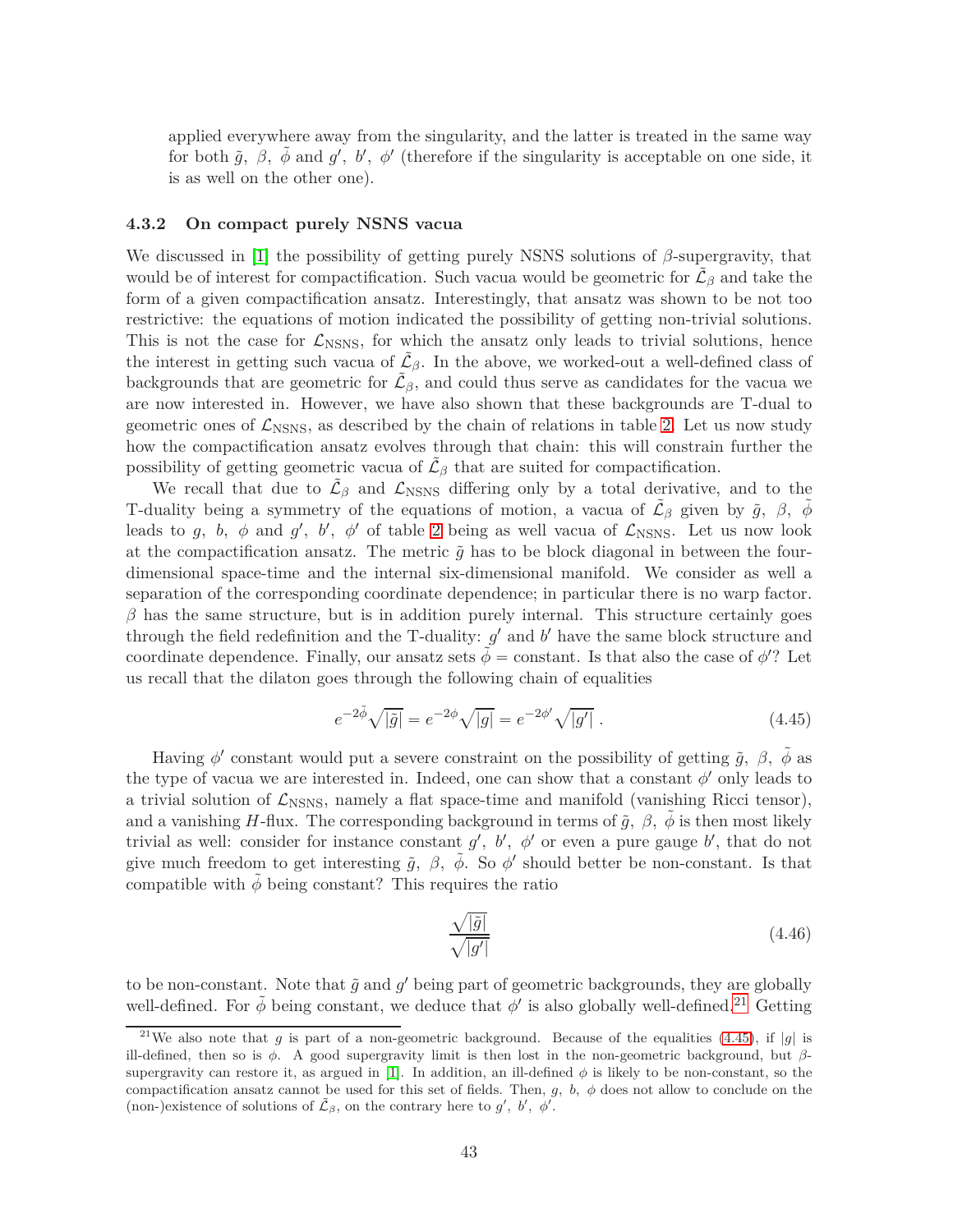applied everywhere away from the singularity, and the latter is treated in the same way for both $\tilde{g},\ \beta,\ \tilde{\phi}$ and $g',\ b',\ \phi'$ (therefore if the singularity is acceptable on one side, it is as well on the other one).

### 4.3.2 On compact purely NSNS vacua

We discussed in [1] the possibility of getting purely NSNS solutions of $\beta$-supergravity, that would be of interest for compactification. Such vacua would be geometric for $\tilde{\mathcal{L}}_\beta$ and take the form of a given compactification ansatz. Interestingly, that ansatz was shown to be not too restrictive: the equations of motion indicated the possibility of getting non-trivial solutions. This is not the case for $\mathcal{L}_{\rm NSNS}$, for which the ansatz only leads to trivial solutions, hence the interest in getting such vacua of $\tilde{\mathcal{L}}_\beta$. In the above, we worked-out a well-defined class of backgrounds that are geometric for $\tilde{\mathcal{L}}_\beta$, and could thus serve as candidates for the vacua we are now interested in. However, we have also shown that these backgrounds are T-dual to geometric ones of $\mathcal{L}_{\rm NSNS}$, as described by the chain of relations in table 2. Let us now study how the compactification ansatz evolves through that chain: this will constrain further the possibility of getting geometric vacua of $\tilde{\mathcal{L}}_\beta$ that are suited for compactification.

We recall that due to $\tilde{\mathcal{L}}_\beta$ and $\mathcal{L}_{\rm NSNS}$ differing only by a total derivative, and to the T-duality being a symmetry of the equations of motion, a vacua of $\tilde{\mathcal{L}}_\beta$ given by $\tilde{g},\ \beta,\ \tilde{\phi}$ leads to $g,\ b,\ \phi$ and $g',\ b',\ \phi'$ of table 2 being as well vacua of $\mathcal{L}_{\rm NSNS}$. Let us now look at the compactification ansatz. The metric $\tilde{g}$ has to be block diagonal in between the four-dimensional space-time and the internal six-dimensional manifold. We consider as well a separation of the corresponding coordinate dependence; in particular there is no warp factor. $\beta$ has the same structure, but is in addition purely internal. This structure certainly goes through the field redefinition and the T-duality: $g'$ and $b'$ have the same block structure and coordinate dependence. Finally, our ansatz sets $\tilde{\phi} = $ constant. Is that also the case of $\phi'$? Let us recall that the dilaton goes through the following chain of equalities

$$e^{-2\tilde{\phi}}\sqrt{|\tilde{g}|} = e^{-2\phi}\sqrt{|g|} = e^{-2\phi'}\sqrt{|g'|}\ . \tag{4.45}$$

Having $\phi'$ constant would put a severe constraint on the possibility of getting $\tilde{g},\ \beta,\ \tilde{\phi}$ as the type of vacua we are interested in. Indeed, one can show that a constant $\phi'$ only leads to a trivial solution of $\mathcal{L}_{\rm NSNS}$, namely a flat space-time and manifold (vanishing Ricci tensor), and a vanishing $H$-flux. The corresponding background in terms of $\tilde{g},\ \beta,\ \tilde{\phi}$ is then most likely trivial as well: consider for instance constant $g',\ b',\ \phi'$ or even a pure gauge $b'$, that do not give much freedom to get interesting $\tilde{g},\ \beta,\ \tilde{\phi}$. So $\phi'$ should better be non-constant. Is that compatible with $\tilde{\phi}$ being constant? This requires the ratio

$$\frac{\sqrt{|\tilde{g}|}}{\sqrt{|g'|}} \tag{4.46}$$

to be non-constant. Note that $\tilde{g}$ and $g'$ being part of geometric backgrounds, they are globally well-defined. For $\tilde{\phi}$ being constant, we deduce that $\phi'$ is also globally well-defined.[21] Getting

[21] We also note that $g$ is part of a non-geometric background. Because of the equalities (4.45), if $|g|$ is ill-defined, then so is $\phi$. A good supergravity limit is then lost in the non-geometric background, but $\beta$-supergravity can restore it, as argued in [1]. In addition, an ill-defined $\phi$ is likely to be non-constant, so the compactification ansatz cannot be used for this set of fields. Then, $g,\ b,\ \phi$ does not allow to conclude on the (non-)existence of solutions of $\tilde{\mathcal{L}}_\beta$, on the contrary here to $g',\ b',\ \phi'$.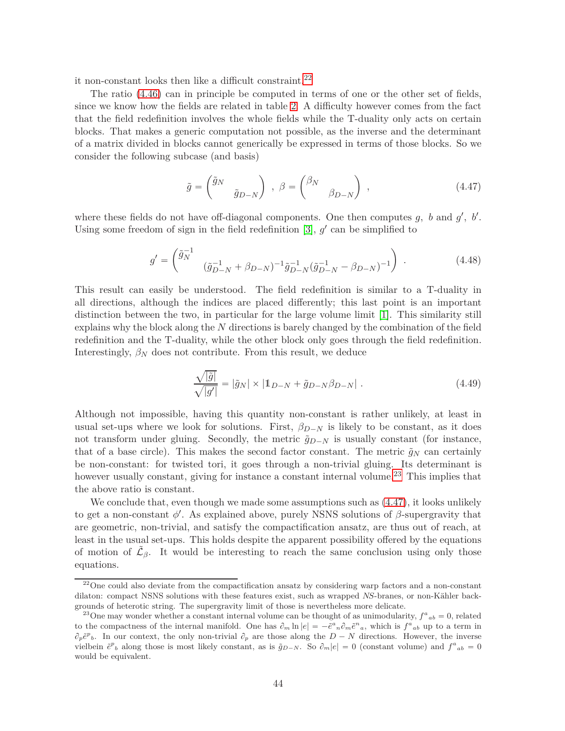it non-constant looks then like a difficult constraint.[22]

The ratio (4.46) can in principle be computed in terms of one or the other set of fields, since we know how the fields are related in table 2. A difficulty however comes from the fact that the field redefinition involves the whole fields while the T-duality only acts on certain blocks. That makes a generic computation not possible, as the inverse and the determinant of a matrix divided in blocks cannot generically be expressed in terms of those blocks. So we consider the following subcase (and basis)

$$\tilde{g} = \begin{pmatrix} \tilde{g}_N & \\ & \tilde{g}_{D-N} \end{pmatrix} \ , \ \beta = \begin{pmatrix} \beta_N & \\ & \beta_{D-N} \end{pmatrix} \ , \tag{4.47}$$

where these fields do not have off-diagonal components. One then computes $g,\ b$ and $g',\ b'$. Using some freedom of sign in the field redefinition [3], $g'$ can be simplified to

$$g' = \begin{pmatrix} \tilde{g}_N^{-1} & \\ & (\tilde{g}_{D-N}^{-1} + \beta_{D-N})^{-1} \tilde{g}_{D-N}^{-1} (\tilde{g}_{D-N}^{-1} - \beta_{D-N})^{-1} \end{pmatrix} \ . \tag{4.48}$$

This result can easily be understood. The field redefinition is similar to a T-duality in all directions, although the indices are placed differently; this last point is an important distinction between the two, in particular for the large volume limit [1]. This similarity still explains why the block along the $N$ directions is barely changed by the combination of the field redefinition and the T-duality, while the other block only goes through the field redefinition. Interestingly, $\beta_N$ does not contribute. From this result, we deduce

$$\frac{\sqrt{|\tilde{g}|}}{\sqrt{|g'|}} = |\tilde{g}_N| \times |\mathbb{1}_{D-N} + \tilde{g}_{D-N}\beta_{D-N}| \ . \tag{4.49}$$

Although not impossible, having this quantity non-constant is rather unlikely, at least in usual set-ups where we look for solutions. First, $\beta_{D-N}$ is likely to be constant, as it does not transform under gluing. Secondly, the metric $\tilde{g}_{D-N}$ is usually constant (for instance, that of a base circle). This makes the second factor constant. The metric $\tilde{g}_N$ can certainly be non-constant: for twisted tori, it goes through a non-trivial gluing. Its determinant is however usually constant, giving for instance a constant internal volume.[23] This implies that the above ratio is constant.

We conclude that, even though we made some assumptions such as (4.47), it looks unlikely to get a non-constant $\phi'$. As explained above, purely NSNS solutions of $\beta$-supergravity that are geometric, non-trivial, and satisfy the compactification ansatz, are thus out of reach, at least in the usual set-ups. This holds despite the apparent possibility offered by the equations of motion of $\tilde{\mathcal{L}}_\beta$. It would be interesting to reach the same conclusion using only those equations.

---

[22] One could also deviate from the compactification ansatz by considering warp factors and a non-constant dilaton: compact NSNS solutions with these features exist, such as wrapped *NS*-branes, or non-Kähler backgrounds of heterotic string. The supergravity limit of those is nevertheless more delicate.

[23] One may wonder whether a constant internal volume can be thought of as unimodularity, $f^a{}_{ab} = 0$, related to the compactness of the internal manifold. One has $\partial_m \ln |e| = -\tilde{e}^a{}_n \partial_m \tilde{e}^n{}_a$, which is $f^a{}_{ab}$ up to a term in $\partial_p \tilde{e}^p{}_b$. In our context, the only non-trivial $\partial_p$ are those along the $D-N$ directions. However, the inverse vielbein $\tilde{e}^p{}_b$ along those is most likely constant, as is $\tilde{g}_{D-N}$. So $\partial_m|e| = 0$ (constant volume) and $f^a{}_{ab} = 0$ would be equivalent.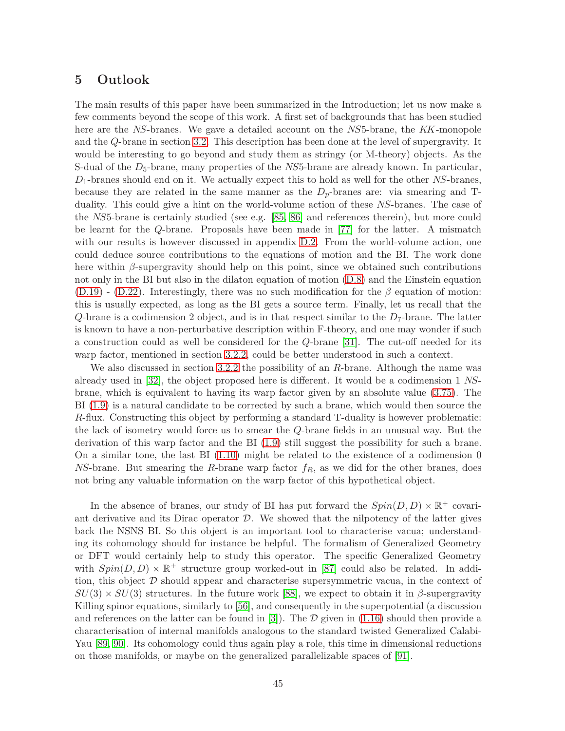## 5 Outlook

The main results of this paper have been summarized in the Introduction; let us now make a few comments beyond the scope of this work. A first set of backgrounds that has been studied here are the $NS$-branes. We gave a detailed account on the $NS5$-brane, the $KK$-monopole and the $Q$-brane in section 3.2. This description has been done at the level of supergravity. It would be interesting to go beyond and study them as stringy (or M-theory) objects. As the S-dual of the $D_5$-brane, many properties of the $NS5$-brane are already known. In particular, $D_1$-branes should end on it. We actually expect this to hold as well for the other $NS$-branes, because they are related in the same manner as the $D_p$-branes are: via smearing and T-duality. This could give a hint on the world-volume action of these $NS$-branes. The case of the $NS5$-brane is certainly studied (see e.g. [85, 86] and references therein), but more could be learnt for the $Q$-brane. Proposals have been made in [77] for the latter. A mismatch with our results is however discussed in appendix D.2. From the world-volume action, one could deduce source contributions to the equations of motion and the BI. The work done here within $\beta$-supergravity should help on this point, since we obtained such contributions not only in the BI but also in the dilaton equation of motion (D.8) and the Einstein equation (D.19) - (D.22). Interestingly, there was no such modification for the $\beta$ equation of motion: this is usually expected, as long as the BI gets a source term. Finally, let us recall that the $Q$-brane is a codimension 2 object, and is in that respect similar to the $D_7$-brane. The latter is known to have a non-perturbative description within F-theory, and one may wonder if such a construction could as well be considered for the $Q$-brane [31]. The cut-off needed for its warp factor, mentioned in section 3.2.2, could be better understood in such a context.

We also discussed in section 3.2.2 the possibility of an $R$-brane. Although the name was already used in [32], the object proposed here is different. It would be a codimension 1 $NS$-brane, which is equivalent to having its warp factor given by an absolute value (3.75). The BI (1.9) is a natural candidate to be corrected by such a brane, which would then source the $R$-flux. Constructing this object by performing a standard T-duality is however problematic: the lack of isometry would force us to smear the $Q$-brane fields in an unusual way. But the derivation of this warp factor and the BI (1.9) still suggest the possibility for such a brane. On a similar tone, the last BI (1.10) might be related to the existence of a codimension 0 $NS$-brane. But smearing the $R$-brane warp factor $f_R$, as we did for the other branes, does not bring any valuable information on the warp factor of this hypothetical object.

In the absence of branes, our study of BI has put forward the $Spin(D, D) \times \mathbb{R}^+$ covariant derivative and its Dirac operator $\mathcal{D}$. We showed that the nilpotency of the latter gives back the NSNS BI. So this object is an important tool to characterise vacua; understanding its cohomology should for instance be helpful. The formalism of Generalized Geometry or DFT would certainly help to study this operator. The specific Generalized Geometry with $Spin(D, D) \times \mathbb{R}^+$ structure group worked-out in [87] could also be related. In addition, this object $\mathcal{D}$ should appear and characterise supersymmetric vacua, in the context of $SU(3) \times SU(3)$ structures. In the future work [88], we expect to obtain it in $\beta$-supergravity Killing spinor equations, similarly to [56], and consequently in the superpotential (a discussion and references on the latter can be found in [3]). The $\mathcal{D}$ given in (1.16) should then provide a characterisation of internal manifolds analogous to the standard twisted Generalized Calabi-Yau [89, 90]. Its cohomology could thus again play a role, this time in dimensional reductions on those manifolds, or maybe on the generalized parallelizable spaces of [91].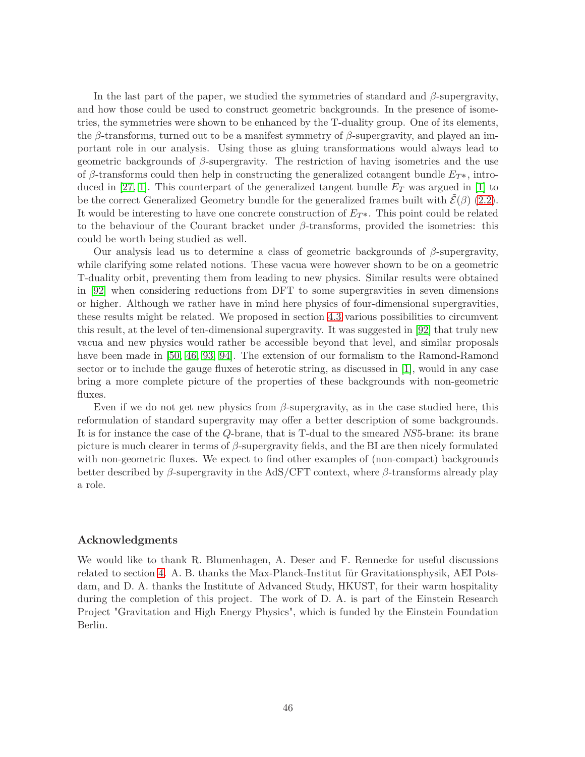In the last part of the paper, we studied the symmetries of standard and $\beta$-supergravity, and how those could be used to construct geometric backgrounds. In the presence of isometries, the symmetries were shown to be enhanced by the T-duality group. One of its elements, the $\beta$-transforms, turned out to be a manifest symmetry of $\beta$-supergravity, and played an important role in our analysis. Using those as gluing transformations would always lead to geometric backgrounds of $\beta$-supergravity. The restriction of having isometries and the use of $\beta$-transforms could then help in constructing the generalized cotangent bundle $E_{T^*}$, introduced in [27, 1]. This counterpart of the generalized tangent bundle $E_T$ was argued in [1] to be the correct Generalized Geometry bundle for the generalized frames built with $\tilde{\mathcal{E}}(\beta)$ (2.2). It would be interesting to have one concrete construction of $E_{T^*}$. This point could be related to the behaviour of the Courant bracket under $\beta$-transforms, provided the isometries: this could be worth being studied as well.

Our analysis lead us to determine a class of geometric backgrounds of $\beta$-supergravity, while clarifying some related notions. These vacua were however shown to be on a geometric T-duality orbit, preventing them from leading to new physics. Similar results were obtained in [92] when considering reductions from DFT to some supergravities in seven dimensions or higher. Although we rather have in mind here physics of four-dimensional supergravities, these results might be related. We proposed in section 4.3 various possibilities to circumvent this result, at the level of ten-dimensional supergravity. It was suggested in [92] that truly new vacua and new physics would rather be accessible beyond that level, and similar proposals have been made in [50, 46, 93, 94]. The extension of our formalism to the Ramond-Ramond sector or to include the gauge fluxes of heterotic string, as discussed in [1], would in any case bring a more complete picture of the properties of these backgrounds with non-geometric fluxes.

Even if we do not get new physics from $\beta$-supergravity, as in the case studied here, this reformulation of standard supergravity may offer a better description of some backgrounds. It is for instance the case of the $Q$-brane, that is T-dual to the smeared $NS5$-brane: its brane picture is much clearer in terms of $\beta$-supergravity fields, and the BI are then nicely formulated with non-geometric fluxes. We expect to find other examples of (non-compact) backgrounds better described by $\beta$-supergravity in the AdS/CFT context, where $\beta$-transforms already play a role.

### Acknowledgments

We would like to thank R. Blumenhagen, A. Deser and F. Rennecke for useful discussions related to section 4. A. B. thanks the Max-Planck-Institut für Gravitationsphysik, AEI Potsdam, and D. A. thanks the Institute of Advanced Study, HKUST, for their warm hospitality during the completion of this project. The work of D. A. is part of the Einstein Research Project "Gravitation and High Energy Physics", which is funded by the Einstein Foundation Berlin.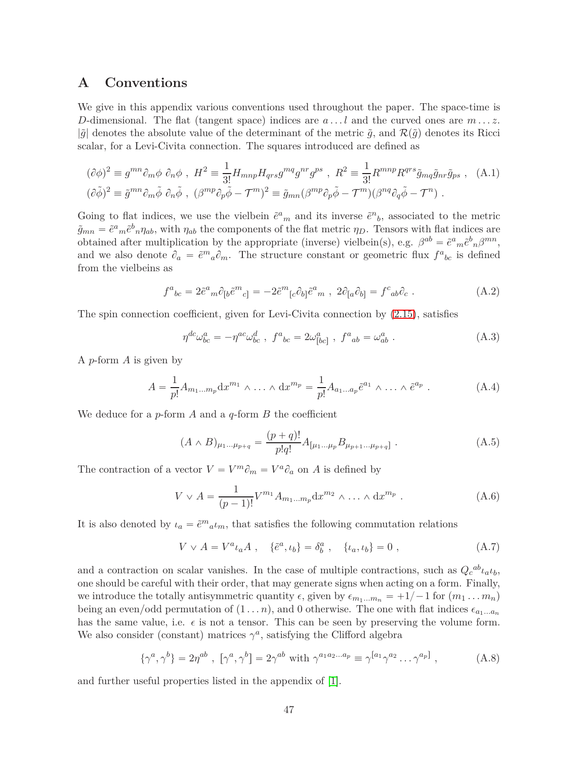# A Conventions

We give in this appendix various conventions used throughout the paper. The space-time is $D$-dimensional. The flat (tangent space) indices are $a \dots l$ and the curved ones are $m \dots z$. $|\tilde{g}|$ denotes the absolute value of the determinant of the metric $\tilde{g}$, and $\mathcal{R}(\tilde{g})$ denotes its Ricci scalar, for a Levi-Civita connection. The squares introduced are defined as

$$
\begin{aligned}
&(\partial\phi)^2 \equiv g^{mn}\partial_m\phi \ \partial_n\phi \ , \ H^2 \equiv \frac{1}{3!}H_{mnp}H_{qrs}g^{mq}g^{nr}g^{ps} \ , \ R^2 \equiv \frac{1}{3!}R^{mnp}R^{qrs}\tilde{g}_{mq}\tilde{g}_{nr}\tilde{g}_{ps} \ , \quad \text{(A.1)}\\
&(\partial\tilde{\phi})^2 \equiv \tilde{g}^{mn}\partial_m\tilde{\phi} \ \partial_n\tilde{\phi} \ , \ (\beta^{mp}\partial_p\tilde{\phi} - \mathcal{T}^m)^2 \equiv \tilde{g}_{mn}(\beta^{mp}\partial_p\tilde{\phi} - \mathcal{T}^m)(\beta^{nq}\partial_q\tilde{\phi} - \mathcal{T}^n) \ .
\end{aligned}
$$

Going to flat indices, we use the vielbein $\tilde{e}^a{}_m$ and its inverse $\tilde{e}^n{}_b$, associated to the metric $\tilde{g}_{mn} = \tilde{e}^a{}_m\tilde{e}^b{}_n\eta_{ab}$, with $\eta_{ab}$ the components of the flat metric $\eta_D$. Tensors with flat indices are obtained after multiplication by the appropriate (inverse) vielbein(s), e.g. $\beta^{ab} = \tilde{e}^a{}_m\tilde{e}^b{}_n\beta^{mn}$, and we also denote $\partial_a = \tilde{e}^m{}_a\partial_m$. The structure constant or geometric flux $f^a{}_{bc}$ is defined from the vielbeins as

$$
f^a{}_{bc} = 2\tilde{e}^a{}_m\partial_{[b}\tilde{e}^m{}_{c]} = -2\tilde{e}^m{}_{[c}\partial_{b]}\tilde{e}^a{}_m \ , \ 2\partial_{[a}\partial_{b]} = f^c{}_{ab}\partial_c \ . \quad \text{(A.2)}
$$

The spin connection coefficient, given for Levi-Civita connection by (2.15), satisfies

$$
\eta^{dc}\omega^a_{bc} = -\eta^{ac}\omega^d_{bc} \ , \ f^a{}_{bc} = 2\omega^a_{[bc]} \ , \ f^a{}_{ab} = \omega^a_{ab} \ . \quad \text{(A.3)}
$$

A $p$-form $A$ is given by

$$
A = \frac{1}{p!}A_{m_1\dots m_p}\mathrm{d}x^{m_1} \wedge \dots \wedge \mathrm{d}x^{m_p} = \frac{1}{p!}A_{a_1\dots a_p}\tilde{e}^{a_1} \wedge \dots \wedge \tilde{e}^{a_p} \ . \quad \text{(A.4)}
$$

We deduce for a $p$-form $A$ and a $q$-form $B$ the coefficient

$$
(A \wedge B)_{\mu_1\dots\mu_{p+q}} = \frac{(p+q)!}{p!q!}A_{[\mu_1\dots\mu_p}B_{\mu_{p+1}\dots\mu_{p+q}]} \ . \quad \text{(A.5)}
$$

The contraction of a vector $V = V^m\partial_m = V^a\partial_a$ on $A$ is defined by

$$
V \vee A = \frac{1}{(p-1)!}V^{m_1}A_{m_1\dots m_p}\mathrm{d}x^{m_2} \wedge \dots \wedge \mathrm{d}x^{m_p} \ . \quad \text{(A.6)}
$$

It is also denoted by $\iota_a = \tilde{e}^m{}_a\iota_m$, that satisfies the following commutation relations

$$
V \vee A = V^a\iota_a A \ , \quad \{\tilde{e}^a, \iota_b\} = \delta^a_b \ , \quad \{\iota_a, \iota_b\} = 0 \ , \quad \text{(A.7)}
$$

and a contraction on scalar vanishes. In the case of multiple contractions, such as $Q_c{}^{ab}\iota_a\iota_b$, one should be careful with their order, that may generate signs when acting on a form. Finally, we introduce the totally antisymmetric quantity $\epsilon$, given by $\epsilon_{m_1\dots m_n} = +1/-1$ for $(m_1 \dots m_n)$ being an even/odd permutation of $(1 \dots n)$, and 0 otherwise. The one with flat indices $\epsilon_{a_1\dots a_n}$ has the same value, i.e. $\epsilon$ is not a tensor. This can be seen by preserving the volume form. We also consider (constant) matrices $\gamma^a$, satisfying the Clifford algebra

$$
\{\gamma^a, \gamma^b\} = 2\eta^{ab} \ , \ [\gamma^a, \gamma^b] = 2\gamma^{ab} \ \text{with} \ \gamma^{a_1a_2\dots a_p} \equiv \gamma^{[a_1}\gamma^{a_2}\dots\gamma^{a_p]} \ , \quad \text{(A.8)}
$$

and further useful properties listed in the appendix of [1].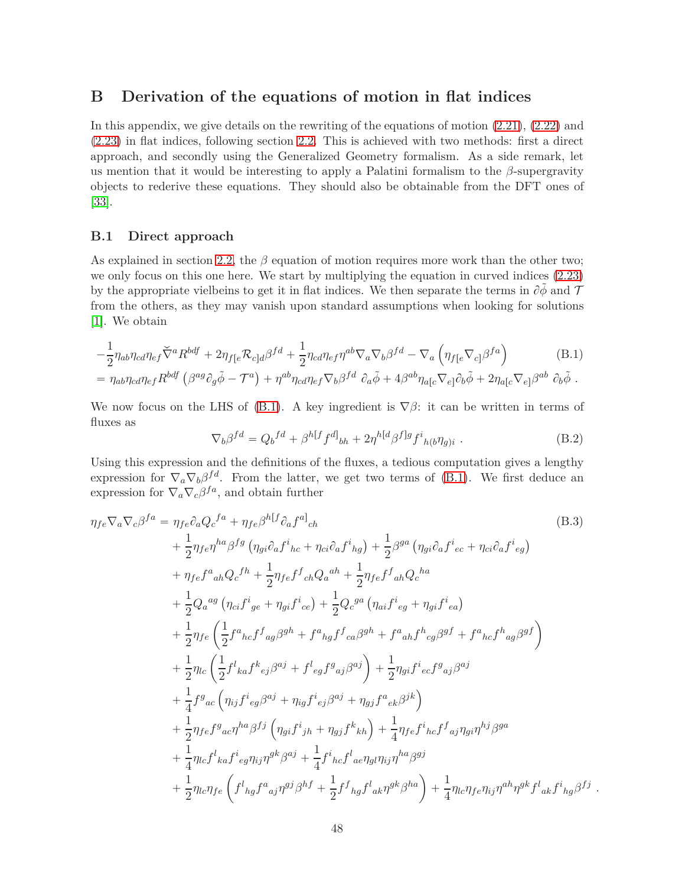## B Derivation of the equations of motion in flat indices

In this appendix, we give details on the rewriting of the equations of motion (2.21), (2.22) and (2.23) in flat indices, following section 2.2. This is achieved with two methods: first a direct approach, and secondly using the Generalized Geometry formalism. As a side remark, let us mention that it would be interesting to apply a Palatini formalism to the $\beta$-supergravity objects to rederive these equations. They should also be obtainable from the DFT ones of [33].

### B.1 Direct approach

As explained in section 2.2, the $\beta$ equation of motion requires more work than the other two; we only focus on this one here. We start by multiplying the equation in curved indices (2.23) by the appropriate vielbeins to get it in flat indices. We then separate the terms in $\partial\tilde{\phi}$ and $\mathcal{T}$ from the others, as they may vanish upon standard assumptions when looking for solutions [1]. We obtain

$$
\begin{aligned}
&-\frac{1}{2}\eta_{ab}\eta_{cd}\eta_{ef}\check{\nabla}^a R^{bdf} + 2\eta_{f[e}\mathcal{R}_{c]d}\beta^{fd} + \frac{1}{2}\eta_{cd}\eta_{ef}\eta^{ab}\nabla_a\nabla_b\beta^{fd} - \nabla_a\left(\eta_{f[e}\nabla_{c]}\beta^{fa}\right) \qquad \text{(B.1)}\\
&= \eta_{ab}\eta_{cd}\eta_{ef}R^{bdf}\left(\beta^{ag}\partial_g\tilde{\phi} - \mathcal{T}^a\right) + \eta^{ab}\eta_{cd}\eta_{ef}\nabla_b\beta^{fd}\ \partial_a\tilde{\phi} + 4\beta^{ab}\eta_{a[c}\nabla_{e]}\partial_b\tilde{\phi} + 2\eta_{a[c}\nabla_{e]}\beta^{ab}\ \partial_b\tilde{\phi}\ .
\end{aligned}
$$

We now focus on the LHS of (B.1). A key ingredient is $\nabla\beta$: it can be written in terms of fluxes as

$$
\nabla_b\beta^{fd} = Q_b{}^{fd} + \beta^{h[f}f^{d]}{}_{bh} + 2\eta^{h[d}\beta^{f]g}f^i{}_{h(b}\eta_{g)i}\ . \qquad \text{(B.2)}
$$

Using this expression and the definitions of the fluxes, a tedious computation gives a lengthy expression for $\nabla_a\nabla_b\beta^{fd}$. From the latter, we get two terms of (B.1). We first deduce an expression for $\nabla_a\nabla_c\beta^{fa}$, and obtain further

$$
\begin{aligned}
\eta_{fe}\nabla_a\nabla_c\beta^{fa} =\ & \eta_{fe}\partial_a Q_c{}^{fa} + \eta_{fe}\beta^{h[f}\partial_a f^{a]}{}_{ch} \qquad \text{(B.3)}\\
&+ \frac{1}{2}\eta_{fe}\eta^{ha}\beta^{fg}\left(\eta_{gi}\partial_a f^i{}_{hc} + \eta_{ci}\partial_a f^i{}_{hg}\right) + \frac{1}{2}\beta^{ga}\left(\eta_{gi}\partial_a f^i{}_{ec} + \eta_{ci}\partial_a f^i{}_{eg}\right)\\
&+ \eta_{fe}f^a{}_{ah}Q_c{}^{fh} + \frac{1}{2}\eta_{fe}f^f{}_{ch}Q_a{}^{ah} + \frac{1}{2}\eta_{fe}f^f{}_{ah}Q_c{}^{ha}\\
&+ \frac{1}{2}Q_a{}^{ag}\left(\eta_{ci}f^i{}_{ge} + \eta_{gi}f^i{}_{ce}\right) + \frac{1}{2}Q_c{}^{ga}\left(\eta_{ai}f^i{}_{eg} + \eta_{gi}f^i{}_{ea}\right)\\
&+ \frac{1}{2}\eta_{fe}\left(\frac{1}{2}f^a{}_{hc}f^f{}_{ag}\beta^{gh} + f^a{}_{hg}f^f{}_{ca}\beta^{gh} + f^a{}_{ah}f^h{}_{cg}\beta^{gf} + f^a{}_{hc}f^h{}_{ag}\beta^{gf}\right)\\
&+ \frac{1}{2}\eta_{lc}\left(\frac{1}{2}f^l{}_{ka}f^k{}_{ej}\beta^{aj} + f^l{}_{eg}f^g{}_{aj}\beta^{aj}\right) + \frac{1}{2}\eta_{gi}f^i{}_{ec}f^g{}_{aj}\beta^{aj}\\
&+ \frac{1}{4}f^g{}_{ac}\left(\eta_{ij}f^i{}_{eg}\beta^{aj} + \eta_{ig}f^i{}_{ej}\beta^{aj} + \eta_{gj}f^a{}_{ek}\beta^{jk}\right)\\
&+ \frac{1}{2}\eta_{fe}f^g{}_{ac}\eta^{ha}\beta^{fj}\left(\eta_{gi}f^i{}_{jh} + \eta_{gj}f^k{}_{kh}\right) + \frac{1}{4}\eta_{fe}f^i{}_{hc}f^f{}_{aj}\eta_{gi}\eta^{hj}\beta^{ga}\\
&+ \frac{1}{4}\eta_{lc}f^l{}_{ka}f^i{}_{eg}\eta_{ij}\eta^{gk}\beta^{aj} + \frac{1}{4}f^i{}_{hc}f^l{}_{ae}\eta_{gl}\eta_{ij}\eta^{ha}\beta^{gj}\\
&+ \frac{1}{2}\eta_{lc}\eta_{fe}\left(f^l{}_{hg}f^a{}_{aj}\eta^{gj}\beta^{hf} + \frac{1}{2}f^f{}_{hg}f^l{}_{ak}\eta^{gk}\beta^{ha}\right) + \frac{1}{4}\eta_{lc}\eta_{fe}\eta_{ij}\eta^{ah}\eta^{gk}f^l{}_{ak}f^i{}_{hg}\beta^{fj}\ .
\end{aligned}
$$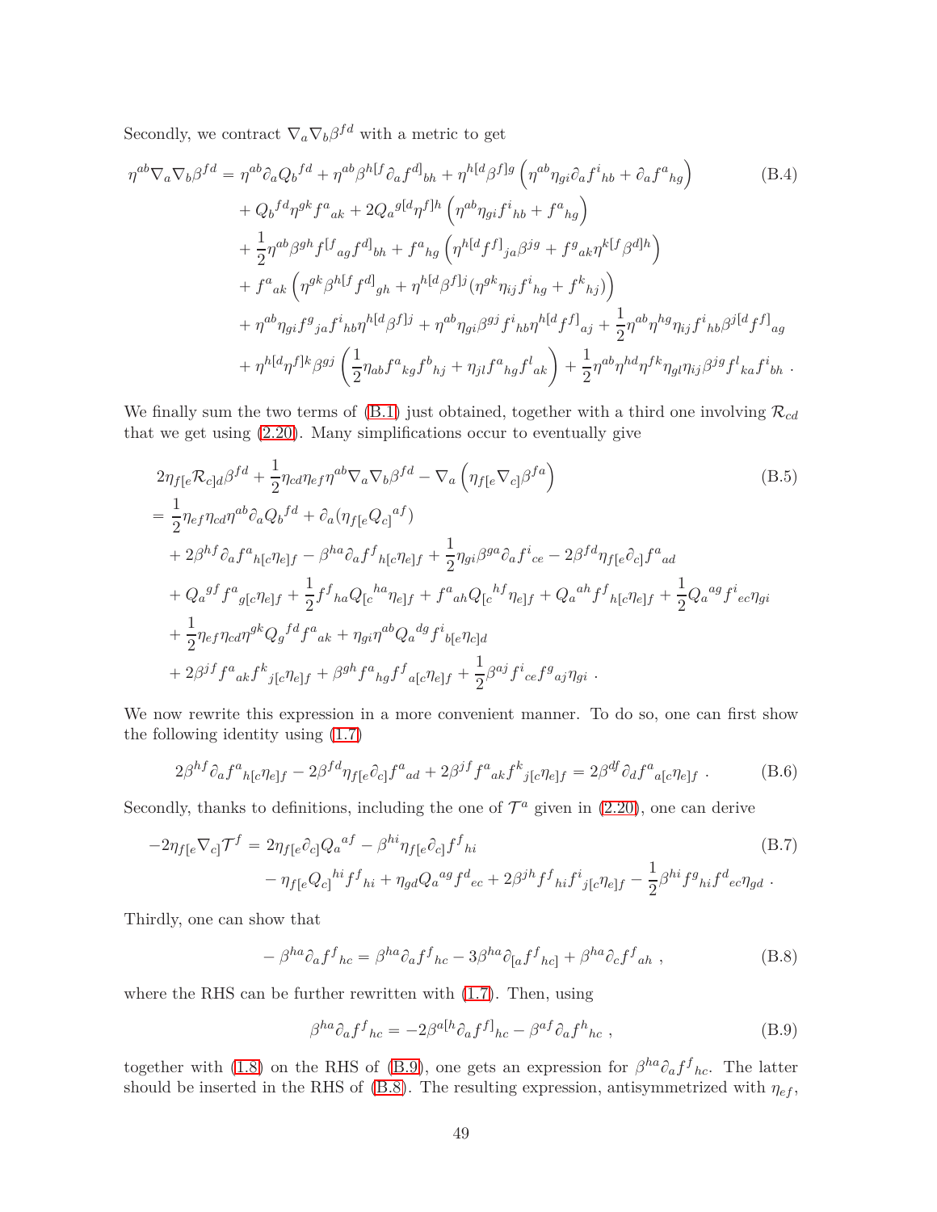Secondly, we contract $\nabla_a \nabla_b \beta^{fd}$ with a metric to get

$$
\begin{aligned}
\eta^{ab}\nabla_a\nabla_b\beta^{fd} =\ & \eta^{ab}\partial_a Q_b{}^{fd} + \eta^{ab}\beta^{h[f}\partial_a f^{d]}{}_{bh} + \eta^{h[d}\beta^{f]g}\left(\eta^{ab}\eta_{gi}\partial_a f^i{}_{hb} + \partial_a f^a{}_{hg}\right) \\
& + Q_b{}^{fd}\eta^{gk} f^a{}_{ak} + 2Q_a{}^{g[d}\eta^{f]h}\left(\eta^{ab}\eta_{gi} f^i{}_{hb} + f^a{}_{hg}\right) \\
& + \frac{1}{2}\eta^{ab}\beta^{gh} f^{[f}{}_{ag} f^{d]}{}_{bh} + f^a{}_{hg}\left(\eta^{h[d} f^{f]}{}_{ja}\beta^{jg} + f^g{}_{ak}\eta^{k[f}\beta^{d]h}\right) \\
& + f^a{}_{ak}\left(\eta^{gk}\beta^{h[f} f^{d]}{}_{gh} + \eta^{h[d}\beta^{f]j}(\eta^{gk}\eta_{ij} f^i{}_{hg} + f^k{}_{hj})\right) \\
& + \eta^{ab}\eta_{gi} f^g{}_{ja} f^i{}_{hb}\eta^{h[d}\beta^{f]j} + \eta^{ab}\eta_{gi}\beta^{gj} f^i{}_{hb}\eta^{h[d} f^{f]}{}_{aj} + \frac{1}{2}\eta^{ab}\eta^{hg}\eta_{ij} f^i{}_{hb}\beta^{j[d} f^{f]}{}_{ag} \\
& + \eta^{h[d}\eta^{f]k}\beta^{gj}\left(\frac{1}{2}\eta_{ab} f^a{}_{kg} f^b{}_{hj} + \eta_{jl} f^a{}_{hg} f^l{}_{ak}\right) + \frac{1}{2}\eta^{ab}\eta^{hd}\eta^{fk}\eta_{gl}\eta_{ij}\beta^{jg} f^l{}_{ka} f^i{}_{bh}\ .
\end{aligned} \tag{B.4}
$$

We finally sum the two terms of (B.1) just obtained, together with a third one involving $\mathcal{R}_{cd}$ that we get using (2.20). Many simplifications occur to eventually give

$$
\begin{aligned}
& 2\eta_{f[e}\mathcal{R}_{c]d}\beta^{fd} + \frac{1}{2}\eta_{cd}\eta_{ef}\eta^{ab}\nabla_a\nabla_b\beta^{fd} - \nabla_a\left(\eta_{f[e}\nabla_{c]}\beta^{fa}\right) \\
&= \frac{1}{2}\eta_{ef}\eta_{cd}\eta^{ab}\partial_a Q_b{}^{fd} + \partial_a(\eta_{f[e}Q_{c]}{}^{af}) \\
&\quad + 2\beta^{hf}\partial_a f^a{}_{h[c}\eta_{e]f} - \beta^{ha}\partial_a f^f{}_{h[c}\eta_{e]f} + \frac{1}{2}\eta_{gi}\beta^{ga}\partial_a f^i{}_{ce} - 2\beta^{fd}\eta_{f[e}\partial_{c]} f^a{}_{ad} \\
&\quad + Q_a{}^{gf} f^a{}_{g[c}\eta_{e]f} + \frac{1}{2} f^f{}_{ha} Q_{[c}{}^{ha}\eta_{e]f} + f^a{}_{ah} Q_{[c}{}^{hf}\eta_{e]f} + Q_a{}^{ah} f^f{}_{h[c}\eta_{e]f} + \frac{1}{2} Q_a{}^{ag} f^i{}_{ec}\eta_{gi} \\
&\quad + \frac{1}{2}\eta_{ef}\eta_{cd}\eta^{gk} Q_g{}^{fd} f^a{}_{ak} + \eta_{gi}\eta^{ab} Q_a{}^{dg} f^i{}_{b[e}\eta_{c]d} \\
&\quad + 2\beta^{jf} f^a{}_{ak} f^k{}_{j[c}\eta_{e]f} + \beta^{gh} f^a{}_{hg} f^f{}_{a[c}\eta_{e]f} + \frac{1}{2}\beta^{aj} f^i{}_{ce} f^g{}_{aj}\eta_{gi}\ .
\end{aligned} \tag{B.5}
$$

We now rewrite this expression in a more convenient manner. To do so, one can first show the following identity using (1.7)

$$
2\beta^{hf}\partial_a f^a{}_{h[c}\eta_{e]f} - 2\beta^{fd}\eta_{f[e}\partial_{c]} f^a{}_{ad} + 2\beta^{jf} f^a{}_{ak} f^k{}_{j[c}\eta_{e]f} = 2\beta^{df}\partial_d f^a{}_{a[c}\eta_{e]f}\ . \tag{B.6}
$$

Secondly, thanks to definitions, including the one of $\mathcal{T}^a$ given in (2.20), one can derive

$$
\begin{aligned}
-2\eta_{f[e}\nabla_{c]}\mathcal{T}^f =\ & 2\eta_{f[e}\partial_{c]} Q_a{}^{af} - \beta^{hi}\eta_{f[e}\partial_{c]} f^f{}_{hi} \\
& - \eta_{f[e} Q_{c]}{}^{hi} f^f{}_{hi} + \eta_{gd} Q_a{}^{ag} f^d{}_{ec} + 2\beta^{jh} f^f{}_{hi} f^i{}_{j[c}\eta_{e]f} - \frac{1}{2}\beta^{hi} f^g{}_{hi} f^d{}_{ec}\eta_{gd}\ .
\end{aligned} \tag{B.7}
$$

Thirdly, one can show that

$$
-\beta^{ha}\partial_a f^f{}_{hc} = \beta^{ha}\partial_a f^f{}_{hc} - 3\beta^{ha}\partial_{[a} f^f{}_{hc]} + \beta^{ha}\partial_c f^f{}_{ah}\ , \tag{B.8}
$$

where the RHS can be further rewritten with (1.7). Then, using

$$
\beta^{ha}\partial_a f^f{}_{hc} = -2\beta^{a[h}\partial_a f^{f]}{}_{hc} - \beta^{af}\partial_a f^h{}_{hc}\ , \tag{B.9}
$$

together with (1.8) on the RHS of (B.9), one gets an expression for $\beta^{ha}\partial_a f^f{}_{hc}$. The latter should be inserted in the RHS of (B.8). The resulting expression, antisymmetrized with $\eta_{ef}$,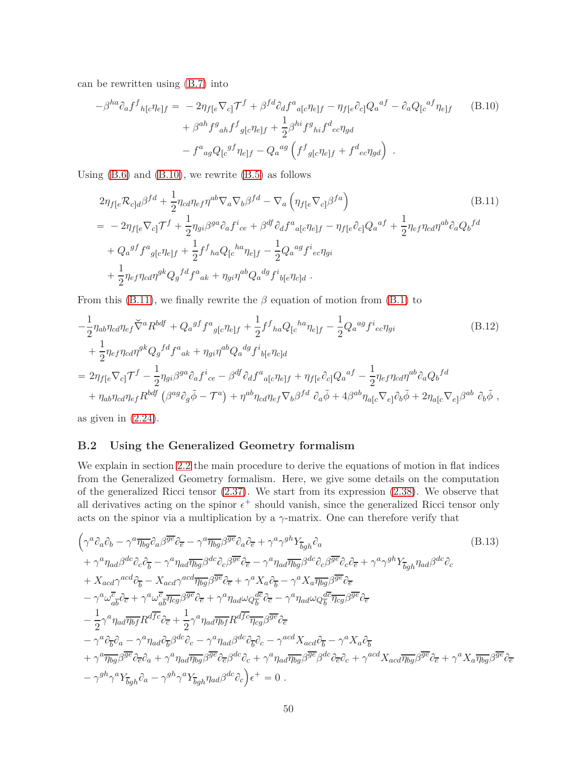can be rewritten using (B.7) into

$$
\begin{aligned}
-\beta^{ha}\partial_a f^f{}_{h[c}\eta_{e]f} = & -2\eta_{f[e}\nabla_{c]}\mathcal{T}^f + \beta^{fd}\partial_d f^a{}_{a[c}\eta_{e]f} - \eta_{f[e}\partial_{c]}Q_a{}^{af} - \partial_a Q_{[c}{}^{af}\eta_{e]f} \\
& + \beta^{ah} f^g{}_{ah} f^f{}_{g[c}\eta_{e]f} + \frac{1}{2}\beta^{hi} f^g{}_{hi} f^d{}_{ec}\eta_{gd} \\
& - f^a{}_{ag} Q_{[c}{}^{gf}\eta_{e]f} - Q_a{}^{ag}\left(f^f{}_{g[c}\eta_{e]f} + f^d{}_{ec}\eta_{gd}\right) \ .
\end{aligned} \tag{B.10}
$$

Using (B.6) and (B.10), we rewrite (B.5) as follows

$$
\begin{aligned}
& 2\eta_{f[e}\mathcal{R}_{c]d}\beta^{fd} + \frac{1}{2}\eta_{cd}\eta_{ef}\eta^{ab}\nabla_a\nabla_b\beta^{fd} - \nabla_a\left(\eta_{f[e}\nabla_{c]}\beta^{fa}\right) \\
= & -2\eta_{f[e}\nabla_{c]}\mathcal{T}^f + \frac{1}{2}\eta_{gi}\beta^{ga}\partial_a f^i{}_{ce} + \beta^{df}\partial_d f^a{}_{a[c}\eta_{e]f} - \eta_{f[e}\partial_{c]}Q_a{}^{af} + \frac{1}{2}\eta_{ef}\eta_{cd}\eta^{ab}\partial_a Q_b{}^{fd} \\
& + Q_a{}^{gf} f^a{}_{g[c}\eta_{e]f} + \frac{1}{2} f^f{}_{ha} Q_{[c}{}^{ha}\eta_{e]f} - \frac{1}{2} Q_a{}^{ag} f^i{}_{ec}\eta_{gi} \\
& + \frac{1}{2}\eta_{ef}\eta_{cd}\eta^{gk} Q_g{}^{fd} f^a{}_{ak} + \eta_{gi}\eta^{ab} Q_a{}^{dg} f^i{}_{b[e}\eta_{c]d} \ .
\end{aligned} \tag{B.11}
$$

From this (B.11), we finally rewrite the $\beta$ equation of motion from (B.1) to

$$
\begin{aligned}
& -\frac{1}{2}\eta_{ab}\eta_{cd}\eta_{ef}\check{\nabla}^a R^{bdf} + Q_a{}^{gf} f^a{}_{g[c}\eta_{e]f} + \frac{1}{2} f^f{}_{ha} Q_{[c}{}^{ha}\eta_{e]f} - \frac{1}{2} Q_a{}^{ag} f^i{}_{ec}\eta_{gi} \\
& + \frac{1}{2}\eta_{ef}\eta_{cd}\eta^{gk} Q_g{}^{fd} f^a{}_{ak} + \eta_{gi}\eta^{ab} Q_a{}^{dg} f^i{}_{b[e}\eta_{c]d} \\
= & \ 2\eta_{f[e}\nabla_{c]}\mathcal{T}^f - \frac{1}{2}\eta_{gi}\beta^{ga}\partial_a f^i{}_{ce} - \beta^{df}\partial_d f^a{}_{a[c}\eta_{e]f} + \eta_{f[e}\partial_{c]}Q_a{}^{af} - \frac{1}{2}\eta_{ef}\eta_{cd}\eta^{ab}\partial_a Q_b{}^{fd} \\
& + \eta_{ab}\eta_{cd}\eta_{ef} R^{bdf}\left(\beta^{ag}\partial_g\tilde{\phi} - \mathcal{T}^a\right) + \eta^{ab}\eta_{cd}\eta_{ef}\nabla_b\beta^{fd}\ \partial_a\tilde{\phi} + 4\beta^{ab}\eta_{a[c}\nabla_{e]}\partial_b\tilde{\phi} + 2\eta_{a[c}\nabla_{e]}\beta^{ab}\ \partial_b\tilde{\phi} \ ,
\end{aligned} \tag{B.12}
$$

as given in (2.24).

## B.2 Using the Generalized Geometry formalism

We explain in section 2.2 the main procedure to derive the equations of motion in flat indices from the Generalized Geometry formalism. Here, we give some details on the computation of the generalized Ricci tensor (2.37). We start from its expression (2.38). We observe that all derivatives acting on the spinor $\epsilon^+$ should vanish, since the generalized Ricci tensor only acts on the spinor via a multiplication by a $\gamma$-matrix. One can therefore verify that

$$
\begin{aligned}
& \Big(\gamma^a\partial_a\partial_{\overline{b}} - \gamma^a\overline{\eta_{bg}}\partial_a\beta^{\overline{ge}}\partial_{\overline{e}} - \gamma^a\overline{\eta_{bg}}\beta^{\overline{ge}}\partial_a\partial_{\overline{e}} + \gamma^a\gamma^{gh}Y_{\overline{b}gh}\partial_a \\
& + \gamma^a\eta_{ad}\beta^{dc}\partial_c\partial_{\overline{b}} - \gamma^a\eta_{ad}\overline{\eta_{bg}}\beta^{dc}\partial_c\beta^{\overline{ge}}\partial_{\overline{e}} - \gamma^a\eta_{ad}\overline{\eta_{bg}}\beta^{dc}\partial_c\beta^{\overline{ge}}\partial_c\partial_{\overline{e}} + \gamma^a\gamma^{gh}Y_{\overline{b}gh}\eta_{ad}\beta^{dc}\partial_c \\
& + X_{acd}\gamma^{acd}\partial_{\overline{b}} - X_{acd}\gamma^{acd}\overline{\eta_{bg}}\beta^{\overline{ge}}\partial_{\overline{e}} + \gamma^a X_a\partial_{\overline{b}} - \gamma^a X_a\overline{\eta_{bg}}\beta^{\overline{ge}}\partial_{\overline{e}} \\
& - \gamma^a\omega^{\overline{c}}_{a\overline{b}}\partial_{\overline{c}} + \gamma^a\omega^{\overline{c}}_{a\overline{b}}\overline{\eta_{cg}}\beta^{\overline{ge}}\partial_{\overline{e}} + \gamma^a\eta_{ad}\omega Q^{\overline{dc}}_{\overline{b}}\partial_{\overline{c}} - \gamma^a\eta_{ad}\omega Q^{\overline{dc}}_{\overline{b}}\overline{\eta_{cg}}\beta^{\overline{ge}}\partial_{\overline{e}} \\
& - \frac{1}{2}\gamma^a\eta_{ad}\overline{\eta_{bf}}R^{d\overline{fc}}\partial_{\overline{c}} + \frac{1}{2}\gamma^a\eta_{ad}\overline{\eta_{bf}}R^{d\overline{fc}}\overline{\eta_{cg}}\beta^{\overline{ge}}\partial_{\overline{e}} \\
& - \gamma^a\partial_{\overline{b}}\partial_a - \gamma^a\eta_{ad}\partial_{\overline{b}}\beta^{dc}\partial_c - \gamma^a\eta_{ad}\beta^{dc}\partial_{\overline{b}}\partial_c - \gamma^{acd}X_{acd}\partial_{\overline{b}} - \gamma^a X_a\partial_{\overline{b}} \\
& + \gamma^a\overline{\eta_{bg}}\beta^{\overline{ge}}\partial_{\overline{e}}\partial_a + \gamma^a\eta_{ad}\overline{\eta_{bg}}\beta^{\overline{ge}}\partial_{\overline{e}}\beta^{dc}\partial_c + \gamma^a\eta_{ad}\overline{\eta_{bg}}\beta^{\overline{ge}}\beta^{dc}\partial_{\overline{e}}\partial_c + \gamma^{acd}X_{acd}\overline{\eta_{bg}}\beta^{\overline{ge}}\partial_{\overline{e}} + \gamma^a X_a\overline{\eta_{bg}}\beta^{\overline{ge}}\partial_{\overline{e}} \\
& - \gamma^{gh}\gamma^a Y_{\overline{b}gh}\partial_a - \gamma^{gh}\gamma^a Y_{\overline{b}gh}\eta_{ad}\beta^{dc}\partial_c\Big)\epsilon^+ = 0 \ .
\end{aligned} \tag{B.13}
$$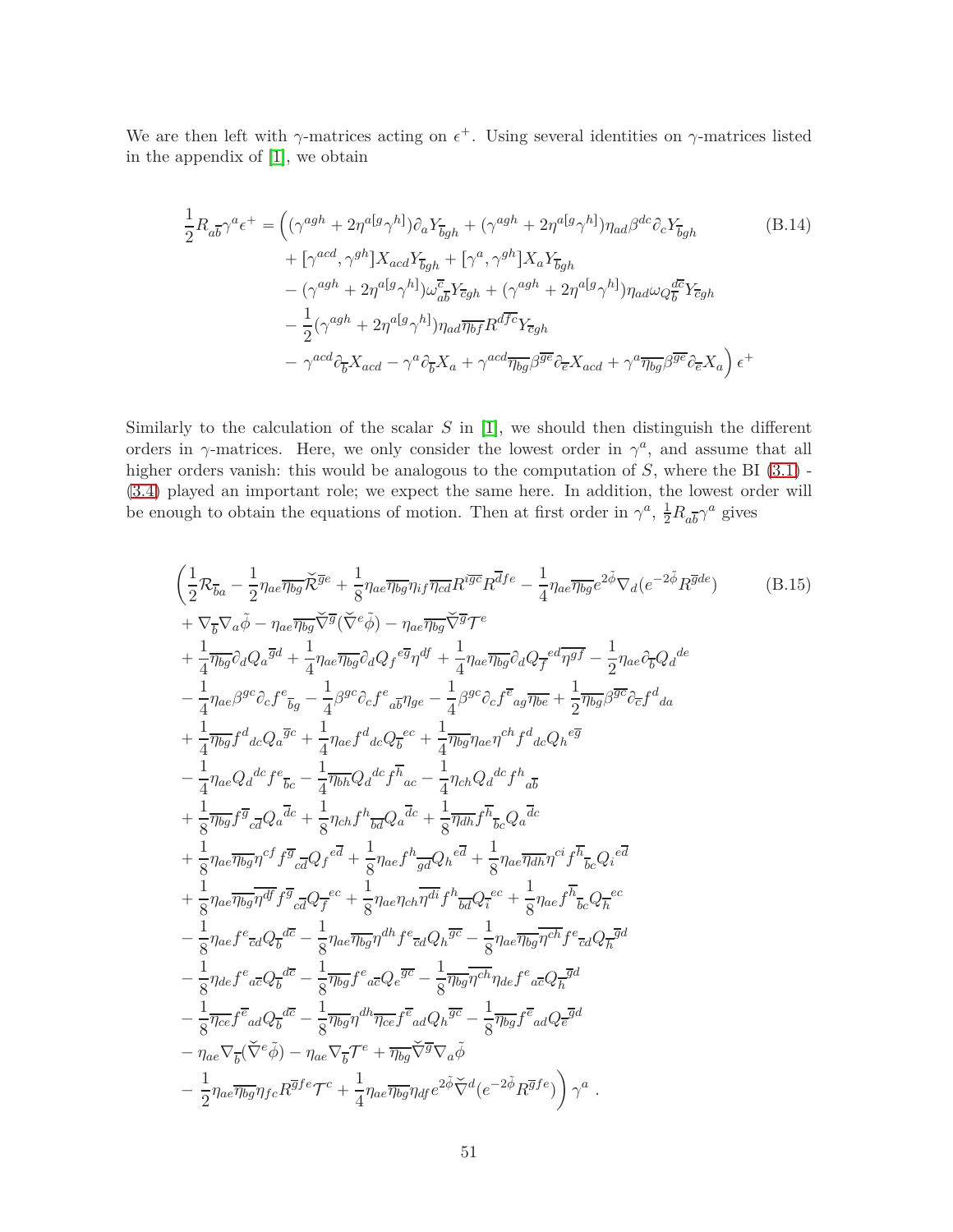We are then left with $\gamma$-matrices acting on $\epsilon^+$. Using several identities on $\gamma$-matrices listed in the appendix of [1], we obtain

$$
\begin{aligned}
\frac{1}{2}R_{a\overline{b}}\gamma^a\epsilon^+ = \Big( & (\gamma^{agh} + 2\eta^{a[g}\gamma^{h]})\partial_a Y_{\overline{b}gh} + (\gamma^{agh} + 2\eta^{a[g}\gamma^{h]})\eta_{ad}\beta^{dc}\partial_c Y_{\overline{b}gh} \\
& + [\gamma^{acd}, \gamma^{gh}]X_{acd}Y_{\overline{b}gh} + [\gamma^a, \gamma^{gh}]X_a Y_{\overline{b}gh} \\
& - (\gamma^{agh} + 2\eta^{a[g}\gamma^{h]})\omega^{\overline{c}}_{\ a\overline{b}} Y_{\overline{c}gh} + (\gamma^{agh} + 2\eta^{a[g}\gamma^{h]})\eta_{ad}\omega_Q{}^{\overline{dc}}_{\overline{b}} Y_{\overline{c}gh} \\
& - \frac{1}{2}(\gamma^{agh} + 2\eta^{a[g}\gamma^{h]})\eta_{ad}\overline{\eta_{bf}}R^{d\overline{fc}}Y_{\overline{c}gh} \\
& - \gamma^{acd}\partial_{\overline{b}}X_{acd} - \gamma^a\partial_{\overline{b}}X_a + \gamma^{acd}\overline{\eta_{bg}}\beta^{\overline{ge}}\partial_{\overline{e}}X_{acd} + \gamma^a\overline{\eta_{bg}}\beta^{\overline{ge}}\partial_{\overline{e}}X_a \Big)\epsilon^+
\end{aligned}
\tag{B.14}
$$

Similarly to the calculation of the scalar $S$ in [1], we should then distinguish the different orders in $\gamma$-matrices. Here, we only consider the lowest order in $\gamma^a$, and assume that all higher orders vanish: this would be analogous to the computation of $S$, where the BI (3.1) - (3.4) played an important role; we expect the same here. In addition, the lowest order will be enough to obtain the equations of motion. Then at first order in $\gamma^a$, $\frac{1}{2}R_{a\overline{b}}\gamma^a$ gives

$$
\begin{aligned}
\Big( & \frac{1}{2}\mathcal{R}_{\overline{b}a} - \frac{1}{2}\eta_{ae}\overline{\eta_{bg}}\breve{\mathcal{R}}^{\overline{g}e} + \frac{1}{8}\eta_{ae}\overline{\eta_{bg}}\eta_{if}\overline{\eta_{cd}}R^{i\overline{gc}}R^{\overline{d}fe} - \frac{1}{4}\eta_{ae}\overline{\eta_{bg}}e^{2\tilde{\phi}}\nabla_d(e^{-2\tilde{\phi}}R^{\overline{g}de}) \\
& + \nabla_{\overline{b}}\nabla_a\tilde{\phi} - \eta_{ae}\overline{\eta_{bg}}\breve{\nabla}^{\overline{g}}(\breve{\nabla}^e\tilde{\phi}) - \eta_{ae}\overline{\eta_{bg}}\breve{\nabla}^{\overline{g}}\mathcal{T}^e \\
& + \frac{1}{4}\overline{\eta_{bg}}\partial_d Q_a{}^{\overline{g}d} + \frac{1}{4}\eta_{ae}\overline{\eta_{bg}}\partial_d Q_f{}^{e\overline{g}}\eta^{df} + \frac{1}{4}\eta_{ae}\overline{\eta_{bg}}\partial_d Q_{\overline{f}}{}^{ed}\overline{\eta^{gf}} - \frac{1}{2}\eta_{ae}\partial_{\overline{b}}Q_d{}^{de} \\
& - \frac{1}{4}\eta_{ae}\beta^{gc}\partial_c f^e{}_{\overline{b}g} - \frac{1}{4}\beta^{gc}\partial_c f^e{}_{a\overline{b}}\eta_{ge} - \frac{1}{4}\beta^{gc}\partial_c f^{\overline{e}}{}_{ag}\overline{\eta_{be}} + \frac{1}{2}\overline{\eta_{bg}}\beta^{\overline{gc}}\partial_{\overline{c}}f^d{}_{da} \\
& + \frac{1}{4}\overline{\eta_{bg}}f^d{}_{dc}Q_a{}^{\overline{g}c} + \frac{1}{4}\eta_{ae}f^d{}_{dc}Q_{\overline{b}}{}^{ec} + \frac{1}{4}\overline{\eta_{bg}}\eta_{ae}\eta^{ch}f^d{}_{dc}Q_h{}^{e\overline{g}} \\
& - \frac{1}{4}\eta_{ae}Q_d{}^{dc}f^e{}_{\overline{b}c} - \frac{1}{4}\overline{\eta_{bh}}Q_d{}^{dc}f^{\overline{h}}{}_{ac} - \frac{1}{4}\eta_{ch}Q_d{}^{dc}f^h{}_{a\overline{b}} \\
& + \frac{1}{8}\overline{\eta_{bg}}f^{\overline{g}}{}_{c\overline{d}}Q_a{}^{\overline{d}c} + \frac{1}{8}\eta_{ch}f^h{}_{\overline{bd}}Q_a{}^{\overline{d}c} + \frac{1}{8}\overline{\eta_{dh}}f^{\overline{h}}{}_{\overline{b}c}Q_a{}^{\overline{d}c} \\
& + \frac{1}{8}\eta_{ae}\overline{\eta_{bg}}\eta^{cf}f^{\overline{g}}{}_{c\overline{d}}Q_f{}^{e\overline{d}} + \frac{1}{8}\eta_{ae}f^h{}_{\overline{gd}}Q_h{}^{e\overline{d}} + \frac{1}{8}\eta_{ae}\overline{\eta_{dh}}\eta^{ci}f^{\overline{h}}{}_{\overline{b}c}Q_i{}^{e\overline{d}} \\
& + \frac{1}{8}\eta_{ae}\overline{\eta_{bg}}\overline{\eta^{df}}f^{\overline{g}}{}_{c\overline{d}}Q_{\overline{f}}{}^{ec} + \frac{1}{8}\eta_{ae}\eta_{ch}\overline{\eta^{di}}f^h{}_{\overline{bd}}Q_{\overline{i}}{}^{ec} + \frac{1}{8}\eta_{ae}f^{\overline{h}}{}_{\overline{b}c}Q_{\overline{h}}{}^{ec} \\
& - \frac{1}{8}\eta_{ae}f^e{}_{\overline{c}d}Q_{\overline{b}}{}^{d\overline{c}} - \frac{1}{8}\eta_{ae}\overline{\eta_{bg}}\eta^{dh}f^e{}_{\overline{c}d}Q_h{}^{\overline{gc}} - \frac{1}{8}\eta_{ae}\overline{\eta_{bg}}\overline{\eta^{ch}}f^e{}_{\overline{c}d}Q_{\overline{h}}{}^{\overline{g}d} \\
& - \frac{1}{8}\eta_{de}f^e{}_{a\overline{c}}Q_{\overline{b}}{}^{d\overline{c}} - \frac{1}{8}\overline{\eta_{bg}}f^e{}_{a\overline{c}}Q_e{}^{\overline{gc}} - \frac{1}{8}\overline{\eta_{bg}}\overline{\eta^{ch}}\eta_{de}f^e{}_{a\overline{c}}Q_{\overline{h}}{}^{\overline{g}d} \\
& - \frac{1}{8}\overline{\eta_{ce}}f^{\overline{e}}{}_{ad}Q_{\overline{b}}{}^{d\overline{c}} - \frac{1}{8}\overline{\eta_{bg}}\eta^{dh}\overline{\eta_{ce}}f^{\overline{e}}{}_{ad}Q_h{}^{\overline{gc}} - \frac{1}{8}\overline{\eta_{bg}}f^{\overline{e}}{}_{ad}Q_{\overline{e}}{}^{\overline{g}d} \\
& - \eta_{ae}\nabla_{\overline{b}}(\breve{\nabla}^e\tilde{\phi}) - \eta_{ae}\nabla_{\overline{b}}\mathcal{T}^e + \overline{\eta_{bg}}\breve{\nabla}^{\overline{g}}\nabla_a\tilde{\phi} \\
& - \frac{1}{2}\eta_{ae}\overline{\eta_{bg}}\eta_{fc}R^{\overline{g}fe}\mathcal{T}^c + \frac{1}{4}\eta_{ae}\overline{\eta_{bg}}\eta_{df}e^{2\tilde{\phi}}\breve{\nabla}^d(e^{-2\tilde{\phi}}R^{\overline{g}fe})\Big)\gamma^a\ .
\end{aligned}
\tag{B.15}
$$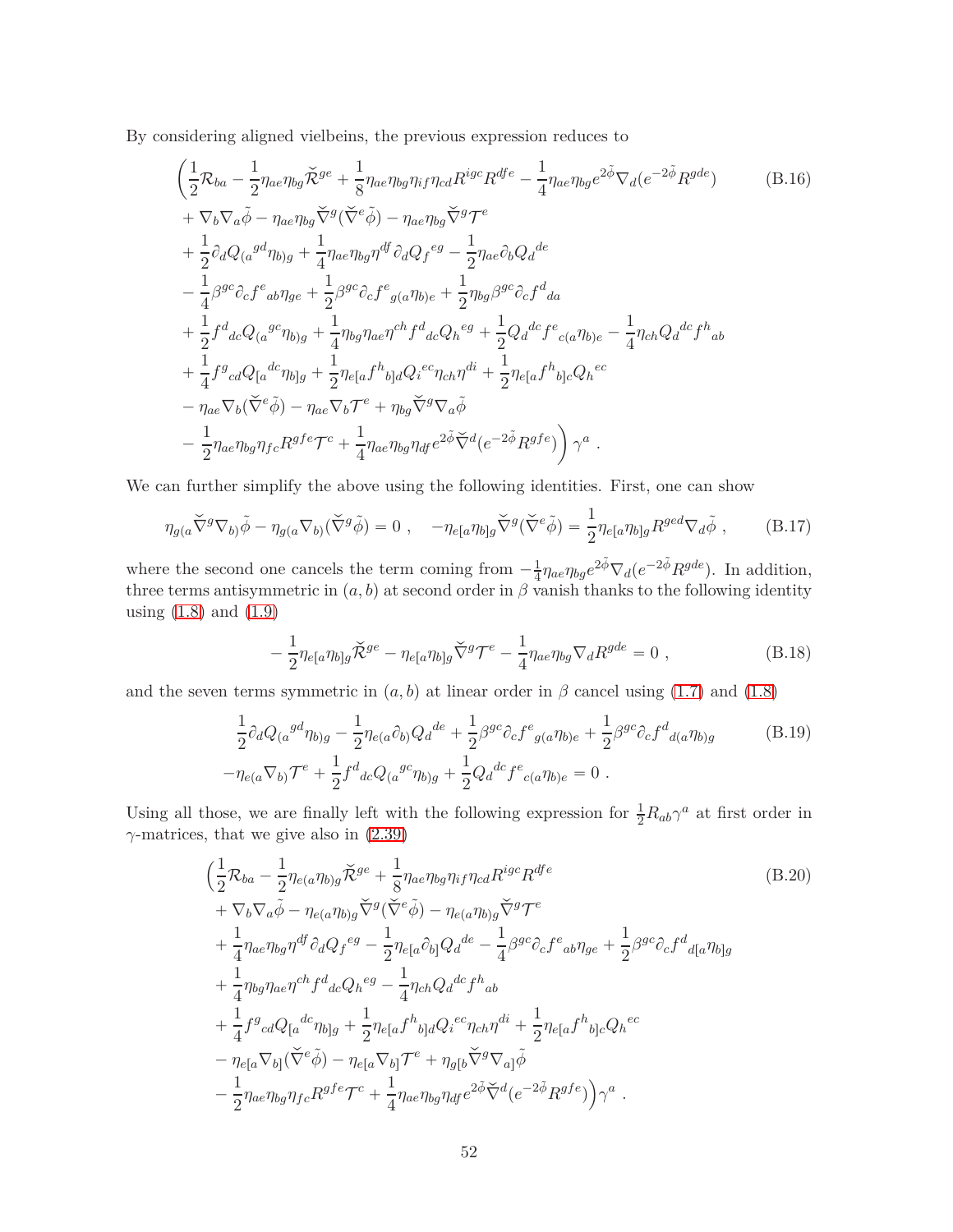By considering aligned vielbeins, the previous expression reduces to

$$
\begin{aligned}
&\Big(\frac{1}{2}\mathcal{R}_{ba} - \frac{1}{2}\eta_{ae}\eta_{bg}\check{\mathcal{R}}^{ge} + \frac{1}{8}\eta_{ae}\eta_{bg}\eta_{if}\eta_{cd}R^{igc}R^{dfe} - \frac{1}{4}\eta_{ae}\eta_{bg}e^{2\tilde{\phi}}\nabla_d(e^{-2\tilde{\phi}}R^{gde}) \\
&+ \nabla_b\nabla_a\tilde{\phi} - \eta_{ae}\eta_{bg}\check{\nabla}^g(\check{\nabla}^e\tilde{\phi}) - \eta_{ae}\eta_{bg}\check{\nabla}^g\mathcal{T}^e \\
&+ \frac{1}{2}\partial_d Q_{(a}{}^{gd}\eta_{b)g} + \frac{1}{4}\eta_{ae}\eta_{bg}\eta^{df}\partial_d Q_f{}^{eg} - \frac{1}{2}\eta_{ae}\partial_b Q_d{}^{de} \\
&- \frac{1}{4}\beta^{gc}\partial_c f^e{}_{ab}\eta_{ge} + \frac{1}{2}\beta^{gc}\partial_c f^e{}_{g(a}\eta_{b)e} + \frac{1}{2}\eta_{bg}\beta^{gc}\partial_c f^d{}_{da} \\
&+ \frac{1}{2}f^d{}_{dc}Q_{(a}{}^{gc}\eta_{b)g} + \frac{1}{4}\eta_{bg}\eta_{ae}\eta^{ch}f^d{}_{dc}Q_h{}^{eg} + \frac{1}{2}Q_d{}^{dc}f^e{}_{c(a}\eta_{b)e} - \frac{1}{4}\eta_{ch}Q_d{}^{dc}f^h{}_{ab} \\
&+ \frac{1}{4}f^g{}_{cd}Q_{[a}{}^{dc}\eta_{b]g} + \frac{1}{2}\eta_{e[a}f^h{}_{b]d}Q_i{}^{ec}\eta_{ch}\eta^{di} + \frac{1}{2}\eta_{e[a}f^h{}_{b]c}Q_h{}^{ec} \\
&- \eta_{ae}\nabla_b(\check{\nabla}^e\tilde{\phi}) - \eta_{ae}\nabla_b\mathcal{T}^e + \eta_{bg}\check{\nabla}^g\nabla_a\tilde{\phi} \\
&- \frac{1}{2}\eta_{ae}\eta_{bg}\eta_{fc}R^{gfe}\mathcal{T}^c + \frac{1}{4}\eta_{ae}\eta_{bg}\eta_{df}e^{2\tilde{\phi}}\check{\nabla}^d(e^{-2\tilde{\phi}}R^{gfe})\Big)\gamma^a\ .
\end{aligned}
\tag{B.16}
$$

We can further simplify the above using the following identities. First, one can show

$$
\eta_{g(a}\check{\nabla}^g\nabla_{b)}\tilde{\phi} - \eta_{g(a}\nabla_{b)}(\check{\nabla}^g\tilde{\phi}) = 0\ , \quad -\eta_{e[a}\eta_{b]g}\check{\nabla}^g(\check{\nabla}^e\tilde{\phi}) = \frac{1}{2}\eta_{e[a}\eta_{b]g}R^{ged}\nabla_d\tilde{\phi}\ , \tag{B.17}
$$

where the second one cancels the term coming from $-\frac{1}{4}\eta_{ae}\eta_{bg}e^{2\tilde{\phi}}\nabla_d(e^{-2\tilde{\phi}}R^{gde})$. In addition, three terms antisymmetric in $(a,b)$ at second order in $\beta$ vanish thanks to the following identity using (1.8) and (1.9)

$$
-\frac{1}{2}\eta_{e[a}\eta_{b]g}\check{\mathcal{R}}^{ge} - \eta_{e[a}\eta_{b]g}\check{\nabla}^g\mathcal{T}^e - \frac{1}{4}\eta_{ae}\eta_{bg}\nabla_d R^{gde} = 0\ , \tag{B.18}
$$

and the seven terms symmetric in $(a,b)$ at linear order in $\beta$ cancel using (1.7) and (1.8)

$$
\begin{aligned}
&\frac{1}{2}\partial_d Q_{(a}{}^{gd}\eta_{b)g} - \frac{1}{2}\eta_{e(a}\partial_{b)}Q_d{}^{de} + \frac{1}{2}\beta^{gc}\partial_c f^e{}_{g(a}\eta_{b)e} + \frac{1}{2}\beta^{gc}\partial_c f^d{}_{d(a}\eta_{b)g} \\
&-\eta_{e(a}\nabla_{b)}\mathcal{T}^e + \frac{1}{2}f^d{}_{dc}Q_{(a}{}^{gc}\eta_{b)g} + \frac{1}{2}Q_d{}^{dc}f^e{}_{c(a}\eta_{b)e} = 0\ .
\end{aligned}
\tag{B.19}
$$

Using all those, we are finally left with the following expression for $\frac{1}{2}R_{ab}\gamma^a$ at first order in $\gamma$-matrices, that we give also in (2.39)

$$
\begin{aligned}
&\Big(\frac{1}{2}\mathcal{R}_{ba} - \frac{1}{2}\eta_{e(a}\eta_{b)g}\check{\mathcal{R}}^{ge} + \frac{1}{8}\eta_{ae}\eta_{bg}\eta_{if}\eta_{cd}R^{igc}R^{dfe} \\
&+ \nabla_b\nabla_a\tilde{\phi} - \eta_{e(a}\eta_{b)g}\check{\nabla}^g(\check{\nabla}^e\tilde{\phi}) - \eta_{e(a}\eta_{b)g}\check{\nabla}^g\mathcal{T}^e \\
&+ \frac{1}{4}\eta_{ae}\eta_{bg}\eta^{df}\partial_d Q_f{}^{eg} - \frac{1}{2}\eta_{e[a}\partial_{b]}Q_d{}^{de} - \frac{1}{4}\beta^{gc}\partial_c f^e{}_{ab}\eta_{ge} + \frac{1}{2}\beta^{gc}\partial_c f^d{}_{d[a}\eta_{b]g} \\
&+ \frac{1}{4}\eta_{bg}\eta_{ae}\eta^{ch}f^d{}_{dc}Q_h{}^{eg} - \frac{1}{4}\eta_{ch}Q_d{}^{dc}f^h{}_{ab} \\
&+ \frac{1}{4}f^g{}_{cd}Q_{[a}{}^{dc}\eta_{b]g} + \frac{1}{2}\eta_{e[a}f^h{}_{b]d}Q_i{}^{ec}\eta_{ch}\eta^{di} + \frac{1}{2}\eta_{e[a}f^h{}_{b]c}Q_h{}^{ec} \\
&- \eta_{e[a}\nabla_{b]}(\check{\nabla}^e\tilde{\phi}) - \eta_{e[a}\nabla_{b]}\mathcal{T}^e + \eta_{g[b}\check{\nabla}^g\nabla_{a]}\tilde{\phi} \\
&- \frac{1}{2}\eta_{ae}\eta_{bg}\eta_{fc}R^{gfe}\mathcal{T}^c + \frac{1}{4}\eta_{ae}\eta_{bg}\eta_{df}e^{2\tilde{\phi}}\check{\nabla}^d(e^{-2\tilde{\phi}}R^{gfe})\Big)\gamma^a\ .
\end{aligned}
\tag{B.20}
$$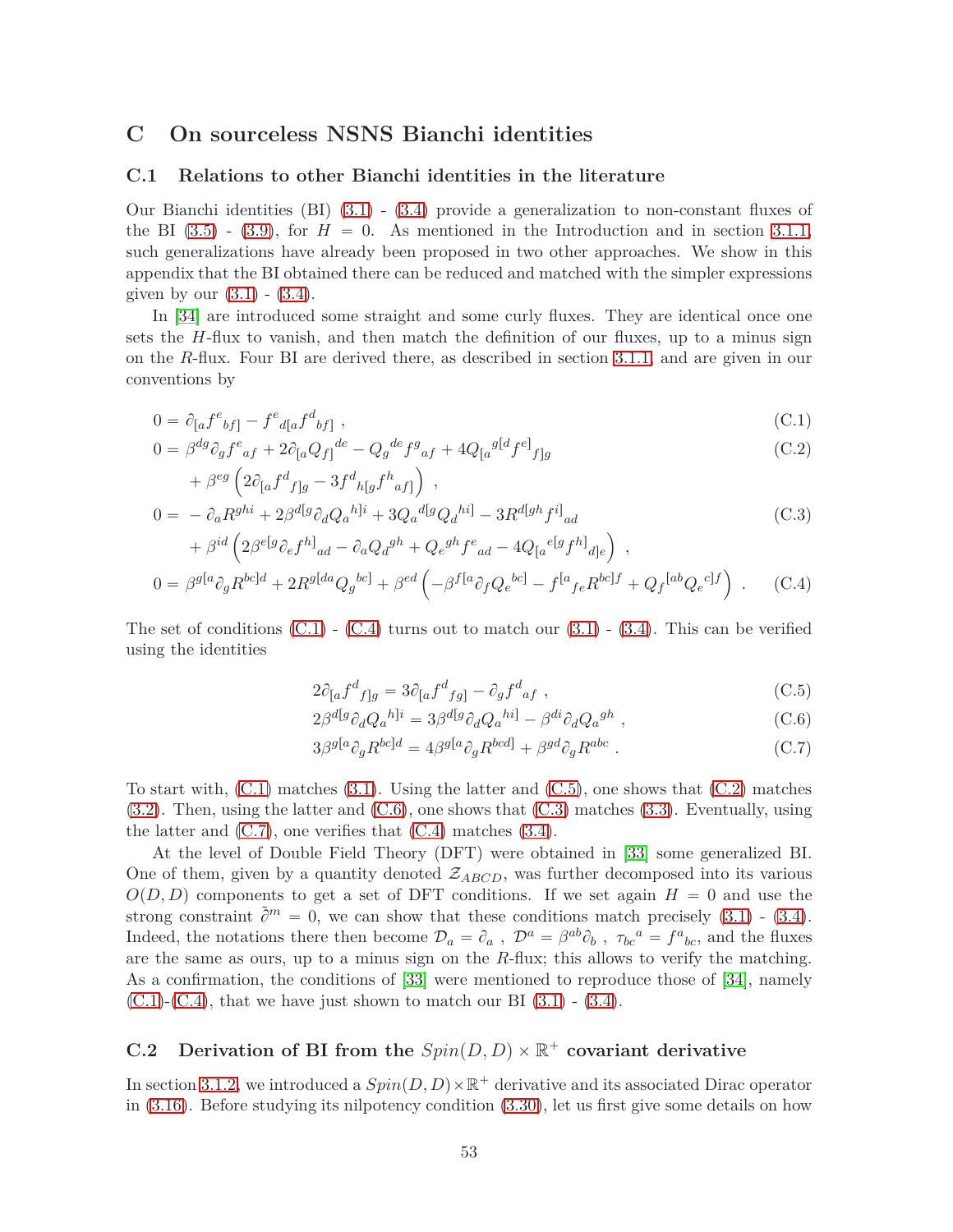## C On sourceless NSNS Bianchi identities

### C.1 Relations to other Bianchi identities in the literature

Our Bianchi identities (BI) (3.1) - (3.4) provide a generalization to non-constant fluxes of the BI (3.5) - (3.9), for $H = 0$. As mentioned in the Introduction and in section 3.1.1, such generalizations have already been proposed in two other approaches. We show in this appendix that the BI obtained there can be reduced and matched with the simpler expressions given by our (3.1) - (3.4).

In [34] are introduced some straight and some curly fluxes. They are identical once one sets the $H$-flux to vanish, and then match the definition of our fluxes, up to a minus sign on the $R$-flux. Four BI are derived there, as described in section 3.1.1, and are given in our conventions by

$$
0 = \partial_{[a} f^{e}{}_{bf]} - f^{e}{}_{d[a} f^{d}{}_{bf]} \ , \tag{C.1}
$$

$$
\begin{aligned}
0 = \ & \beta^{dg} \partial_g f^{e}{}_{af} + 2\partial_{[a} Q_{f]}{}^{de} - Q_g{}^{de} f^{g}{}_{af} + 4 Q_{[a}{}^{g[d} f^{e]}{}_{f]g} \\
& + \beta^{eg} \left( 2\partial_{[a} f^{d}{}_{f]g} - 3 f^{d}{}_{h[g} f^{h}{}_{af]} \right) \ ,
\end{aligned} \tag{C.2}
$$

$$
\begin{aligned}
0 = \ & - \partial_a R^{ghi} + 2\beta^{d[g} \partial_d Q_a{}^{h]i} + 3 Q_a{}^{d[g} Q_d{}^{hi]} - 3 R^{d[gh} f^{i]}{}_{ad} \\
& + \beta^{id} \left( 2\beta^{e[g} \partial_e f^{h]}{}_{ad} - \partial_a Q_d{}^{gh} + Q_e{}^{gh} f^{e}{}_{ad} - 4 Q_{[a}{}^{e[g} f^{h]}{}_{d]e} \right) \ ,
\end{aligned} \tag{C.3}
$$

$$
0 = \beta^{g[a} \partial_g R^{bc]d} + 2 R^{g[da} Q_g{}^{bc]} + \beta^{ed} \left( -\beta^{f[a} \partial_f Q_e{}^{bc]} - f^{[a}{}_{fe} R^{bc]f} + Q_f{}^{[ab} Q_e{}^{c]f} \right) \ . \tag{C.4}
$$

The set of conditions (C.1) - (C.4) turns out to match our (3.1) - (3.4). This can be verified using the identities

$$
2\partial_{[a} f^{d}{}_{f]g} = 3\partial_{[a} f^{d}{}_{fg]} - \partial_g f^{d}{}_{af} \ , \tag{C.5}
$$

$$
2\beta^{d[g} \partial_d Q_a{}^{h]i} = 3\beta^{d[g} \partial_d Q_a{}^{hi]} - \beta^{di} \partial_d Q_a{}^{gh} \ , \tag{C.6}
$$

$$
3\beta^{g[a} \partial_g R^{bc]d} = 4\beta^{g[a} \partial_g R^{bcd]} + \beta^{gd} \partial_g R^{abc} \ . \tag{C.7}
$$

To start with, (C.1) matches (3.1). Using the latter and (C.5), one shows that (C.2) matches (3.2). Then, using the latter and (C.6), one shows that (C.3) matches (3.3). Eventually, using the latter and (C.7), one verifies that (C.4) matches (3.4).

At the level of Double Field Theory (DFT) were obtained in [33] some generalized BI. One of them, given by a quantity denoted $\mathcal{Z}_{ABCD}$, was further decomposed into its various $O(D,D)$ components to get a set of DFT conditions. If we set again $H = 0$ and use the strong constraint $\tilde{\partial}^m = 0$, we can show that these conditions match precisely (3.1) - (3.4). Indeed, the notations there then become $\mathcal{D}_a = \partial_a$ , $\mathcal{D}^a = \beta^{ab}\partial_b$ , $\tau_{bc}{}^a = f^a{}_{bc}$, and the fluxes are the same as ours, up to a minus sign on the $R$-flux; this allows to verify the matching. As a confirmation, the conditions of [33] were mentioned to reproduce those of [34], namely (C.1)-(C.4), that we have just shown to match our BI (3.1) - (3.4).

### C.2 Derivation of BI from the $Spin(D,D) \times \mathbb{R}^+$ covariant derivative

In section 3.1.2, we introduced a $Spin(D,D)\times\mathbb{R}^+$ derivative and its associated Dirac operator in (3.16). Before studying its nilpotency condition (3.30), let us first give some details on how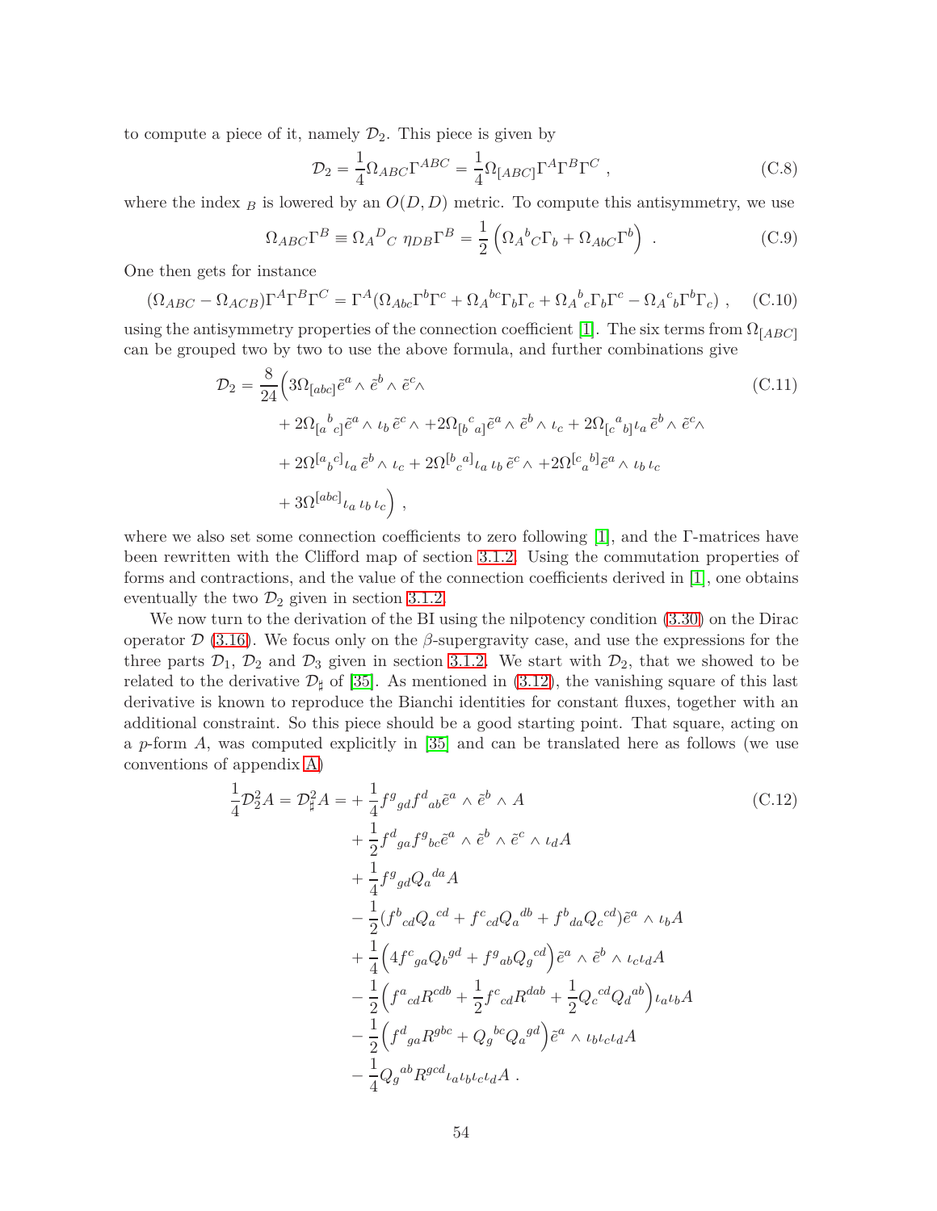to compute a piece of it, namely $\mathcal{D}_2$. This piece is given by

$$\mathcal{D}_2 = \frac{1}{4}\Omega_{ABC}\Gamma^{ABC} = \frac{1}{4}\Omega_{[ABC]}\Gamma^A\Gamma^B\Gamma^C \ , \tag{C.8}$$

where the index $_B$ is lowered by an $O(D,D)$ metric. To compute this antisymmetry, we use

$$\Omega_{ABC}\Gamma^B \equiv \Omega_A{}^D{}_C \ \eta_{DB}\Gamma^B = \frac{1}{2}\left(\Omega_A{}^b{}_C\Gamma_b + \Omega_{AbC}\Gamma^b\right) \ . \tag{C.9}$$

One then gets for instance

$$(\Omega_{ABC} - \Omega_{ACB})\Gamma^A\Gamma^B\Gamma^C = \Gamma^A(\Omega_{Abc}\Gamma^b\Gamma^c + \Omega_A{}^{bc}\Gamma_b\Gamma_c + \Omega_A{}^b{}_c\Gamma_b\Gamma^c - \Omega_A{}^c{}_b\Gamma^b\Gamma_c) \ , \tag{C.10}$$

using the antisymmetry properties of the connection coefficient [1]. The six terms from $\Omega_{[ABC]}$ can be grouped two by two to use the above formula, and further combinations give

$$\begin{aligned}
\mathcal{D}_2 = \frac{8}{24}\Big( & 3\Omega_{[abc]}\tilde{e}^a\wedge\tilde{e}^b\wedge\tilde{e}^c\wedge \\
& + 2\Omega_{[a}{}^b{}_{c]}\tilde{e}^a\wedge\iota_b\,\tilde{e}^c\wedge + 2\Omega_{[b}{}^c{}_{a]}\tilde{e}^a\wedge\tilde{e}^b\wedge\iota_c + 2\Omega_{[c}{}^a{}_{b]}\iota_a\,\tilde{e}^b\wedge\tilde{e}^c\wedge \\
& + 2\Omega^{[a}{}_b{}^{c]}\iota_a\,\tilde{e}^b\wedge\iota_c + 2\Omega^{[b}{}_c{}^{a]}\iota_a\,\iota_b\,\tilde{e}^c\wedge + 2\Omega^{[c}{}_a{}^{b]}\tilde{e}^a\wedge\iota_b\,\iota_c \\
& + 3\Omega^{[abc]}\iota_a\,\iota_b\,\iota_c\Big) \ ,
\end{aligned} \tag{C.11}$$

where we also set some connection coefficients to zero following [1], and the $\Gamma$-matrices have been rewritten with the Clifford map of section 3.1.2. Using the commutation properties of forms and contractions, and the value of the connection coefficients derived in [1], one obtains eventually the two $\mathcal{D}_2$ given in section 3.1.2.

We now turn to the derivation of the BI using the nilpotency condition (3.30) on the Dirac operator $\mathcal{D}$ (3.16). We focus only on the $\beta$-supergravity case, and use the expressions for the three parts $\mathcal{D}_1$, $\mathcal{D}_2$ and $\mathcal{D}_3$ given in section 3.1.2. We start with $\mathcal{D}_2$, that we showed to be related to the derivative $\mathcal{D}_\sharp$ of [35]. As mentioned in (3.12), the vanishing square of this last derivative is known to reproduce the Bianchi identities for constant fluxes, together with an additional constraint. So this piece should be a good starting point. That square, acting on a $p$-form $A$, was computed explicitly in [35] and can be translated here as follows (we use conventions of appendix A)

$$\begin{aligned}
\frac{1}{4}\mathcal{D}_2^2 A = \mathcal{D}_\sharp^2 A = & + \frac{1}{4}f^g{}_{gd}f^d{}_{ab}\tilde{e}^a\wedge\tilde{e}^b\wedge A \\
& + \frac{1}{2}f^d{}_{ga}f^g{}_{bc}\tilde{e}^a\wedge\tilde{e}^b\wedge\tilde{e}^c\wedge\iota_d A \\
& + \frac{1}{4}f^g{}_{gd}Q_a{}^{da}A \\
& - \frac{1}{2}(f^b{}_{cd}Q_a{}^{cd} + f^c{}_{cd}Q_a{}^{db} + f^b{}_{da}Q_c{}^{cd})\tilde{e}^a\wedge\iota_b A \\
& + \frac{1}{4}\Big(4f^c{}_{ga}Q_b{}^{gd} + f^g{}_{ab}Q_g{}^{cd}\Big)\tilde{e}^a\wedge\tilde{e}^b\wedge\iota_c\iota_d A \\
& - \frac{1}{2}\Big(f^a{}_{cd}R^{cdb} + \frac{1}{2}f^c{}_{cd}R^{dab} + \frac{1}{2}Q_c{}^{cd}Q_d{}^{ab}\Big)\iota_a\iota_b A \\
& - \frac{1}{2}\Big(f^d{}_{ga}R^{gbc} + Q_g{}^{bc}Q_a{}^{gd}\Big)\tilde{e}^a\wedge\iota_b\iota_c\iota_d A \\
& - \frac{1}{4}Q_g{}^{ab}R^{gcd}\iota_a\iota_b\iota_c\iota_d A \ .
\end{aligned} \tag{C.12}$$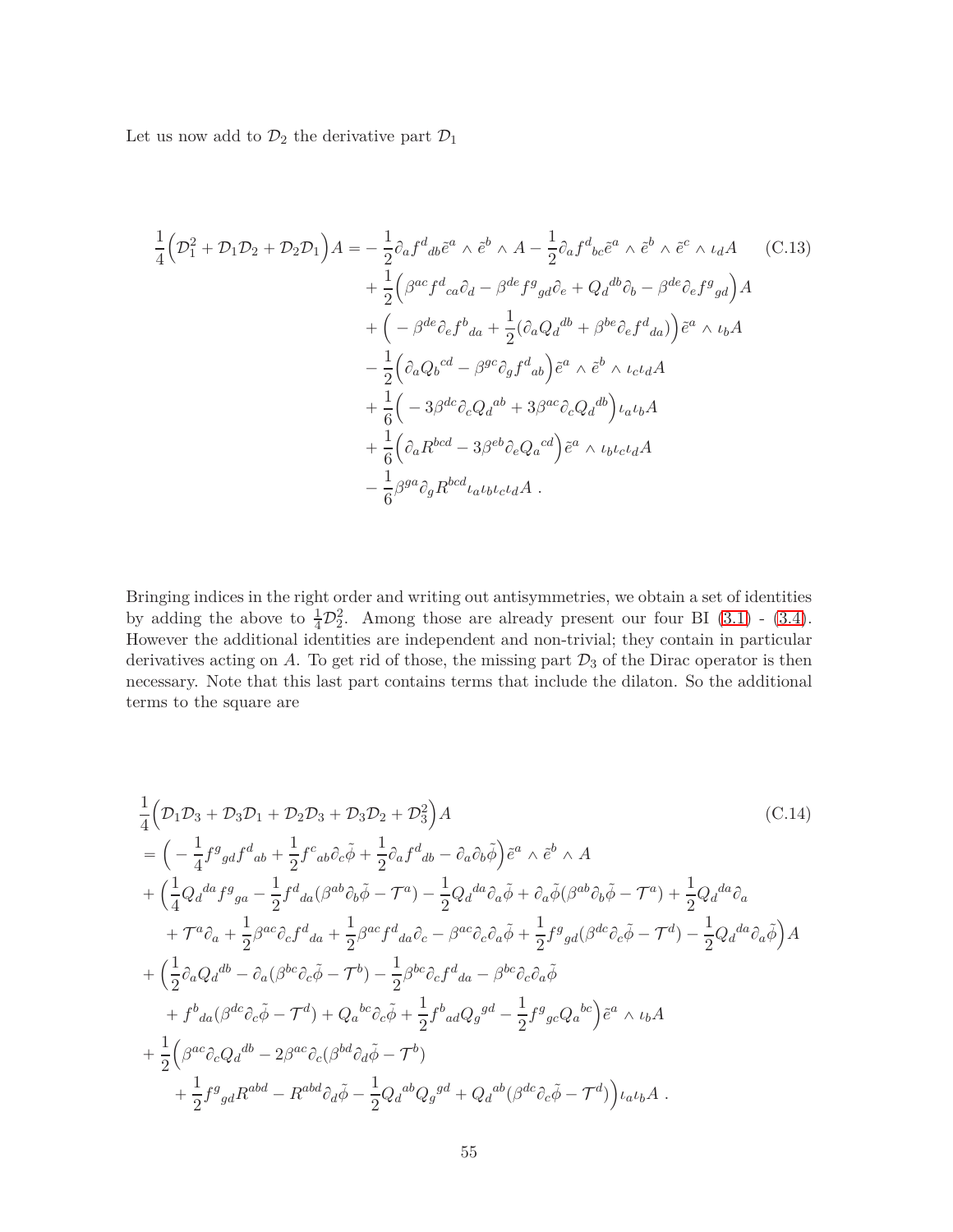Let us now add to $\mathcal{D}_2$ the derivative part $\mathcal{D}_1$

$$
\begin{aligned}
\frac{1}{4}\Big(\mathcal{D}_1^2+\mathcal{D}_1\mathcal{D}_2+\mathcal{D}_2\mathcal{D}_1\Big)A =& -\frac{1}{2}\partial_a f^d{}_{db}\tilde{e}^a\wedge\tilde{e}^b\wedge A-\frac{1}{2}\partial_a f^d{}_{bc}\tilde{e}^a\wedge\tilde{e}^b\wedge\tilde{e}^c\wedge\iota_d A \\
&+\frac{1}{2}\Big(\beta^{ac}f^d{}_{ca}\partial_d-\beta^{de}f^g{}_{gd}\partial_e+Q_d{}^{db}\partial_b-\beta^{de}\partial_e f^g{}_{gd}\Big)A \\
&+\Big(-\beta^{de}\partial_e f^b{}_{da}+\frac{1}{2}(\partial_a Q_d{}^{db}+\beta^{be}\partial_e f^d{}_{da})\Big)\tilde{e}^a\wedge\iota_b A \\
&-\frac{1}{2}\Big(\partial_a Q_b{}^{cd}-\beta^{gc}\partial_g f^d{}_{ab}\Big)\tilde{e}^a\wedge\tilde{e}^b\wedge\iota_c\iota_d A \\
&+\frac{1}{6}\Big(-3\beta^{dc}\partial_c Q_d{}^{ab}+3\beta^{ac}\partial_c Q_d{}^{db}\Big)\iota_a\iota_b A \\
&+\frac{1}{6}\Big(\partial_a R^{bcd}-3\beta^{eb}\partial_e Q_a{}^{cd}\Big)\tilde{e}^a\wedge\iota_b\iota_c\iota_d A \\
&-\frac{1}{6}\beta^{ga}\partial_g R^{bcd}\iota_a\iota_b\iota_c\iota_d A\ .
\end{aligned}
\tag{C.13}
$$

Bringing indices in the right order and writing out antisymmetries, we obtain a set of identities by adding the above to $\frac{1}{4}\mathcal{D}_2^2$. Among those are already present our four BI (3.1) - (3.4). However the additional identities are independent and non-trivial; they contain in particular derivatives acting on $A$. To get rid of those, the missing part $\mathcal{D}_3$ of the Dirac operator is then necessary. Note that this last part contains terms that include the dilaton. So the additional terms to the square are

$$
\begin{aligned}
&\frac{1}{4}\Big(\mathcal{D}_1\mathcal{D}_3+\mathcal{D}_3\mathcal{D}_1+\mathcal{D}_2\mathcal{D}_3+\mathcal{D}_3\mathcal{D}_2+\mathcal{D}_3^2\Big)A \\
&=\Big(-\frac{1}{4}f^g{}_{gd}f^d{}_{ab}+\frac{1}{2}f^c{}_{ab}\partial_c\tilde{\phi}+\frac{1}{2}\partial_a f^d{}_{db}-\partial_a\partial_b\tilde{\phi}\Big)\tilde{e}^a\wedge\tilde{e}^b\wedge A \\
&+\Big(\frac{1}{4}Q_d{}^{da}f^g{}_{ga}-\frac{1}{2}f^d{}_{da}(\beta^{ab}\partial_b\tilde{\phi}-\mathcal{T}^a)-\frac{1}{2}Q_d{}^{da}\partial_a\tilde{\phi}+\partial_a\tilde{\phi}(\beta^{ab}\partial_b\tilde{\phi}-\mathcal{T}^a)+\frac{1}{2}Q_d{}^{da}\partial_a \\
&\quad +\mathcal{T}^a\partial_a+\frac{1}{2}\beta^{ac}\partial_c f^d{}_{da}+\frac{1}{2}\beta^{ac}f^d{}_{da}\partial_c-\beta^{ac}\partial_c\partial_a\tilde{\phi}+\frac{1}{2}f^g{}_{gd}(\beta^{dc}\partial_c\tilde{\phi}-\mathcal{T}^d)-\frac{1}{2}Q_d{}^{da}\partial_a\tilde{\phi}\Big)A \\
&+\Big(\frac{1}{2}\partial_a Q_d{}^{db}-\partial_a(\beta^{bc}\partial_c\tilde{\phi}-\mathcal{T}^b)-\frac{1}{2}\beta^{bc}\partial_c f^d{}_{da}-\beta^{bc}\partial_c\partial_a\tilde{\phi} \\
&\quad +f^b{}_{da}(\beta^{dc}\partial_c\tilde{\phi}-\mathcal{T}^d)+Q_a{}^{bc}\partial_c\tilde{\phi}+\frac{1}{2}f^b{}_{ad}Q_g{}^{gd}-\frac{1}{2}f^g{}_{gc}Q_a{}^{bc}\Big)\tilde{e}^a\wedge\iota_b A \\
&+\frac{1}{2}\Big(\beta^{ac}\partial_c Q_d{}^{db}-2\beta^{ac}\partial_c(\beta^{bd}\partial_d\tilde{\phi}-\mathcal{T}^b) \\
&\quad +\frac{1}{2}f^g{}_{gd}R^{abd}-R^{abd}\partial_d\tilde{\phi}-\frac{1}{2}Q_d{}^{ab}Q_g{}^{gd}+Q_d{}^{ab}(\beta^{dc}\partial_c\tilde{\phi}-\mathcal{T}^d)\Big)\iota_a\iota_b A\ .
\end{aligned}
\tag{C.14}
$$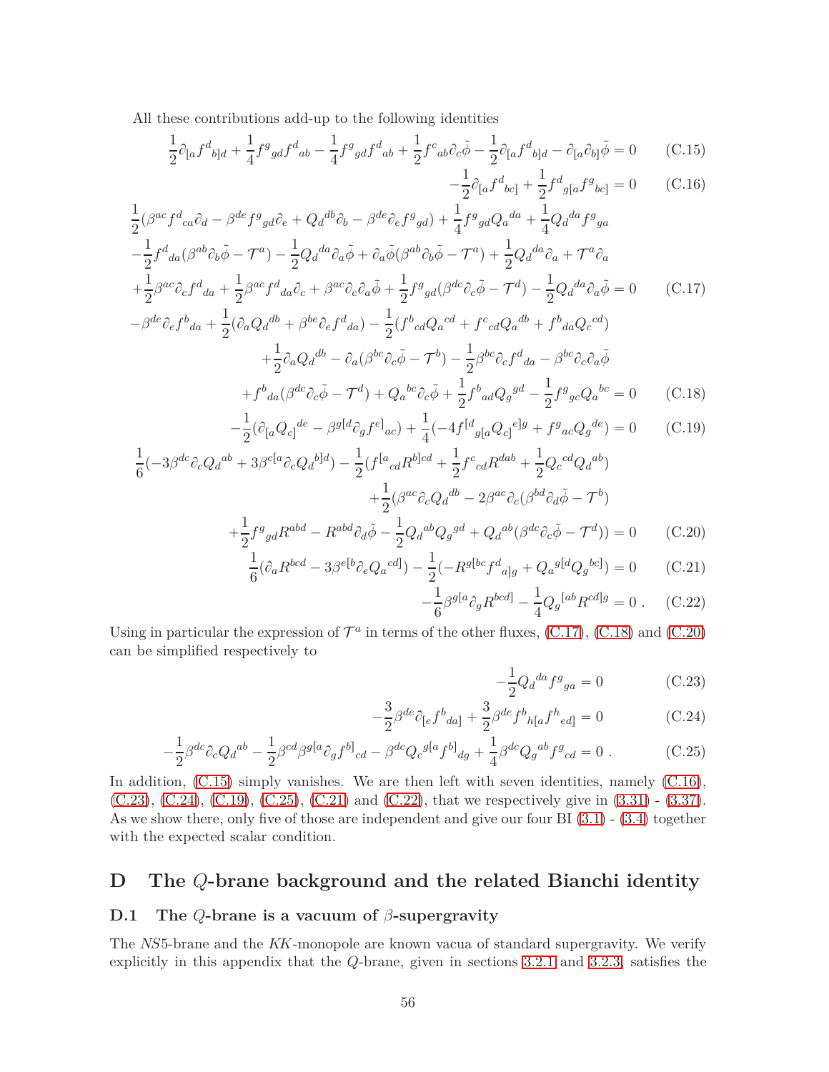All these contributions add-up to the following identities

$$\frac{1}{2}\partial_{[a}f^d{}_{b]d} + \frac{1}{4}f^g{}_{gd}f^d{}_{ab} - \frac{1}{4}f^g{}_{gd}f^d{}_{ab} + \frac{1}{2}f^c{}_{ab}\partial_c\tilde{\phi} - \frac{1}{2}\partial_{[a}f^d{}_{b]d} - \partial_{[a}\partial_{b]}\tilde{\phi} = 0 \qquad \text{(C.15)}$$

$$-\frac{1}{2}\partial_{[a}f^d{}_{bc]} + \frac{1}{2}f^d{}_{g[a}f^g{}_{bc]} = 0 \qquad \text{(C.16)}$$

$$\begin{aligned}
&\frac{1}{2}(\beta^{ac}f^d{}_{ca}\partial_d - \beta^{de}f^g{}_{gd}\partial_e + Q_d{}^{db}\partial_b - \beta^{de}\partial_e f^g{}_{gd}) + \frac{1}{4}f^g{}_{gd}Q_a{}^{da} + \frac{1}{4}Q_d{}^{da}f^g{}_{ga} \\
&-\frac{1}{2}f^d{}_{da}(\beta^{ab}\partial_b\tilde{\phi} - \mathcal{T}^a) - \frac{1}{2}Q_d{}^{da}\partial_a\tilde{\phi} + \partial_a\tilde{\phi}(\beta^{ab}\partial_b\tilde{\phi} - \mathcal{T}^a) + \frac{1}{2}Q_d{}^{da}\partial_a + \mathcal{T}^a\partial_a \\
&+\frac{1}{2}\beta^{ac}\partial_c f^d{}_{da} + \frac{1}{2}\beta^{ac}f^d{}_{da}\partial_c + \beta^{ac}\partial_c\partial_a\tilde{\phi} + \frac{1}{2}f^g{}_{gd}(\beta^{dc}\partial_c\tilde{\phi} - \mathcal{T}^d) - \frac{1}{2}Q_d{}^{da}\partial_a\tilde{\phi} = 0 \qquad \text{(C.17)}
\end{aligned}$$

$$\begin{aligned}
&-\beta^{de}\partial_e f^b{}_{da} + \frac{1}{2}(\partial_a Q_d{}^{db} + \beta^{be}\partial_e f^d{}_{da}) - \frac{1}{2}(f^b{}_{cd}Q_a{}^{cd} + f^c{}_{cd}Q_a{}^{db} + f^b{}_{da}Q_c{}^{cd}) \\
&\quad +\frac{1}{2}\partial_a Q_d{}^{db} - \partial_a(\beta^{bc}\partial_c\tilde{\phi} - \mathcal{T}^b) - \frac{1}{2}\beta^{bc}\partial_c f^d{}_{da} - \beta^{bc}\partial_c\partial_a\tilde{\phi} \\
&\quad +f^b{}_{da}(\beta^{dc}\partial_c\tilde{\phi} - \mathcal{T}^d) + Q_a{}^{bc}\partial_c\tilde{\phi} + \frac{1}{2}f^b{}_{ad}Q_g{}^{gd} - \frac{1}{2}f^g{}_{gc}Q_a{}^{bc} = 0 \qquad \text{(C.18)}
\end{aligned}$$

$$-\frac{1}{2}(\partial_{[a}Q_{c]}{}^{de} - \beta^{g[d}\partial_g f^{e]}{}_{ac}) + \frac{1}{4}(-4f^{[d}{}_{g[a}Q_{c]}{}^{e]g} + f^g{}_{ac}Q_g{}^{de}) = 0 \qquad \text{(C.19)}$$

$$\begin{aligned}
&\frac{1}{6}(-3\beta^{dc}\partial_c Q_d{}^{ab} + 3\beta^{c[a}\partial_c Q_d{}^{b]d}) - \frac{1}{2}(f^{[a}{}_{cd}R^{b]cd} + \frac{1}{2}f^c{}_{cd}R^{dab} + \frac{1}{2}Q_c{}^{cd}Q_d{}^{ab}) \\
&\quad +\frac{1}{2}(\beta^{ac}\partial_c Q_d{}^{db} - 2\beta^{ac}\partial_c(\beta^{bd}\partial_d\tilde{\phi} - \mathcal{T}^b) \\
&\quad +\frac{1}{2}f^g{}_{gd}R^{abd} - R^{abd}\partial_d\tilde{\phi} - \frac{1}{2}Q_d{}^{ab}Q_g{}^{gd} + Q_d{}^{ab}(\beta^{dc}\partial_c\tilde{\phi} - \mathcal{T}^d)) = 0 \qquad \text{(C.20)}
\end{aligned}$$

$$\frac{1}{6}(\partial_a R^{bcd} - 3\beta^{e[b}\partial_e Q_a{}^{cd]}) - \frac{1}{2}(-R^{g[bc}f^d{}_{a]g} + Q_a{}^{g[d}Q_g{}^{bc]}) = 0 \qquad \text{(C.21)}$$

$$-\frac{1}{6}\beta^{g[a}\partial_g R^{bcd]} - \frac{1}{4}Q_g{}^{[ab}R^{cd]g} = 0\ . \qquad \text{(C.22)}$$

Using in particular the expression of $\mathcal{T}^a$ in terms of the other fluxes, (C.17), (C.18) and (C.20) can be simplified respectively to

$$-\frac{1}{2}Q_d{}^{da}f^g{}_{ga} = 0 \qquad \text{(C.23)}$$

$$-\frac{3}{2}\beta^{de}\partial_{[e}f^b{}_{da]} + \frac{3}{2}\beta^{de}f^b{}_{h[a}f^h{}_{ed]} = 0 \qquad \text{(C.24)}$$

$$-\frac{1}{2}\beta^{dc}\partial_c Q_d{}^{ab} - \frac{1}{2}\beta^{cd}\beta^{g[a}\partial_g f^{b]}{}_{cd} - \beta^{dc}Q_c{}^{g[a}f^{b]}{}_{dg} + \frac{1}{4}\beta^{dc}Q_g{}^{ab}f^g{}_{cd} = 0\ . \qquad \text{(C.25)}$$

In addition, (C.15) simply vanishes. We are then left with seven identities, namely (C.16), (C.23), (C.24), (C.19), (C.25), (C.21) and (C.22), that we respectively give in (3.31) - (3.37). As we show there, only five of those are independent and give our four BI (3.1) - (3.4) together with the expected scalar condition.

# D The $Q$-brane background and the related Bianchi identity

## D.1 The $Q$-brane is a vacuum of $\beta$-supergravity

The *NS*5-brane and the *KK*-monopole are known vacua of standard supergravity. We verify explicitly in this appendix that the $Q$-brane, given in sections 3.2.1 and 3.2.3, satisfies the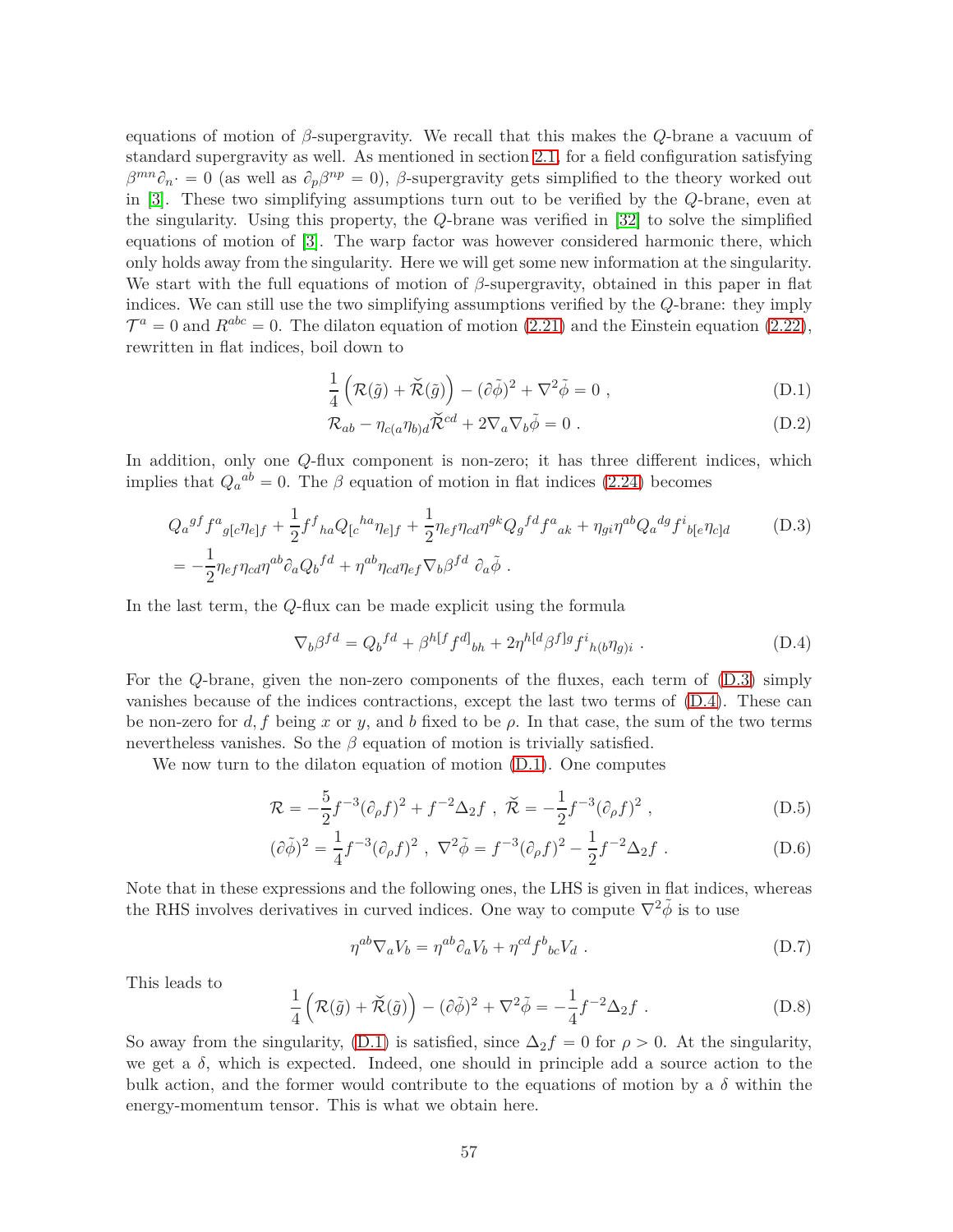equations of motion of $\beta$-supergravity. We recall that this makes the $Q$-brane a vacuum of standard supergravity as well. As mentioned in section 2.1, for a field configuration satisfying $\beta^{mn}\partial_n \cdot = 0$ (as well as $\partial_p \beta^{np} = 0$), $\beta$-supergravity gets simplified to the theory worked out in [3]. These two simplifying assumptions turn out to be verified by the $Q$-brane, even at the singularity. Using this property, the $Q$-brane was verified in [32] to solve the simplified equations of motion of [3]. The warp factor was however considered harmonic there, which only holds away from the singularity. Here we will get some new information at the singularity. We start with the full equations of motion of $\beta$-supergravity, obtained in this paper in flat indices. We can still use the two simplifying assumptions verified by the $Q$-brane: they imply $\mathcal{T}^a = 0$ and $R^{abc} = 0$. The dilaton equation of motion (2.21) and the Einstein equation (2.22), rewritten in flat indices, boil down to

$$
\frac{1}{4}\left(\mathcal{R}(\tilde{g}) + \check{\mathcal{R}}(\tilde{g})\right) - (\partial\tilde{\phi})^2 + \nabla^2\tilde{\phi} = 0 \ , \tag{D.1}
$$

$$
\mathcal{R}_{ab} - \eta_{c(a}\eta_{b)d}\check{\mathcal{R}}^{cd} + 2\nabla_a\nabla_b\tilde{\phi} = 0 \ . \tag{D.2}
$$

In addition, only one $Q$-flux component is non-zero; it has three different indices, which implies that ${Q_a}^{ab} = 0$. The $\beta$ equation of motion in flat indices (2.24) becomes

$$
\begin{aligned}
&{Q_a}^{gf} {f^a}_{g[c}\eta_{e]f} + \frac{1}{2}{f^f}_{ha}{Q_{[c}}^{ha}\eta_{e]f} + \frac{1}{2}\eta_{ef}\eta_{cd}\eta^{gk}{Q_g}^{fd}{f^a}_{ak} + \eta_{gi}\eta^{ab}{Q_a}^{dg}{f^i}_{b[e}\eta_{c]d} \\
&= -\frac{1}{2}\eta_{ef}\eta_{cd}\eta^{ab}\partial_a {Q_b}^{fd} + \eta^{ab}\eta_{cd}\eta_{ef}\nabla_b\beta^{fd}\ \partial_a\tilde{\phi} \ .
\end{aligned} \tag{D.3}
$$

In the last term, the $Q$-flux can be made explicit using the formula

$$
\nabla_b \beta^{fd} = {Q_b}^{fd} + \beta^{h[f}{f^{d]}}_{bh} + 2\eta^{h[d}\beta^{f]g}{f^i}_{h(b}\eta_{g)i} \ . \tag{D.4}
$$

For the $Q$-brane, given the non-zero components of the fluxes, each term of (D.3) simply vanishes because of the indices contractions, except the last two terms of (D.4). These can be non-zero for $d, f$ being $x$ or $y$, and $b$ fixed to be $\rho$. In that case, the sum of the two terms nevertheless vanishes. So the $\beta$ equation of motion is trivially satisfied.

We now turn to the dilaton equation of motion (D.1). One computes

$$
\mathcal{R} = -\frac{5}{2}f^{-3}(\partial_\rho f)^2 + f^{-2}\Delta_2 f \ , \ \check{\mathcal{R}} = -\frac{1}{2}f^{-3}(\partial_\rho f)^2 \ , \tag{D.5}
$$

$$
(\partial\tilde{\phi})^2 = \frac{1}{4}f^{-3}(\partial_\rho f)^2 \ , \ \nabla^2\tilde{\phi} = f^{-3}(\partial_\rho f)^2 - \frac{1}{2}f^{-2}\Delta_2 f \ . \tag{D.6}
$$

Note that in these expressions and the following ones, the LHS is given in flat indices, whereas the RHS involves derivatives in curved indices. One way to compute $\nabla^2\tilde{\phi}$ is to use

$$
\eta^{ab}\nabla_a V_b = \eta^{ab}\partial_a V_b + \eta^{cd}{f^b}_{bc}V_d \ . \tag{D.7}
$$

This leads to

$$
\frac{1}{4}\left(\mathcal{R}(\tilde{g}) + \check{\mathcal{R}}(\tilde{g})\right) - (\partial\tilde{\phi})^2 + \nabla^2\tilde{\phi} = -\frac{1}{4}f^{-2}\Delta_2 f \ . \tag{D.8}
$$

So away from the singularity, (D.1) is satisfied, since $\Delta_2 f = 0$ for $\rho > 0$. At the singularity, we get a $\delta$, which is expected. Indeed, one should in principle add a source action to the bulk action, and the former would contribute to the equations of motion by a $\delta$ within the energy-momentum tensor. This is what we obtain here.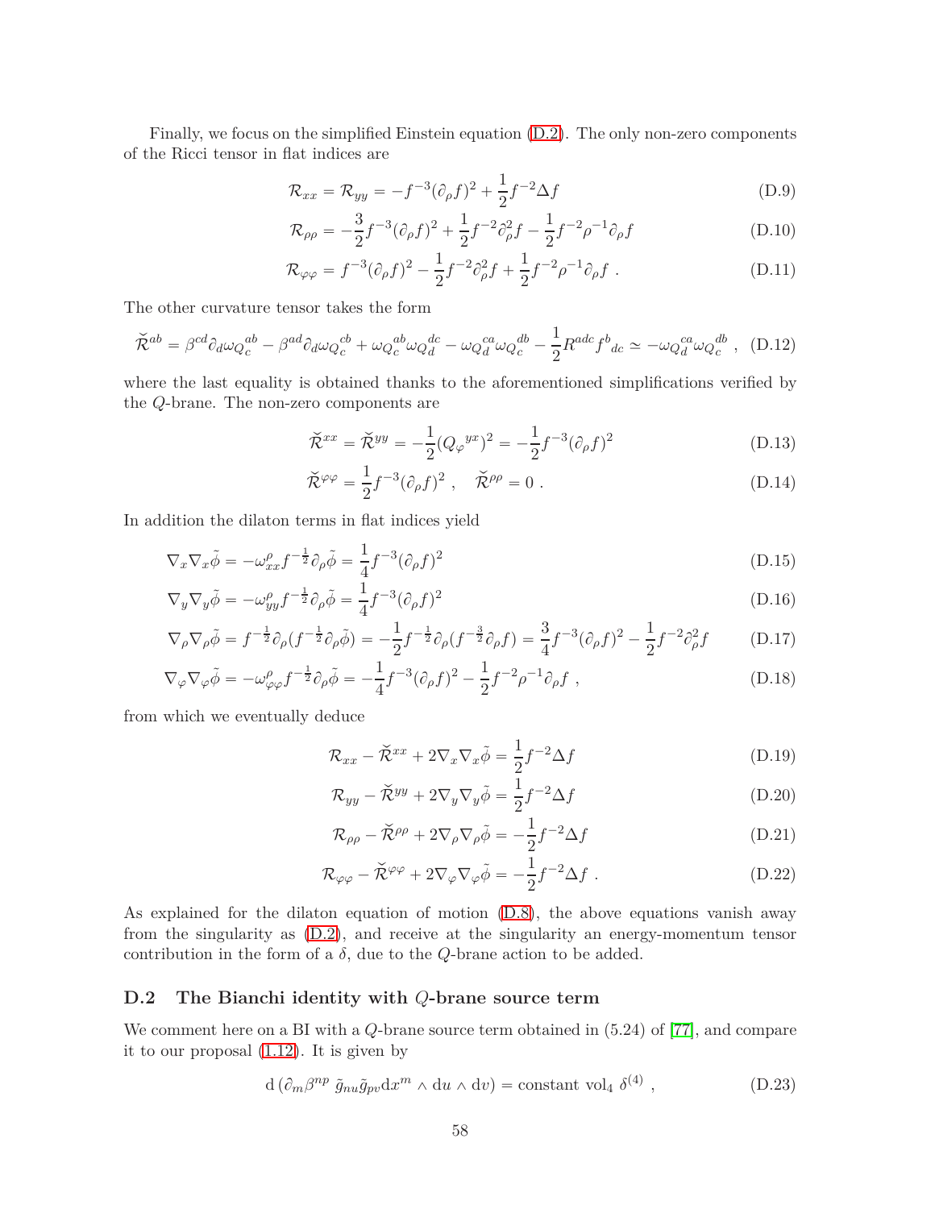Finally, we focus on the simplified Einstein equation (D.2). The only non-zero components of the Ricci tensor in flat indices are

$$\mathcal{R}_{xx} = \mathcal{R}_{yy} = -f^{-3}(\partial_\rho f)^2 + \frac{1}{2}f^{-2}\Delta f \tag{D.9}$$

$$\mathcal{R}_{\rho\rho} = -\frac{3}{2}f^{-3}(\partial_\rho f)^2 + \frac{1}{2}f^{-2}\partial_\rho^2 f - \frac{1}{2}f^{-2}\rho^{-1}\partial_\rho f \tag{D.10}$$

$$\mathcal{R}_{\varphi\varphi} = f^{-3}(\partial_\rho f)^2 - \frac{1}{2}f^{-2}\partial_\rho^2 f + \frac{1}{2}f^{-2}\rho^{-1}\partial_\rho f \ . \tag{D.11}$$

The other curvature tensor takes the form

$$\check{\mathcal{R}}^{ab} = \beta^{cd}\partial_d\omega_{Q_c}{}^{ab} - \beta^{ad}\partial_d\omega_{Q_c}{}^{cb} + \omega_{Q_c}{}^{ab}\omega_{Q_d}{}^{dc} - \omega_{Q_d}{}^{ca}\omega_{Q_c}{}^{db} - \frac{1}{2}R^{adc}f^b{}_{dc} \simeq -\omega_{Q_d}{}^{ca}\omega_{Q_c}{}^{db} \ , \tag{D.12}$$

where the last equality is obtained thanks to the aforementioned simplifications verified by the $Q$-brane. The non-zero components are

$$\check{\mathcal{R}}^{xx} = \check{\mathcal{R}}^{yy} = -\frac{1}{2}(Q_\varphi{}^{yx})^2 = -\frac{1}{2}f^{-3}(\partial_\rho f)^2 \tag{D.13}$$

$$\check{\mathcal{R}}^{\varphi\varphi} = \frac{1}{2}f^{-3}(\partial_\rho f)^2 \ , \quad \check{\mathcal{R}}^{\rho\rho} = 0 \ . \tag{D.14}$$

In addition the dilaton terms in flat indices yield

$$\nabla_x\nabla_x\tilde{\phi} = -\omega^\rho_{xx}f^{-\frac{1}{2}}\partial_\rho\tilde{\phi} = \frac{1}{4}f^{-3}(\partial_\rho f)^2 \tag{D.15}$$

$$\nabla_y\nabla_y\tilde{\phi} = -\omega^\rho_{yy}f^{-\frac{1}{2}}\partial_\rho\tilde{\phi} = \frac{1}{4}f^{-3}(\partial_\rho f)^2 \tag{D.16}$$

$$\nabla_\rho\nabla_\rho\tilde{\phi} = f^{-\frac{1}{2}}\partial_\rho(f^{-\frac{1}{2}}\partial_\rho\tilde{\phi}) = -\frac{1}{2}f^{-\frac{1}{2}}\partial_\rho(f^{-\frac{3}{2}}\partial_\rho f) = \frac{3}{4}f^{-3}(\partial_\rho f)^2 - \frac{1}{2}f^{-2}\partial_\rho^2 f \tag{D.17}$$

$$\nabla_\varphi\nabla_\varphi\tilde{\phi} = -\omega^\rho_{\varphi\varphi}f^{-\frac{1}{2}}\partial_\rho\tilde{\phi} = -\frac{1}{4}f^{-3}(\partial_\rho f)^2 - \frac{1}{2}f^{-2}\rho^{-1}\partial_\rho f \ , \tag{D.18}$$

from which we eventually deduce

$$\mathcal{R}_{xx} - \check{\mathcal{R}}^{xx} + 2\nabla_x\nabla_x\tilde{\phi} = \frac{1}{2}f^{-2}\Delta f \tag{D.19}$$

$$\mathcal{R}_{yy} - \check{\mathcal{R}}^{yy} + 2\nabla_y\nabla_y\tilde{\phi} = \frac{1}{2}f^{-2}\Delta f \tag{D.20}$$

$$\mathcal{R}_{\rho\rho} - \check{\mathcal{R}}^{\rho\rho} + 2\nabla_\rho\nabla_\rho\tilde{\phi} = -\frac{1}{2}f^{-2}\Delta f \tag{D.21}$$

$$\mathcal{R}_{\varphi\varphi} - \check{\mathcal{R}}^{\varphi\varphi} + 2\nabla_\varphi\nabla_\varphi\tilde{\phi} = -\frac{1}{2}f^{-2}\Delta f \ . \tag{D.22}$$

As explained for the dilaton equation of motion (D.8), the above equations vanish away from the singularity as (D.2), and receive at the singularity an energy-momentum tensor contribution in the form of a $\delta$, due to the $Q$-brane action to be added.

## D.2 The Bianchi identity with $Q$-brane source term

We comment here on a BI with a $Q$-brane source term obtained in (5.24) of [77], and compare it to our proposal (1.12). It is given by

$$\mathrm{d}\left(\partial_m\beta^{np}\ \tilde{g}_{nu}\tilde{g}_{pv}\mathrm{d}x^m \wedge \mathrm{d}u \wedge \mathrm{d}v\right) = \text{constant vol}_4\ \delta^{(4)} \ , \tag{D.23}$$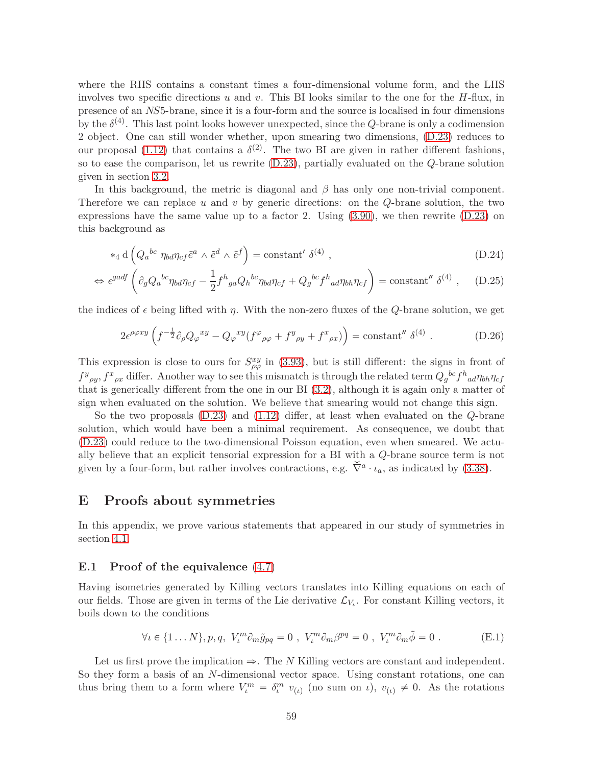where the RHS contains a constant times a four-dimensional volume form, and the LHS involves two specific directions $u$ and $v$. This BI looks similar to the one for the $H$-flux, in presence of an $NS5$-brane, since it is a four-form and the source is localised in four dimensions by the $\delta^{(4)}$. This last point looks however unexpected, since the $Q$-brane is only a codimension 2 object. One can still wonder whether, upon smearing two dimensions, (D.23) reduces to our proposal (1.12) that contains a $\delta^{(2)}$. The two BI are given in rather different fashions, so to ease the comparison, let us rewrite (D.23), partially evaluated on the $Q$-brane solution given in section 3.2.

In this background, the metric is diagonal and $\beta$ has only one non-trivial component. Therefore we can replace $u$ and $v$ by generic directions: on the $Q$-brane solution, the two expressions have the same value up to a factor 2. Using (3.90), we then rewrite (D.23) on this background as

$$*_4 \, \mathrm{d}\left( Q_a{}^{bc} \, \eta_{bd}\eta_{cf} \tilde{e}^a \wedge \tilde{e}^d \wedge \tilde{e}^f \right) = \text{constant}' \; \delta^{(4)} \ , \tag{D.24}$$

$$\Leftrightarrow \epsilon^{gadf} \left( \partial_g Q_a{}^{bc} \eta_{bd}\eta_{cf} - \frac{1}{2} f^h{}_{ga} Q_h{}^{bc} \eta_{bd}\eta_{cf} + Q_g{}^{bc} f^h{}_{ad} \eta_{bh}\eta_{cf} \right) = \text{constant}'' \; \delta^{(4)} \ , \tag{D.25}$$

the indices of $\epsilon$ being lifted with $\eta$. With the non-zero fluxes of the $Q$-brane solution, we get

$$2\epsilon^{\rho\varphi xy} \left( f^{-\frac{1}{2}} \partial_\rho Q_\varphi{}^{xy} - Q_\varphi{}^{xy} ( f^\varphi{}_{\rho\varphi} + f^y{}_{\rho y} + f^x{}_{\rho x}) \right) = \text{constant}'' \; \delta^{(4)} \ . \tag{D.26}$$

This expression is close to ours for $S^{xy}_{\rho\varphi}$ in (3.93), but is still different: the signs in front of $f^y{}_{\rho y}, f^x{}_{\rho x}$ differ. Another way to see this mismatch is through the related term $Q_g{}^{bc} f^h{}_{ad} \eta_{bh}\eta_{cf}$ that is generically different from the one in our BI (3.2), although it is again only a matter of sign when evaluated on the solution. We believe that smearing would not change this sign.

So the two proposals (D.23) and (1.12) differ, at least when evaluated on the $Q$-brane solution, which would have been a minimal requirement. As consequence, we doubt that (D.23) could reduce to the two-dimensional Poisson equation, even when smeared. We actually believe that an explicit tensorial expression for a BI with a $Q$-brane source term is not given by a four-form, but rather involves contractions, e.g. $\check{\nabla}^a \cdot \iota_a$, as indicated by (3.38).

# E Proofs about symmetries

In this appendix, we prove various statements that appeared in our study of symmetries in section 4.1.

## E.1 Proof of the equivalence (4.7)

Having isometries generated by Killing vectors translates into Killing equations on each of our fields. Those are given in terms of the Lie derivative $\mathcal{L}_{V_\iota}$. For constant Killing vectors, it boils down to the conditions

$$\forall \iota \in \{1 \ldots N\}, p, q, \ V_\iota^m \partial_m \tilde{g}_{pq} = 0 \ , \ V_\iota^m \partial_m \beta^{pq} = 0 \ , \ V_\iota^m \partial_m \tilde{\phi} = 0 \ . \tag{E.1}$$

Let us first prove the implication $\Rightarrow$. The $N$ Killing vectors are constant and independent. So they form a basis of an $N$-dimensional vector space. Using constant rotations, one can thus bring them to a form where $V_\iota^m = \delta_\iota^m \, v_{(\iota)}$ (no sum on $\iota$), $v_{(\iota)} \neq 0$. As the rotations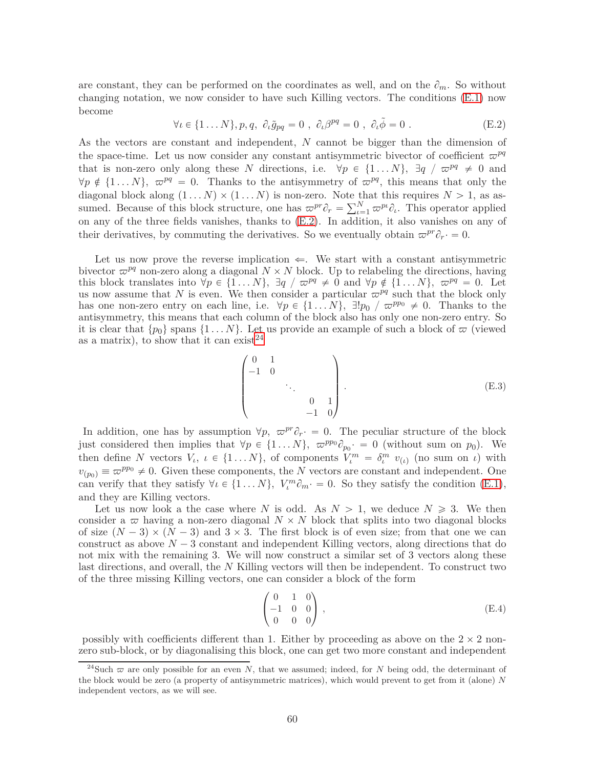are constant, they can be performed on the coordinates as well, and on the $\partial_m$. So without changing notation, we now consider to have such Killing vectors. The conditions (E.1) now become

$$\forall \iota \in \{1 \dots N\}, p, q,\ \partial_\iota \tilde{g}_{pq} = 0\ ,\ \partial_\iota \beta^{pq} = 0\ ,\ \partial_\iota \tilde{\phi} = 0\ . \tag{E.2}$$

As the vectors are constant and independent, $N$ cannot be bigger than the dimension of the space-time. Let us now consider any constant antisymmetric bivector of coefficient $\varpi^{pq}$ that is non-zero only along these $N$ directions, i.e. $\forall p \in \{1 \dots N\},\ \exists q \ /\ \varpi^{pq} \neq 0$ and $\forall p \notin \{1 \dots N\},\ \varpi^{pq} = 0$. Thanks to the antisymmetry of $\varpi^{pq}$, this means that only the diagonal block along $(1 \dots N) \times (1 \dots N)$ is non-zero. Note that this requires $N > 1$, as assumed. Because of this block structure, one has $\varpi^{pr}\partial_r = \sum_{\iota=1}^{N} \varpi^{p\iota}\partial_\iota$. This operator applied on any of the three fields vanishes, thanks to (E.2). In addition, it also vanishes on any of their derivatives, by commuting the derivatives. So we eventually obtain $\varpi^{pr}\partial_r \cdot = 0$.

Let us now prove the reverse implication $\Leftarrow$. We start with a constant antisymmetric bivector $\varpi^{pq}$ non-zero along a diagonal $N \times N$ block. Up to relabeling the directions, having this block translates into $\forall p \in \{1 \dots N\},\ \exists q \ /\ \varpi^{pq} \neq 0$ and $\forall p \notin \{1 \dots N\},\ \varpi^{pq} = 0$. Let us now assume that $N$ is even. We then consider a particular $\varpi^{pq}$ such that the block only has one non-zero entry on each line, i.e. $\forall p \in \{1 \dots N\},\ \exists! p_0 \ /\ \varpi^{pp_0} \neq 0$. Thanks to the antisymmetry, this means that each column of the block also has only one non-zero entry. So it is clear that $\{p_0\}$ spans $\{1 \dots N\}$. Let us provide an example of such a block of $\varpi$ (viewed as a matrix), to show that it can exist[24]

$$\begin{pmatrix} 0 & 1 & & & \\ -1 & 0 & & & \\ & & \ddots & & \\ & & & 0 & 1 \\ & & & -1 & 0 \end{pmatrix} . \tag{E.3}$$

In addition, one has by assumption $\forall p,\ \varpi^{pr}\partial_r \cdot = 0$. The peculiar structure of the block just considered then implies that $\forall p \in \{1 \dots N\},\ \varpi^{pp_0}\partial_{p_0} \cdot = 0$ (without sum on $p_0$). We then define $N$ vectors $V_\iota$, $\iota \in \{1 \dots N\}$, of components $V_\iota^m = \delta_\iota^m\ v_{(\iota)}$ (no sum on $\iota$) with $v_{(p_0)} \equiv \varpi^{pp_0} \neq 0$. Given these components, the $N$ vectors are constant and independent. One can verify that they satisfy $\forall \iota \in \{1 \dots N\},\ V_\iota^m \partial_m \cdot = 0$. So they satisfy the condition (E.1), and they are Killing vectors.

Let us now look a the case where $N$ is odd. As $N > 1$, we deduce $N \geqslant 3$. We then consider a $\varpi$ having a non-zero diagonal $N \times N$ block that splits into two diagonal blocks of size $(N-3) \times (N-3)$ and $3 \times 3$. The first block is of even size; from that one we can construct as above $N - 3$ constant and independent Killing vectors, along directions that do not mix with the remaining 3. We will now construct a similar set of 3 vectors along these last directions, and overall, the $N$ Killing vectors will then be independent. To construct two of the three missing Killing vectors, one can consider a block of the form

$$\begin{pmatrix} 0 & 1 & 0 \\ -1 & 0 & 0 \\ 0 & 0 & 0 \end{pmatrix} , \tag{E.4}$$

possibly with coefficients different than 1. Either by proceeding as above on the $2 \times 2$ non-zero sub-block, or by diagonalising this block, one can get two more constant and independent

[24] Such $\varpi$ are only possible for an even $N$, that we assumed; indeed, for $N$ being odd, the determinant of the block would be zero (a property of antisymmetric matrices), which would prevent to get from it (alone) $N$ independent vectors, as we will see.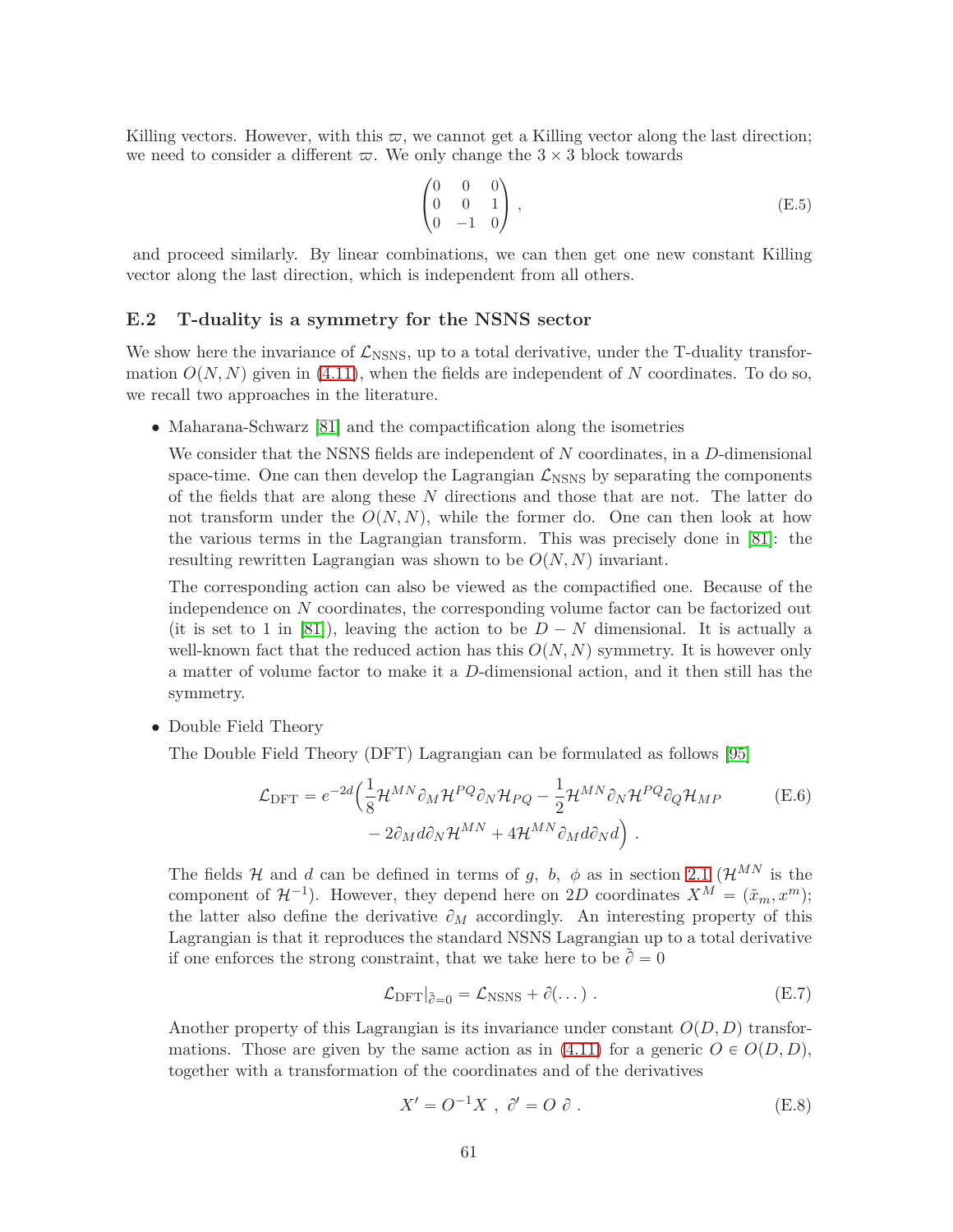Killing vectors. However, with this $\varpi$, we cannot get a Killing vector along the last direction; we need to consider a different $\varpi$. We only change the $3 \times 3$ block towards

$$\begin{pmatrix} 0 & 0 & 0 \\ 0 & 0 & 1 \\ 0 & -1 & 0 \end{pmatrix} , \tag{E.5}$$

and proceed similarly. By linear combinations, we can then get one new constant Killing vector along the last direction, which is independent from all others.

### E.2 T-duality is a symmetry for the NSNS sector

We show here the invariance of $\mathcal{L}_{\rm NSNS}$, up to a total derivative, under the T-duality transformation $O(N,N)$ given in (4.11), when the fields are independent of $N$ coordinates. To do so, we recall two approaches in the literature.

- Maharana-Schwarz [81] and the compactification along the isometries

  We consider that the NSNS fields are independent of $N$ coordinates, in a $D$-dimensional space-time. One can then develop the Lagrangian $\mathcal{L}_{\rm NSNS}$ by separating the components of the fields that are along these $N$ directions and those that are not. The latter do not transform under the $O(N,N)$, while the former do. One can then look at how the various terms in the Lagrangian transform. This was precisely done in [81]: the resulting rewritten Lagrangian was shown to be $O(N,N)$ invariant.

  The corresponding action can also be viewed as the compactified one. Because of the independence on $N$ coordinates, the corresponding volume factor can be factorized out (it is set to 1 in [81]), leaving the action to be $D-N$ dimensional. It is actually a well-known fact that the reduced action has this $O(N,N)$ symmetry. It is however only a matter of volume factor to make it a $D$-dimensional action, and it then still has the symmetry.

- Double Field Theory

  The Double Field Theory (DFT) Lagrangian can be formulated as follows [95]

$$\begin{aligned} \mathcal{L}_{\rm DFT} = e^{-2d}\Big( & \frac{1}{8}\mathcal{H}^{MN}\partial_M\mathcal{H}^{PQ}\partial_N\mathcal{H}_{PQ} - \frac{1}{2}\mathcal{H}^{MN}\partial_N\mathcal{H}^{PQ}\partial_Q\mathcal{H}_{MP} \\ & - 2\partial_M d\,\partial_N\mathcal{H}^{MN} + 4\mathcal{H}^{MN}\partial_M d\,\partial_N d\Big) \ . \end{aligned} \tag{E.6}$$

  The fields $\mathcal{H}$ and $d$ can be defined in terms of $g,\ b,\ \phi$ as in section 2.1 ($\mathcal{H}^{MN}$ is the component of $\mathcal{H}^{-1}$). However, they depend here on $2D$ coordinates $X^M = (\tilde{x}_m, x^m)$; the latter also define the derivative $\partial_M$ accordingly. An interesting property of this Lagrangian is that it reproduces the standard NSNS Lagrangian up to a total derivative if one enforces the strong constraint, that we take here to be $\tilde{\partial} = 0$

$$\mathcal{L}_{\rm DFT}|_{\tilde{\partial}=0} = \mathcal{L}_{\rm NSNS} + \partial(\dots) \ . \tag{E.7}$$

  Another property of this Lagrangian is its invariance under constant $O(D,D)$ transformations. Those are given by the same action as in (4.11) for a generic $O \in O(D,D)$, together with a transformation of the coordinates and of the derivatives

$$X' = O^{-1}X \ , \ \partial' = O\ \partial \ . \tag{E.8}$$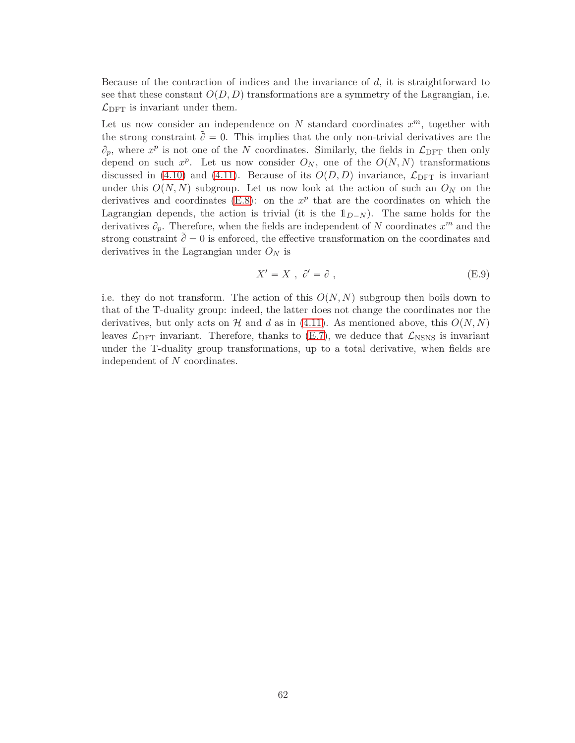Because of the contraction of indices and the invariance of $d$, it is straightforward to see that these constant $O(D,D)$ transformations are a symmetry of the Lagrangian, i.e. $\mathcal{L}_{\rm DFT}$ is invariant under them.

Let us now consider an independence on $N$ standard coordinates $x^m$, together with the strong constraint $\tilde{\partial} = 0$. This implies that the only non-trivial derivatives are the $\partial_p$, where $x^p$ is not one of the $N$ coordinates. Similarly, the fields in $\mathcal{L}_{\rm DFT}$ then only depend on such $x^p$. Let us now consider $O_N$, one of the $O(N,N)$ transformations discussed in (4.10) and (4.11). Because of its $O(D,D)$ invariance, $\mathcal{L}_{\rm DFT}$ is invariant under this $O(N,N)$ subgroup. Let us now look at the action of such an $O_N$ on the derivatives and coordinates (E.8): on the $x^p$ that are the coordinates on which the Lagrangian depends, the action is trivial (it is the $\mathbb{1}_{D-N}$). The same holds for the derivatives $\partial_p$. Therefore, when the fields are independent of $N$ coordinates $x^m$ and the strong constraint $\tilde{\partial} = 0$ is enforced, the effective transformation on the coordinates and derivatives in the Lagrangian under $O_N$ is

$$X' = X \ , \ \partial' = \partial \ , \tag{E.9}$$

i.e. they do not transform. The action of this $O(N,N)$ subgroup then boils down to that of the T-duality group: indeed, the latter does not change the coordinates nor the derivatives, but only acts on $\mathcal{H}$ and $d$ as in (4.11). As mentioned above, this $O(N,N)$ leaves $\mathcal{L}_{\rm DFT}$ invariant. Therefore, thanks to (E.7), we deduce that $\mathcal{L}_{\rm NSNS}$ is invariant under the T-duality group transformations, up to a total derivative, when fields are independent of $N$ coordinates.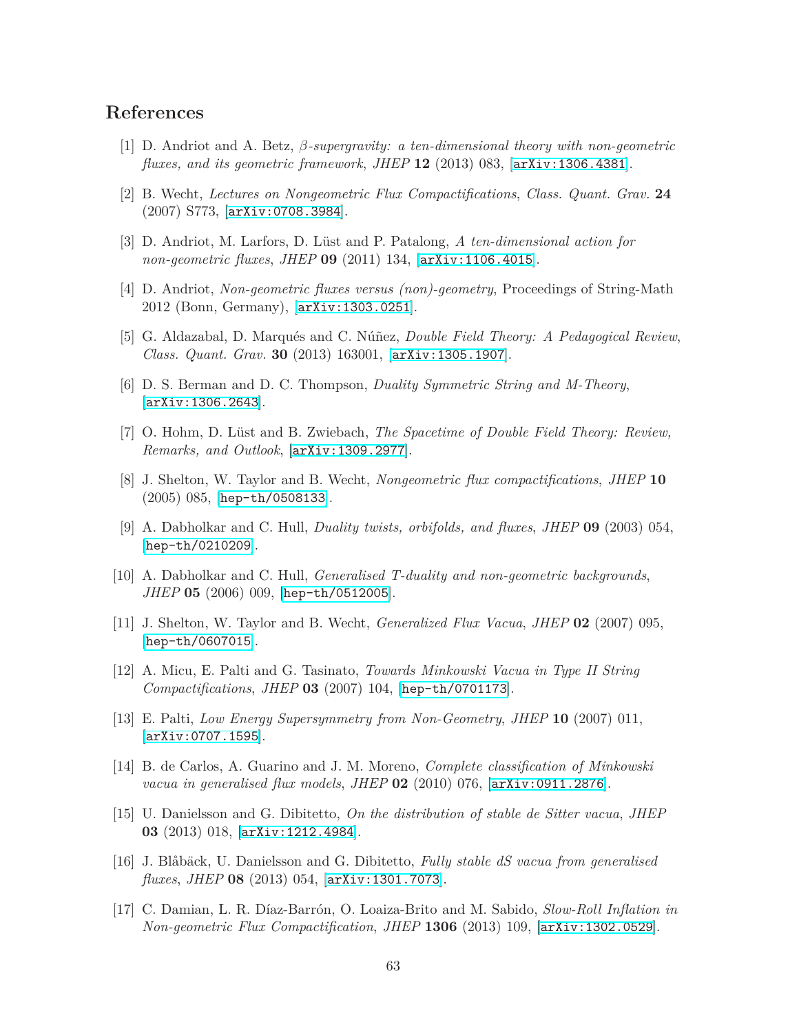## References

[1] D. Andriot and A. Betz, *$\beta$-supergravity: a ten-dimensional theory with non-geometric fluxes, and its geometric framework*, *JHEP* **12** (2013) 083, [arXiv:1306.4381].

[2] B. Wecht, *Lectures on Nongeometric Flux Compactifications*, *Class. Quant. Grav.* **24** (2007) S773, [arXiv:0708.3984].

[3] D. Andriot, M. Larfors, D. Lüst and P. Patalong, *A ten-dimensional action for non-geometric fluxes*, *JHEP* **09** (2011) 134, [arXiv:1106.4015].

[4] D. Andriot, *Non-geometric fluxes versus (non)-geometry*, Proceedings of String-Math 2012 (Bonn, Germany), [arXiv:1303.0251].

[5] G. Aldazabal, D. Marqués and C. Núñez, *Double Field Theory: A Pedagogical Review*, *Class. Quant. Grav.* **30** (2013) 163001, [arXiv:1305.1907].

[6] D. S. Berman and D. C. Thompson, *Duality Symmetric String and M-Theory*, [arXiv:1306.2643].

[7] O. Hohm, D. Lüst and B. Zwiebach, *The Spacetime of Double Field Theory: Review, Remarks, and Outlook*, [arXiv:1309.2977].

[8] J. Shelton, W. Taylor and B. Wecht, *Nongeometric flux compactifications*, *JHEP* **10** (2005) 085, [hep-th/0508133].

[9] A. Dabholkar and C. Hull, *Duality twists, orbifolds, and fluxes*, *JHEP* **09** (2003) 054, [hep-th/0210209].

[10] A. Dabholkar and C. Hull, *Generalised T-duality and non-geometric backgrounds*, *JHEP* **05** (2006) 009, [hep-th/0512005].

[11] J. Shelton, W. Taylor and B. Wecht, *Generalized Flux Vacua*, *JHEP* **02** (2007) 095, [hep-th/0607015].

[12] A. Micu, E. Palti and G. Tasinato, *Towards Minkowski Vacua in Type II String Compactifications*, *JHEP* **03** (2007) 104, [hep-th/0701173].

[13] E. Palti, *Low Energy Supersymmetry from Non-Geometry*, *JHEP* **10** (2007) 011, [arXiv:0707.1595].

[14] B. de Carlos, A. Guarino and J. M. Moreno, *Complete classification of Minkowski vacua in generalised flux models*, *JHEP* **02** (2010) 076, [arXiv:0911.2876].

[15] U. Danielsson and G. Dibitetto, *On the distribution of stable de Sitter vacua*, *JHEP* **03** (2013) 018, [arXiv:1212.4984].

[16] J. Blåbäck, U. Danielsson and G. Dibitetto, *Fully stable dS vacua from generalised fluxes*, *JHEP* **08** (2013) 054, [arXiv:1301.7073].

[17] C. Damian, L. R. Díaz-Barrón, O. Loaiza-Brito and M. Sabido, *Slow-Roll Inflation in Non-geometric Flux Compactification*, *JHEP* **1306** (2013) 109, [arXiv:1302.0529].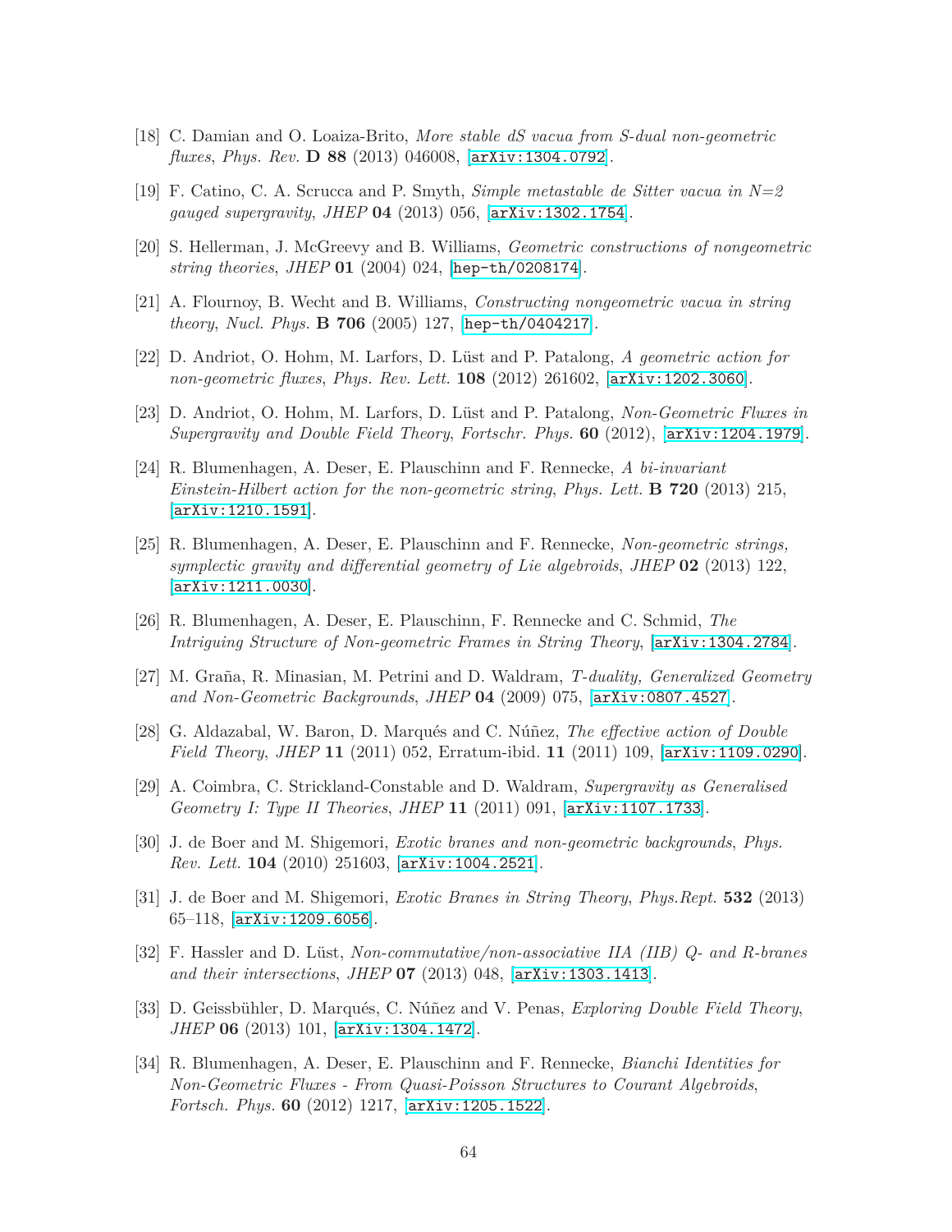[18] C. Damian and O. Loaiza-Brito, *More stable dS vacua from S-dual non-geometric fluxes*, *Phys. Rev.* **D 88** (2013) 046008, [arXiv:1304.0792].

[19] F. Catino, C. A. Scrucca and P. Smyth, *Simple metastable de Sitter vacua in N=2 gauged supergravity*, *JHEP* **04** (2013) 056, [arXiv:1302.1754].

[20] S. Hellerman, J. McGreevy and B. Williams, *Geometric constructions of nongeometric string theories*, *JHEP* **01** (2004) 024, [hep-th/0208174].

[21] A. Flournoy, B. Wecht and B. Williams, *Constructing nongeometric vacua in string theory*, *Nucl. Phys.* **B 706** (2005) 127, [hep-th/0404217].

[22] D. Andriot, O. Hohm, M. Larfors, D. Lüst and P. Patalong, *A geometric action for non-geometric fluxes*, *Phys. Rev. Lett.* **108** (2012) 261602, [arXiv:1202.3060].

[23] D. Andriot, O. Hohm, M. Larfors, D. Lüst and P. Patalong, *Non-Geometric Fluxes in Supergravity and Double Field Theory*, *Fortschr. Phys.* **60** (2012), [arXiv:1204.1979].

[24] R. Blumenhagen, A. Deser, E. Plauschinn and F. Rennecke, *A bi-invariant Einstein-Hilbert action for the non-geometric string*, *Phys. Lett.* **B 720** (2013) 215, [arXiv:1210.1591].

[25] R. Blumenhagen, A. Deser, E. Plauschinn and F. Rennecke, *Non-geometric strings, symplectic gravity and differential geometry of Lie algebroids*, *JHEP* **02** (2013) 122, [arXiv:1211.0030].

[26] R. Blumenhagen, A. Deser, E. Plauschinn, F. Rennecke and C. Schmid, *The Intriguing Structure of Non-geometric Frames in String Theory*, [arXiv:1304.2784].

[27] M. Graña, R. Minasian, M. Petrini and D. Waldram, *T-duality, Generalized Geometry and Non-Geometric Backgrounds*, *JHEP* **04** (2009) 075, [arXiv:0807.4527].

[28] G. Aldazabal, W. Baron, D. Marqués and C. Núñez, *The effective action of Double Field Theory*, *JHEP* **11** (2011) 052, Erratum-ibid. **11** (2011) 109, [arXiv:1109.0290].

[29] A. Coimbra, C. Strickland-Constable and D. Waldram, *Supergravity as Generalised Geometry I: Type II Theories*, *JHEP* **11** (2011) 091, [arXiv:1107.1733].

[30] J. de Boer and M. Shigemori, *Exotic branes and non-geometric backgrounds*, *Phys. Rev. Lett.* **104** (2010) 251603, [arXiv:1004.2521].

[31] J. de Boer and M. Shigemori, *Exotic Branes in String Theory*, *Phys.Rept.* **532** (2013) 65–118, [arXiv:1209.6056].

[32] F. Hassler and D. Lüst, *Non-commutative/non-associative IIA (IIB) Q- and R-branes and their intersections*, *JHEP* **07** (2013) 048, [arXiv:1303.1413].

[33] D. Geissbühler, D. Marqués, C. Núñez and V. Penas, *Exploring Double Field Theory*, *JHEP* **06** (2013) 101, [arXiv:1304.1472].

[34] R. Blumenhagen, A. Deser, E. Plauschinn and F. Rennecke, *Bianchi Identities for Non-Geometric Fluxes - From Quasi-Poisson Structures to Courant Algebroids*, *Fortsch. Phys.* **60** (2012) 1217, [arXiv:1205.1522].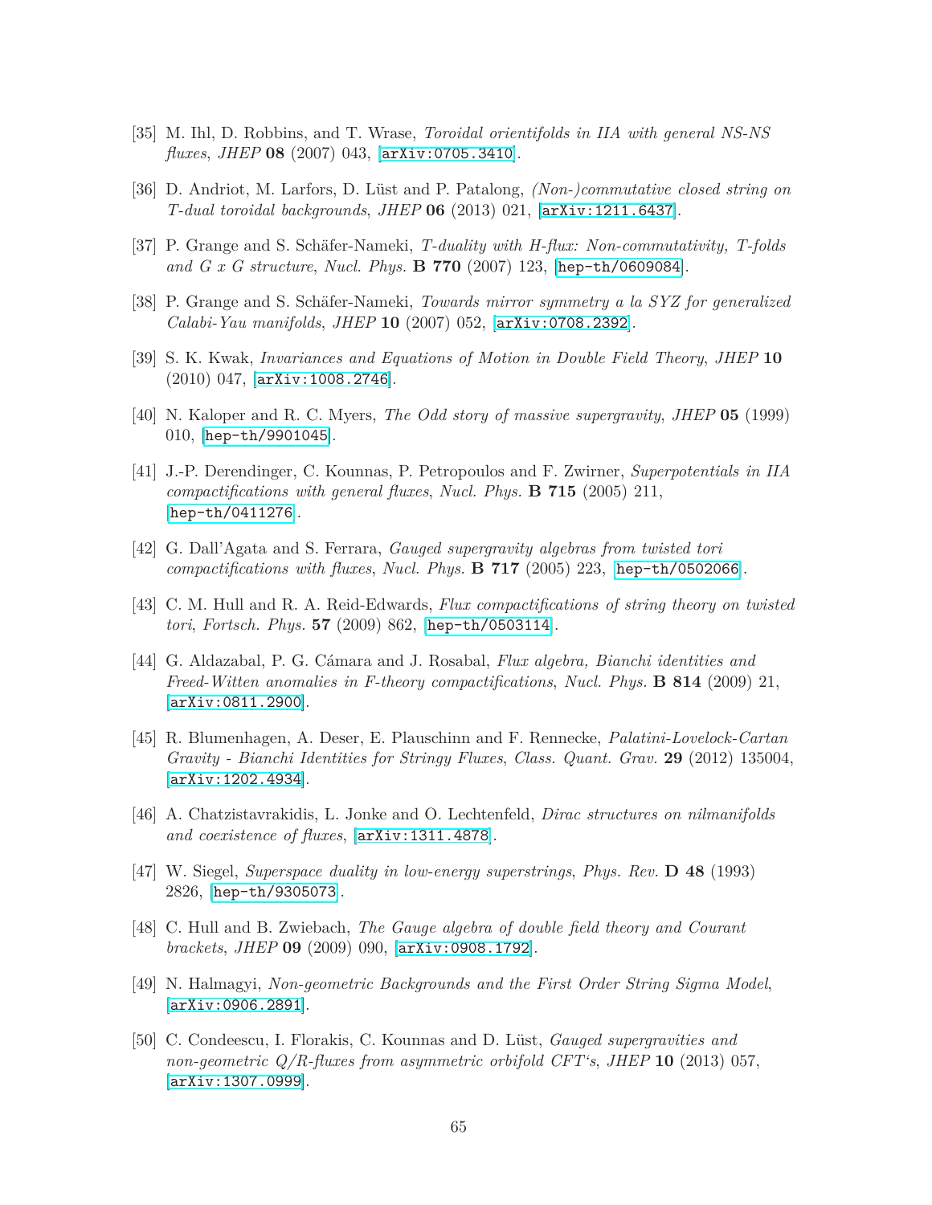[35] M. Ihl, D. Robbins, and T. Wrase, *Toroidal orientifolds in IIA with general NS-NS fluxes*, *JHEP* **08** (2007) 043, [arXiv:0705.3410].

[36] D. Andriot, M. Larfors, D. Lüst and P. Patalong, *(Non-)commutative closed string on T-dual toroidal backgrounds*, *JHEP* **06** (2013) 021, [arXiv:1211.6437].

[37] P. Grange and S. Schäfer-Nameki, *T-duality with H-flux: Non-commutativity, T-folds and G x G structure*, *Nucl. Phys.* **B 770** (2007) 123, [hep-th/0609084].

[38] P. Grange and S. Schäfer-Nameki, *Towards mirror symmetry a la SYZ for generalized Calabi-Yau manifolds*, *JHEP* **10** (2007) 052, [arXiv:0708.2392].

[39] S. K. Kwak, *Invariances and Equations of Motion in Double Field Theory*, *JHEP* **10** (2010) 047, [arXiv:1008.2746].

[40] N. Kaloper and R. C. Myers, *The Odd story of massive supergravity*, *JHEP* **05** (1999) 010, [hep-th/9901045].

[41] J.-P. Derendinger, C. Kounnas, P. Petropoulos and F. Zwirner, *Superpotentials in IIA compactifications with general fluxes*, *Nucl. Phys.* **B 715** (2005) 211, [hep-th/0411276].

[42] G. Dall'Agata and S. Ferrara, *Gauged supergravity algebras from twisted tori compactifications with fluxes*, *Nucl. Phys.* **B 717** (2005) 223, [hep-th/0502066].

[43] C. M. Hull and R. A. Reid-Edwards, *Flux compactifications of string theory on twisted tori*, *Fortsch. Phys.* **57** (2009) 862, [hep-th/0503114].

[44] G. Aldazabal, P. G. Cámara and J. Rosabal, *Flux algebra, Bianchi identities and Freed-Witten anomalies in F-theory compactifications*, *Nucl. Phys.* **B 814** (2009) 21, [arXiv:0811.2900].

[45] R. Blumenhagen, A. Deser, E. Plauschinn and F. Rennecke, *Palatini-Lovelock-Cartan Gravity - Bianchi Identities for Stringy Fluxes*, *Class. Quant. Grav.* **29** (2012) 135004, [arXiv:1202.4934].

[46] A. Chatzistavrakidis, L. Jonke and O. Lechtenfeld, *Dirac structures on nilmanifolds and coexistence of fluxes*, [arXiv:1311.4878].

[47] W. Siegel, *Superspace duality in low-energy superstrings*, *Phys. Rev.* **D 48** (1993) 2826, [hep-th/9305073].

[48] C. Hull and B. Zwiebach, *The Gauge algebra of double field theory and Courant brackets*, *JHEP* **09** (2009) 090, [arXiv:0908.1792].

[49] N. Halmagyi, *Non-geometric Backgrounds and the First Order String Sigma Model*, [arXiv:0906.2891].

[50] C. Condeescu, I. Florakis, C. Kounnas and D. Lüst, *Gauged supergravities and non-geometric Q/R-fluxes from asymmetric orbifold CFT's*, *JHEP* **10** (2013) 057, [arXiv:1307.0999].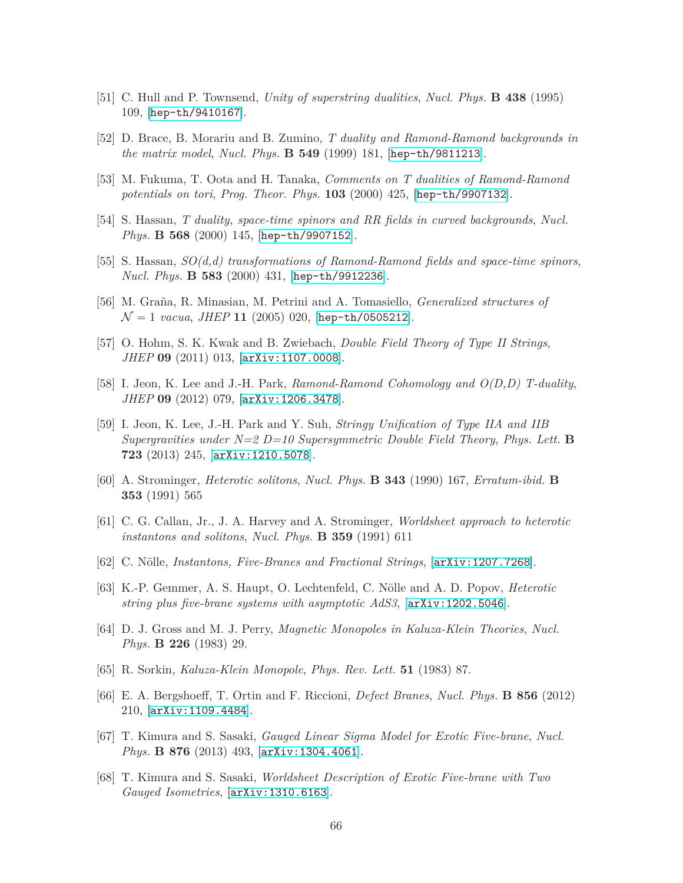[51] C. Hull and P. Townsend, *Unity of superstring dualities*, *Nucl. Phys.* **B 438** (1995) 109, [hep-th/9410167].

[52] D. Brace, B. Morariu and B. Zumino, *T duality and Ramond-Ramond backgrounds in the matrix model*, *Nucl. Phys.* **B 549** (1999) 181, [hep-th/9811213].

[53] M. Fukuma, T. Oota and H. Tanaka, *Comments on T dualities of Ramond-Ramond potentials on tori*, *Prog. Theor. Phys.* **103** (2000) 425, [hep-th/9907132].

[54] S. Hassan, *T duality, space-time spinors and RR fields in curved backgrounds*, *Nucl. Phys.* **B 568** (2000) 145, [hep-th/9907152].

[55] S. Hassan, *SO(d,d) transformations of Ramond-Ramond fields and space-time spinors*, *Nucl. Phys.* **B 583** (2000) 431, [hep-th/9912236].

[56] M. Graña, R. Minasian, M. Petrini and A. Tomasiello, *Generalized structures of $\mathcal{N}=1$ vacua*, *JHEP* **11** (2005) 020, [hep-th/0505212].

[57] O. Hohm, S. K. Kwak and B. Zwiebach, *Double Field Theory of Type II Strings*, *JHEP* **09** (2011) 013, [arXiv:1107.0008].

[58] I. Jeon, K. Lee and J.-H. Park, *Ramond-Ramond Cohomology and O(D,D) T-duality*, *JHEP* **09** (2012) 079, [arXiv:1206.3478].

[59] I. Jeon, K. Lee, J.-H. Park and Y. Suh, *Stringy Unification of Type IIA and IIB Supergravities under N=2 D=10 Supersymmetric Double Field Theory*, *Phys. Lett.* **B 723** (2013) 245, [arXiv:1210.5078].

[60] A. Strominger, *Heterotic solitons*, *Nucl. Phys.* **B 343** (1990) 167, *Erratum-ibid.* **B 353** (1991) 565

[61] C. G. Callan, Jr., J. A. Harvey and A. Strominger, *Worldsheet approach to heterotic instantons and solitons*, *Nucl. Phys.* **B 359** (1991) 611

[62] C. Nölle, *Instantons, Five-Branes and Fractional Strings*, [arXiv:1207.7268].

[63] K.-P. Gemmer, A. S. Haupt, O. Lechtenfeld, C. Nölle and A. D. Popov, *Heterotic string plus five-brane systems with asymptotic AdS3*, [arXiv:1202.5046].

[64] D. J. Gross and M. J. Perry, *Magnetic Monopoles in Kaluza-Klein Theories*, *Nucl. Phys.* **B 226** (1983) 29.

[65] R. Sorkin, *Kaluza-Klein Monopole*, *Phys. Rev. Lett.* **51** (1983) 87.

[66] E. A. Bergshoeff, T. Ortin and F. Riccioni, *Defect Branes*, *Nucl. Phys.* **B 856** (2012) 210, [arXiv:1109.4484].

[67] T. Kimura and S. Sasaki, *Gauged Linear Sigma Model for Exotic Five-brane*, *Nucl. Phys.* **B 876** (2013) 493, [arXiv:1304.4061].

[68] T. Kimura and S. Sasaki, *Worldsheet Description of Exotic Five-brane with Two Gauged Isometries*, [arXiv:1310.6163].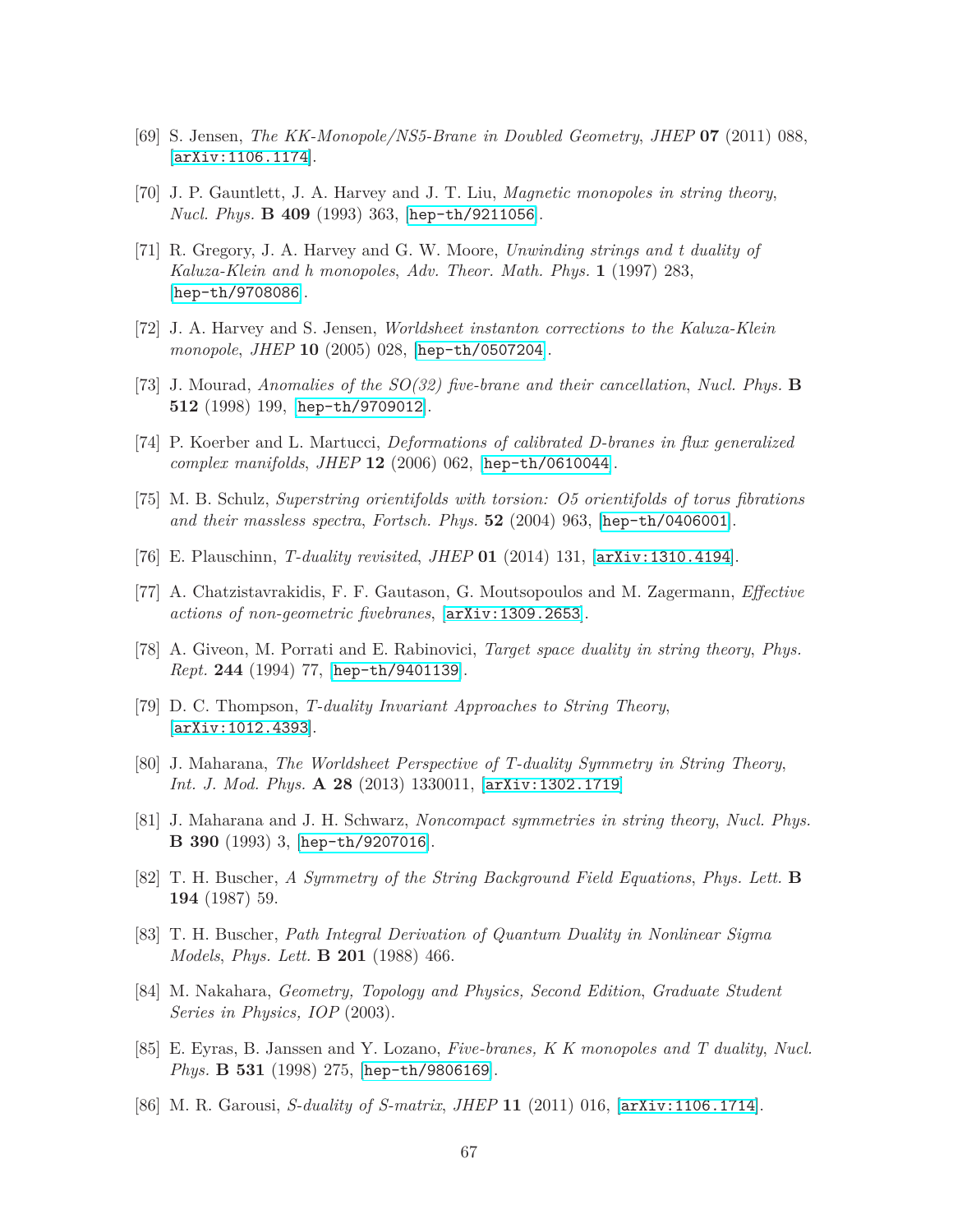[69] S. Jensen, *The KK-Monopole/NS5-Brane in Doubled Geometry*, *JHEP* **07** (2011) 088, [arXiv:1106.1174].

[70] J. P. Gauntlett, J. A. Harvey and J. T. Liu, *Magnetic monopoles in string theory*, *Nucl. Phys.* **B 409** (1993) 363, [hep-th/9211056].

[71] R. Gregory, J. A. Harvey and G. W. Moore, *Unwinding strings and t duality of Kaluza-Klein and h monopoles*, *Adv. Theor. Math. Phys.* **1** (1997) 283, [hep-th/9708086].

[72] J. A. Harvey and S. Jensen, *Worldsheet instanton corrections to the Kaluza-Klein monopole*, *JHEP* **10** (2005) 028, [hep-th/0507204].

[73] J. Mourad, *Anomalies of the SO(32) five-brane and their cancellation*, *Nucl. Phys.* **B 512** (1998) 199, [hep-th/9709012].

[74] P. Koerber and L. Martucci, *Deformations of calibrated D-branes in flux generalized complex manifolds*, *JHEP* **12** (2006) 062, [hep-th/0610044].

[75] M. B. Schulz, *Superstring orientifolds with torsion: O5 orientifolds of torus fibrations and their massless spectra*, *Fortsch. Phys.* **52** (2004) 963, [hep-th/0406001].

[76] E. Plauschinn, *T-duality revisited*, *JHEP* **01** (2014) 131, [arXiv:1310.4194].

[77] A. Chatzistavrakidis, F. F. Gautason, G. Moutsopoulos and M. Zagermann, *Effective actions of non-geometric fivebranes*, [arXiv:1309.2653].

[78] A. Giveon, M. Porrati and E. Rabinovici, *Target space duality in string theory*, *Phys. Rept.* **244** (1994) 77, [hep-th/9401139].

[79] D. C. Thompson, *T-duality Invariant Approaches to String Theory*, [arXiv:1012.4393].

[80] J. Maharana, *The Worldsheet Perspective of T-duality Symmetry in String Theory*, *Int. J. Mod. Phys.* **A 28** (2013) 1330011, [arXiv:1302.1719]

[81] J. Maharana and J. H. Schwarz, *Noncompact symmetries in string theory*, *Nucl. Phys.* **B 390** (1993) 3, [hep-th/9207016].

[82] T. H. Buscher, *A Symmetry of the String Background Field Equations*, *Phys. Lett.* **B 194** (1987) 59.

[83] T. H. Buscher, *Path Integral Derivation of Quantum Duality in Nonlinear Sigma Models*, *Phys. Lett.* **B 201** (1988) 466.

[84] M. Nakahara, *Geometry, Topology and Physics, Second Edition*, *Graduate Student Series in Physics, IOP* (2003).

[85] E. Eyras, B. Janssen and Y. Lozano, *Five-branes, K K monopoles and T duality*, *Nucl. Phys.* **B 531** (1998) 275, [hep-th/9806169].

[86] M. R. Garousi, *S-duality of S-matrix*, *JHEP* **11** (2011) 016, [arXiv:1106.1714].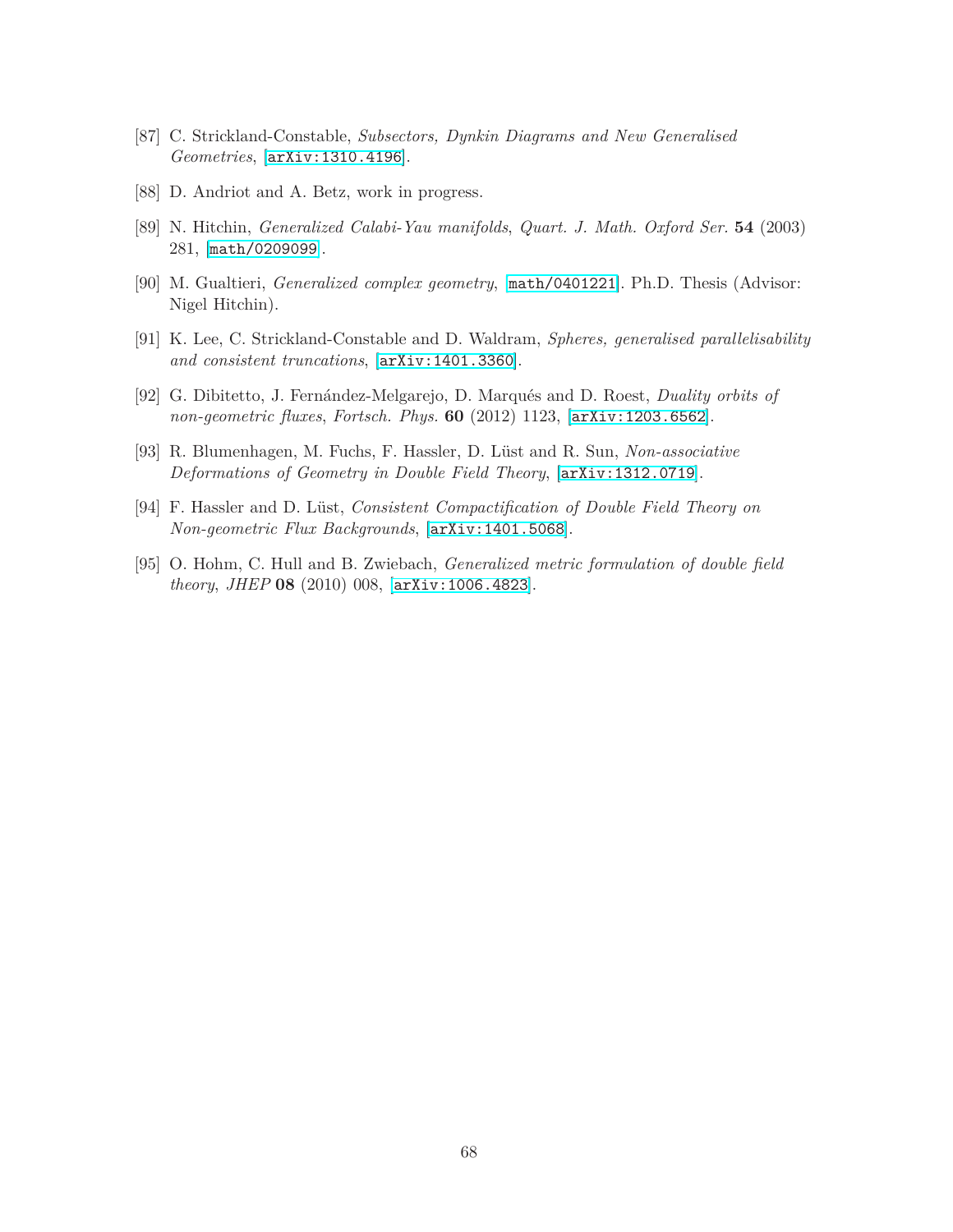[87] C. Strickland-Constable, *Subsectors, Dynkin Diagrams and New Generalised Geometries*, [arXiv:1310.4196].

[88] D. Andriot and A. Betz, work in progress.

[89] N. Hitchin, *Generalized Calabi-Yau manifolds*, *Quart. J. Math. Oxford Ser.* **54** (2003) 281, [math/0209099].

[90] M. Gualtieri, *Generalized complex geometry*, [math/0401221]. Ph.D. Thesis (Advisor: Nigel Hitchin).

[91] K. Lee, C. Strickland-Constable and D. Waldram, *Spheres, generalised parallelisability and consistent truncations*, [arXiv:1401.3360].

[92] G. Dibitetto, J. Fernández-Melgarejo, D. Marqués and D. Roest, *Duality orbits of non-geometric fluxes*, *Fortsch. Phys.* **60** (2012) 1123, [arXiv:1203.6562].

[93] R. Blumenhagen, M. Fuchs, F. Hassler, D. Lüst and R. Sun, *Non-associative Deformations of Geometry in Double Field Theory*, [arXiv:1312.0719].

[94] F. Hassler and D. Lüst, *Consistent Compactification of Double Field Theory on Non-geometric Flux Backgrounds*, [arXiv:1401.5068].

[95] O. Hohm, C. Hull and B. Zwiebach, *Generalized metric formulation of double field theory*, *JHEP* **08** (2010) 008, [arXiv:1006.4823].